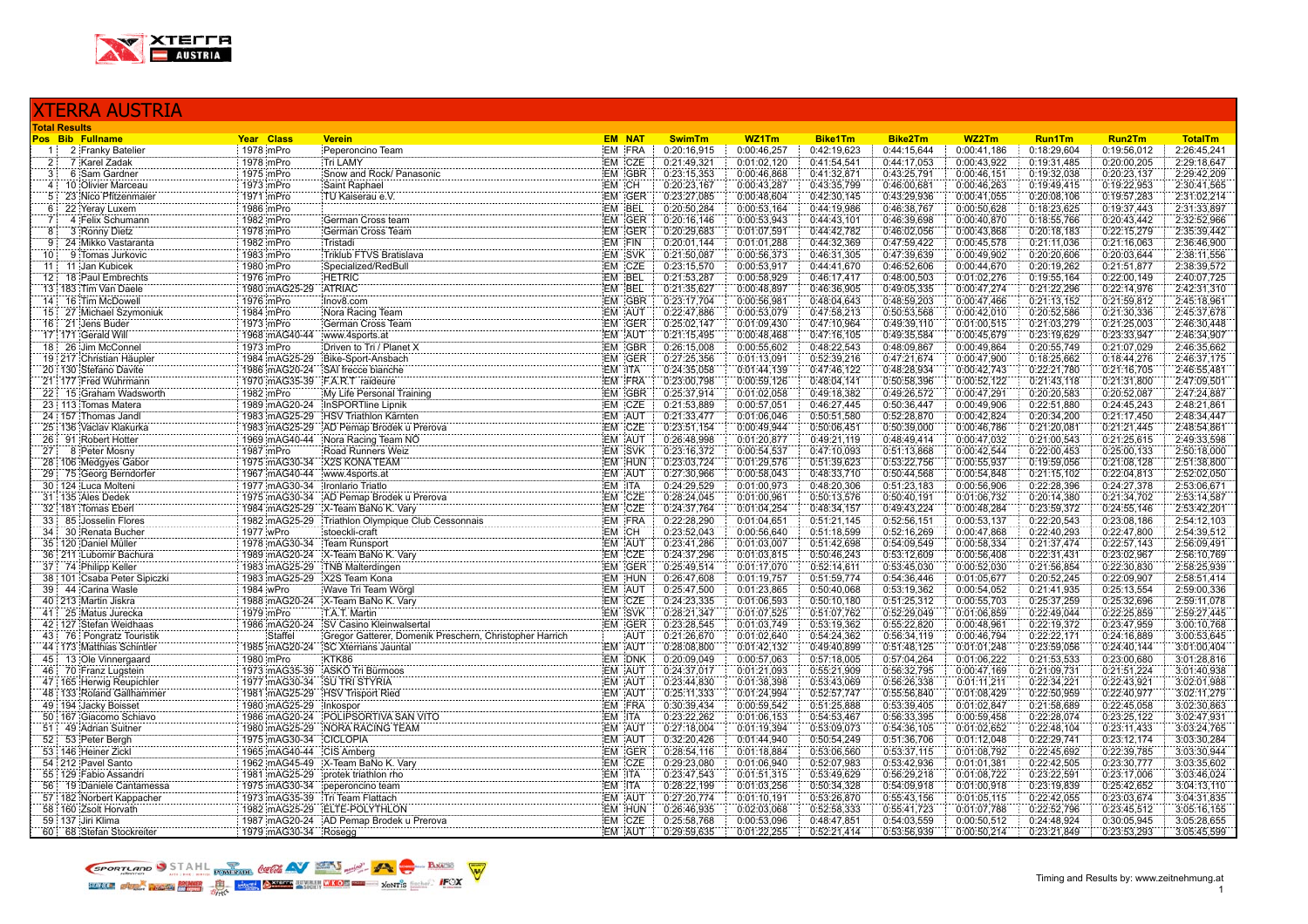# XTERRA AUSTRIA

**Total Results**

| Pos | Bib | Fullname | Year | Class | Verein | EM | NAT | SwimTm | WZ1Tm | Bike1Tm | Bike2Tm | WZ2Tm | Run1Tm | Run2Tm | TotalTm |
|---|---|---|---|---|---|---|---|---|---|---|---|---|---|---|---|
| 1 | 2 | Franky Batelier | 1978 | mPro | Peperoncino Team | EM | FRA | 0:20:16,915 | 0:00:46,257 | 0:42:19,623 | 0:44:15,644 | 0:00:41,186 | 0:18:29,604 | 0:19:56,012 | 2:26:45,241 |
| 2 | 7 | Karel Zadak | 1978 | mPro | Tri LAMY | EM | CZE | 0:21:49,321 | 0:01:02,120 | 0:41:54,541 | 0:44:17,053 | 0:00:43,922 | 0:19:31,485 | 0:20:00,205 | 2:29:18,647 |
| 3 | 6 | Sam Gardner | 1975 | mPro | Snow and Rock/ Panasonic | EM | GBR | 0:23:15,353 | 0:00:46,868 | 0:41:32,871 | 0:43:25,791 | 0:00:46,151 | 0:19:32,038 | 0:20:23,137 | 2:29:42,209 |
| 4 | 10 | Olivier Marceau | 1973 | mPro | Saint Raphael | EM | CH | 0:20:23,167 | 0:00:43,287 | 0:43:35,799 | 0:46:00,681 | 0:00:46,263 | 0:19:49,415 | 0:19:22,953 | 2:30:41,565 |
| 5 | 23 | Nico Pfitzenmaier | 1971 | mPro | TU Kaiserau e.V. | EM | GER | 0:23:27,085 | 0:00:48,604 | 0:42:30,145 | 0:43:29,936 | 0:00:41,055 | 0:20:08,106 | 0:19:57,283 | 2:31:02,214 |
| 6 | 22 | Yeray Luxem | 1986 | mPro | | EM | BEL | 0:20:50,284 | 0:00:53,164 | 0:44:19,986 | 0:46:38,767 | 0:00:50,628 | 0:18:23,625 | 0:19:37,443 | 2:31:33,897 |
| 7 | 4 | Felix Schumann | 1982 | mPro | German Cross team | EM | GER | 0:20:16,146 | 0:00:53,943 | 0:44:43,101 | 0:46:39,698 | 0:00:40,870 | 0:18:55,766 | 0:20:43,442 | 2:32:52,966 |
| 8 | 3 | Ronny Dietz | 1978 | mPro | German Cross Team | EM | GER | 0:20:29,683 | 0:01:07,591 | 0:44:42,782 | 0:46:02,056 | 0:00:43,868 | 0:20:18,183 | 0:22:15,279 | 2:35:39,442 |
| 9 | 24 | Mikko Vastaranta | 1982 | mPro | Tristadi | EM | FIN | 0:20:01,144 | 0:01:01,288 | 0:44:32,369 | 0:47:59,422 | 0:00:45,578 | 0:21:11,036 | 0:21:16,063 | 2:36:46,900 |
| 10 | 9 | Tomas Jurkovic | 1983 | mPro | Triklub FTVS Bratislava | EM | SVK | 0:21:50,087 | 0:00:56,373 | 0:46:31,305 | 0:47:39,639 | 0:00:49,902 | 0:20:20,606 | 0:20:03,644 | 2:38:11,556 |
| 11 | 11 | Jan Kubicek | 1980 | mPro | Specialized/RedBull | EM | CZE | 0:23:15,570 | 0:00:53,917 | 0:44:41,670 | 0:46:52,606 | 0:00:44,670 | 0:20:19,262 | 0:21:51,877 | 2:38:39,572 |
| 12 | 18 | Paul Embrechts | 1976 | mPro | HETRIC | EM | BEL | 0:21:53,287 | 0:00:58,929 | 0:46:17,417 | 0:48:00,503 | 0:01:02,276 | 0:19:55,164 | 0:22:00,149 | 2:40:07,725 |
| 13 | 183 | Tim Van Daele | 1980 | mAG25-29 | ATRIAC | EM | BEL | 0:21:35,627 | 0:00:48,897 | 0:46:36,905 | 0:49:05,335 | 0:00:47,274 | 0:21:22,296 | 0:22:14,976 | 2:42:31,310 |
| 14 | 16 | Tim McDowell | 1976 | mPro | Inov8.com | EM | GBR | 0:23:17,704 | 0:00:56,981 | 0:48:04,643 | 0:48:59,203 | 0:00:47,466 | 0:21:13,152 | 0:21:59,812 | 2:45:18,961 |
| 15 | 27 | Michael Szymoniuk | 1984 | mPro | Nora Racing Team | EM | AUT | 0:22:47,886 | 0:00:53,079 | 0:47:58,213 | 0:50:53,568 | 0:00:42,010 | 0:20:52,586 | 0:21:30,336 | 2:45:37,678 |
| 16 | 21 | Jens Buder | 1973 | mPro | German Cross Team | EM | GER | 0:25:02,147 | 0:01:09,430 | 0:47:10,964 | 0:49:39,110 | 0:01:00,515 | 0:21:03,279 | 0:21:25,003 | 2:46:30,448 |
| 17 | 171 | Gerald Will | 1968 | mAG40-44 | www.4sports.at | EM | AUT | 0:21:15,495 | 0:00:48,468 | 0:47:16,105 | 0:49:35,584 | 0:00:45,679 | 0:23:19,629 | 0:23:33,947 | 2:46:34,907 |
| 18 | 26 | Jim McConnel | 1973 | mPro | Driven to Tri / Planet X | EM | GBR | 0:26:15,008 | 0:00:55,602 | 0:48:22,543 | 0:48:09,867 | 0:00:49,864 | 0:20:55,749 | 0:21:07,029 | 2:46:35,662 |
| 19 | 217 | Christian Häupler | 1984 | mAG25-29 | Bike-Sport-Ansbach | EM | GER | 0:27:25,356 | 0:01:13,091 | 0:52:39,216 | 0:47:21,674 | 0:00:47,900 | 0:18:25,662 | 0:18:44,276 | 2:46:37,175 |
| 20 | 130 | Stefano Davite | 1986 | mAG20-24 | SAI frecce bianche | EM | ITA | 0:24:35,058 | 0:01:44,139 | 0:47:46,122 | 0:48:28,934 | 0:00:42,743 | 0:22:21,780 | 0:21:16,705 | 2:46:55,481 |
| 21 | 177 | Fred Wuhrmann | 1970 | mAG35-39 | F.A.R.T raideure | EM | FRA | 0:23:00,798 | 0:00:59,126 | 0:48:04,141 | 0:50:58,396 | 0:00:52,122 | 0:21:43,118 | 0:21:31,800 | 2:47:09,501 |
| 22 | 15 | Graham Wadsworth | 1982 | mPro | My Life Personal Training | EM | GBR | 0:25:37,914 | 0:01:02,058 | 0:49:18,382 | 0:49:26,572 | 0:00:47,291 | 0:20:20,583 | 0:20:52,087 | 2:47:24,887 |
| 23 | 113 | Tomas Matera | 1989 | mAG20-24 | InSPORTline Lipnik | EM | CZE | 0:21:53,889 | 0:00:57,051 | 0:46:27,445 | 0:50:36,447 | 0:00:49,906 | 0:22:51,880 | 0:24:45,243 | 2:48:21,861 |
| 24 | 157 | Thomas Jandl | 1983 | mAG25-29 | HSV Triathlon Kärnten | EM | AUT | 0:23:13,477 | 0:01:06,046 | 0:50:51,580 | 0:52:28,870 | 0:00:42,824 | 0:20:34,200 | 0:21:17,450 | 2:48:34,447 |
| 25 | 136 | Vaclav Klakurka | 1983 | mAG25-29 | AD Pemap Brodek u Prerova | EM | CZE | 0:23:51,154 | 0:00:49,944 | 0:50:06,451 | 0:50:39,000 | 0:00:46,786 | 0:21:20,081 | 0:21:21,445 | 2:48:54,861 |
| 26 | 91 | Robert Hotter | 1969 | mAG40-44 | Nora Racing Team NÖ | EM | AUT | 0:26:48,998 | 0:01:20,877 | 0:49:21,119 | 0:48:49,414 | 0:00:47,032 | 0:20:21,543 | 0:21:25,615 | 2:49:33,598 |
| 27 | 8 | Peter Mosny | 1987 | mPro | Road Runners Weiz | EM | SVK | 0:23:16,372 | 0:00:54,537 | 0:47:10,093 | 0:51:13,868 | 0:00:42,544 | 0:22:00,453 | 0:25:00,133 | 2:50:18,000 |
| 28 | 106 | Medgyes Gabor | 1975 | mAG30-34 | X2S KONA TEAM | EM | HUN | 0:23:03,724 | 0:01:29,576 | 0:51:39,623 | 0:53:22,756 | 0:00:55,937 | 0:19:59,056 | 0:21:08,128 | 2:51:38,800 |
| 29 | 75 | Georg Berndorfer | 1967 | mAG40-44 | www.4sports.at | EM | AUT | 0:27:30,966 | 0:00:58,043 | 0:48:33,710 | 0:50:44,568 | 0:00:54,848 | 0:21:15,102 | 0:22:04,813 | 2:52:02,050 |
| 30 | 124 | Luca Molteni | 1977 | mAG30-34 | Ironlario Triatlo | EM | ITA | 0:24:29,529 | 0:01:00,973 | 0:48:20,306 | 0:51:23,183 | 0:00:56,906 | 0:22:28,396 | 0:24:27,378 | 2:53:06,671 |
| 31 | 135 | Ales Dedek | 1975 | mAG30-34 | AD Pemap Brodek u Prerova | EM | CZE | 0:28:24,045 | 0:01:00,961 | 0:50:13,576 | 0:50:40,191 | 0:01:06,732 | 0:20:14,380 | 0:21:34,702 | 2:53:14,587 |
| 32 | 181 | Tomas Eberl | 1984 | mAG25-29 | X-Team BaNo K. Vary | EM | CZE | 0:24:37,764 | 0:01:04,254 | 0:48:34,157 | 0:49:43,224 | 0:00:48,284 | 0:23:59,372 | 0:24:55,146 | 2:53:42,201 |
| 33 | 85 | Josselin Flores | 1982 | mAG25-29 | Triathlon Olympique Club Cessonnais | EM | FRA | 0:22:28,290 | 0:01:04,651 | 0:51:21,145 | 0:52:56,151 | 0:00:53,137 | 0:22:20,543 | 0:23:08,186 | 2:54:12,103 |
| 34 | 30 | Renata Bucher | 1977 | wPro | stoeckli-craft | EM | CH | 0:23:52,043 | 0:00:56,640 | 0:51:18,599 | 0:52:16,269 | 0:00:47,868 | 0:22:40,293 | 0:22:47,800 | 2:54:39,512 |
| 35 | 120 | Daniel Müller | 1978 | mAG30-34 | Team Runsport | EM | AUT | 0:23:41,286 | 0:01:03,007 | 0:51:42,698 | 0:54:09,549 | 0:00:58,334 | 0:21:37,474 | 0:22:57,143 | 2:56:09,491 |
| 36 | 211 | Lubomir Bachura | 1989 | mAG20-24 | X-Team BaNo K. Vary | EM | CZE | 0:24:37,296 | 0:01:03,815 | 0:50:46,243 | 0:53:12,609 | 0:00:56,408 | 0:22:31,431 | 0:23:02,967 | 2:56:10,769 |
| 37 | 74 | Philipp Keller | 1983 | mAG25-29 | TNB Malterdingen | EM | GER | 0:25:49,514 | 0:01:17,070 | 0:52:14,611 | 0:53:45,030 | 0:00:52,030 | 0:21:56,854 | 0:22:30,830 | 2:58:25,939 |
| 38 | 101 | Csaba Peter Sipiczki | 1983 | mAG25-29 | X2S Team Kona | EM | HUN | 0:26:47,608 | 0:01:19,757 | 0:51:59,774 | 0:54:36,446 | 0:01:05,677 | 0:20:52,245 | 0:22:09,907 | 2:58:51,414 |
| 39 | 44 | Carina Wasle | 1984 | wPro | Wave Tri Team Wörgl | EM | AUT | 0:25:47,500 | 0:01:23,865 | 0:50:40,068 | 0:53:19,362 | 0:00:54,052 | 0:21:41,935 | 0:25:13,554 | 2:59:00,336 |
| 40 | 213 | Martin Jiskra | 1988 | mAG20-24 | X-Team BaNo K. Vary | EM | CZE | 0:24:23,335 | 0:01:06,593 | 0:50:10,180 | 0:51:25,312 | 0:00:55,703 | 0:25:37,259 | 0:25:32,696 | 2:59:11,078 |
| 41 | 25 | Matus Jurecka | 1979 | mPro | T.A.T. Martin | EM | SVK | 0:28:21,347 | 0:01:07,525 | 0:51:07,762 | 0:52:29,049 | 0:01:06,859 | 0:22:49,044 | 0:22:25,859 | 2:59:27,445 |
| 42 | 127 | Stefan Weidhaas | 1986 | mAG20-24 | SV Casino Kleinwalsertal | EM | GER | 0:23:28,545 | 0:01:03,749 | 0:53:19,362 | 0:55:22,820 | 0:00:48,961 | 0:22:19,372 | 0:23:47,959 | 3:00:10,768 |
| 43 | 76 | Pongratz Touristik | | Staffel | Gregor Gatterer, Domenik Preschern, Christopher Harrich | | AUT | 0:21:26,670 | 0:01:02,640 | 0:54:24,362 | 0:56:34,119 | 0:00:46,794 | 0:22:22,171 | 0:24:16,889 | 3:00:53,645 |
| 44 | 173 | Matthias Schintler | 1985 | mAG20-24 | SC Xterrians Jauntal | EM | AUT | 0:28:08,800 | 0:01:42,132 | 0:49:40,899 | 0:51:48,125 | 0:01:01,248 | 0:23:59,056 | 0:24:40,144 | 3:01:00,404 |
| 45 | 13 | Ole Vinnergaard | 1980 | mPro | KTK86 | EM | DNK | 0:20:09,049 | 0:00:57,063 | 0:57:18,005 | 0:57:04,264 | 0:01:06,222 | 0:21:53,533 | 0:23:00,680 | 3:01:28,816 |
| 46 | 70 | Franz Lugstein | 1973 | mAG35-39 | ASKÖ Tri Bürmoos | EM | AUT | 0:24:37,017 | 0:01:21,093 | 0:55:21,909 | 0:56:32,795 | 0:00:47,169 | 0:21:09,731 | 0:21:51,224 | 3:01:40,938 |
| 47 | 165 | Herwig Reupichler | 1977 | mAG30-34 | SU TRI STYRIA | EM | AUT | 0:23:44,830 | 0:01:38,398 | 0:53:43,069 | 0:56:26,338 | 0:01:11,211 | 0:22:34,221 | 0:22:43,921 | 3:02:01,988 |
| 48 | 133 | Roland Gallhammer | 1981 | mAG25-29 | HSV Trisport Ried | EM | AUT | 0:25:11,333 | 0:01:24,994 | 0:52:57,747 | 0:55:56,840 | 0:01:08,429 | 0:22:50,959 | 0:22:40,977 | 3:02:11,279 |
| 49 | 194 | Jacky Boisset | 1980 | mAG25-29 | Inkospor | EM | FRA | 0:30:39,434 | 0:00:59,542 | 0:51:25,888 | 0:53:39,405 | 0:01:02,847 | 0:21:58,689 | 0:22:45,058 | 3:02:30,863 |
| 50 | 167 | Giacomo Schiavo | 1986 | mAG20-24 | POLIPSORTIVA SAN VITO | EM | ITA | 0:23:22,262 | 0:01:06,153 | 0:54:53,467 | 0:56:33,395 | 0:00:59,458 | 0:22:28,074 | 0:23:25,122 | 3:02:47,931 |
| 51 | 49 | Adrian Suitner | 1980 | mAG25-29 | NORA RACING TEAM | EM | AUT | 0:27:18,004 | 0:01:19,394 | 0:53:09,073 | 0:54:36,105 | 0:01:02,652 | 0:22:48,104 | 0:23:11,433 | 3:03:24,765 |
| 52 | 53 | Peter Bergh | 1975 | mAG30-34 | CICLOPIA | EM | AUT | 0:32:20,426 | 0:01:44,940 | 0:50:54,249 | 0:51:36,706 | 0:01:12,048 | 0:22:29,741 | 0:23:12,174 | 3:03:30,284 |
| 53 | 146 | Heiner Zickl | 1965 | mAG40-44 | CIS Amberg | EM | GER | 0:28:54,116 | 0:01:18,884 | 0:53:06,560 | 0:53:37,115 | 0:01:08,792 | 0:22:45,692 | 0:22:39,785 | 3:03:30,944 |
| 54 | 212 | Pavel Santo | 1962 | mAG45-49 | X-Team BaNo K. Vary | EM | CZE | 0:29:23,080 | 0:01:06,940 | 0:52:07,983 | 0:53:42,936 | 0:01:01,381 | 0:22:42,505 | 0:23:30,777 | 3:03:35,602 |
| 55 | 129 | Fabio Assandri | 1981 | mAG25-29 | protek triathlon rho | EM | ITA | 0:23:47,543 | 0:01:51,315 | 0:53:49,629 | 0:56:29,218 | 0:01:08,722 | 0:23:22,591 | 0:23:17,006 | 3:03:46,024 |
| 56 | 19 | Daniele Cantamessa | 1975 | mAG30-34 | peperoncino team | EM | ITA | 0:28:22,199 | 0:01:03,256 | 0:50:34,328 | 0:54:09,918 | 0:01:00,918 | 0:23:19,839 | 0:25:42,652 | 3:04:13,110 |
| 57 | 182 | Norbert Kappacher | 1973 | mAG35-39 | Tri Team Flattach | EM | AUT | 0:27:20,774 | 0:01:10,191 | 0:53:26,870 | 0:55:43,156 | 0:01:05,115 | 0:22:42,055 | 0:23:03,674 | 3:04:31,835 |
| 58 | 160 | Zsolt Horvath | 1982 | mAG25-29 | ELTE-POLYTHLON | EM | HUN | 0:26:46,935 | 0:02:03,068 | 0:52:58,333 | 0:55:41,723 | 0:01:07,788 | 0:22:52,796 | 0:23:45,512 | 3:05:16,155 |
| 59 | 137 | Jiri Klima | 1987 | mAG20-24 | AD Pemap Brodek u Prerova | EM | CZE | 0:25:58,768 | 0:00:53,096 | 0:48:47,851 | 0:54:03,559 | 0:00:50,512 | 0:24:48,924 | 0:30:05,945 | 3:05:28,655 |
| 60 | 68 | Stefan Stockreiter | 1979 | mAG30-34 | Rosegg | EM | AUT | 0:29:59,635 | 0:01:22,255 | 0:52:21,414 | 0:53:56,939 | 0:00:50,214 | 0:23:21,849 | 0:23:53,293 | 3:05:45,599 |

Timing and Results by: www.zeitnehmung.at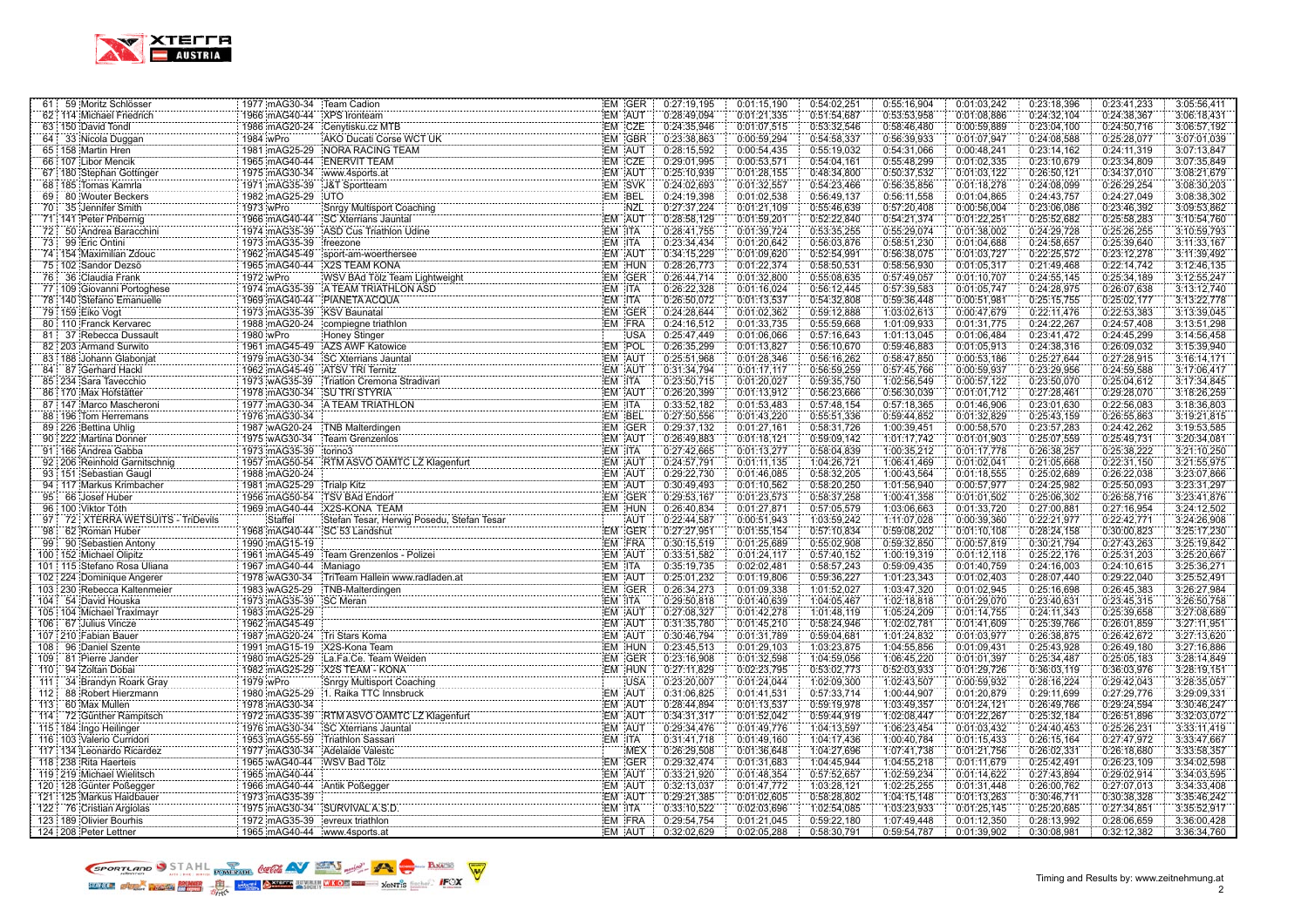| | | | | | | | | | | | | | | | |
|---|---|---|---|---|---|---|---|---|---|---|---|---|---|---|---|
| 61 | 59 | Moritz Schlösser | 1977 | mAG30-34 | Team Cadion | EM | GER | 0:27:19,195 | 0:01:15,190 | 0:54:02,251 | 0:55:16,904 | 0:01:03,242 | 0:23:18,396 | 0:23:41,233 | 3:05:56,411 |
| 62 | 114 | Michael Friedrich | 1966 | mAG40-44 | XPS Ironteam | EM | AUT | 0:28:49,094 | 0:01:21,335 | 0:51:54,687 | 0:53:53,958 | 0:01:08,886 | 0:24:32,104 | 0:24:38,367 | 3:06:18,431 |
| 63 | 150 | David Tondl | 1986 | mAG20-24 | Cenytisku.cz MTB | EM | CZE | 0:24:35,946 | 0:01:07,515 | 0:53:32,546 | 0:58:46,480 | 0:00:59,889 | 0:23:04,100 | 0:24:50,716 | 3:06:57,192 |
| 64 | 33 | Nicola Duggan | 1984 | wPro | AKO Ducati Corse WCT UK | EM | GBR | 0:23:38,863 | 0:00:59,294 | 0:54:58,337 | 0:56:39,933 | 0:01:07,947 | 0:24:08,588 | 0:25:28,077 | 3:07:01,039 |
| 65 | 158 | Martin Hren | 1981 | mAG25-29 | NORA RACING TEAM | EM | AUT | 0:28:15,592 | 0:00:54,435 | 0:55:19,032 | 0:54:31,066 | 0:00:48,241 | 0:23:14,162 | 0:24:11,319 | 3:07:13,847 |
| 66 | 107 | Libor Mencik | 1965 | mAG40-44 | ENERVIT TEAM | EM | CZE | 0:29:01,995 | 0:00:53,571 | 0:54:04,161 | 0:55:48,299 | 0:01:02,335 | 0:23:10,679 | 0:23:34,809 | 3:07:35,849 |
| 67 | 180 | Stephan Göttinger | 1975 | mAG30-34 | www.4sports.at | EM | AUT | 0:25:10,939 | 0:01:28,155 | 0:48:34,800 | 0:50:37,532 | 0:01:03,122 | 0:26:50,121 | 0:34:37,010 | 3:08:21,679 |
| 68 | 185 | Tomas Kamrla | 1971 | mAG35-39 | J&T Sportteam | EM | SVK | 0:24:02,693 | 0:01:32,557 | 0:54:23,466 | 0:56:35,856 | 0:01:18,278 | 0:24:08,099 | 0:26:29,254 | 3:08:30,203 |
| 69 | 80 | Wouter Beckers | 1982 | mAG25-29 | UTO | EM | BEL | 0:24:19,398 | 0:01:02,538 | 0:56:49,137 | 0:56:11,558 | 0:01:04,865 | 0:24:43,757 | 0:24:27,049 | 3:08:38,302 |
| 70 | 35 | Jennifer Smith | 1973 | wPro | Snrgy Multisport Coaching | | NZL | 0:27:37,224 | 0:01:21,109 | 0:55:46,639 | 0:57:20,408 | 0:00:56,004 | 0:23:06,086 | 0:23:46,392 | 3:09:53,862 |
| 71 | 141 | Peter Pribernig | 1968 | mAG40-44 | SC Xterrians Jauntal | EM | AUT | 0:28:58,129 | 0:01:59,201 | 0:52:22,840 | 0:54:21,374 | 0:01:22,251 | 0:25:52,682 | 0:25:58,283 | 3:10:54,760 |
| 72 | 50 | Andrea Baracchini | 1974 | mAG30-34 | ASD Cus Triathlon Udine | EM | ITA | 0:28:41,755 | 0:01:39,724 | 0:53:35,255 | 0:55:29,074 | 0:01:38,002 | 0:24:29,728 | 0:25:26,255 | 3:10:59,793 |
| 73 | 99 | Eric Ontini | 1973 | mAG35-39 | freezone | EM | ITA | 0:23:34,434 | 0:01:20,642 | 0:56:03,876 | 0:58:51,230 | 0:01:04,688 | 0:24:58,657 | 0:25:39,640 | 3:11:33,167 |
| 74 | 154 | Maximilian Zdouc | 1962 | mAG45-49 | sport-am-woerthersee | EM | AUT | 0:34:15,229 | 0:01:09,620 | 0:52:54,991 | 0:56:38,075 | 0:01:03,727 | 0:22:25,572 | 0:23:12,278 | 3:11:39,492 |
| 75 | 102 | Sandor Dezsö | 1965 | mAG40-44 | X2S TEAM KONA | EM | HUN | 0:28:26,773 | 0:01:22,374 | 0:58:50,531 | 0:58:56,930 | 0:01:05,317 | 0:21:49,468 | 0:22:14,742 | 3:12:46,135 |
| 76 | 36 | Claudia Frank | 1972 | wPro | WSV BAd Tölz Team Lightweight | EM | GER | 0:26:44,714 | 0:01:32,800 | 0:55:08,635 | 0:57:49,057 | 0:01:10,707 | 0:24:55,145 | 0:25:34,189 | 3:12:55,247 |
| 77 | 109 | Giovanni Portoghese | 1974 | mAG35-39 | A TEAM TRIATHLON ASD | EM | ITA | 0:26:22,328 | 0:01:16,024 | 0:56:12,445 | 0:57:39,583 | 0:01:05,747 | 0:24:28,975 | 0:26:07,638 | 3:13:12,740 |
| 78 | 140 | Stefano Emanuelle | 1969 | mAG40-44 | PIANETA ACQUA | EM | ITA | 0:26:50,072 | 0:01:13,537 | 0:54:32,808 | 0:59:36,448 | 0:00:51,981 | 0:25:15,755 | 0:25:02,177 | 3:13:22,778 |
| 79 | 159 | Eiko Vogt | 1973 | mAG35-39 | KSV Baunatal | EM | GER | 0:24:28,644 | 0:01:02,362 | 0:59:12,888 | 1:03:02,613 | 0:00:47,679 | 0:22:11,476 | 0:22:53,383 | 3:13:39,045 |
| 80 | 110 | Franck Kervarec | 1988 | mAG20-24 | compiegne triathlon | EM | FRA | 0:24:16,512 | 0:01:33,735 | 0:55:59,668 | 1:01:09,933 | 0:01:31,775 | 0:24:22,267 | 0:24:57,408 | 3:13:51,298 |
| 81 | 37 | Rebecca Dussault | 1980 | wPro | Honey Stinger | | USA | 0:25:47,449 | 0:01:06,066 | 0:57:16,643 | 1:01:13,045 | 0:01:06,484 | 0:23:41,472 | 0:24:45,299 | 3:14:56,458 |
| 82 | 203 | Armand Surwito | 1961 | mAG45-49 | AZS AWF Katowice | EM | POL | 0:26:35,299 | 0:01:13,827 | 0:56:10,670 | 0:59:46,883 | 0:01:05,913 | 0:24:38,316 | 0:26:09,032 | 3:15:39,940 |
| 83 | 188 | Johann Glabonjat | 1979 | mAG30-34 | SC Xterrians Jauntal | EM | AUT | 0:25:51,968 | 0:01:28,346 | 0:56:16,262 | 0:58:47,850 | 0:00:53,186 | 0:25:27,644 | 0:27:28,915 | 3:16:14,171 |
| 84 | 87 | Gerhard Hackl | 1962 | mAG45-49 | ATSV TRI Ternitz | EM | AUT | 0:31:34,794 | 0:01:17,117 | 0:56:59,259 | 0:57:45,766 | 0:00:59,937 | 0:23:29,956 | 0:24:59,588 | 3:17:06,417 |
| 85 | 234 | Sara Tavecchio | 1973 | wAG35-39 | Triatlon Cremona Stradivari | EM | ITA | 0:23:50,715 | 0:01:20,027 | 0:59:35,750 | 1:02:56,549 | 0:00:57,122 | 0:23:50,070 | 0:25:04,612 | 3:17:34,845 |
| 86 | 170 | Max Hofstätter | 1978 | mAG30-34 | SU TRI STYRIA | EM | AUT | 0:26:20,399 | 0:01:13,912 | 0:56:23,666 | 0:56:30,039 | 0:01:01,712 | 0:27:28,461 | 0:29:28,070 | 3:18:26,259 |
| 87 | 147 | Marco Mascheroni | 1977 | mAG30-34 | A TEAM TRIATHLON | EM | ITA | 0:33:52,182 | 0:01:53,483 | 0:57:48,154 | 0:57:18,365 | 0:01:46,906 | 0:23:01,630 | 0:22:56,083 | 3:18:36,803 |
| 88 | 196 | Tom Herremans | 1976 | mAG30-34 | | EM | BEL | 0:27:50,556 | 0:01:43,220 | 0:55:51,336 | 0:59:44,852 | 0:01:32,829 | 0:25:43,159 | 0:26:55,863 | 3:19:21,815 |
| 89 | 226 | Bettina Uhlig | 1987 | wAG20-24 | TNB Malterdingen | EM | GER | 0:29:37,132 | 0:01:27,161 | 0:58:31,726 | 1:00:39,451 | 0:00:58,570 | 0:23:57,283 | 0:24:42,262 | 3:19:53,585 |
| 90 | 222 | Martina Donner | 1975 | wAG30-34 | Team Grenzenlos | EM | AUT | 0:23:12,883 | 0:01:18,121 | 0:59:09,142 | 1:01:17,742 | 0:01:21,903 | 0:25:07,559 | 0:25:49,731 | 3:20:34,081 |
| 91 | 166 | Andrea Gabba | 1973 | mAG35-39 | torino3 | EM | ITA | 0:27:42,665 | 0:01:13,277 | 0:58:04,839 | 1:00:35,212 | 0:01:17,778 | 0:26:38,257 | 0:25:38,222 | 3:21:10,250 |
| 92 | 206 | Reinhold Garnitschnig | 1957 | mAG50-54 | RTM ASVÖ ÖAMTC LZ Klagenfurt | EM | AUT | 0:24:57,791 | 0:01:11,135 | 1:04:26,721 | 1:06:41,469 | 0:01:02,041 | 0:21:05,668 | 0:22:31,150 | 3:21:55,975 |
| 93 | 151 | Sebastian Gaugl | 1988 | mAG20-24 | | EM | AUT | 0:29:22,730 | 0:01:46,085 | 0:58:32,205 | 1:00:43,564 | 0:01:18,555 | 0:25:02,689 | 0:26:22,038 | 3:23:07,866 |
| 94 | 117 | Markus Krimbacher | 1981 | mAG25-29 | Trialp Kitz | EM | AUT | 0:30:49,493 | 0:01:10,562 | 0:58:20,250 | 1:01:56,940 | 0:00:57,977 | 0:24:25,982 | 0:25:50,093 | 3:23:31,297 |
| 95 | 66 | Josef Huber | 1956 | mAG50-54 | TSV BAd Endorf | EM | GER | 0:29:53,167 | 0:01:23,573 | 0:58:37,258 | 1:00:41,358 | 0:01:01,502 | 0:25:06,302 | 0:26:58,716 | 3:23:41,876 |
| 96 | 100 | Viktor Tóth | 1969 | mAG40-44 | X2S-KONA TEAM | EM | HUN | 0:26:40,834 | 0:01:27,871 | 0:57:05,579 | 1:03:06,663 | 0:01:33,720 | 0:27:00,881 | 0:27:16,954 | 3:24:12,502 |
| 97 | 72 | XTERRA WETSUITS - TriDevils | | Staffel | Stefan Tesar, Herwig Posedu, Stefan Tesar | | AUT | 0:22:44,587 | 0:00:51,943 | 1:03:59,242 | 1:11:07,028 | 0:00:39,360 | 0:22:21,977 | 0:22:42,771 | 3:24:26,908 |
| 98 | 62 | Roman Huber | 1968 | mAG40-44 | SC 53 Landshut | EM | GER | 0:27:27,951 | 0:01:55,154 | 0:57:10,834 | 0:59:08,202 | 0:01:10,108 | 0:28:24,158 | 0:30:00,823 | 3:25:17,230 |
| 99 | 90 | Sebastien Antony | 1990 | mAG15-19 | | EM | FRA | 0:30:15,519 | 0:01:25,689 | 0:55:02,908 | 0:59:32,850 | 0:00:57,819 | 0:30:21,794 | 0:27:43,263 | 3:25:19,842 |
| 100 | 152 | Michael Olipitz | 1961 | mAG45-49 | Team Grenzenlos - Polizei | EM | AUT | 0:33:51,582 | 0:01:24,117 | 0:57:40,152 | 1:00:19,319 | 0:01:12,118 | 0:25:22,176 | 0:25:31,203 | 3:25:20,667 |
| 101 | 115 | Stefano Rosa Uliana | 1967 | mAG40-44 | Maniago | EM | ITA | 0:35:19,735 | 0:02:02,481 | 0:58:57,243 | 0:59:09,435 | 0:01:40,759 | 0:24:16,003 | 0:24:10,615 | 3:25:36,271 |
| 102 | 224 | Dominique Angerer | 1978 | wAG30-34 | TriTeam Hallein www.radladen.at | EM | AUT | 0:25:01,232 | 0:01:19,806 | 0:59:36,227 | 1:01:23,343 | 0:01:02,403 | 0:28:07,440 | 0:29:22,040 | 3:25:52,491 |
| 103 | 230 | Rebecca Kaltenmeier | 1983 | wAG25-29 | TNB-Malterdingen | EM | GER | 0:26:34,273 | 0:01:09,338 | 1:01:52,027 | 1:03:47,320 | 0:01:02,945 | 0:25:16,698 | 0:26:45,383 | 3:26:27,984 |
| 104 | 54 | David Houska | 1973 | mAG35-39 | SC Meran | EM | ITA | 0:29:50,818 | 0:01:40,639 | 1:04:05,467 | 1:02:18,818 | 0:01:29,070 | 0:23:40,631 | 0:23:45,315 | 3:26:50,758 |
| 105 | 104 | Michael Traxlmayr | 1983 | mAG25-29 | | EM | AUT | 0:27:08,327 | 0:01:42,278 | 1:01:48,119 | 1:05:24,209 | 0:01:14,755 | 0:24:11,343 | 0:25:39,658 | 3:27:08,689 |
| 106 | 67 | Julius Vincze | 1962 | mAG45-49 | | EM | AUT | 0:31:35,780 | 0:01:45,210 | 0:58:24,946 | 1:02:02,781 | 0:01:41,609 | 0:25:39,766 | 0:26:01,859 | 3:27:11,951 |
| 107 | 210 | Fabian Bauer | 1987 | mAG20-24 | Tri Stars Koma | EM | AUT | 0:30:46,794 | 0:01:31,789 | 0:59:04,681 | 1:01:24,832 | 0:01:03,977 | 0:26:38,875 | 0:26:42,672 | 3:27:13,620 |
| 108 | 96 | Daniel Szente | 1991 | mAG15-19 | X2S-Kona Team | EM | HUN | 0:23:45,513 | 0:01:29,103 | 1:03:23,875 | 1:04:55,856 | 0:01:09,431 | 0:25:43,928 | 0:26:49,180 | 3:27:16,886 |
| 109 | 81 | Pierre Jander | 1980 | mAG25-29 | La Fa.Ce. Team Weiden | EM | GER | 0:23:16,908 | 0:01:32,598 | 1:04:59,056 | 1:06:45,220 | 0:01:01,397 | 0:25:34,487 | 0:25:05,183 | 3:28:14,849 |
| 110 | 94 | Zoltan Dobai | 1982 | mAG25-29 | X2S TEAM - KONA | EM | HUN | 0:27:11,829 | 0:02:23,795 | 0:53:02,773 | 0:52:03,933 | 0:01:29,726 | 0:36:03,119 | 0:36:03,976 | 3:28:19,151 |
| 111 | 34 | Brandyn Roark Gray | 1979 | wPro | Snrgy Multisport Coaching | | USA | 0:23:20,007 | 0:01:24,044 | 1:02:09,300 | 1:02:43,507 | 0:00:59,932 | 0:28:16,224 | 0:29:42,043 | 3:28:35,057 |
| 112 | 88 | Robert Hierzmann | 1980 | mAG25-29 | 1. Raika TTC Innsbruck | EM | AUT | 0:31:06,825 | 0:01:41,531 | 0:57:33,714 | 1:00:44,907 | 0:01:20,879 | 0:29:11,699 | 0:27:29,776 | 3:29:09,331 |
| 113 | 60 | Max Mullen | 1978 | mAG30-34 | | EM | AUT | 0:28:44,894 | 0:01:13,537 | 0:59:19,978 | 1:03:49,357 | 0:01:24,121 | 0:26:49,766 | 0:29:24,594 | 3:30:46,247 |
| 114 | 72 | Günther Rampitsch | 1972 | mAG35-39 | RTM ASVÖ ÖAMTC LZ Klagenfurt | EM | AUT | 0:34:31,317 | 0:01:52,042 | 0:59:44,919 | 1:02:08,447 | 0:01:22,267 | 0:25:32,184 | 0:26:51,896 | 3:32:03,072 |
| 115 | 184 | Ingo Heilinger | 1976 | mAG30-34 | SC Xterrians Jauntal | EM | AUT | 0:29:34,476 | 0:01:49,776 | 1:04:13,597 | 1:06:23,454 | 0:01:03,432 | 0:24:40,453 | 0:25:26,231 | 3:33:11,419 |
| 116 | 103 | Valerio Curridori | 1953 | mAG55-59 | Triathlon Sassari | EM | ITA | 0:31:41,718 | 0:01:49,160 | 1:04:17,436 | 1:00:40,784 | 0:01:15,433 | 0:26:15,164 | 0:27:47,972 | 3:33:47,667 |
| 117 | 134 | Leonardo Ricardez | 1977 | mAG30-34 | Adelaide Valestc | | MEX | 0:26:29,508 | 0:01:36,648 | 1:04:27,696 | 1:07:41,738 | 0:01:21,756 | 0:26:02,331 | 0:26:18,680 | 3:33:58,357 |
| 118 | 238 | Rita Haerteis | 1965 | wAG40-44 | WSV Bad Tölz | EM | GER | 0:29:32,474 | 0:01:31,683 | 1:04:45,944 | 1:04:55,218 | 0:01:11,679 | 0:25:42,491 | 0:26:23,109 | 3:34:02,598 |
| 119 | 219 | Michael Wielitsch | 1965 | mAG40-44 | | EM | AUT | 0:33:21,920 | 0:01:48,354 | 0:57:52,657 | 1:02:59,234 | 0:01:14,622 | 0:27:43,894 | 0:29:02,914 | 3:34:03,595 |
| 120 | 128 | Günter Poßegger | 1966 | mAG40-44 | Antik Poßegger | EM | AUT | 0:32:13,037 | 0:01:47,772 | 1:03:28,121 | 1:02:25,255 | 0:01:31,448 | 0:26:00,762 | 0:27:07,013 | 3:34:33,408 |
| 121 | 125 | Markus Haidbauer | 1973 | mAG35-39 | | EM | AUT | 0:29:21,385 | 0:01:02,605 | 0:58:28,802 | 1:04:15,148 | 0:01:13,263 | 0:30:46,711 | 0:30:38,328 | 3:35:46,242 |
| 122 | 76 | Cristian Argiolas | 1975 | mAG30-34 | SURVIVAL A.S.D. | EM | ITA | 0:33:10,522 | 0:02:03,696 | 1:02:54,085 | 1:03:23,933 | 0:01:25,145 | 0:25:20,685 | 0:27:34,851 | 3:35:52,917 |
| 123 | 189 | Olivier Bourhis | 1972 | mAG35-39 | evreux triathlon | EM | FRA | 0:29:54,754 | 0:01:21,045 | 0:59:22,180 | 1:07:49,448 | 0:01:12,350 | 0:28:13,992 | 0:28:06,659 | 3:36:00,428 |
| 124 | 208 | Peter Lettner | 1965 | mAG40-44 | www.4sports.at | EM | AUT | 0:32:02,629 | 0:02:05,288 | 0:58:30,791 | 0:59:54,787 | 0:01:39,902 | 0:30:08,981 | 0:32:12,382 | 3:36:34,760 |

Timing and Results by: www.zeitnehmung.at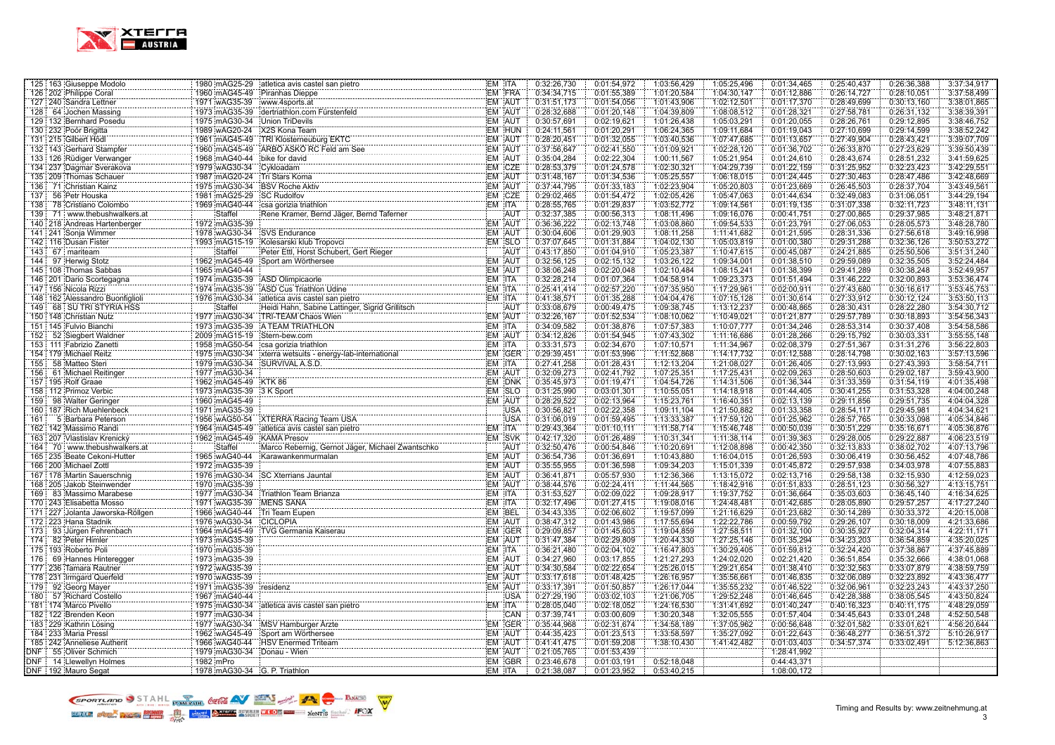| | | | | | | | | | | | | | | |
|---|---|---|---|---|---|---|---|---|---|---|---|---|---|---|
| 125 | 163 | Giuseppe Modolo | 1980 | mAG25-29 | atletica avis castel san pietro | EM | ITA | 0:32:26,730 | 0:01:54,972 | 1:03:56,429 | 1:05:25,496 | 0:01:34,465 | 0:25:40,437 | 0:26:36,388 | 3:37:34,917 |
| 126 | 202 | Philippe Coral | 1960 | mAG45-49 | Piranhas Dieppe | EM | FRA | 0:34:34,715 | 0:01:55,389 | 1:01:20,584 | 1:04:30,147 | 0:01:12,886 | 0:26:14,727 | 0:28:10,051 | 3:37:58,499 |
| 127 | 240 | Sandra Lettner | 1971 | wAG35-39 | www.4sports.at | EM | AUT | 0:31:51,173 | 0:01:54,056 | 1:01:43,906 | 1:02:12,501 | 0:01:17,370 | 0:28:49,699 | 0:30:13,160 | 3:38:01,865 |
| 128 | 64 | Jochen Massing | 1973 | mAG35-39 | dertriathlon.com Fürstenfeld | EM | AUT | 0:28:32,688 | 0:01:20,148 | 1:04:39,809 | 1:08:08,512 | 0:01:28,321 | 0:27:58,781 | 0:26:31,132 | 3:38:39,391 |
| 129 | 132 | Bernhard Posedu | 1975 | mAG30-34 | Union TriDevils | EM | AUT | 0:30:57,691 | 0:02:19,621 | 1:01:26,438 | 1:05:03,291 | 0:01:20,055 | 0:28:26,761 | 0:29:12,895 | 3:38:46,752 |
| 130 | 232 | Poór Brigitta | 1989 | wAG20-24 | X2S Kona Team | EM | HUN | 0:24:11,561 | 0:01:20,291 | 1:06:24,365 | 1:09:11,684 | 0:01:19,043 | 0:27:10,699 | 0:29:14,599 | 3:38:52,242 |
| 131 | 215 | Gilbert Hödl | 1961 | mAG45-49 | TRI Klosterneuburg EKTC | EM | AUT | 0:28:20,451 | 0:01:32,055 | 1:03:40,536 | 1:07:47,685 | 0:01:13,657 | 0:27:49,904 | 0:28:43,421 | 3:39:07,709 |
| 132 | 143 | Gerhard Stampfer | 1960 | mAG45-49 | ARBÖ ASKÖ RC Feld am See | EM | AUT | 0:37:56,647 | 0:02:41,550 | 1:01:09,921 | 1:02:28,120 | 0:01:36,702 | 0:26:33,870 | 0:27:23,629 | 3:39:50,439 |
| 133 | 126 | Rüdiger Verwanger | 1968 | mAG40-44 | bike for david | EM | AUT | 0:35:04,284 | 0:02:22,304 | 1:00:11,567 | 1:05:21,954 | 0:01:24,610 | 0:28:43,674 | 0:28:51,232 | 3:41:59,625 |
| 134 | 237 | Dagmar Sverakova | 1979 | wAG30-34 | Cykloadam | EM | CZE | 0:28:53,379 | 0:01:24,578 | 1:02:30,321 | 1:04:29,739 | 0:01:22,159 | 0:31:25,952 | 0:32:23,423 | 3:42:29,551 |
| 135 | 209 | Thomas Schauer | 1987 | mAG20-24 | Tri Stars Korna | EM | AUT | 0:31:48,167 | 0:01:34,536 | 1:05:25,557 | 1:06:18,015 | 0:01:24,445 | 0:27:30,463 | 0:28:47,486 | 3:42:48,669 |
| 136 | 71 | Christian Kainz | 1975 | mAG30-34 | BSV Roche Aktiv | EM | AUT | 0:37:44,795 | 0:01:33,183 | 1:02:23,904 | 1:05:20,803 | 0:01:23,669 | 0:26:45,503 | 0:28:37,704 | 3:43:49,561 |
| 137 | 56 | Petr Houska | 1981 | mAG25-29 | SC Rudolfov | EM | CZE | 0:29:02,465 | 0:01:54,472 | 1:02:05,426 | 1:05:47,063 | 0:01:44,634 | 0:32:49,083 | 0:31:06,051 | 3:44:29,194 |
| 138 | 78 | Cristiano Colombo | 1969 | mAG40-44 | csa gorizia triathlon | EM | ITA | 0:28:55,765 | 0:01:29,837 | 1:03:52,772 | 1:09:14,561 | 0:01:19,135 | 0:31:07,338 | 0:32:11,723 | 3:48:11,131 |
| 139 | 71 | www.thebushwalkers.at | | Staffel | Rene Kramer, Bernd Jäger, Bernd Taferner | | AUT | 0:32:37,385 | 0:00:56,313 | 1:08:11,496 | 1:09:16,076 | 0:00:41,751 | 0:27:00,865 | 0:29:37,985 | 3:48:21,871 |
| 140 | 218 | Andreas Hartenberger | 1972 | mAG35-39 | | EM | AUT | 0:36:36,222 | 0:02:13,748 | 1:03:08,860 | 1:09:54,533 | 0:01:23,791 | 0:27:06,053 | 0:28:05,573 | 3:48:28,780 |
| 141 | 241 | Sonja Wimmer | 1978 | wAG30-34 | SVS Endurance | EM | AUT | 0:30:04,606 | 0:01:29,903 | 1:08:11,258 | 1:11:41,682 | 0:01:21,595 | 0:28:31,336 | 0:27:56,618 | 3:49:16,998 |
| 142 | 116 | Dusan Fister | 1993 | mAG15-19 | Kolesarski klub Tropovci | EM | SLO | 0:37:07,645 | 0:01:31,884 | 1:04:02,130 | 1:05:03,819 | 0:01:00,380 | 0:29:31,288 | 0:32:36,126 | 3:50:53,272 |
| 143 | 67 | mariteam | | Staffel | Peter Ettl, Horst Schubert, Gert Rieger | | AUT | 0:43:17,850 | 0:01:04,910 | 1:05:23,387 | 1:10:47,615 | 0:00:45,087 | 0:24:21,885 | 0:25:50,506 | 3:51:31,240 |
| 144 | 97 | Herwig Stotz | 1962 | mAG45-49 | Sport am Wörthersee | EM | AUT | 0:32:56,125 | 0:02:15,132 | 1:03:26,122 | 1:09:34,001 | 0:01:38,510 | 0:29:59,089 | 0:32:35,505 | 3:52:24,484 |
| 145 | 108 | Thomas Sabbas | 1965 | mAG40-44 | | EM | AUT | 0:38:06,248 | 0:02:20,048 | 1:02:10,484 | 1:08:15,241 | 0:01:38,399 | 0:29:41,289 | 0:30:38,248 | 3:52:49,957 |
| 146 | 201 | Dario Scortegagna | 1974 | mAG35-39 | ASD Olimpicaorle | EM | ITA | 0:32:28,214 | 0:01:07,364 | 1:04:58,914 | 1:09:23,373 | 0:01:51,494 | 0:31:46,222 | 0:32:00,893 | 3:53:36,474 |
| 147 | 156 | Nicola Rizzi | 1974 | mAG35-39 | ASD Cus Triathlon Udine | EM | ITA | 0:25:41,414 | 0:02:57,220 | 1:07:35,950 | 1:17:29,961 | 0:02:00,911 | 0:27:43,680 | 0:30:16,617 | 3:53:45,753 |
| 148 | 162 | Alessandro Buonfiglioli | 1976 | mAG30-34 | atletica avis castel san pietro | EM | ITA | 0:41:38,571 | 0:01:35,288 | 1:04:04,476 | 1:07:15,128 | 0:01:30,614 | 0:27:33,912 | 0:30:12,124 | 3:53:50,113 |
| 149 | 68 | SU TRI STYRIA HSS | | Staffel | Heidi Hahn, Sabine Lattinger, Sigrid Grillitsch | | AUT | 0:33:08,679 | 0:00:49,475 | 1:09:38,745 | 1:13:12,237 | 0:00:48,865 | 0:28:30,431 | 0:28:22,280 | 3:54:30,712 |
| 150 | 148 | Christian Nutz | 1977 | mAG30-34 | TRI-TEAM Chaos Wien | EM | AUT | 0:32:26,167 | 0:01:52,534 | 1:08:10,062 | 1:10:49,021 | 0:01:21,877 | 0:29:57,789 | 0:30:18,893 | 3:54:56,343 |
| 151 | 145 | Fulvio Bianchi | 1973 | mAG35-39 | A TEAM TRIATHLON | EM | ITA | 0:34:09,582 | 0:01:38,876 | 1:07:57,383 | 1:10:07,777 | 0:01:34,246 | 0:28:53,314 | 0:30:37,408 | 3:54:58,586 |
| 152 | 52 | Siegbert Waldner | 2009 | mAG15-19 | Stern-bew.com | EM | AUT | 0:34:12,826 | 0:01:54,945 | 1:07:43,302 | 1:11:16,686 | 0:01:28,266 | 0:29:15,792 | 0:30:03,331 | 3:55:55,148 |
| 153 | 111 | Fabrizio Zanetti | 1958 | mAG50-54 | csa gorizia triathlon | EM | ITA | 0:33:31,573 | 0:02:34,670 | 1:07:10,571 | 1:11:34,967 | 0:02:08,379 | 0:27:51,367 | 0:31:31,276 | 3:56:22,803 |
| 154 | 179 | Michael Raitz | 1975 | mAG30-34 | xterra wetsuits - energy-lab-international | EM | GER | 0:29:39,451 | 0:01:53,996 | 1:11:52,868 | 1:14:17,732 | 0:01:12,588 | 0:28:14,798 | 0:30:02,163 | 3:57:13,596 |
| 155 | 58 | Matteo Steri | 1979 | mAG30-34 | SURVIVAL A.S.D. | EM | ITA | 0:27:41,258 | 0:01:28,431 | 1:12:13,204 | 1:21:08,027 | 0:01:26,405 | 0:27:13,993 | 0:27:43,393 | 3:58:54,711 |
| 156 | 61 | Michael Reitinger | 1977 | mAG30-34 | | EM | AUT | 0:32:09,273 | 0:02:41,792 | 1:07:25,351 | 1:17:25,431 | 0:02:09,263 | 0:28:50,603 | 0:29:02,187 | 3:59:43,900 |
| 157 | 195 | Rolf Graae | 1962 | mAG45-49 | KTK 86 | EM | DNK | 0:35:45,973 | 0:01:19,471 | 1:04:54,726 | 1:14:31,506 | 0:01:36,344 | 0:31:33,359 | 0:31:54,119 | 4:01:35,498 |
| 158 | 112 | Primoz Verbic | 1973 | mAG35-39 | 3 K Sport | EM | SLO | 0:31:25,990 | 0:03:01,301 | 1:10:55,051 | 1:14:18,918 | 0:01:44,405 | 0:30:41,255 | 0:31:53,328 | 4:04:00,248 |
| 159 | 98 | Walter Geringer | 1960 | mAG45-49 | | EM | AUT | 0:28:29,522 | 0:02:13,964 | 1:15:23,761 | 1:16:40,351 | 0:02:13,139 | 0:29:11,856 | 0:29:51,735 | 4:04:04,328 |
| 160 | 187 | Rich Muehlenbeck | 1971 | mAG35-39 | | | USA | 0:30:56,821 | 0:02:22,358 | 1:09:11,104 | 1:21:50,882 | 0:01:33,358 | 0:28:54,117 | 0:29:45,981 | 4:04:34,621 |
| 161 | 5 | Barbara Peterson | 1956 | wAG50-54 | XTERRA Racing Team USA | | USA | 0:31:06,019 | 0:01:59,495 | 1:13:33,387 | 1:17:59,120 | 0:01:25,962 | 0:28:57,765 | 0:30:33,098 | 4:05:34,846 |
| 162 | 142 | Massimo Randi | 1964 | mAG45-49 | atletica avis castel san pietro | EM | ITA | 0:29:43,364 | 0:01:10,111 | 1:11:58,714 | 1:15:46,748 | 0:00:50,039 | 0:30:51,229 | 0:35:16,671 | 4:05:36,876 |
| 163 | 207 | Vlastislav Krenický | 1962 | mAG45-49 | KAMA Presov | EM | SVK | 0:42:17,320 | 0:01:26,489 | 1:10:31,341 | 1:11:38,114 | 0:01:39,363 | 0:29:28,005 | 0:29:22,887 | 4:06:23,519 |
| 164 | 70 | www.thebushwalkers.at | | Staffel | Marco Rebernig, Gernot Jäger, Michael Zwantschko | | AUT | 0:32:50,476 | 0:00:54,846 | 1:10:20,691 | 1:12:08,898 | 0:00:42,350 | 0:32:13,833 | 0:38:02,702 | 4:07:13,796 |
| 165 | 235 | Beate Cekoni-Hutter | 1965 | wAG40-44 | Karawankenmurmalan | EM | AUT | 0:36:54,736 | 0:01:36,691 | 1:10:43,880 | 1:16:04,015 | 0:01:26,593 | 0:30:06,419 | 0:30:56,452 | 4:07:48,786 |
| 166 | 200 | Michael Zottl | 1972 | mAG35-39 | | EM | AUT | 0:35:55,955 | 0:01:36,598 | 1:09:34,203 | 1:15:01,339 | 0:01:45,872 | 0:29:57,938 | 0:34:03,978 | 4:07:55,883 |
| 167 | 178 | Martin Sauerschnig | 1976 | mAG30-34 | SC Xterrians Jauntal | EM | AUT | 0:36:41,871 | 0:05:57,930 | 1:12:36,366 | 1:13:15,072 | 0:02:13,716 | 0:29:58,138 | 0:32:15,930 | 4:12:59,023 |
| 168 | 205 | Jakob Steinwender | 1970 | mAG35-39 | | EM | AUT | 0:38:44,576 | 0:02:24,411 | 1:11:44,565 | 1:18:42,916 | 0:01:51,833 | 0:28:51,123 | 0:30:56,327 | 4:13:15,751 |
| 169 | 83 | Massimo Marabese | 1977 | mAG30-34 | Triathlon Team Brianza | EM | ITA | 0:31:53,527 | 0:02:09,022 | 1:09:28,917 | 1:19:37,752 | 0:01:36,664 | 0:35:03,603 | 0:36:45,140 | 4:16:34,625 |
| 170 | 243 | Elisabetta Mosso | 1971 | wAG35-39 | MENS SANA | EM | ITA | 0:32:17,496 | 0:01:27,415 | 1:19:08,016 | 1:24:48,481 | 0:01:42,685 | 0:28:05,890 | 0:29:57,257 | 4:17:27,240 |
| 171 | 227 | Jolanta Jaworska-Röllgen | 1966 | wAG40-44 | Tri Team Eupen | EM | BEL | 0:34:43,335 | 0:02:06,602 | 1:19:57,099 | 1:21:16,629 | 0:01:23,682 | 0:30:14,289 | 0:30:33,372 | 4:20:15,008 |
| 172 | 223 | Hana Stadnik | 1976 | wAG30-34 | CICLOPIA | EM | AUT | 0:38:47,312 | 0:01:43,986 | 1:17:55,694 | 1:22:22,786 | 0:00:59,792 | 0:29:26,107 | 0:30:18,009 | 4:21:33,686 |
| 173 | 93 | Jürgen Fehrenbach | 1964 | mAG45-49 | TVG Germania Kaiserau | EM | GER | 0:29:09,857 | 0:01:45,603 | 1:19:04,859 | 1:27:58,511 | 0:01:32,100 | 0:30:35,927 | 0:32:04,314 | 4:22:11,171 |
| 174 | 82 | Peter Himler | 1973 | mAG35-39 | | EM | AUT | 0:31:47,384 | 0:02:29,809 | 1:20:44,330 | 1:27:25,146 | 0:01:35,294 | 0:34:23,203 | 0:36:54,859 | 4:35:20,025 |
| 175 | 193 | Roberto Poli | 1970 | mAG35-39 | | EM | ITA | 0:36:21,480 | 0:02:04,102 | 1:16:47,803 | 1:30:29,405 | 0:01:59,812 | 0:32:24,420 | 0:37:38,867 | 4:37:45,889 |
| 176 | 69 | Hannes Hinteregger | 1973 | mAG35-39 | | EM | AUT | 0:34:27,960 | 0:03:17,855 | 1:21:27,293 | 1:24:02,020 | 0:02:21,420 | 0:36:51,854 | 0:35:32,666 | 4:38:01,068 |
| 177 | 236 | Tamara Rautner | 1972 | wAG35-39 | | EM | AUT | 0:34:30,584 | 0:02:22,654 | 1:25:26,015 | 1:29:21,654 | 0:01:38,410 | 0:32:32,563 | 0:33:07,879 | 4:38:59,759 |
| 178 | 231 | Irmgard Querfeld | 1970 | wAG35-39 | | EM | AUT | 0:33:17,618 | 0:01:48,425 | 1:26:16,957 | 1:35:56,661 | 0:01:46,835 | 0:32:06,089 | 0:32:23,892 | 4:43:36,477 |
| 179 | 92 | Georg Mayer | 1971 | mAG35-39 | residenz | EM | AUT | 0:33:17,391 | 0:01:50,857 | 1:26:17,044 | 1:35:55,232 | 0:01:46,522 | 0:32:06,961 | 0:32:23,243 | 4:43:37,250 |
| 180 | 57 | Richard Costello | 1967 | mAG40-44 | | | USA | 0:27:29,190 | 0:03:02,103 | 1:21:06,705 | 1:29:52,248 | 0:01:46,645 | 0:42:28,388 | 0:38:05,545 | 4:43:50,824 |
| 181 | 174 | Marco Pivello | 1975 | mAG30-34 | atletica avis castel san pietro | EM | ITA | 0:28:05,040 | 0:02:18,052 | 1:24:16,530 | 1:31:41,692 | 0:01:40,247 | 0:40:16,323 | 0:40:11,175 | 4:48:29,059 |
| 182 | 122 | Brenden Keon | 1977 | mAG30-34 | | | CAN | 0:37:39,741 | 0:03:00,609 | 1:30:20,348 | 1:32:05,555 | 0:01:57,404 | 0:34:45,643 | 0:33:01,248 | 4:52:50,548 |
| 183 | 229 | Kathrin Lösing | 1977 | wAG30-34 | MSV Hamburger Ärzte | EM | GER | 0:35:44,968 | 0:02:31,674 | 1:34:58,189 | 1:37:05,962 | 0:00:56,648 | 0:32:01,582 | 0:33:01,621 | 4:56:20,644 |
| 184 | 233 | Maria Pressl | 1962 | wAG45-49 | Sport am Wörthersee | EM | AUT | 0:44:35,423 | 0:01:23,513 | 1:33:58,597 | 1:35:27,092 | 0:01:22,643 | 0:36:48,277 | 0:36:51,372 | 5:10:26,917 |
| 185 | 242 | Anneliese Autherit | 1966 | wAG40-44 | HSV Enermed Triteam | EM | AUT | 0:41:41,475 | 0:01:59,208 | 1:38:10,430 | 1:41:42,482 | 0:01:03,403 | 0:34:57,374 | 0:33:02,491 | 5:12:36,863 |
| DNF | 55 | Oliver Schmich | 1979 | mAG30-34 | Donau - Wien | EM | AUT | 0:21:05,765 | 0:01:53,439 | | | 1:28:41,992 | | | |
| DNF | 14 | Llewellyn Holmes | 1982 | mPro | | EM | GBR | 0:23:46,678 | 0:01:03,191 | 0:52:18,048 | | 0:44:43,371 | | | |
| DNF | 192 | Mauro Segat | 1978 | mAG30-34 | G. P. Triathlon | EM | ITA | 0:21:38,087 | 0:01:23,952 | 0:53:40,215 | | 1:08:00,172 | | | |

Timing and Results by: www.zeitnehmung.at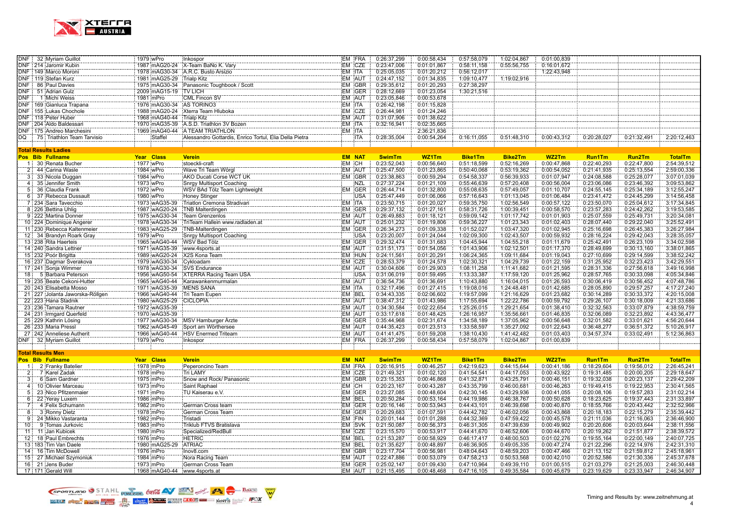| Pos | Bib | Fullname | Year | Class | Verein | EM | NAT | SwimTm | WZ1Tm | Bike1Tm | Bike2Tm | WZ2Tm | Run1Tm | Run2Tm | TotalTm |
|---|---|---|---|---|---|---|---|---|---|---|---|---|---|---|---|
| DNF | 32 | Myriam Guillot | 1979 | wPro | Inkospor | EM | FRA | 0:26:37,299 | 0:00:58,434 | 0:57:58,079 | 1:02:04,867 | 0:01:00,839 | | | |
| DNF | 214 | Jaromír Kubin | 1987 | mAG20-24 | X-Team BaNo K. Vary | EM | CZE | 0:23:47,006 | 0:01:01,867 | 0:58:11,158 | 0:55:56,755 | 0:16:01,672 | | | |
| DNF | 149 | Marco Moroni | 1978 | mAG30-34 | A.R.C. Busto Arsizio | EM | ITA | 0:25:05,035 | 0:01:20,212 | 0:56:12,017 | | 1:22:43,948 | | | |
| DNF | 119 | Stefan Kurz | 1981 | mAG25-29 | Trialp Kitz | EM | AUT | 0:24:47,152 | 0:01:34,835 | 1:09:10,477 | 1:19:02,916 | | | | |
| DNF | 86 | Paul Davies | 1975 | mAG30-34 | Panasonic Toughbook / Scott | EM | GBR | 0:29:35,612 | 0:01:20,293 | 0:27:38,297 | | | | | |
| DNF | 51 | Adrian Gulz | 2009 | mAG15-19 | TV LICH | EM | GER | 0:28:12,669 | 0:01:23,054 | 1:30:21,516 | | | | | |
| DNF | 1 | Michi Weiss | 1981 | mPro | CML Fincon SV | EM | AUT | 0:23:05,846 | 0:00:53,678 | | | | | | |
| DNF | 169 | Gianluca Trapana | 1976 | mAG30-34 | AS TORINO3 | EM | ITA | 0:26:42,198 | 0:01:15,828 | | | | | | |
| DNF | 155 | Lukas Chochole | 1988 | mAG20-24 | Xterra Team Hluboka | EM | CZE | 0:26:44,981 | 0:01:24,246 | | | | | | |
| DNF | 118 | Peter Huber | 1968 | mAG40-44 | Trialp Kitz | EM | AUT | 0:31:07,906 | 0:01:38,622 | | | | | | |
| DNF | 204 | Aldo Baldessari | 1970 | mAG35-39 | A.S.D. Triathlon 3V Bozen | EM | ITA | 0:32:16,941 | 0:02:35,665 | | | | | | |
| DNF | 175 | Andrea Marchesini | 1969 | mAG40-44 | A TEAM TRIATHLON | EM | ITA | | 2:36:21,836 | | | | | | |
| DQ | 75 | Triathlon Team Tarvisio | | Staffel | Alessandro Gottardis, Enrico Tortul, Elia Della Pietra | | ITA | 0:28:35,004 | 0:00:54,264 | 0:16:11,055 | 0:51:48,310 | 0:00:43,312 | 0:20:28,027 | 0:21:32,491 | 2:20:12,463 |

## Total Results Ladies

| Pos | Bib | Fullname | Year | Class | Verein | EM | NAT | SwimTm | WZ1Tm | Bike1Tm | Bike2Tm | WZ2Tm | Run1Tm | Run2Tm | TotalTm |
|---|---|---|---|---|---|---|---|---|---|---|---|---|---|---|---|
| 1 | 30 | Renata Bucher | 1977 | wPro | stoeckli-craft | EM | CH | 0:23:52,043 | 0:00:56,640 | 0:51:18,599 | 0:52:16,269 | 0:00:47,868 | 0:22:40,293 | 0:22:47,800 | 2:54:39,512 |
| 2 | 44 | Carina Wasle | 1984 | wPro | Wave Tri Team Wörgl | EM | AUT | 0:25:47,500 | 0:01:23,865 | 0:50:40,068 | 0:53:19,362 | 0:00:54,052 | 0:21:41,935 | 0:25:13,554 | 2:59:00,336 |
| 3 | 33 | Nicola Duggan | 1984 | wPro | AKO Ducati Corse WCT UK | EM | GBR | 0:23:38,863 | 0:00:59,294 | 0:54:58,337 | 0:56:39,933 | 0:01:07,947 | 0:24:08,588 | 0:25:28,077 | 3:07:01,039 |
| 4 | 35 | Jennifer Smith | 1973 | wPro | Snrgy Multisport Coaching | | NZL | 0:27:37,224 | 0:01:21,109 | 0:55:46,639 | 0:57:20,408 | 0:00:56,004 | 0:23:06,086 | 0:23:46,392 | 3:09:53,862 |
| 5 | 36 | Claudia Frank | 1972 | wPro | WSV BAd Tölz Team Lightweight | EM | GER | 0:26:44,714 | 0:01:32,800 | 0:55:08,635 | 0:57:49,057 | 0:01:10,707 | 0:24:55,145 | 0:25:34,189 | 3:12:55,247 |
| 6 | 37 | Rebecca Dussault | 1980 | wPro | Honey Stinger | | USA | 0:25:47,449 | 0:01:06,066 | 0:57:16,643 | 1:01:13,045 | 0:01:06,484 | 0:23:41,472 | 0:24:45,299 | 3:14:56,458 |
| 7 | 234 | Sara Tavecchio | 1973 | wAG35-39 | Triatlon Cremona Stradivari | EM | ITA | 0:23:50,715 | 0:01:20,027 | 0:59:35,750 | 1:02:56,549 | 0:00:57,122 | 0:23:50,070 | 0:25:04,612 | 3:17:34,845 |
| 8 | 226 | Bettina Uhlig | 1987 | wAG20-24 | TNB Malterdingen | EM | GER | 0:29:37,132 | 0:01:27,161 | 0:58:31,726 | 1:00:39,451 | 0:00:58,570 | 0:23:57,283 | 0:24:42,262 | 3:19:53,585 |
| 9 | 222 | Martina Donner | 1975 | wAG30-34 | Team Grenzenlos | EM | AUT | 0:26:49,883 | 0:01:18,121 | 0:59:09,142 | 1:01:17,742 | 0:01:01,903 | 0:25:07,559 | 0:25:49,731 | 3:20:34,081 |
| 10 | 224 | Dominique Angerer | 1978 | wAG30-34 | TriTeam Hallein www.radladen.at | EM | AUT | 0:25:01,232 | 0:01:19,806 | 0:59:36,227 | 1:01:23,343 | 0:01:02,403 | 0:28:07,440 | 0:29:22,040 | 3:25:52,491 |
| 11 | 230 | Rebecca Kaltenmeier | 1983 | wAG25-29 | TNB-Malterdingen | EM | GER | 0:26:34,273 | 0:01:09,338 | 1:01:52,027 | 1:03:47,320 | 0:01:02,945 | 0:25:16,698 | 0:26:45,383 | 3:26:27,984 |
| 12 | 34 | Brandyn Roark Gray | 1979 | wPro | Snrgy Multisport Coaching | | USA | 0:23:20,007 | 0:01:24,044 | 1:02:09,300 | 1:02:43,507 | 0:00:59,932 | 0:28:16,224 | 0:29:42,043 | 3:28:35,057 |
| 13 | 238 | Rita Haerteis | 1965 | wAG40-44 | WSV Bad Tölz | EM | GER | 0:29:32,474 | 0:01:31,683 | 1:04:45,944 | 1:04:55,218 | 0:01:11,679 | 0:25:42,491 | 0:26:23,109 | 3:34:02,598 |
| 14 | 240 | Sandra Leitner | 1971 | wAG35-39 | www.4sports.at | EM | AUT | 0:31:51,179 | 0:01:54,056 | 1:01:43,906 | 1:02:12,501 | 0:01:17,370 | 0:28:49,699 | 0:30:13,160 | 3:38:01,865 |
| 15 | 232 | Poór Brigitta | 1989 | wAG20-24 | X2S Kona Team | EM | HUN | 0:24:11,561 | 0:01:20,291 | 1:06:24,365 | 1:09:11,684 | 0:01:19,043 | 0:27:10,699 | 0:29:14,599 | 3:38:52,242 |
| 16 | 237 | Dagmar Sverakova | 1979 | wAG30-34 | Cykloadam | EM | CZE | 0:28:53,379 | 0:01:24,578 | 1:02:30,321 | 1:04:29,739 | 0:01:22,159 | 0:31:25,952 | 0:32:23,423 | 3:42:29,551 |
| 17 | 241 | Sonja Wimmer | 1978 | wAG30-34 | SVS Endurance | EM | AUT | 0:30:04,606 | 0:01:29,903 | 1:08:11,258 | 1:11:41,682 | 0:01:21,595 | 0:28:31,336 | 0:27:56,618 | 3:49:16,998 |
| 18 | 5 | Barbara Peterson | 1956 | wAG50-54 | XTERRA Racing Team USA | | USA | 0:31:06,019 | 0:01:59,495 | 1:13:33,387 | 1:17:59,120 | 0:01:25,962 | 0:28:57,765 | 0:30:33,098 | 4:05:34,846 |
| 19 | 235 | Beate Cekoni-Hutter | 1965 | wAG40-44 | Karawankenmurmalan | EM | AUT | 0:36:54,736 | 0:01:36,691 | 1:10:43,880 | 1:16:04,015 | 0:01:26,593 | 0:30:06,419 | 0:30:56,452 | 4:07:48,786 |
| 20 | 243 | Elisabetta Mosso | 1971 | wAG35-39 | MENS SANA | EM | ITA | 0:32:17,496 | 0:01:27,415 | 1:19:08,016 | 1:24:48,481 | 0:01:42,685 | 0:28:05,890 | 0:29:57,257 | 4:17:27,240 |
| 21 | 227 | Jolanta Jaworska-Röllgen | 1966 | wAG40-44 | Tri Team Eupen | EM | BEL | 0:34:43,335 | 0:02:06,602 | 1:19:57,099 | 1:21:16,629 | 0:01:23,682 | 0:30:14,289 | 0:30:33,372 | 4:20:15,008 |
| 22 | 223 | Hana Stadnik | 1980 | wAG25-29 | CICLOPIA | EM | AUT | 0:38:47,312 | 0:01:43,986 | 1:17:55,694 | 1:22:22,786 | 0:00:59,792 | 0:29:26,107 | 0:30:18,009 | 4:21:33,686 |
| 23 | 236 | Tamara Rautner | 1972 | wAG35-39 | | EM | AUT | 0:34:30,584 | 0:02:22,654 | 1:25:26,015 | 1:29:21,654 | 0:01:38,410 | 0:32:32,563 | 0:33:07,879 | 4:38:59,759 |
| 24 | 231 | Irmgard Querfeld | 1970 | wAG35-39 | | EM | AUT | 0:33:17,618 | 0:01:48,425 | 1:26:16,957 | 1:35:56,661 | 0:01:46,835 | 0:32:06,089 | 0:32:23,892 | 4:43:36,477 |
| 25 | 229 | Kathrin Lösing | 1977 | wAG30-34 | MSV Hamburger Ärzte | EM | GER | 0:35:44,968 | 0:02:31,674 | 1:34:58,189 | 1:37:05,962 | 0:00:56,648 | 0:32:01,582 | 0:33:01,621 | 4:56:20,644 |
| 26 | 233 | Maria Pressl | 1962 | wAG45-49 | Sport am Wörthersee | EM | AUT | 0:44:35,423 | 0:01:23,513 | 1:33:58,597 | 1:35:27,092 | 0:01:22,643 | 0:36:48,277 | 0:36:51,372 | 5:10:26,917 |
| 27 | 242 | Anneliese Autherit | 1966 | wAG40-44 | HSV Enermed Triteam | EM | AUT | 0:41:41,475 | 0:01:59,208 | 1:38:10,430 | 1:41:42,482 | 0:01:03,403 | 0:34:57,374 | 0:33:02,491 | 5:12:36,863 |
| DNF | 32 | Myriam Guillot | 1979 | wPro | Inkospor | EM | FRA | 0:26:37,299 | 0:00:58,434 | 0:57:58,079 | 1:02:04,867 | 0:01:00,839 | | | |

## Total Results Men

| Pos | Bib | Fullname | Year | Class | Verein | EM | NAT | SwimTm | WZ1Tm | Bike1Tm | Bike2Tm | WZ2Tm | Run1Tm | Run2Tm | TotalTm |
|---|---|---|---|---|---|---|---|---|---|---|---|---|---|---|---|
| 1 | 2 | Franky Batelier | 1978 | mPro | Peperoncino Team | EM | FRA | 0:20:16,915 | 0:00:46,257 | 0:42:19,623 | 0:44:15,644 | 0:00:41,186 | 0:18:29,604 | 0:19:56,012 | 2:26:45,241 |
| 2 | 7 | Karel Zadak | 1978 | mPro | Tri LAMY | EM | CZE | 0:21:49,321 | 0:01:02,120 | 0:41:54,541 | 0:44:17,053 | 0:00:43,922 | 0:19:31,485 | 0:20:00,205 | 2:29:18,647 |
| 3 | 6 | Sam Gardner | 1975 | mPro | Snow and Rock/ Panasonic | EM | GBR | 0:23:15,353 | 0:00:46,868 | 0:41:32,871 | 0:43:25,791 | 0:00:46,151 | 0:19:32,038 | 0:20:23,137 | 2:29:42,209 |
| 4 | 10 | Olivier Marceau | 1973 | mPro | Saint Raphael | EM | CH | 0:20:23,167 | 0:00:43,287 | 0:43:35,799 | 0:46:00,681 | 0:00:46,263 | 0:19:49,415 | 0:19:22,953 | 2:30:41,565 |
| 5 | 23 | Nico Pfitzenmaier | 1971 | mPro | TU Kaiserau e.V. | EM | GER | 0:23:27,085 | 0:00:48,604 | 0:42:30,145 | 0:43:29,936 | 0:00:41,055 | 0:20:08,106 | 0:19:57,283 | 2:31:02,214 |
| 6 | 22 | Yeray Luxem | 1986 | mPro | | EM | BEL | 0:20:50,284 | 0:00:53,164 | 0:44:19,986 | 0:46:38,767 | 0:00:50,628 | 0:18:23,625 | 0:19:37,443 | 2:31:33,897 |
| 7 | 4 | Felix Schumann | 1982 | mPro | German Cross team | EM | GER | 0:20:16,146 | 0:00:53,943 | 0:44:43,101 | 0:46:39,698 | 0:00:40,870 | 0:18:55,766 | 0:20:43,442 | 2:32:52,966 |
| 8 | 3 | Ronny Dietz | 1978 | mPro | German Cross Team | EM | GER | 0:20:29,683 | 0:01:07,591 | 0:44:42,782 | 0:46:02,056 | 0:00:43,868 | 0:20:18,183 | 0:22:15,279 | 2:35:39,442 |
| 9 | 24 | Mikko Vastaranta | 1982 | mPro | Tristadi | EM | FIN | 0:20:01,144 | 0:01:01,288 | 0:44:32,369 | 0:47:59,422 | 0:00:45,578 | 0:21:11,036 | 0:21:16,063 | 2:36:46,900 |
| 10 | 9 | Tomas Jurkovic | 1983 | mPro | Triklub FTVS Bratislava | EM | SVK | 0:21:50,087 | 0:00:56,373 | 0:46:31,305 | 0:47:39,639 | 0:00:49,902 | 0:20:20,606 | 0:20:03,644 | 2:38:11,556 |
| 11 | 11 | Jan Kubicek | 1980 | mPro | Specialized/RedBull | EM | CZE | 0:23:15,570 | 0:00:53,917 | 0:44:41,670 | 0:46:52,606 | 0:00:44,670 | 0:20:19,262 | 0:21:51,877 | 2:38:39,572 |
| 12 | 18 | Paul Embrechts | 1976 | mPro | HETRIC | EM | BEL | 0:21:53,287 | 0:00:58,929 | 0:46:17,417 | 0:48:00,503 | 0:01:02,276 | 0:19:55,164 | 0:22:00,149 | 2:40:07,725 |
| 13 | 183 | Tim Van Daele | 1980 | mAG25-29 | ATRIAC | EM | BEL | 0:21:35,627 | 0:00:48,897 | 0:46:36,905 | 0:49:05,335 | 0:00:47,274 | 0:21:22,296 | 0:22:14,976 | 2:42:31,310 |
| 14 | 16 | Tim McDowell | 1976 | mPro | Inov8.com | EM | GBR | 0:23:17,704 | 0:00:56,981 | 0:48:04,643 | 0:48:59,203 | 0:00:47,466 | 0:21:13,152 | 0:21:59,812 | 2:45:18,961 |
| 15 | 27 | Michael Szymoniuk | 1984 | mPro | Nora Racing Team | EM | AUT | 0:22:47,886 | 0:00:53,079 | 0:47:58,213 | 0:50:53,568 | 0:00:42,010 | 0:20:52,586 | 0:21:30,336 | 2:45:37,678 |
| 16 | 21 | Jens Buder | 1973 | mPro | German Cross Team | EM | GER | 0:25:02,147 | 0:01:09,430 | 0:47:10,964 | 0:49:39,110 | 0:01:00,515 | 0:21:03,279 | 0:21:25,003 | 2:46:30,448 |
| 17 | 171 | Gerald Will | 1968 | mAG40-44 | www.4sports.at | EM | AUT | 0:21:15,495 | 0:00:48,468 | 0:47:16,105 | 0:49:35,584 | 0:00:45,679 | 0:23:19,629 | 0:23:33,947 | 2:46:34,907 |

Timing and Results by: www.zeitnehmung.at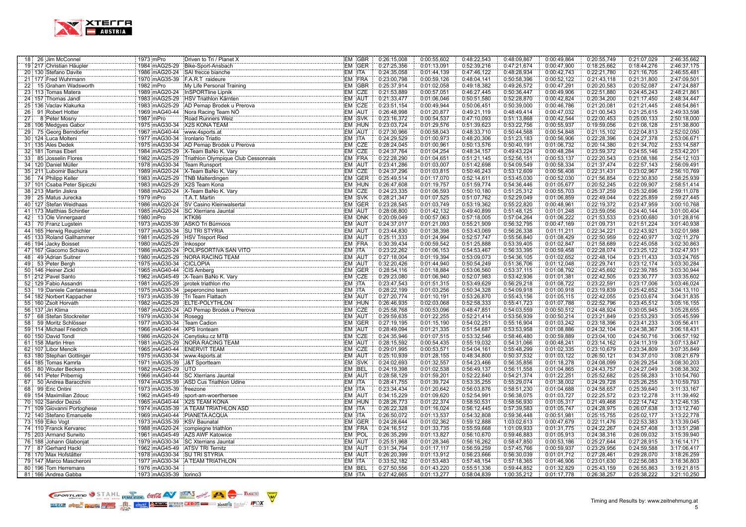| | | | | | | | | | | | | | | |
|---|---|---|---|---|---|---|---|---|---|---|---|---|---|---|
| 18 | 26 | Jim McConnel | 1973 | mPro | Driven to Tri / Planet X | EM | GBR | 0:26:15,008 | 0:00:55,602 | 0:48:22,543 | 0:48:09,867 | 0:00:49,864 | 0:20:55,749 | 0:21:07,029 | 2:46:35,662 |
| 19 | 217 | Christian Häupler | 1984 | mAG25-29 | Bike-Sport-Ansbach | EM | GER | 0:27:25,356 | 0:01:13,091 | 0:52:39,216 | 0:47:21,674 | 0:00:47,900 | 0:18:25,662 | 0:18:44,276 | 2:46:37,175 |
| 20 | 130 | Stefano Davite | 1986 | mAG20-24 | SAI frecce bianche | EM | ITA | 0:24:35,058 | 0:01:44,139 | 0:47:46,122 | 0:48:28,934 | 0:00:42,743 | 0:22:21,780 | 0:21:16,705 | 2:46:55,481 |
| 21 | 177 | Fred Wuhrmann | 1970 | mAG35-39 | F.A.R.T raideure | EM | FRA | 0:23:00,798 | 0:00:59,126 | 0:48:04,141 | 0:50:58,396 | 0:00:52,122 | 0:21:43,118 | 0:21:31,800 | 2:47:09,501 |
| 22 | 15 | Graham Wadsworth | 1982 | mPro | My Life Personal Training | EM | GBR | 0:25:37,914 | 0:01:02,058 | 0:49:18,382 | 0:49:26,572 | 0:00:47,291 | 0:20:20,583 | 0:20:52,087 | 2:47:24,887 |
| 23 | 113 | Tomas Matera | 1989 | mAG20-24 | InSPORTline Lipnik | EM | CZE | 0:21:53,889 | 0:00:57,051 | 0:46:27,445 | 0:50:36,447 | 0:00:49,906 | 0:22:51,880 | 0:24:45,243 | 2:48:21,861 |
| 24 | 157 | Thomas Jandl | 1983 | mAG25-29 | HSV Triathlon Kärnten | EM | AUT | 0:21:33,477 | 0:01:06,046 | 0:50:51,580 | 0:52:28,870 | 0:00:42,824 | 0:20:34,200 | 0:21:17,450 | 2:48:34,447 |
| 25 | 136 | Vaclav Klakurka | 1983 | mAG25-29 | AD Pemap Brodek u Prerova | EM | CZE | 0:23:51,154 | 0:00:49,944 | 0:50:06,451 | 0:50:39,000 | 0:00:46,786 | 0:21:20,081 | 0:21:21,445 | 2:48:54,861 |
| 26 | 91 | Robert Hotter | 1969 | mAG40-44 | Nora Racing Team NÖ | EM | AUT | 0:26:48,998 | 0:01:20,877 | 0:49:21,119 | 0:48:49,414 | 0:00:47,032 | 0:21:00,543 | 0:21:25,615 | 2:49:33,598 |
| 27 | 8 | Peter Mosny | 1987 | mPro | Road Runners Weiz | EM | SVK | 0:23:16,372 | 0:00:54,537 | 0:47:10,093 | 0:51:13,868 | 0:00:42,544 | 0:22:00,453 | 0:25:00,133 | 2:50:18,000 |
| 28 | 106 | Medgyes Gabor | 1975 | mAG30-34 | X2S KONA TEAM | EM | HUN | 0:23:03,724 | 0:01:29,576 | 0:51:39,623 | 0:53:22,756 | 0:00:55,937 | 0:19:59,056 | 0:21:08,128 | 2:51:38,800 |
| 29 | 75 | Georg Berndorfer | 1967 | mAG40-44 | www.4sports.at | EM | AUT | 0:27:30,966 | 0:00:58,043 | 0:48:33,710 | 0:50:44,568 | 0:00:54,848 | 0:21:15,102 | 0:22:04,813 | 2:52:02,050 |
| 30 | 124 | Luca Molteni | 1977 | mAG30-34 | Ironlario Triatlo | EM | ITA | 0:24:29,529 | 0:01:00,973 | 0:48:20,306 | 0:51:23,183 | 0:00:56,906 | 0:22:28,396 | 0:24:27,378 | 2:53:06,671 |
| 31 | 135 | Ales Dedek | 1975 | mAG30-34 | AD Pemap Brodek u Prerova | EM | CZE | 0:28:24,045 | 0:01:00,961 | 0:50:13,576 | 0:50:40,191 | 0:01:06,732 | 0:20:14,380 | 0:21:34,702 | 2:53:14,587 |
| 32 | 181 | Tomas Eberl | 1984 | mAG25-29 | X-Team BaNo K. Vary | EM | CZE | 0:24:37,764 | 0:01:04,254 | 0:48:34,157 | 0:49:43,224 | 0:00:48,284 | 0:23:59,372 | 0:24:55,146 | 2:53:42,201 |
| 33 | 85 | Josselin Flores | 1982 | mAG25-29 | Triathlon Olympique Club Cessonnais | EM | FRA | 0:22:28,290 | 0:01:04,651 | 0:51:21,145 | 0:52:56,151 | 0:00:53,137 | 0:22:20,543 | 0:23:08,186 | 2:54:12,103 |
| 34 | 120 | Daniel Müller | 1978 | mAG30-34 | Team Runsport | EM | AUT | 0:23:41,286 | 0:01:03,007 | 0:51:42,698 | 0:54:09,549 | 0:00:58,334 | 0:21:37,474 | 0:22:57,143 | 2:56:09,491 |
| 35 | 211 | Lubomir Bachura | 1989 | mAG20-24 | X-Team BaNo K. Vary | EM | CZE | 0:24:37,296 | 0:01:03,815 | 0:50:46,243 | 0:53:12,609 | 0:00:56,408 | 0:22:31,431 | 0:23:02,967 | 2:56:10,769 |
| 36 | 74 | Philipp Keller | 1983 | mAG25-29 | TNB Malterdingen | EM | GER | 0:25:49,514 | 0:01:17,070 | 0:52:14,611 | 0:53:45,030 | 0:00:52,030 | 0:21:56,854 | 0:22:30,830 | 2:58:25,939 |
| 37 | 101 | Csaba Peter Sipiczki | 1983 | mAG25-29 | X2S Team Kona | EM | HUN | 0:26:47,608 | 0:01:19,757 | 0:51:59,774 | 0:54:36,446 | 0:01:05,677 | 0:20:52,245 | 0:22:09,907 | 2:58:51,414 |
| 38 | 213 | Martin Jiskra | 1988 | mAG20-24 | X-Team BaNo K. Vary | EM | CZE | 0:24:23,335 | 0:01:06,593 | 0:50:10,180 | 0:51:25,312 | 0:00:55,703 | 0:25:37,259 | 0:25:32,696 | 2:59:11,078 |
| 39 | 25 | Matus Jurecka | 1979 | mPro | T.A.T. Martin | EM | SVK | 0:28:21,347 | 0:01:07,525 | 0:51:07,762 | 0:52:29,049 | 0:01:06,859 | 0:22:49,044 | 0:22:25,859 | 2:59:27,445 |
| 40 | 127 | Stefan Weidhaas | 1986 | mAG20-24 | SV Casino Kleinwalsertal | EM | GER | 0:23:28,545 | 0:01:03,749 | 0:53:19,362 | 0:55:22,820 | 0:00:48,961 | 0:22:19,372 | 0:23:47,959 | 3:00:10,768 |
| 41 | 173 | Matthias Schintler | 1985 | mAG20-24 | SC Xterrians Jauntal | EM | AUT | 0:28:08,800 | 0:01:42,132 | 0:49:40,899 | 0:51:48,125 | 0:01:01,248 | 0:23:59,056 | 0:24:40,144 | 3:01:00,404 |
| 42 | 13 | Ole Vinnergaard | 1980 | mPro | KTK86 | EM | DNK | 0:20:09,049 | 0:00:57,063 | 0:57:18,005 | 0:57:04,264 | 0:01:06,222 | 0:21:53,533 | 0:23:00,680 | 3:01:28,816 |
| 43 | 70 | Franz Lugstein | 1973 | mAG35-39 | ASKÖ Tri Bürmoos | EM | AUT | 0:24:37,017 | 0:01:21,093 | 0:55:21,909 | 0:56:32,795 | 0:00:47,169 | 0:21:09,731 | 0:21:51,224 | 3:01:40,938 |
| 44 | 165 | Herwig Reupichler | 1977 | mAG30-34 | SU TRI STYRIA | EM | AUT | 0:23:44,830 | 0:01:38,398 | 0:53:43,069 | 0:56:26,338 | 0:01:11,211 | 0:22:34,221 | 0:22:43,921 | 3:02:01,988 |
| 45 | 133 | Roland Gallhammer | 1981 | mAG25-29 | HSV Trisport Ried | EM | AUT | 0:25:11,333 | 0:01:24,994 | 0:52:57,747 | 0:55:56,840 | 0:01:08,429 | 0:22:50,959 | 0:22:40,977 | 3:02:11,279 |
| 46 | 194 | Jacky Boisset | 1980 | mAG25-29 | Inkospor | EM | FRA | 0:30:39,434 | 0:00:59,542 | 0:51:25,888 | 0:53:39,405 | 0:01:02,847 | 0:21:58,689 | 0:22:45,058 | 3:02:30,863 |
| 47 | 167 | Giacomo Schiavo | 1986 | mAG20-24 | POLIPSORTIVA SAN VITO | EM | ITA | 0:23:22,262 | 0:01:06,153 | 0:54:53,467 | 0:56:33,395 | 0:00:59,458 | 0:22:28,074 | 0:23:25,122 | 3:02:47,931 |
| 48 | 49 | Adrian Suitner | 1980 | mAG25-29 | NORA RACING TEAM | EM | AUT | 0:27:18,004 | 0:01:19,394 | 0:53:09,073 | 0:54:36,105 | 0:01:02,652 | 0:22:48,104 | 0:23:11,433 | 3:03:24,765 |
| 49 | 53 | Peter Bergh | 1975 | mAG30-34 | CICLOPIA | EM | AUT | 0:32:20,426 | 0:01:44,940 | 0:50:54,249 | 0:51:36,706 | 0:01:12,048 | 0:22:29,741 | 0:23:12,174 | 3:03:30,284 |
| 50 | 146 | Heiner Zickl | 1965 | mAG40-44 | CIS Amberg | EM | GER | 0:28:54,116 | 0:01:18,884 | 0:53:06,560 | 0:53:37,115 | 0:01:08,792 | 0:22:45,692 | 0:22:39,785 | 3:03:30,944 |
| 51 | 212 | Pavel Santo | 1962 | mAG45-49 | X-Team BaNo K. Vary | EM | CZE | 0:29:23,080 | 0:01:06,940 | 0:52:07,983 | 0:53:42,936 | 0:01:01,381 | 0:22:42,505 | 0:23:30,777 | 3:03:35,602 |
| 52 | 129 | Fabio Assandri | 1981 | mAG25-29 | protek triathlon rho | EM | ITA | 0:23:47,543 | 0:01:51,315 | 0:53:49,629 | 0:56:29,218 | 0:01:08,722 | 0:23:22,591 | 0:23:17,006 | 3:03:46,024 |
| 53 | 19 | Daniele Cantamessa | 1975 | mAG30-34 | peperoncino team | EM | ITA | 0:28:22,199 | 0:01:03,256 | 0:50:34,328 | 0:54:09,918 | 0:01:00,918 | 0:23:19,839 | 0:25:42,652 | 3:04:13,110 |
| 54 | 182 | Norbert Kappacher | 1973 | mAG35-39 | Tri Team Flattach | EM | AUT | 0:27:20,774 | 0:01:10,191 | 0:53:26,870 | 0:55:43,156 | 0:01:05,115 | 0:22:42,055 | 0:23:03,674 | 3:04:31,835 |
| 55 | 160 | Zsolt Horvath | 1982 | mAG25-29 | ELTE-POLYTHLON | EM | HUN | 0:26:46,935 | 0:02:03,068 | 0:52:58,333 | 0:55:41,723 | 0:01:07,788 | 0:22:52,796 | 0:23:45,512 | 3:05:16,155 |
| 56 | 137 | Jiri Klima | 1987 | mAG20-24 | AD Pemap Brodek u Prerova | EM | CZE | 0:25:58,768 | 0:00:53,096 | 0:48:47,851 | 0:54:03,559 | 0:00:50,512 | 0:24:48,924 | 0:30:05,945 | 3:05:28,655 |
| 57 | 68 | Stefan Stockreiter | 1979 | mAG30-34 | Rosegg | EM | AUT | 0:29:59,635 | 0:01:22,255 | 0:52:21,414 | 0:53:56,939 | 0:00:50,214 | 0:23:21,849 | 0:23:53,293 | 3:05:45,599 |
| 58 | 59 | Moritz Schlösser | 1977 | mAG30-34 | Team Cadion | EM | GER | 0:27:19,195 | 0:01:15,190 | 0:54:02,251 | 0:55:16,904 | 0:01:03,242 | 0:23:18,396 | 0:23:41,233 | 3:05:56,411 |
| 59 | 114 | Michael Friedrich | 1966 | mAG40-44 | XPS Ironteam | EM | AUT | 0:28:49,094 | 0:01:21,335 | 0:51:54,687 | 0:53:53,958 | 0:01:08,886 | 0:24:32,104 | 0:24:38,367 | 3:06:18,431 |
| 60 | 150 | David Tondl | 1986 | mAG20-24 | Cenytisku.cz MTB | EM | CZE | 0:24:35,946 | 0:01:07,515 | 0:53:32,546 | 0:58:46,480 | 0:00:59,889 | 0:23:04,100 | 0:24:50,716 | 3:06:57,192 |
| 61 | 158 | Martin Hren | 1981 | mAG25-29 | NORA RACING TEAM | EM | AUT | 0:28:15,592 | 0:00:54,435 | 0:55:19,032 | 0:54:31,066 | 0:00:48,241 | 0:23:14,162 | 0:24:11,319 | 3:07:13,847 |
| 62 | 107 | Libor Mencik | 1965 | mAG40-44 | ENERVIT TEAM | EM | CZE | 0:29:01,995 | 0:00:53,571 | 0:54:04,161 | 0:55:48,299 | 0:01:02,335 | 0:23:10,679 | 0:23:34,809 | 3:07:35,849 |
| 63 | 180 | Stephan Göttinger | 1975 | mAG30-34 | www.4sports.at | EM | AUT | 0:25:10,939 | 0:01:28,155 | 0:48:34,800 | 0:50:37,532 | 0:01:03,122 | 0:26:50,121 | 0:34:37,010 | 3:08:21,679 |
| 64 | 185 | Tomas Kamrla | 1971 | mAG35-39 | J&T Sportteam | EM | SVK | 0:24:02,693 | 0:01:32,557 | 0:54:23,466 | 0:56:35,856 | 0:01:18,278 | 0:24:08,099 | 0:26:29,254 | 3:08:30,203 |
| 65 | 80 | Wouter Beckers | 1982 | mAG25-29 | UTO | EM | BEL | 0:24:19,398 | 0:01:02,538 | 0:56:49,137 | 0:56:11,558 | 0:01:04,865 | 0:24:43,757 | 0:24:27,049 | 3:08:38,302 |
| 66 | 141 | Peter Pribernig | 1966 | mAG40-44 | SC Xterrians Jauntal | EM | AUT | 0:28:58,129 | 0:01:59,201 | 0:52:22,840 | 0:54:21,374 | 0:01:22,251 | 0:25:52,682 | 0:25:58,283 | 3:10:54,760 |
| 67 | 50 | Andrea Baracchini | 1974 | mAG35-39 | ASD Cus Triathlon Udine | EM | ITA | 0:28:41,755 | 0:01:39,724 | 0:53:35,255 | 0:55:29,074 | 0:01:38,002 | 0:24:29,728 | 0:25:26,255 | 3:10:59,793 |
| 68 | 99 | Eric Ontini | 1973 | mAG35-39 | freezone | EM | ITA | 0:23:34,434 | 0:01:20,642 | 0:56:03,876 | 0:58:51,230 | 0:01:04,688 | 0:24:58,657 | 0:25:39,640 | 3:11:33,167 |
| 69 | 154 | Maximilian Zdouc | 1962 | mAG45-49 | sport-am-woerthersee | EM | AUT | 0:34:15,229 | 0:01:09,620 | 0:52:54,991 | 0:56:38,075 | 0:01:03,727 | 0:22:25,572 | 0:23:12,278 | 3:11:39,492 |
| 70 | 102 | Sandor Dezsö | 1965 | mAG40-44 | X2S TEAM KONA | EM | HUN | 0:28:26,773 | 0:01:22,374 | 0:58:50,531 | 0:58:56,930 | 0:01:05,317 | 0:21:49,468 | 0:22:14,742 | 3:12:46,135 |
| 71 | 109 | Giovanni Portoghese | 1974 | mAG35-39 | A TEAM TRIATHLON ASD | EM | ITA | 0:26:22,328 | 0:01:16,024 | 0:56:12,445 | 0:57:39,583 | 0:01:05,747 | 0:24:28,975 | 0:26:07,638 | 3:13:12,740 |
| 72 | 140 | Stefano Emanuelle | 1969 | mAG40-44 | PIANETA ACQUA | EM | ITA | 0:26:50,072 | 0:01:13,537 | 0:54:32,808 | 0:59:36,448 | 0:00:51,981 | 0:25:15,755 | 0:25:02,177 | 3:13:22,778 |
| 73 | 159 | Eiko Vogt | 1973 | mAG35-39 | KSV Baunatal | EM | GER | 0:24:28,644 | 0:01:02,362 | 0:59:12,888 | 1:03:02,613 | 0:00:47,679 | 0:22:11,476 | 0:22:53,383 | 3:13:39,045 |
| 74 | 110 | Franck Kervarec | 1988 | mAG20-24 | compiegne triathlon | EM | FRA | 0:24:16,512 | 0:01:33,735 | 0:55:59,668 | 1:01:09,933 | 0:01:31,775 | 0:24:22,267 | 0:24:57,408 | 3:13:51,298 |
| 75 | 203 | Armand Surwito | 1961 | mAG45-49 | AZS AWF Katowice | EM | POL | 0:26:35,299 | 0:01:13,827 | 0:56:10,670 | 0:59:46,883 | 0:01:05,913 | 0:24:38,316 | 0:26:09,032 | 3:15:39,940 |
| 76 | 188 | Johann Glabonjat | 1979 | mAG30-34 | SC Xterrians Jauntal | EM | AUT | 0:25:51,968 | 0:01:28,346 | 0:56:16,262 | 0:58:47,850 | 0:00:53,186 | 0:25:27,644 | 0:27:28,915 | 3:16:14,171 |
| 77 | 87 | Gerhard Hackl | 1962 | mAG45-49 | ATSV TRI Ternitz | EM | AUT | 0:31:34,794 | 0:01:17,117 | 0:56:59,259 | 0:57:45,766 | 0:00:59,937 | 0:23:29,956 | 0:24:59,588 | 3:17:06,417 |
| 78 | 170 | Max Hofstätter | 1978 | mAG30-34 | SU TRI STYRIA | EM | AUT | 0:26:20,399 | 0:01:13,912 | 0:56:23,666 | 0:56:30,039 | 0:01:01,712 | 0:27:28,461 | 0:29:28,070 | 3:18:26,259 |
| 79 | 147 | Marco Mascheroni | 1977 | mAG30-34 | A TEAM TRIATHLON | EM | ITA | 0:33:52,182 | 0:01:53,483 | 0:57:48,154 | 0:57:18,365 | 0:01:46,906 | 0:23:01,630 | 0:22:56,083 | 3:18:36,803 |
| 80 | 196 | Tom Herremans | 1976 | mAG30-34 | | EM | BEL | 0:27:50,556 | 0:01:43,220 | 0:55:51,336 | 0:59:44,852 | 0:01:32,829 | 0:25:43,159 | 0:26:55,863 | 3:19:21,815 |
| 81 | 166 | Andrea Gabba | 1973 | mAG35-39 | torino3 | EM | ITA | 0:27:42,665 | 0:01:13,277 | 0:58:04,839 | 1:00:35,212 | 0:01:17,778 | 0:26:38,257 | 0:25:38,222 | 3:21:10,250 |

Timing and Results by: www.zeitnehmung.at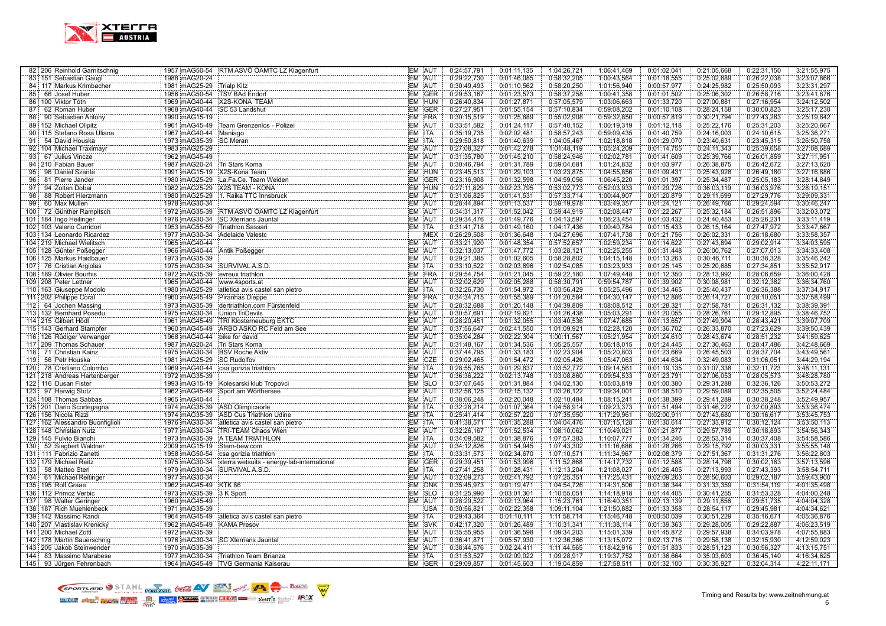| | | | | | | | | | | | | | | | |
|---|---|---|---|---|---|---|---|---|---|---|---|---|---|---|---|
| 82 | 206 | Reinhold Garnitschnig | 1957 | mAG50-54 | RTM ASVÖ ÖAMTC LZ Klagenfurt | EM | AUT | 0:24:57,791 | 0:01:11,135 | 1:04:26,721 | 1:06:41,469 | 0:01:02,041 | 0:21:05,668 | 0:22:31,150 | 3:21:55,975 |
| 83 | 151 | Sebastian Gaugl | 1988 | mAG20-24 | | EM | AUT | 0:29:22,730 | 0:01:46,085 | 0:58:32,205 | 1:00:43,564 | 0:01:18,555 | 0:25:02,689 | 0:26:22,038 | 3:23:07,866 |
| 84 | 117 | Markus Krimbacher | 1981 | mAG25-29 | Trialp Kitz | EM | AUT | 0:30:49,493 | 0:01:10,562 | 0:58:20,250 | 1:01:56,940 | 0:00:57,977 | 0:24:25,982 | 0:25:50,093 | 3:23:31,297 |
| 85 | 66 | Josef Huber | 1956 | mAG50-54 | TSV BAd Endorf | EM | GER | 0:29:53,167 | 0:01:23,573 | 0:58:37,258 | 1:00:41,358 | 0:01:01,502 | 0:25:06,302 | 0:26:58,716 | 3:23:41,876 |
| 86 | 100 | Viktor Tóth | 1969 | mAG40-44 | X2S-KONA TEAM | EM | HUN | 0:26:40,834 | 0:01:27,871 | 0:57:05,579 | 1:03:06,663 | 0:01:33,720 | 0:27:00,881 | 0:27:16,954 | 3:24:12,502 |
| 87 | 62 | Roman Huber | 1968 | mAG40-44 | SC 53 Landshut | EM | GER | 0:27:27,951 | 0:01:55,154 | 0:57:10,834 | 0:59:08,202 | 0:01:10,108 | 0:28:24,158 | 0:30:00,823 | 3:25:17,230 |
| 88 | 90 | Sebastien Antony | 1990 | mAG15-19 | | EM | FRA | 0:30:15,519 | 0:01:25,689 | 0:55:02,908 | 0:59:32,850 | 0:00:57,819 | 0:30:21,794 | 0:27:43,263 | 3:25:19,842 |
| 89 | 152 | Michael Olipitz | 1961 | mAG45-49 | Team Grenzenlos - Polizei | EM | AUT | 0:33:51,582 | 0:01:24,117 | 0:57:40,152 | 1:00:19,319 | 0:01:12,118 | 0:25:22,176 | 0:25:31,203 | 3:25:20,667 |
| 90 | 115 | Stefano Rosa Uliana | 1967 | mAG40-44 | Maniago | EM | ITA | 0:35:19,735 | 0:02:02,481 | 0:58:57,243 | 0:59:09,435 | 0:01:40,759 | 0:24:16,003 | 0:24:10,615 | 3:25:36,271 |
| 91 | 54 | David Houska | 1973 | mAG35-39 | SC Meran | EM | ITA | 0:29:50,818 | 0:01:40,639 | 1:04:05,467 | 1:02:18,818 | 0:01:29,070 | 0:23:40,631 | 0:23:45,315 | 3:26:50,758 |
| 92 | 104 | Michael Traxlmayr | 1983 | mAG25-29 | | EM | AUT | 0:27:08,327 | 0:01:42,278 | 1:01:48,119 | 1:05:24,209 | 0:01:14,755 | 0:24:11,343 | 0:25:39,658 | 3:27:08,689 |
| 93 | 67 | Julius Vincze | 1962 | mAG45-49 | | EM | AUT | 0:31:35,780 | 0:01:45,210 | 0:58:24,946 | 1:02:02,781 | 0:01:41,609 | 0:25:39,766 | 0:26:01,859 | 3:27:11,951 |
| 94 | 210 | Fabian Bauer | 1987 | mAG20-24 | Tri Stars Korna | EM | AUT | 0:30:46,794 | 0:01:31,789 | 0:59:04,681 | 1:01:24,832 | 0:01:03,977 | 0:26:38,875 | 0:26:42,672 | 3:27:13,620 |
| 95 | 96 | Daniel Szente | 1991 | mAG15-19 | X2S-Kona Team | EM | HUN | 0:23:45,513 | 0:01:29,103 | 1:03:23,875 | 1:04:55,856 | 0:01:09,431 | 0:25:43,928 | 0:26:49,180 | 3:27:16,886 |
| 96 | 81 | Pierre Jander | 1980 | mAG25-29 | La.Fa.Ce. Team Weiden | EM | GER | 0:23:16,908 | 0:01:32,598 | 1:04:59,056 | 1:06:45,220 | 0:01:01,397 | 0:25:34,487 | 0:25:05,183 | 3:28:14,849 |
| 97 | 94 | Zoltan Dobai | 1982 | mAG25-29 | X2S TEAM - KONA | EM | HUN | 0:27:11,829 | 0:02:23,795 | 0:53:02,773 | 0:52:03,933 | 0:01:29,726 | 0:36:03,119 | 0:36:03,976 | 3:28:19,151 |
| 98 | 88 | Robert Hierzmann | 1980 | mAG25-29 | 1. Raika TTC Innsbruck | EM | AUT | 0:31:06,825 | 0:01:41,531 | 0:57:33,714 | 1:00:44,907 | 0:01:20,879 | 0:29:11,699 | 0:27:29,776 | 3:29:09,331 |
| 99 | 60 | Max Mullen | 1978 | mAG30-34 | | EM | AUT | 0:28:44,894 | 0:01:13,537 | 0:59:19,978 | 1:03:49,357 | 0:01:24,121 | 0:26:49,766 | 0:29:24,594 | 3:30:46,247 |
| 100 | 72 | Günther Rampitsch | 1972 | mAG35-39 | RTM ASVÖ ÖAMTC LZ Klagenfurt | EM | AUT | 0:34:31,317 | 0:01:52,042 | 0:59:44,919 | 1:02:08,447 | 0:01:22,267 | 0:25:32,184 | 0:26:51,896 | 3:32:03,072 |
| 101 | 184 | Ingo Heilinger | 1976 | mAG30-34 | SC Xterrians Jauntal | EM | AUT | 0:29:34,476 | 0:01:49,776 | 1:04:13,597 | 1:04:55,836 | 0:01:03,432 | 0:24:40,453 | 0:25:26,231 | 3:33:11,419 |
| 102 | 103 | Valerio Curridori | 1953 | mAG55-59 | Triathlon Sassari | EM | ITA | 0:31:41,718 | 0:01:49,160 | 1:04:17,436 | 1:00:40,784 | 0:01:15,433 | 0:26:15,164 | 0:27:47,972 | 3:33:47,667 |
| 103 | 134 | Leonardo Ricardez | 1977 | mAG30-34 | Adelaide Valestc | | MEX | 0:26:29,508 | 0:01:36,648 | 1:04:27,696 | 1:07:41,738 | 0:01:21,756 | 0:26:02,331 | 0:26:18,680 | 3:33:58,357 |
| 104 | 219 | Michael Wielitsch | 1965 | mAG40-44 | | EM | AUT | 0:33:21,920 | 0:01:48,354 | 0:57:52,657 | 1:02:59,234 | 0:01:14,622 | 0:27:43,894 | 0:29:02,914 | 3:34:03,595 |
| 105 | 128 | Günter Poßegger | 1966 | mAG40-44 | Antik Poßegger | EM | AUT | 0:32:13,037 | 0:01:47,772 | 1:03:28,121 | 1:02:25,255 | 0:01:31,448 | 0:26:00,762 | 0:27:07,013 | 3:34:33,408 |
| 106 | 125 | Markus Haidbauer | 1973 | mAG35-39 | | EM | AUT | 0:29:21,385 | 0:01:02,605 | 0:58:28,802 | 1:04:15,148 | 0:01:13,263 | 0:30:46,711 | 0:30:38,328 | 3:35:46,242 |
| 107 | 76 | Cristian Argiolas | 1975 | mAG30-34 | SURVIVAL A.S.D. | EM | ITA | 0:33:10,522 | 0:02:03,696 | 1:02:54,085 | 1:03:23,933 | 0:01:25,145 | 0:25:20,685 | 0:27:34,851 | 3:35:52,917 |
| 108 | 189 | Olivier Bourhis | 1972 | mAG35-39 | evreux triathlon | EM | FRA | 0:29:54,754 | 0:01:21,045 | 0:59:22,180 | 1:07:49,448 | 0:01:12,350 | 0:28:13,992 | 0:28:06,659 | 3:36:00,428 |
| 109 | 208 | Peter Lettner | 1965 | mAG40-44 | www.4sports.at | EM | AUT | 0:32:02,629 | 0:02:05,288 | 0:58:30,791 | 0:59:54,787 | 0:01:39,902 | 0:30:08,981 | 0:32:12,382 | 3:36:34,760 |
| 110 | 163 | Giuseppe Modolo | 1980 | mAG25-29 | atletica avis castel san pietro | EM | ITA | 0:32:26,730 | 0:01:54,972 | 1:03:56,429 | 1:05:25,496 | 0:01:34,465 | 0:25:40,437 | 0:26:36,388 | 3:37:34,917 |
| 111 | 202 | Philippe Coral | 1960 | mAG45-49 | Piranhas Dieppe | EM | FRA | 0:30:34,715 | 0:01:55,389 | 1:01:20,584 | 1:04:30,147 | 0:01:12,886 | 0:26:14,727 | 0:28:10,051 | 3:37:58,499 |
| 112 | 64 | Jochen Massing | 1973 | mAG35-39 | dertriathlon.com Fürstenfeld | EM | AUT | 0:28:32,688 | 0:01:20,148 | 1:04:39,809 | 1:08:08,512 | 0:01:28,321 | 0:27:58,781 | 0:26:31,132 | 3:38:39,391 |
| 113 | 132 | Bernhard Posedu | 1975 | mAG30-34 | Union TriDevils | EM | AUT | 0:30:57,691 | 0:02:19,621 | 1:01:26,438 | 1:05:03,291 | 0:01:20,055 | 0:28:26,761 | 0:29:12,895 | 3:38:46,752 |
| 114 | 215 | Gilbert Hödl | 1961 | mAG45-49 | TRI Klosterneuburg EKTC | EM | AUT | 0:28:20,451 | 0:01:32,055 | 1:03:40,536 | 1:07:47,685 | 0:01:13,657 | 0:27:49,904 | 0:28:43,421 | 3:39:07,709 |
| 115 | 143 | Gerhard Stampfer | 1960 | mAG45-49 | ARBÖ ASKÖ RC Feld am See | EM | AUT | 0:37:56,647 | 0:02:41,550 | 1:01:09,921 | 1:02:28,120 | 0:01:36,702 | 0:26:33,870 | 0:27:23,629 | 3:39:50,439 |
| 116 | 126 | Rüdiger Verwanger | 1968 | mAG40-44 | bike for david | EM | AUT | 0:35:04,284 | 0:02:22,304 | 1:00:11,567 | 1:05:21,954 | 0:01:24,610 | 0:28:43,674 | 0:28:51,232 | 3:41:59,625 |
| 117 | 209 | Thomas Schauer | 1987 | mAG20-24 | Tri Stars Korna | EM | AUT | 0:31:48,167 | 0:01:34,536 | 1:05:25,557 | 1:06:18,015 | 0:01:24,445 | 0:27:30,463 | 0:28:47,486 | 3:42:48,669 |
| 118 | 71 | Christian Kainz | 1975 | mAG30-34 | BSV Roche Aktiv | EM | AUT | 0:37:44,795 | 0:01:33,183 | 1:02:23,904 | 1:05:20,803 | 0:01:23,669 | 0:26:45,503 | 0:28:37,704 | 3:43:49,561 |
| 119 | 56 | Petr Houska | 1981 | mAG25-29 | SC Rudolfov | EM | CZE | 0:29:02,465 | 0:01:54,472 | 1:02:05,426 | 1:05:47,063 | 0:01:44,634 | 0:32:49,083 | 0:31:06,051 | 3:44:29,194 |
| 120 | 78 | Cristiano Colombo | 1969 | mAG40-44 | csa gorizia triathlon | EM | ITA | 0:28:55,765 | 0:01:29,837 | 1:03:52,772 | 1:09:14,561 | 0:01:19,135 | 0:31:07,338 | 0:32:11,723 | 3:48:11,131 |
| 121 | 218 | Andreas Hartenberger | 1972 | mAG35-39 | | EM | AUT | 0:36:36,222 | 0:02:13,748 | 1:03:08,860 | 1:09:54,533 | 0:01:23,791 | 0:27:06,053 | 0:28:05,573 | 3:48:28,780 |
| 122 | 116 | Dusan Fister | 1993 | mAG15-19 | Kolesarski klub Tropovci | EM | SLO | 0:37:07,645 | 0:01:31,884 | 1:04:02,130 | 1:05:03,819 | 0:01:00,380 | 0:29:31,288 | 0:32:36,126 | 3:50:53,272 |
| 123 | 97 | Herwig Stotz | 1962 | mAG45-49 | Sport am Wörthersee | EM | AUT | 0:32:56,125 | 0:02:15,132 | 1:03:26,122 | 1:09:34,001 | 0:01:38,510 | 0:29:59,089 | 0:32:35,505 | 3:52:24,484 |
| 124 | 108 | Thomas Sabbas | 1965 | mAG40-44 | | EM | AUT | 0:38:06,248 | 0:02:20,048 | 1:02:10,484 | 1:08:15,241 | 0:01:38,399 | 0:29:41,289 | 0:30:38,248 | 3:52:49,957 |
| 125 | 201 | Dario Scortegagna | 1974 | mAG35-39 | ASD Olimpicaorle | EM | ITA | 0:32:28,214 | 0:01:07,364 | 1:04:58,914 | 1:09:23,373 | 0:01:51,494 | 0:31:46,222 | 0:32:00,893 | 3:53:36,474 |
| 126 | 156 | Nicola Rizzi | 1974 | mAG35-39 | ASD Cus Triathlon Udine | EM | ITA | 0:25:41,414 | 0:02:57,220 | 1:07:35,950 | 1:17:29,961 | 0:02:00,911 | 0:27:43,680 | 0:30:16,617 | 3:53:45,753 |
| 127 | 162 | Alessandro Buonfiglioli | 1976 | mAG30-34 | atletica avis castel san pietro | EM | ITA | 0:41:38,571 | 0:01:35,288 | 1:04:04,476 | 1:07:15,128 | 0:01:30,614 | 0:27:33,912 | 0:30:12,124 | 3:53:50,113 |
| 128 | 148 | Christian Nutz | 1977 | mAG30-34 | TRI-TEAM Chaos Wien | EM | AUT | 0:32:26,167 | 0:01:52,534 | 1:08:10,062 | 1:10:49,021 | 0:01:21,877 | 0:29:57,789 | 0:30:18,893 | 3:54:56,343 |
| 129 | 145 | Fulvio Bianchi | 1973 | mAG35-39 | A TEAM TRIATHLON | EM | ITA | 0:34:09,582 | 0:01:38,876 | 1:07:57,383 | 1:10:07,777 | 0:01:34,246 | 0:28:53,314 | 0:30:37,408 | 3:54:58,586 |
| 130 | 52 | Siegbert Waldner | 2009 | mAG15-19 | Stern-bew.com | EM | AUT | 0:34:12,826 | 0:01:54,945 | 1:07:43,302 | 1:11:16,686 | 0:01:28,266 | 0:29:15,792 | 0:30:03,331 | 3:55:55,148 |
| 131 | 111 | Fabrizio Zanetti | 1958 | mAG50-54 | csa gorizia triathlon | EM | ITA | 0:33:31,573 | 0:02:34,670 | 1:07:10,571 | 1:11:34,967 | 0:02:08,379 | 0:27:51,367 | 0:31:31,276 | 3:56:22,803 |
| 132 | 179 | Michael Reitz | 1975 | mAG30-34 | xterra wetsuits - energy-lab-international | EM | GER | 0:29:39,451 | 0:01:53,996 | 1:11:52,868 | 1:14:17,732 | 0:01:12,588 | 0:28:14,798 | 0:30:02,163 | 3:57:13,596 |
| 133 | 58 | Matteo Steri | 1979 | mAG30-34 | SURVIVAL A.S.D. | EM | ITA | 0:27:41,258 | 0:01:28,431 | 1:12:13,204 | 1:21:08,027 | 0:01:26,405 | 0:27:13,993 | 0:27:43,393 | 3:58:54,711 |
| 134 | 61 | Michael Reitinger | 1977 | mAG30-34 | | EM | AUT | 0:32:09,273 | 0:02:41,792 | 1:07:25,351 | 1:17:25,431 | 0:02:09,263 | 0:28:50,603 | 0:29:02,187 | 3:59:43,900 |
| 135 | 195 | Rolf Graae | 1962 | mAG45-49 | KTK 86 | EM | DNK | 0:35:45,973 | 0:01:19,471 | 1:04:54,726 | 1:14:31,506 | 0:01:36,344 | 0:31:33,359 | 0:31:54,119 | 4:01:35,498 |
| 136 | 112 | Primoz Verbic | 1973 | mAG35-39 | 3 K Sport | EM | SLO | 0:31:25,990 | 0:03:01,301 | 1:10:55,051 | 1:14:18,918 | 0:01:44,405 | 0:30:41,255 | 0:31:53,328 | 4:04:00,248 |
| 137 | 98 | Walter Geringer | 1960 | mAG45-49 | | EM | AUT | 0:28:29,522 | 0:02:13,964 | 1:15:23,761 | 1:16:40,351 | 0:02:13,139 | 0:29:11,856 | 0:29:51,735 | 4:04:04,328 |
| 138 | 187 | Rich Muehlenbeck | 1971 | mAG35-39 | | | USA | 0:30:56,821 | 0:02:22,358 | 1:09:11,104 | 1:21:50,882 | 0:01:33,358 | 0:28:54,117 | 0:29:45,981 | 4:04:34,621 |
| 139 | 142 | Massimo Randi | 1964 | mAG45-49 | atletica avis castel san pietro | EM | ITA | 0:29:43,364 | 0:01:10,111 | 1:11:58,714 | 1:15:46,748 | 0:00:50,039 | 0:30:51,229 | 0:35:16,671 | 4:05:36,876 |
| 140 | 207 | Vlastislav Krenický | 1962 | mAG45-49 | KAMA Presov | EM | SVK | 0:42:17,320 | 0:01:26,489 | 1:10:31,341 | 1:11:38,114 | 0:01:39,363 | 0:29:28,005 | 0:29:22,887 | 4:06:23,519 |
| 141 | 200 | Michael Zottl | 1972 | mAG35-39 | | EM | AUT | 0:35:55,955 | 0:01:36,598 | 1:09:34,203 | 1:15:01,339 | 0:01:45,872 | 0:29:57,938 | 0:34:03,978 | 4:07:55,883 |
| 142 | 178 | Martin Sauerschnig | 1976 | mAG30-34 | SC Xterrians Jauntal | EM | AUT | 0:36:41,871 | 0:05:57,930 | 1:12:36,366 | 1:13:15,072 | 0:02:13,716 | 0:29:58,138 | 0:32:15,930 | 4:12:59,023 |
| 143 | 205 | Jakob Steinwender | 1970 | mAG35-39 | | EM | AUT | 0:38:44,576 | 0:02:24,411 | 1:11:44,565 | 1:18:42,916 | 0:01:51,833 | 0:28:51,123 | 0:30:56,327 | 4:13:15,751 |
| 144 | 83 | Massimo Marabese | 1977 | mAG30-34 | Triathlon Team Brianza | EM | ITA | 0:31:53,527 | 0:02:09,022 | 1:09:28,917 | 1:19:37,752 | 0:01:36,664 | 0:35:03,603 | 0:36:45,140 | 4:16:34,625 |
| 145 | 93 | Jürgen Fehrenbach | 1964 | mAG45-49 | TVG Germania Kaiserau | EM | GER | 0:29:09,857 | 0:01:45,603 | 1:19:04,859 | 1:27:58,511 | 0:01:32,100 | 0:30:35,927 | 0:32:04,314 | 4:22:11,171 |

Timing and Results by: www.zeitnehmung.at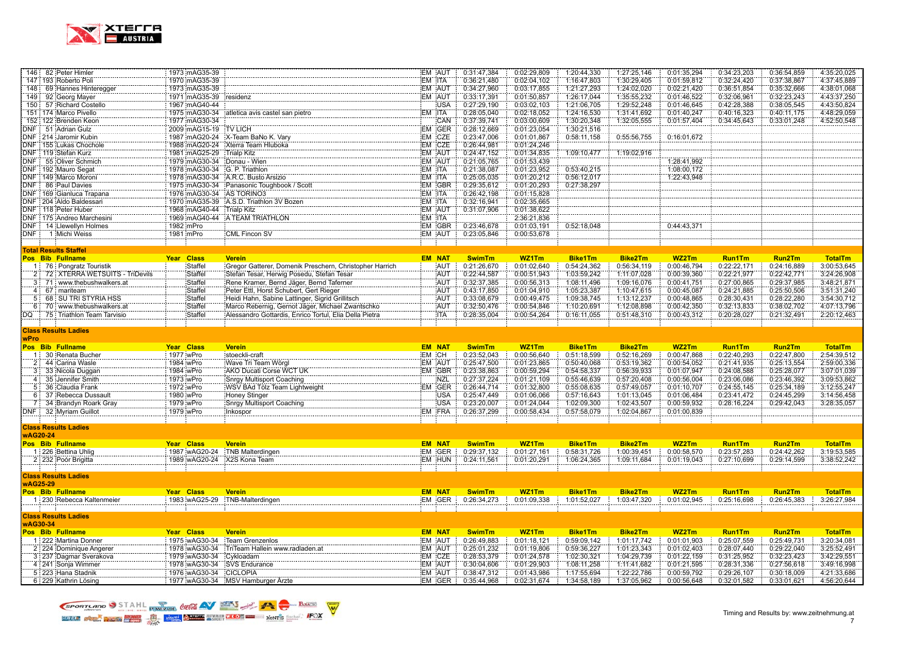| Pos | Bib | Fullname | Year | Class | Verein | EM | NAT | SwimTm | WZ1Tm | Bike1Tm | Bike2Tm | WZ2Tm | Run1Tm | Run2Tm | TotalTm |
|---|---|---|---|---|---|---|---|---|---|---|---|---|---|---|---|
| 146 | 82 | Peter Himler | 1973 | mAG35-39 | | EM | AUT | 0:31:47,384 | 0:02:29,809 | 1:20:44,330 | 1:27:25,146 | 0:01:35,294 | 0:34:23,203 | 0:36:54,859 | 4:35:20,025 |
| 147 | 193 | Roberto Poli | 1970 | mAG35-39 | | EM | ITA | 0:36:21,480 | 0:02:04,102 | 1:16:47,803 | 1:30:29,405 | 0:01:59,812 | 0:32:24,420 | 0:37:38,867 | 4:37:45,889 |
| 148 | 69 | Hannes Hinteregger | 1973 | mAG35-39 | | EM | AUT | 0:34:27,960 | 0:03:17,855 | 1:21:27,293 | 1:24:02,020 | 0:02:21,420 | 0:36:51,854 | 0:35:32,666 | 4:38:01,068 |
| 149 | 92 | Georg Mayer | 1971 | mAG35-39 | residenz | EM | AUT | 0:33:17,391 | 0:01:50,857 | 1:26:17,044 | 1:35:55,232 | 0:01:46,522 | 0:32:06,961 | 0:32:23,243 | 4:43:37,250 |
| 150 | 57 | Richard Costello | 1967 | mAG40-44 | | | USA | 0:27:29,190 | 0:03:02,103 | 1:21:06,705 | 1:29:52,248 | 0:01:46,645 | 0:42:28,388 | 0:38:05,545 | 4:43:50,824 |
| 151 | 174 | Marco Pivello | 1975 | mAG30-34 | atletica avis castel san pietro | EM | ITA | 0:28:05,040 | 0:02:18,052 | 1:24:16,530 | 1:31:41,692 | 0:01:40,247 | 0:40:16,323 | 0:40:11,175 | 4:48:29,059 |
| 152 | 122 | Brenden Keon | 1977 | mAG30-34 | | | CAN | 0:37:39,947 | 0:03:00,609 | 1:30:20,348 | 1:32:05,555 | 0:01:57,404 | 0:34:45,643 | 0:33:01,248 | 4:52:50,548 |
| DNF | 51 | Adrian Gulz | 2009 | mAG15-19 | TV LICH | EM | GER | 0:28:12,669 | 0:01:23,054 | 1:30:21,516 | | | | | |
| DNF | 214 | Jaromir Kubin | 1987 | mAG20-24 | X-Team BaNo K. Vary | EM | CZE | 0:23:47,006 | 0:01:01,867 | 0:58:11,158 | 0:55:56,755 | 0:16:01,672 | | | |
| DNF | 155 | Lukas Chochole | 1988 | mAG20-24 | Xterra Team Hluboka | EM | CZE | 0:26:44,981 | 0:01:24,246 | | | | | | |
| DNF | 119 | Stefan Kurz | 1981 | mAG25-29 | Trialp Kitz | EM | AUT | 0:24:47,152 | 0:01:34,835 | 1:09:10,477 | 1:19:02,916 | | | | |
| DNF | 55 | Oliver Schmich | 1979 | mAG30-34 | Donau - Wien | EM | AUT | 0:21:05,765 | 0:01:53,439 | | | 1:28:41,992 | | | |
| DNF | 192 | Mauro Segat | 1978 | mAG30-34 | G. P. Triathlon | EM | ITA | 0:21:38,087 | 0:01:23,952 | 0:53:40,215 | | 1:08:00,172 | | | |
| DNF | 149 | Marco Moroni | 1978 | mAG30-34 | A.R.C. Busto Arsizio | EM | ITA | 0:25:05,035 | 0:01:20,212 | 0:56:12,017 | | 1:22:43,948 | | | |
| DNF | 86 | Paul Davies | 1975 | mAG30-34 | Panasonic Toughbook / Scott | EM | GBR | 0:29:35,612 | 0:01:20,293 | 0:27:38,297 | | | | | |
| DNF | 169 | Gianluca Trapana | 1976 | mAG30-34 | AS TORINO3 | EM | ITA | 0:26:42,198 | 0:01:15,828 | | | | | | |
| DNF | 204 | Aldo Baldessari | 1970 | mAG35-39 | A.S.D. Triathlon 3V Bozen | EM | ITA | 0:32:16,941 | 0:02:35,665 | | | | | | |
| DNF | 118 | Peter Huber | 1968 | mAG40-44 | Trialp Kitz | EM | AUT | 0:31:07,906 | 0:01:38,622 | | | | | | |
| DNF | 175 | Andreo Marchesini | 1969 | mAG40-44 | A TEAM TRIATHLON | EM | ITA | | 2:36:21,836 | | | | | | |
| DNF | 14 | Llewellyn Holmes | 1982 | mPro | | EM | GBR | 0:23:46,678 | 0:01:03,191 | 0:52:18,048 | | 0:44:43,371 | | | |
| DNF | 1 | Michi Weiss | 1981 | mPro | CML Fincon SV | EM | AUT | 0:23:05,846 | 0:00:53,678 | | | | | | |

**Total Results Staffel**

| Pos | Bib | Fullname | Year | Class | Verein | EM | NAT | SwimTm | WZ1Tm | Bike1Tm | Bike2Tm | WZ2Tm | Run1Tm | Run2Tm | TotalTm |
|---|---|---|---|---|---|---|---|---|---|---|---|---|---|---|---|
| 1 | 76 | Pongratz Touristik | | Staffel | Gregor Gatterer, Domenik Preschern, Christopher Harrich | | AUT | 0:21:26,670 | 0:01:02,640 | 0:54:24,362 | 0:56:34,119 | 0:00:46,794 | 0:22:22,171 | 0:24:16,889 | 3:00:53,645 |
| 2 | 72 | XTERRA WETSUITS - TriDevils | | Staffel | Stefan Tesar, Herwig Posedu, Stefan Tesar | | AUT | 0:22:44,587 | 0:00:51,943 | 1:03:59,242 | 1:11:07,028 | 0:00:39,360 | 0:22:21,977 | 0:22:42,771 | 3:24:26,908 |
| 3 | 71 | www.thebushwalkers.at | | Staffel | Rene Kramer, Bernd Jäger, Bernd Taferner | | AUT | 0:32:37,385 | 0:00:56,313 | 1:08:11,496 | 1:09:16,076 | 0:00:41,751 | 0:27:00,865 | 0:29:37,985 | 3:48:21,871 |
| 4 | 67 | mariteam | | Staffel | Peter Ettl, Horst Schubert, Gert Rieger | | AUT | 0:43:17,850 | 0:01:04,910 | 1:05:23,387 | 1:10:47,615 | 0:00:45,087 | 0:24:21,885 | 0:25:50,506 | 3:51:31,240 |
| 5 | 68 | SU TRI STYRIA HSS | | Staffel | Heidi Hahn, Sabine Lattinger, Sigrid Grillitsch | | AUT | 0:33:08,679 | 0:00:49,475 | 1:09:38,745 | 1:13:12,237 | 0:00:48,865 | 0:28:30,431 | 0:28:22,280 | 3:54:30,712 |
| 6 | 70 | www.thebushwalkers.at | | Staffel | Marco Rebernig, Gernot Jäger, Michael Zwantschko | | AUT | 0:32:50,476 | 0:00:54,846 | 1:10:20,691 | 1:12:08,898 | 0:00:42,350 | 0:32:13,833 | 0:38:02,702 | 4:07:13,796 |
| DQ | 75 | Triathlon Team Tarvisio | | Staffel | Alessandro Gottardis, Enrico Tortul, Elia Della Pietra | | ITA | 0:28:35,004 | 0:00:54,264 | 0:16:11,055 | 0:51:48,310 | 0:00:43,312 | 0:20:28,027 | 0:21:32,491 | 2:20:12,463 |

**Class Results Ladies**
**wPro**

| Pos | Bib | Fullname | Year | Class | Verein | EM | NAT | SwimTm | WZ1Tm | Bike1Tm | Bike2Tm | WZ2Tm | Run1Tm | Run2Tm | TotalTm |
|---|---|---|---|---|---|---|---|---|---|---|---|---|---|---|---|
| 1 | 30 | Renata Bucher | 1977 | wPro | stoeckli-craft | EM | CH | 0:23:52,043 | 0:00:56,640 | 0:51:18,599 | 0:52:16,269 | 0:00:47,868 | 0:22:40,293 | 0:22:47,800 | 2:54:39,512 |
| 2 | 44 | Carina Wasle | 1984 | wPro | Wave Tri Team Wörgl | EM | AUT | 0:25:47,500 | 0:01:23,865 | 0:50:40,068 | 0:53:19,362 | 0:00:54,052 | 0:21:41,935 | 0:25:13,554 | 2:59:00,336 |
| 3 | 33 | Nicola Duggan | 1984 | wPro | AKO Ducati Corse WCT UK | EM | GBR | 0:23:38,863 | 0:00:59,294 | 0:54:58,337 | 0:56:39,933 | 0:01:07,947 | 0:24:08,588 | 0:25:28,077 | 3:07:01,039 |
| 4 | 35 | Jennifer Smith | 1973 | wPro | Snrgy Multisport Coaching | | NZL | 0:27:37,224 | 0:01:21,109 | 0:55:46,639 | 0:57:20,408 | 0:00:56,004 | 0:23:06,086 | 0:23:46,392 | 3:09:53,862 |
| 5 | 36 | Claudia Frank | 1972 | wPro | WSV BAd Tölz Team Lightweight | EM | GER | 0:26:44,714 | 0:01:32,800 | 0:55:08,635 | 0:57:49,057 | 0:01:10,707 | 0:24:55,145 | 0:25:34,189 | 3:12:55,247 |
| 6 | 37 | Rebecca Dussault | 1980 | wPro | Honey Stinger | | USA | 0:25:47,449 | 0:01:06,066 | 0:57:16,643 | 1:01:13,045 | 0:01:06,484 | 0:23:41,472 | 0:24:45,299 | 3:14:56,458 |
| 7 | 34 | Brandyn Roark Gray | 1979 | wPro | Snrgy Multisport Coaching | | USA | 0:23:20,007 | 0:01:24,044 | 1:02:09,300 | 1:02:43,507 | 0:00:59,932 | 0:28:16,224 | 0:29:42,043 | 3:28:35,057 |
| DNF | 32 | Myriam Guillot | 1979 | wPro | Inkospor | EM | FRA | 0:26:37,299 | 0:00:58,434 | 0:57:58,079 | 1:02:04,867 | 0:01:00,839 | | | |

**Class Results Ladies**
**wAG20-24**

| Pos | Bib | Fullname | Year | Class | Verein | EM | NAT | SwimTm | WZ1Tm | Bike1Tm | Bike2Tm | WZ2Tm | Run1Tm | Run2Tm | TotalTm |
|---|---|---|---|---|---|---|---|---|---|---|---|---|---|---|---|
| 1 | 226 | Bettina Uhlig | 1987 | wAG20-24 | TNB Malterdingen | EM | GER | 0:29:37,132 | 0:01:27,161 | 0:58:31,726 | 1:00:39,451 | 0:00:58,570 | 0:23:57,283 | 0:24:42,262 | 3:19:53,585 |
| 2 | 232 | Poór Brigitta | 1989 | wAG20-24 | X2S Kona Team | EM | HUN | 0:24:11,561 | 0:01:20,291 | 1:06:24,365 | 1:09:11,684 | 0:01:19,043 | 0:27:10,699 | 0:29:14,599 | 3:38:52,242 |

**Class Results Ladies**
**wAG25-29**

| Pos | Bib | Fullname | Year | Class | Verein | EM | NAT | SwimTm | WZ1Tm | Bike1Tm | Bike2Tm | WZ2Tm | Run1Tm | Run2Tm | TotalTm |
|---|---|---|---|---|---|---|---|---|---|---|---|---|---|---|---|
| 1 | 230 | Rebecca Kaltenmeier | 1983 | wAG25-29 | TNB-Malterdingen | EM | GER | 0:26:34,273 | 0:01:09,338 | 1:01:52,027 | 1:03:47,320 | 0:01:02,945 | 0:25:16,698 | 0:26:45,383 | 3:26:27,984 |

**Class Results Ladies**
**wAG30-34**

| Pos | Bib | Fullname | Year | Class | Verein | EM | NAT | SwimTm | WZ1Tm | Bike1Tm | Bike2Tm | WZ2Tm | Run1Tm | Run2Tm | TotalTm |
|---|---|---|---|---|---|---|---|---|---|---|---|---|---|---|---|
| 1 | 222 | Martina Donner | 1975 | wAG30-34 | Team Grenzenlos | EM | AUT | 0:26:49,883 | 0:01:18,121 | 0:59:09,142 | 1:01:17,742 | 0:01:01,903 | 0:25:07,559 | 0:25:49,731 | 3:20:34,081 |
| 2 | 224 | Dominique Angerer | 1978 | wAG30-34 | TriTeam Hallein www.radladen.at | EM | AUT | 0:25:01,232 | 0:01:19,806 | 0:59:36,227 | 1:01:23,343 | 0:01:02,403 | 0:28:07,440 | 0:29:22,040 | 3:25:52,491 |
| 3 | 237 | Dagmar Sverakova | 1979 | wAG30-34 | Cykloadam | EM | CZE | 0:28:53,379 | 0:01:24,578 | 1:02:30,321 | 1:04:29,739 | 0:01:22,159 | 0:31:25,952 | 0:32:23,423 | 3:42:29,551 |
| 4 | 241 | Sonja Wimmer | 1978 | wAG30-34 | SVS Endurance | EM | AUT | 0:30:04,606 | 0:01:29,903 | 1:08:11,258 | 1:11:41,682 | 0:01:21,595 | 0:28:31,336 | 0:27:56,618 | 3:49:16,998 |
| 5 | 223 | Hana Stadnik | 1976 | wAG30-34 | CICLOPIA | EM | AUT | 0:38:47,312 | 0:01:43,986 | 1:17:55,694 | 1:22:22,786 | 0:00:59,792 | 0:29:26,107 | 0:30:18,009 | 4:21:33,686 |
| 6 | 229 | Kathrin Lösing | 1977 | wAG30-34 | MSV Hamburger Ärzte | EM | GER | 0:35:44,968 | 0:02:31,674 | 1:34:58,189 | 1:37:05,962 | 0:00:56,648 | 0:32:01,582 | 0:33:01,621 | 4:56:20,644 |

Timing and Results by: www.zeitnehmung.at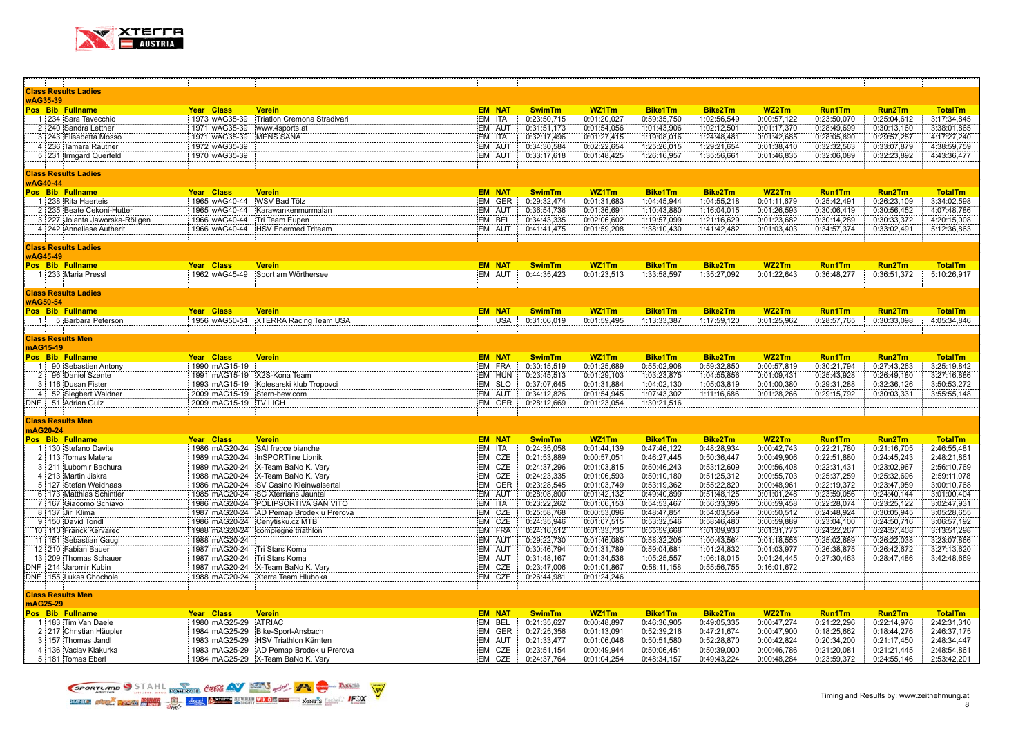## Class Results Ladies

### wAG35-39

| Pos | Bib | Fullname | Year | Class | Verein | EM | NAT | SwimTm | WZ1Tm | Bike1Tm | Bike2Tm | WZ2Tm | Run1Tm | Run2Tm | TotalTm |
|---|---|---|---|---|---|---|---|---|---|---|---|---|---|---|---|
| 1 | 234 | Sara Tavecchio | 1973 | wAG35-39 | Triatlon Cremona Stradivari | EM | ITA | 0:23:50,715 | 0:01:20,027 | 0:59:35,750 | 1:02:56,549 | 0:00:57,122 | 0:23:50,070 | 0:25:04,612 | 3:17:34,845 |
| 2 | 240 | Sandra Lettner | 1971 | wAG35-39 | www.4sports.at | EM | AUT | 0:31:51,173 | 0:01:54,056 | 1:01:43,906 | 1:02:12,501 | 0:01:17,370 | 0:28:49,699 | 0:30:13,160 | 3:38:01,865 |
| 3 | 243 | Elisabetta Mosso | 1971 | wAG35-39 | MENS SANA | EM | ITA | 0:32:17,496 | 0:01:27,415 | 1:19:08,016 | 1:24:48,481 | 0:01:42,685 | 0:28:05,890 | 0:29:57,257 | 4:17:27,240 |
| 4 | 236 | Tamara Rautner | 1972 | wAG35-39 | | EM | AUT | 0:34:30,584 | 0:02:22,654 | 1:25:26,015 | 1:29:21,654 | 0:01:38,410 | 0:32:32,563 | 0:33:07,879 | 4:38:59,759 |
| 5 | 231 | Irmgard Querfeld | 1970 | wAG35-39 | | EM | AUT | 0:33:17,618 | 0:01:48,425 | 1:26:16,957 | 1:35:56,661 | 0:01:46,835 | 0:32:06,089 | 0:32:23,892 | 4:43:36,477 |

## Class Results Ladies

### wAG40-44

| Pos | Bib | Fullname | Year | Class | Verein | EM | NAT | SwimTm | WZ1Tm | Bike1Tm | Bike2Tm | WZ2Tm | Run1Tm | Run2Tm | TotalTm |
|---|---|---|---|---|---|---|---|---|---|---|---|---|---|---|---|
| 1 | 238 | Rita Haerteis | 1965 | wAG40-44 | WSV Bad Tölz | EM | GER | 0:29:32,474 | 0:01:31,683 | 1:04:45,944 | 1:04:55,218 | 0:01:11,679 | 0:25:42,491 | 0:26:23,109 | 3:34:02,598 |
| 2 | 235 | Beate Cekoni-Hutter | 1965 | wAG40-44 | Karawankenmurmalan | EM | AUT | 0:36:54,736 | 0:01:36,691 | 1:10:43,880 | 1:16:04,015 | 0:01:26,593 | 0:30:06,419 | 0:30:56,452 | 4:07:48,786 |
| 3 | 227 | Jolanta Jaworska-Röllgen | 1966 | wAG40-44 | Tri Team Eupen | EM | BEL | 0:34:43,335 | 0:02:06,602 | 1:19:57,099 | 1:21:16,629 | 0:01:23,682 | 0:30:14,289 | 0:30:33,372 | 4:20:15,008 |
| 4 | 242 | Anneliese Autherit | 1966 | wAG40-44 | HSV Enermed Triteam | EM | AUT | 0:41:41,475 | 0:01:59,208 | 1:38:10,430 | 1:41:42,482 | 0:01:03,403 | 0:34:57,374 | 0:33:02,491 | 5:12:36,863 |

## Class Results Ladies

### wAG45-49

| Pos | Bib | Fullname | Year | Class | Verein | EM | NAT | SwimTm | WZ1Tm | Bike1Tm | Bike2Tm | WZ2Tm | Run1Tm | Run2Tm | TotalTm |
|---|---|---|---|---|---|---|---|---|---|---|---|---|---|---|---|
| 1 | 233 | Maria Pressl | 1962 | wAG45-49 | Sport am Wörthersee | EM | AUT | 0:44:35,423 | 0:01:23,513 | 1:33:58,597 | 1:35:27,092 | 0:01:22,643 | 0:36:48,277 | 0:36:51,372 | 5:10:26,917 |

## Class Results Ladies

### wAG50-54

| Pos | Bib | Fullname | Year | Class | Verein | EM | NAT | SwimTm | WZ1Tm | Bike1Tm | Bike2Tm | WZ2Tm | Run1Tm | Run2Tm | TotalTm |
|---|---|---|---|---|---|---|---|---|---|---|---|---|---|---|---|
| 1 | 5 | Barbara Peterson | 1956 | wAG50-54 | XTERRA Racing Team USA | | USA | 0:31:06,019 | 0:01:59,495 | 1:13:33,387 | 1:17:59,120 | 0:01:25,962 | 0:28:57,765 | 0:30:33,098 | 4:05:34,846 |

## Class Results Men

### mAG15-19

| Pos | Bib | Fullname | Year | Class | Verein | EM | NAT | SwimTm | WZ1Tm | Bike1Tm | Bike2Tm | WZ2Tm | Run1Tm | Run2Tm | TotalTm |
|---|---|---|---|---|---|---|---|---|---|---|---|---|---|---|---|
| 1 | 90 | Sebastien Antony | 1990 | mAG15-19 | | EM | FRA | 0:30:15,519 | 0:01:25,689 | 0:55:02,908 | 0:59:32,850 | 0:00:57,819 | 0:30:21,794 | 0:27:43,263 | 3:25:19,842 |
| 2 | 96 | Daniel Szente | 1991 | mAG15-19 | X2S-Kona Team | EM | HUN | 0:23:45,513 | 0:01:29,103 | 1:03:23,875 | 1:04:55,856 | 0:01:09,431 | 0:25:43,928 | 0:26:49,180 | 3:27:16,886 |
| 3 | 116 | Dusan Fister | 1993 | mAG15-19 | Kolesarski klub Tropovci | EM | SLO | 0:37:07,645 | 0:01:31,884 | 1:04:02,130 | 1:05:03,819 | 0:01:00,380 | 0:29:31,288 | 0:32:36,126 | 3:50:53,272 |
| 4 | 52 | Siegbert Waldner | 2009 | mAG15-19 | Stern-bew.com | EM | AUT | 0:34:12,826 | 0:01:54,945 | 1:07:43,302 | 1:11:16,686 | 0:01:28,266 | 0:29:15,792 | 0:30:03,331 | 3:55:55,148 |
| DNF | 51 | Adrian Gulz | 2009 | mAG15-19 | TV LICH | EM | GER | 0:28:12,669 | 0:01:23,054 | 1:30:21,516 | | | | | |

## Class Results Men

### mAG20-24

| Pos | Bib | Fullname | Year | Class | Verein | EM | NAT | SwimTm | WZ1Tm | Bike1Tm | Bike2Tm | WZ2Tm | Run1Tm | Run2Tm | TotalTm |
|---|---|---|---|---|---|---|---|---|---|---|---|---|---|---|---|
| 1 | 130 | Stefano Davite | 1986 | mAG20-24 | SAI frecce bianche | EM | ITA | 0:24:35,058 | 0:01:44,139 | 0:47:46,122 | 0:48:28,934 | 0:00:42,743 | 0:22:21,780 | 0:21:16,705 | 2:46:55,481 |
| 2 | 113 | Tomas Matera | 1989 | mAG20-24 | InSPORTline Lipnik | EM | CZE | 0:21:53,889 | 0:00:57,051 | 0:46:27,445 | 0:50:36,447 | 0:00:49,906 | 0:22:51,880 | 0:24:45,243 | 2:48:21,861 |
| 3 | 211 | Lubomir Bachura | 1989 | mAG20-24 | X-Team BaNo K. Vary | EM | CZE | 0:24:37,296 | 0:01:03,815 | 0:50:46,243 | 0:53:12,609 | 0:00:56,408 | 0:22:31,431 | 0:23:02,967 | 2:56:10,769 |
| 4 | 213 | Martin Jiskra | 1988 | mAG20-24 | X-Team BaNo K. Vary | EM | CZE | 0:24:23,335 | 0:01:06,593 | 0:50:10,180 | 0:51:25,312 | 0:00:55,703 | 0:25:37,259 | 0:25:32,696 | 2:59:11,078 |
| 5 | 127 | Stefan Weidhaas | 1986 | mAG20-24 | SV Casino Kleinwalsertal | EM | GER | 0:23:28,545 | 0:01:03,749 | 0:53:19,362 | 0:55:22,820 | 0:00:48,961 | 0:22:19,372 | 0:23:47,959 | 3:00:10,768 |
| 6 | 173 | Matthias Schintler | 1985 | mAG20-24 | SC Xterrians Jauntal | EM | AUT | 0:28:08,800 | 0:01:42,132 | 0:49:40,899 | 0:51:48,125 | 0:01:01,248 | 0:23:59,056 | 0:24:40,144 | 3:01:00,404 |
| 7 | 167 | Giacomo Schiavo | 1986 | mAG20-24 | POLISPORTIVA SAN VITO | EM | ITA | 0:23:22,262 | 0:01:06,153 | 0:54:53,467 | 0:56:33,395 | 0:00:59,458 | 0:22:28,074 | 0:23:25,122 | 3:02:47,931 |
| 8 | 137 | Jiri Klima | 1987 | mAG20-24 | AD Pemap Brodek u Prerova | EM | CZE | 0:25:58,768 | 0:00:53,096 | 0:48:47,851 | 0:54:03,559 | 0:00:50,512 | 0:24:48,924 | 0:30:05,945 | 3:05:28,655 |
| 9 | 150 | David Tondl | 1986 | mAG20-24 | Cenytisku.cz MTB | EM | CZE | 0:24:35,946 | 0:01:07,515 | 0:53:32,546 | 0:58:46,480 | 0:00:59,889 | 0:23:04,100 | 0:24:50,716 | 3:06:57,192 |
| 10 | 110 | Franck Kervarec | 1988 | mAG20-24 | compiegne triathlon | EM | FRA | 0:24:16,512 | 0:01:33,735 | 0:55:59,668 | 1:01:09,933 | 0:01:31,775 | 0:24:22,267 | 0:24:57,408 | 3:13:51,298 |
| 11 | 151 | Sebastian Gaugl | 1988 | mAG20-24 | | EM | AUT | 0:29:22,730 | 0:01:46,085 | 0:58:32,205 | 1:00:43,564 | 0:01:18,555 | 0:25:02,689 | 0:26:22,038 | 3:23:07,866 |
| 12 | 210 | Fabian Bauer | 1987 | mAG20-24 | Tri Stars Koma | EM | AUT | 0:30:46,794 | 0:01:31,789 | 0:59:04,681 | 1:01:24,832 | 0:01:03,977 | 0:26:38,875 | 0:26:42,672 | 3:27:13,620 |
| 13 | 209 | Thomas Schauer | 1987 | mAG20-24 | Tri Stars Koma | EM | AUT | 0:31:48,167 | 0:01:34,536 | 1:05:25,557 | 1:06:18,015 | 0:01:24,445 | 0:27:30,463 | 0:28:47,486 | 3:42:48,669 |
| DNF | 214 | Jaromir Kubin | 1987 | mAG20-24 | X-Team BaNo K. Vary | EM | CZE | 0:23:47,006 | 0:01:01,867 | 0:58:11,158 | 0:55:56,755 | 0:16:01,672 | | | |
| DNF | 155 | Lukas Chochole | 1988 | mAG20-24 | Xterra Team Hluboka | EM | CZE | 0:26:44,981 | 0:01:24,246 | | | | | | |

## Class Results Men

### mAG25-29

| Pos | Bib | Fullname | Year | Class | Verein | EM | NAT | SwimTm | WZ1Tm | Bike1Tm | Bike2Tm | WZ2Tm | Run1Tm | Run2Tm | TotalTm |
|---|---|---|---|---|---|---|---|---|---|---|---|---|---|---|---|
| 1 | 183 | Tim Van Daele | 1980 | mAG25-29 | ATRIAC | EM | BEL | 0:21:35,627 | 0:00:48,897 | 0:46:36,905 | 0:49:05,335 | 0:00:47,274 | 0:21:22,296 | 0:22:14,976 | 2:42:31,310 |
| 2 | 217 | Christian Häupler | 1984 | mAG25-29 | Bike-Sport-Ansbach | EM | GER | 0:27:25,356 | 0:01:13,091 | 0:52:39,216 | 0:47:21,674 | 0:00:47,900 | 0:18:25,662 | 0:18:44,276 | 2:46:37,175 |
| 3 | 157 | Thomas Jandl | 1983 | mAG25-29 | HSV Triathlon Kärnten | EM | AUT | 0:21:33,477 | 0:01:06,046 | 0:50:51,580 | 0:52:28,870 | 0:00:42,824 | 0:20:34,200 | 0:21:17,450 | 2:48:34,447 |
| 4 | 136 | Vaclav Klakurka | 1983 | mAG25-29 | AD Pemap Brodek u Prerova | EM | CZE | 0:23:51,154 | 0:00:49,944 | 0:50:06,451 | 0:50:39,000 | 0:00:46,786 | 0:21:20,081 | 0:21:21,445 | 2:48:54,861 |
| 5 | 181 | Tomas Eberl | 1984 | mAG25-29 | X-Team BaNo K. Vary | EM | CZE | 0:24:37,764 | 0:01:04,254 | 0:48:34,157 | 0:49:43,224 | 0:00:48,284 | 0:23:59,372 | 0:24:55,146 | 2:53:42,201 |

Timing and Results by: www.zeitnehmung.at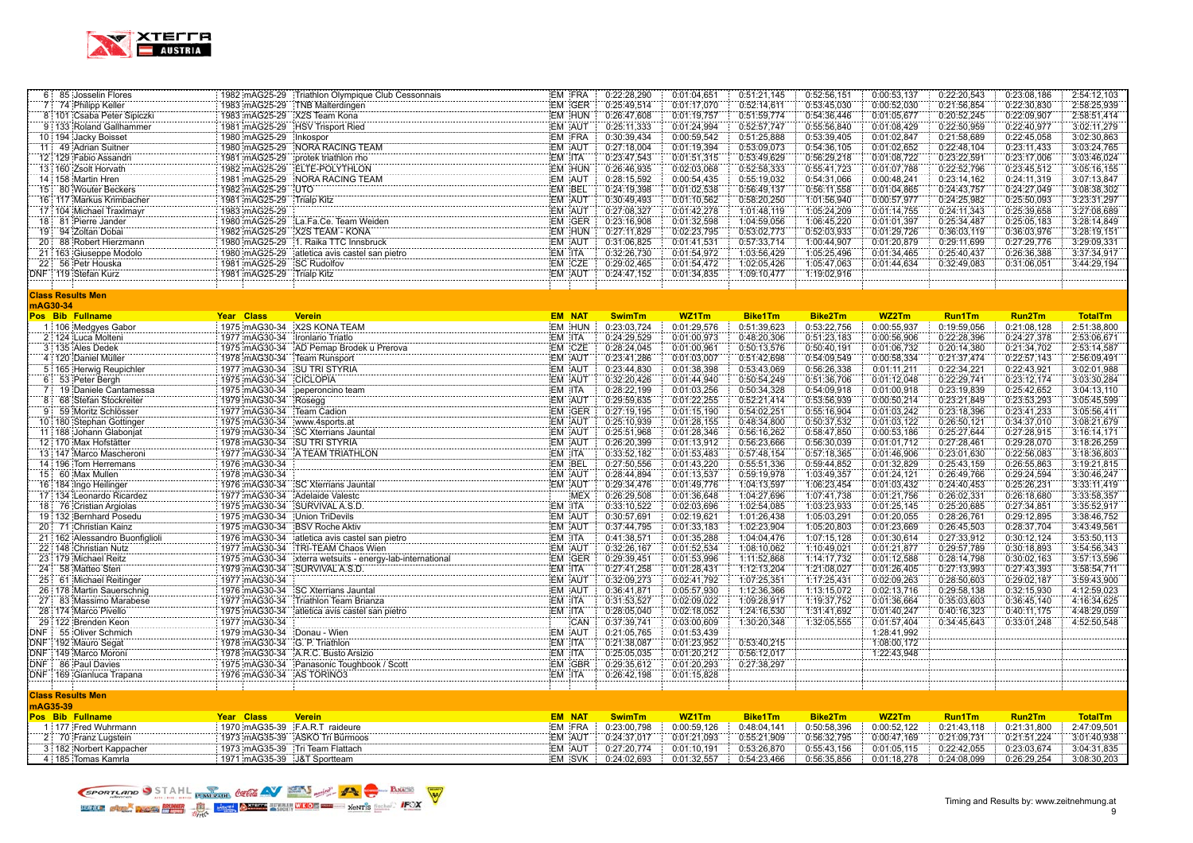| Pos | Bib | Fullname | Year | Class | Verein | EM | NAT | SwimTm | WZ1Tm | Bike1Tm | Bike2Tm | WZ2Tm | Run1Tm | Run2Tm | TotalTm |
|---|---|---|---|---|---|---|---|---|---|---|---|---|---|---|---|
| 6 | 85 | Josselin Flores | 1982 | mAG25-29 | Triathlon Olympique Club Cessonnais | EM | FRA | 0:22:28,290 | 0:01:04,651 | 0:51:21,145 | 0:52:56,151 | 0:00:53,137 | 0:22:20,543 | 0:23:08,186 | 2:54:12,103 |
| 7 | 74 | Philipp Keller | 1983 | mAG25-29 | TNB Malterdingen | EM | GER | 0:25:49,514 | 0:01:17,070 | 0:52:14,611 | 0:53:45,030 | 0:00:52,030 | 0:21:56,854 | 0:22:30,830 | 2:58:25,939 |
| 8 | 101 | Csaba Peter Sipiczki | 1983 | mAG25-29 | X2S Team Kona | EM | HUN | 0:26:47,608 | 0:01:19,757 | 0:51:59,774 | 0:54:36,446 | 0:01:05,677 | 0:20:52,245 | 0:22:09,907 | 2:58:51,414 |
| 9 | 133 | Roland Gallhammer | 1981 | mAG25-29 | HSV Trisport Ried | EM | AUT | 0:25:11,333 | 0:01:24,994 | 0:52:57,747 | 0:55:56,840 | 0:01:08,429 | 0:22:50,959 | 0:22:40,977 | 3:02:11,279 |
| 10 | 194 | Jacky Boisset | 1980 | mAG25-29 | Inkospor | EM | FRA | 0:30:39,434 | 0:00:59,542 | 0:51:25,888 | 0:53:39,405 | 0:01:02,847 | 0:21:58,689 | 0:22:45,058 | 3:02:30,863 |
| 11 | 49 | Adrian Suitner | 1980 | mAG25-29 | NORA RACING TEAM | EM | AUT | 0:27:18,004 | 0:01:19,394 | 0:53:09,073 | 0:54:36,105 | 0:01:02,652 | 0:22:48,104 | 0:23:11,433 | 3:03:24,765 |
| 12 | 129 | Fabio Assandri | 1981 | mAG25-29 | protek triathlon rho | EM | ITA | 0:23:47,543 | 0:01:51,315 | 0:53:49,629 | 0:56:29,218 | 0:01:08,722 | 0:23:22,591 | 0:23:17,006 | 3:03:46,024 |
| 13 | 160 | Zsolt Horvath | 1982 | mAG25-29 | ELTE-POLYTHLON | EM | HUN | 0:26:46,935 | 0:02:03,068 | 0:52:58,333 | 0:55:41,723 | 0:01:07,788 | 0:22:52,796 | 0:23:45,512 | 3:05:16,155 |
| 14 | 158 | Martin Hren | 1981 | mAG25-29 | NORA RACING TEAM | EM | AUT | 0:28:15,592 | 0:00:54,435 | 0:55:19,032 | 0:54:31,066 | 0:00:48,241 | 0:23:14,162 | 0:24:11,319 | 3:07:13,847 |
| 15 | 80 | Wouter Beckers | 1982 | mAG25-29 | UTO | EM | BEL | 0:24:19,398 | 0:01:02,538 | 0:56:49,137 | 0:56:11,558 | 0:01:04,865 | 0:24:43,757 | 0:24:27,049 | 3:08:38,302 |
| 16 | 117 | Markus Krimbacher | 1981 | mAG25-29 | Trialp Kitz | EM | AUT | 0:30:49,493 | 0:01:10,562 | 0:58:20,250 | 1:01:56,940 | 0:00:57,977 | 0:24:25,982 | 0:25:50,093 | 3:23:31,297 |
| 17 | 104 | Michael Traxlmayr | 1983 | mAG25-29 | | EM | AUT | 0:27:08,327 | 0:01:42,278 | 1:01:48,119 | 1:05:24,209 | 0:01:14,755 | 0:24:11,343 | 0:25:39,658 | 3:27:08,689 |
| 18 | 81 | Pierre Jander | 1980 | mAG25-29 | La.Fa.Ce. Team Weiden | EM | GER | 0:23:16,908 | 0:01:32,598 | 1:04:59,056 | 1:06:45,220 | 0:01:01,397 | 0:25:34,487 | 0:25:05,183 | 3:28:14,849 |
| 19 | 94 | Zoltan Dobai | 1982 | mAG25-29 | X2S TEAM - KONA | EM | HUN | 0:27:11,829 | 0:02:23,795 | 0:53:02,773 | 0:52:03,933 | 0:01:29,726 | 0:36:03,119 | 0:36:03,976 | 3:28:19,151 |
| 20 | 88 | Robert Hierzmann | 1980 | mAG25-29 | 1. Raika TTC Innsbruck | EM | AUT | 0:31:06,825 | 0:01:41,531 | 0:57:33,714 | 1:00:44,907 | 0:01:20,879 | 0:29:11,699 | 0:27:29,776 | 3:29:09,331 |
| 21 | 163 | Giuseppe Modolo | 1980 | mAG25-29 | atletica avis castel san pietro | EM | ITA | 0:32:26,730 | 0:01:54,972 | 1:03:56,429 | 1:05:25,496 | 0:01:34,465 | 0:25:40,437 | 0:26:36,388 | 3:37:34,917 |
| 22 | 56 | Petr Houska | 1981 | mAG25-29 | SC Rudolfov | EM | CZE | 0:29:02,465 | 0:01:54,472 | 1:02:05,426 | 1:05:47,063 | 0:01:44,634 | 0:32:49,083 | 0:31:06,051 | 3:44:29,194 |
| DNF | 119 | Stefan Kurz | 1981 | mAG25-29 | Trialp Kitz | EM | AUT | 0:24:47,152 | 0:01:34,835 | 1:09:10,477 | 1:19:02,916 | | | | |

**Class Results Men**

**mAG30-34**

| Pos | Bib | Fullname | Year | Class | Verein | EM | NAT | SwimTm | WZ1Tm | Bike1Tm | Bike2Tm | WZ2Tm | Run1Tm | Run2Tm | TotalTm |
|---|---|---|---|---|---|---|---|---|---|---|---|---|---|---|---|
| 1 | 106 | Medgyes Gabor | 1975 | mAG30-34 | X2S KONA TEAM | EM | HUN | 0:23:03,724 | 0:01:29,576 | 0:51:39,623 | 0:53:22,756 | 0:00:55,937 | 0:19:59,056 | 0:21:08,128 | 2:51:38,800 |
| 2 | 124 | Luca Molteni | 1977 | mAG30-34 | Ironlario Triatlo | EM | ITA | 0:24:29,529 | 0:01:00,973 | 0:48:20,306 | 0:51:23,183 | 0:00:56,906 | 0:22:28,396 | 0:24:27,378 | 2:53:06,671 |
| 3 | 135 | Ales Dedek | 1975 | mAG30-34 | AD Pemap Brodek u Prerova | EM | CZE | 0:28:24,045 | 0:01:00,961 | 0:50:13,576 | 0:50:40,191 | 0:01:06,732 | 0:20:14,380 | 0:21:34,702 | 2:53:14,587 |
| 4 | 120 | Daniel Müller | 1978 | mAG30-34 | Team Runsport | EM | AUT | 0:23:41,286 | 0:01:03,007 | 0:51:42,698 | 0:54:09,549 | 0:00:58,334 | 0:21:37,474 | 0:22:57,143 | 2:56:09,491 |
| 5 | 165 | Herwig Reupichler | 1977 | mAG30-34 | SU TRI STYRIA | EM | AUT | 0:23:44,830 | 0:01:38,398 | 0:53:43,069 | 0:56:26,338 | 0:01:11,211 | 0:22:34,221 | 0:22:43,921 | 3:02:01,988 |
| 6 | 53 | Peter Bergh | 1975 | mAG30-34 | CICLOPIA | EM | AUT | 0:32:20,426 | 0:01:44,940 | 0:50:54,249 | 0:51:36,706 | 0:01:12,048 | 0:22:29,741 | 0:23:12,174 | 3:03:30,284 |
| 7 | 19 | Daniele Cantamessa | 1975 | mAG30-34 | peperoncino team | EM | ITA | 0:28:22,199 | 0:01:03,256 | 0:50:34,328 | 0:54:09,918 | 0:01:00,918 | 0:23:19,839 | 0:25:42,652 | 3:04:13,110 |
| 8 | 68 | Stefan Stockreiter | 1979 | mAG30-34 | Rosegg | EM | AUT | 0:29:59,835 | 0:01:22,255 | 0:52:21,414 | 0:53:58,939 | 0:00:50,214 | 0:23:21,849 | 0:23:53,293 | 3:05:45,599 |
| 9 | 59 | Moritz Schlösser | 1977 | mAG30-34 | Team Cadion | EM | GER | 0:27:19,195 | 0:01:15,190 | 0:54:02,251 | 0:55:16,904 | 0:01:03,242 | 0:23:18,396 | 0:23:41,233 | 3:05:56,411 |
| 10 | 180 | Stephan Gottinger | 1975 | mAG30-34 | www.4sports.at | EM | AUT | 0:25:10,939 | 0:01:28,155 | 0:48:34,800 | 0:50:37,532 | 0:01:03,122 | 0:26:50,121 | 0:34:37,010 | 3:08:21,679 |
| 11 | 188 | Johann Glabonjat | 1979 | mAG30-34 | SC Xterrians Jauntal | EM | AUT | 0:25:51,968 | 0:01:28,346 | 0:56:16,262 | 0:58:47,850 | 0:00:53,186 | 0:25:27,644 | 0:27:28,915 | 3:16:14,171 |
| 12 | 170 | Max Hofstätter | 1978 | mAG30-34 | SU TRI STYRIA | EM | AUT | 0:26:20,399 | 0:01:13,912 | 0:56:23,666 | 0:56:30,039 | 0:01:01,712 | 0:27:28,461 | 0:29:28,070 | 3:18:26,259 |
| 13 | 147 | Marco Mascheroni | 1977 | mAG30-34 | A TEAM TRIATHLON | EM | ITA | 0:33:52,182 | 0:01:53,483 | 0:57:48,154 | 0:57:18,365 | 0:01:46,906 | 0:23:01,630 | 0:22:56,083 | 3:18:36,803 |
| 14 | 196 | Tom Herremans | 1976 | mAG30-34 | | EM | BEL | 0:27:50,556 | 0:01:43,220 | 0:55:51,336 | 0:59:44,852 | 0:01:32,829 | 0:25:43,159 | 0:26:55,863 | 3:19:21,815 |
| 15 | 60 | Max Mullen | 1978 | mAG30-34 | | EM | AUT | 0:28:44,894 | 0:01:13,537 | 0:59:19,978 | 1:03:49,357 | 0:01:24,121 | 0:26:49,766 | 0:29:24,594 | 3:30:46,247 |
| 16 | 184 | Ingo Heilinger | 1976 | mAG30-34 | SC Xterrians Jauntal | EM | AUT | 0:29:34,476 | 0:01:49,776 | 1:04:13,597 | 1:06:23,454 | 0:01:03,432 | 0:24:40,453 | 0:25:26,231 | 3:33:11,419 |
| 17 | 134 | Leonardo Ricardez | 1977 | mAG30-34 | Adelaide Valestc | | MEX | 0:26:29,508 | 0:01:36,648 | 1:04:27,696 | 1:07:41,738 | 0:01:21,756 | 0:26:02,331 | 0:26:18,680 | 3:33:58,357 |
| 18 | 76 | Cristian Argiolas | 1975 | mAG30-34 | SURVIVAL A.S.D. | EM | ITA | 0:33:10,522 | 0:02:03,696 | 1:02:54,085 | 1:03:23,933 | 0:01:25,145 | 0:25:20,685 | 0:27:34,851 | 3:35:52,917 |
| 19 | 132 | Bernhard Posedu | 1975 | mAG30-34 | Union TriDevils | EM | AUT | 0:30:57,691 | 0:02:19,621 | 1:01:26,438 | 1:05:03,291 | 0:01:20,055 | 0:28:26,761 | 0:29:12,895 | 3:38:46,752 |
| 20 | 71 | Christian Kainz | 1975 | mAG30-34 | BSV Roche Aktiv | EM | AUT | 0:37:44,795 | 0:01:33,183 | 1:02:23,904 | 1:05:20,803 | 0:01:23,669 | 0:26:45,503 | 0:28:37,704 | 3:43:49,561 |
| 21 | 162 | Alessandro Buonfiglioli | 1976 | mAG30-34 | atletica avis castel san pietro | EM | ITA | 0:41:38,571 | 0:01:35,288 | 1:04:04,476 | 1:07:15,128 | 0:01:30,614 | 0:27:33,912 | 0:30:12,124 | 3:53:50,113 |
| 22 | 148 | Christian Nutz | 1977 | mAG30-34 | TRI-TEAM Chaos Wien | EM | AUT | 0:32:26,167 | 0:01:52,534 | 1:08:10,062 | 1:10:49,021 | 0:01:21,877 | 0:29:57,789 | 0:30:18,893 | 3:54:56,343 |
| 23 | 179 | Michael Reitz | 1975 | mAG30-34 | xterra wetsuits - energy-lab-international | EM | GER | 0:29:39,451 | 0:01:53,996 | 1:11:52,868 | 1:14:17,732 | 0:01:12,588 | 0:28:14,798 | 0:30:02,163 | 3:57:13,596 |
| 24 | 58 | Matteo Steri | 1979 | mAG30-34 | SURVIVAL A.S.D. | EM | ITA | 0:27:41,258 | 0:01:28,431 | 1:12:13,204 | 1:21:08,027 | 0:01:26,405 | 0:27:13,993 | 0:27:43,393 | 3:58:54,711 |
| 25 | 61 | Michael Reitinger | 1977 | mAG30-34 | | EM | AUT | 0:32:09,273 | 0:02:41,792 | 1:07:25,351 | 1:17:25,431 | 0:02:09,263 | 0:28:50,603 | 0:29:02,187 | 3:59:43,900 |
| 26 | 178 | Martin Sauerschnig | 1976 | mAG30-34 | SC Xterrians Jauntal | EM | AUT | 0:36:41,871 | 0:05:57,930 | 1:12:36,366 | 1:13:15,072 | 0:02:13,716 | 0:29:58,138 | 0:32:15,930 | 4:12:59,023 |
| 27 | 83 | Massimo Marabese | 1977 | mAG30-34 | Triathlon Team Brianza | EM | ITA | 0:31:53,527 | 0:02:09,022 | 1:09:28,917 | 1:19:37,752 | 0:01:36,664 | 0:35:03,603 | 0:36:45,140 | 4:16:34,625 |
| 28 | 174 | Marco Pivello | 1975 | mAG30-34 | atletica avis castel san pietro | EM | ITA | 0:28:05,040 | 0:02:18,052 | 1:24:16,530 | 1:31:41,692 | 0:01:40,247 | 0:40:16,323 | 0:40:11,175 | 4:48:29,059 |
| 29 | 122 | Brenden Keon | 1977 | mAG30-34 | | | CAN | 0:37:39,741 | 0:03:00,609 | 1:30:20,348 | 1:32:05,555 | 0:01:57,404 | 0:34:45,643 | 0:33:01,248 | 4:52:50,548 |
| DNF | 55 | Oliver Schmich | 1979 | mAG30-34 | Donau - Wien | EM | AUT | 0:21:05,765 | 0:01:53,439 | | | 1:28:41,992 | | | |
| DNF | 192 | Mauro Segat | 1978 | mAG30-34 | G. P. Triathlon | EM | ITA | 0:21:38,087 | 0:01:23,952 | 0:53:40,215 | | 1:08:00,172 | | | |
| DNF | 149 | Marco Moroni | 1978 | mAG30-34 | A.R.C. Busto Arsizio | EM | ITA | 0:25:05,035 | 0:01:20,212 | 0:56:12,017 | | 1:22:43,948 | | | |
| DNF | 86 | Paul Davies | 1975 | mAG30-34 | Panasonic Toughbook / Scott | EM | GBR | 0:29:35,612 | 0:01:20,293 | 0:27:38,297 | | | | | |
| DNF | 169 | Gianluca Trapana | 1976 | mAG30-34 | AS TORINO3 | EM | ITA | 0:26:42,198 | 0:01:15,828 | | | | | | |

**Class Results Men**

**mAG35-39**

| Pos | Bib | Fullname | Year | Class | Verein | EM | NAT | SwimTm | WZ1Tm | Bike1Tm | Bike2Tm | WZ2Tm | Run1Tm | Run2Tm | TotalTm |
|---|---|---|---|---|---|---|---|---|---|---|---|---|---|---|---|
| 1 | 177 | Fred Wuhrmann | 1970 | mAG35-39 | F.A.R.T raideure | EM | FRA | 0:23:00,798 | 0:00:59,126 | 0:48:04,141 | 0:50:58,396 | 0:00:52,122 | 0:21:43,118 | 0:21:31,800 | 2:47:09,501 |
| 2 | 70 | Franz Lugstein | 1973 | mAG35-39 | ASKÖ Tri Bürmoos | EM | AUT | 0:24:37,017 | 0:01:21,093 | 0:55:21,909 | 0:56:32,795 | 0:00:47,169 | 0:21:09,731 | 0:21:51,224 | 3:01:40,938 |
| 3 | 182 | Norbert Kappacher | 1973 | mAG35-39 | Tri Team Flattach | EM | AUT | 0:27:20,774 | 0:01:10,191 | 0:53:26,870 | 0:55:43,156 | 0:01:05,115 | 0:22:42,055 | 0:23:03,674 | 3:04:31,835 |
| 4 | 185 | Tomas Kamrla | 1971 | mAG35-39 | J&T Sportteam | EM | SVK | 0:24:02,693 | 0:01:32,557 | 0:54:23,466 | 0:56:35,856 | 0:01:18,278 | 0:24:08,099 | 0:26:29,254 | 3:08:30,203 |

Timing and Results by: www.zeitnehmung.at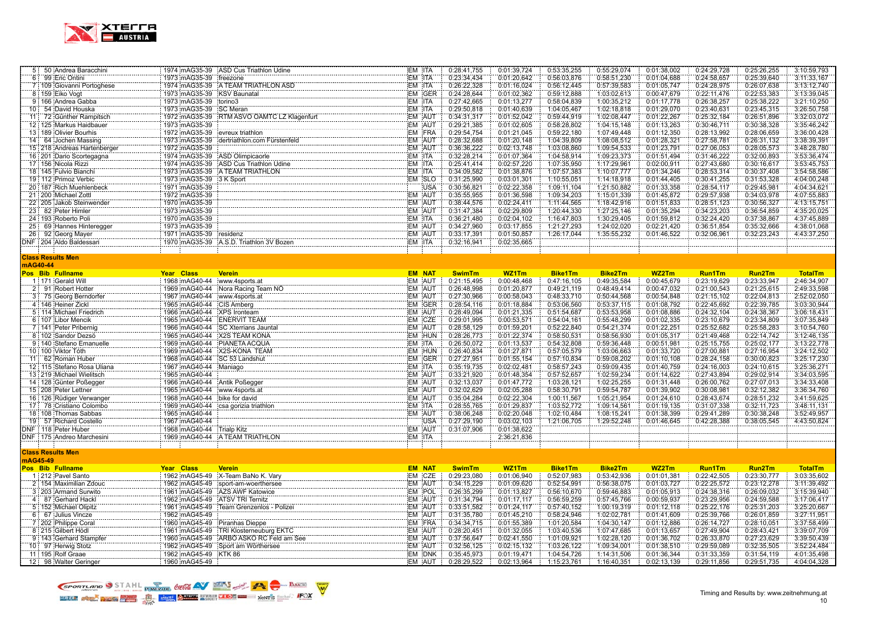| Pos | Bib | Fullname | Year | Class | Verein | EM | NAT | SwimTm | WZ1Tm | Bike1Tm | Bike2Tm | WZ2Tm | Run1Tm | Run2Tm | TotalTm |
|---|---|---|---|---|---|---|---|---|---|---|---|---|---|---|---|
| 5 | 50 | Andrea Baracchini | 1974 | mAG35-39 | ASD Cus Triathlon Udine | EM | ITA | 0:28:41,755 | 0:01:39,724 | 0:53:35,255 | 0:55:29,074 | 0:01:38,002 | 0:24:29,728 | 0:25:26,255 | 3:10:59,793 |
| 6 | 99 | Eric Ontini | 1973 | mAG35-39 | freezone | EM | ITA | 0:23:34,434 | 0:01:20,642 | 0:56:03,876 | 0:58:51,230 | 0:01:04,688 | 0:24:58,657 | 0:25:39,640 | 3:11:33,167 |
| 7 | 109 | Giovanni Portoghese | 1974 | mAG35-39 | A TEAM TRIATHLON ASD | EM | ITA | 0:26:22,328 | 0:01:16,024 | 0:56:12,445 | 0:57:39,583 | 0:01:05,747 | 0:24:28,975 | 0:26:07,638 | 3:13:12,740 |
| 8 | 159 | Eiko Vogt | 1973 | mAG35-39 | KSV Baunatal | EM | GER | 0:24:28,644 | 0:01:02,362 | 0:59:12,888 | 1:03:02,613 | 0:00:47,679 | 0:22:11,476 | 0:22:53,383 | 3:13:39,045 |
| 9 | 166 | Andrea Gabba | 1973 | mAG35-39 | torino3 | EM | ITA | 0:27:42,665 | 0:01:13,277 | 0:58:04,839 | 1:00:35,212 | 0:01:17,778 | 0:26:38,257 | 0:25:38,222 | 3:21:10,250 |
| 10 | 54 | David Houska | 1973 | mAG35-39 | SC Meran | EM | ITA | 0:29:50,818 | 0:01:40,639 | 1:04:05,467 | 1:02:18,818 | 0:01:29,070 | 0:23:40,631 | 0:23:45,315 | 3:26:50,758 |
| 11 | 72 | Günther Rampitsch | 1972 | mAG35-39 | RTM ASVÖ ÖAMTC LZ Klagenfurt | EM | AUT | 0:34:31,317 | 0:01:52,042 | 0:59:44,919 | 1:02:08,447 | 0:01:22,267 | 0:25:32,184 | 0:26:51,896 | 3:32:03,072 |
| 12 | 125 | Markus Haidbauer | 1973 | mAG35-39 | | EM | AUT | 0:29:21,385 | 0:01:02,605 | 0:58:28,802 | 1:04:15,148 | 0:01:13,263 | 0:30:46,711 | 0:30:38,328 | 3:35:46,242 |
| 13 | 189 | Olivier Bourhis | 1972 | mAG35-39 | evreux triathlon | EM | FRA | 0:29:54,754 | 0:01:21,045 | 0:59:22,180 | 1:07:49,448 | 0:01:12,350 | 0:28:13,992 | 0:28:06,659 | 3:36:00,428 |
| 14 | 84 | Jochen Massing | 1973 | mAG35-39 | dertriathlon.com Fürstenfeld | EM | AUT | 0:28:32,688 | 0:01:20,148 | 1:04:39,809 | 1:08:08,512 | 0:01:28,321 | 0:27:58,781 | 0:26:31,132 | 3:38:39,391 |
| 15 | 218 | Andreas Hartenberger | 1972 | mAG35-39 | | EM | AUT | 0:36:36,222 | 0:02:13,748 | 1:03:08,860 | 1:09:54,533 | 0:01:23,791 | 0:27:06,053 | 0:28:05,573 | 3:48:28,780 |
| 16 | 201 | Dario Scortegagna | 1974 | mAG35-39 | ASD Olimpicaorle | EM | ITA | 0:32:28,214 | 0:01:07,364 | 1:04:58,914 | 1:09:23,373 | 0:01:51,494 | 0:31:46,222 | 0:32:00,893 | 3:53:36,474 |
| 17 | 156 | Nicola Rizzi | 1974 | mAG35-39 | ASD Cus Triathlon Udine | EM | ITA | 0:25:41,414 | 0:02:57,220 | 1:07:35,950 | 1:17:29,961 | 0:02:00,911 | 0:27:43,680 | 0:30:16,617 | 3:53:45,753 |
| 18 | 145 | Fulvio Bianchi | 1973 | mAG35-39 | A TEAM TRIATHLON | EM | ITA | 0:34:09,582 | 0:01:38,876 | 1:07:57,383 | 1:10:07,777 | 0:01:34,246 | 0:28:53,314 | 0:30:37,408 | 3:54:58,586 |
| 19 | 112 | Primoz Verbic | 1973 | mAG35-39 | 3 K Sport | EM | SLO | 0:31:25,990 | 0:03:01,301 | 1:10:55,051 | 1:14:18,918 | 0:01:44,405 | 0:30:41,255 | 0:31:53,328 | 4:04:00,248 |
| 20 | 187 | Rich Muehlenbeck | 1971 | mAG35-39 | | | USA | 0:30:56,821 | 0:02:22,358 | 1:09:11,104 | 1:21:50,882 | 0:01:33,358 | 0:28:54,117 | 0:29:45,981 | 4:04:34,621 |
| 21 | 200 | Michael Zottl | 1972 | mAG35-39 | | EM | AUT | 0:35:55,955 | 0:01:36,598 | 1:09:34,203 | 1:15:01,339 | 0:01:45,872 | 0:29:57,938 | 0:34:03,978 | 4:07:55,883 |
| 22 | 205 | Jakob Steinwender | 1970 | mAG35-39 | | EM | AUT | 0:38:44,576 | 0:02:24,411 | 1:11:44,565 | 1:18:42,916 | 0:01:51,833 | 0:28:51,123 | 0:30:56,327 | 4:13:15,751 |
| 23 | 82 | Peter Himler | 1973 | mAG35-39 | | EM | AUT | 0:31:47,384 | 0:02:29,809 | 1:20:44,330 | 1:27:25,146 | 0:01:35,294 | 0:34:23,203 | 0:36:54,859 | 4:35:20,025 |
| 24 | 193 | Roberto Poli | 1970 | mAG35-39 | | EM | ITA | 0:36:21,480 | 0:02:04,102 | 1:16:47,803 | 1:30:29,405 | 0:01:59,812 | 0:32:24,420 | 0:37:38,867 | 4:37:45,889 |
| 25 | 69 | Hannes Hinteregger | 1973 | mAG35-39 | | EM | AUT | 0:34:27,960 | 0:03:17,855 | 1:21:27,293 | 1:24:02,020 | 0:02:21,420 | 0:36:51,854 | 0:35:32,666 | 4:38:01,068 |
| 26 | 92 | Georg Mayer | 1971 | mAG35-39 | residenz | EM | AUT | 0:33:17,391 | 0:01:50,857 | 1:26:17,044 | 1:35:55,232 | 0:01:46,522 | 0:32:06,961 | 0:32:23,243 | 4:43:37,250 |
| DNF | 204 | Aldo Baldessari | 1970 | mAG35-39 | A.S.D. Triathlon 3V Bozen | EM | ITA | 0:32:16,941 | 0:02:35,665 | | | | | | |

## Class Results Men

### mAG40-44

| Pos | Bib | Fullname | Year | Class | Verein | EM | NAT | SwimTm | WZ1Tm | Bike1Tm | Bike2Tm | WZ2Tm | Run1Tm | Run2Tm | TotalTm |
|---|---|---|---|---|---|---|---|---|---|---|---|---|---|---|---|
| 1 | 171 | Gerald Will | 1968 | mAG40-44 | www.4sports.at | EM | AUT | 0:21:15,495 | 0:00:48,468 | 0:47:16,105 | 0:49:35,584 | 0:00:45,679 | 0:23:19,629 | 0:23:33,947 | 2:46:34,907 |
| 2 | 91 | Robert Hotter | 1969 | mAG40-44 | Nora Racing Team NÖ | EM | AUT | 0:26:48,998 | 0:01:20,877 | 0:49:21,119 | 0:48:49,414 | 0:00:47,032 | 0:21:00,543 | 0:21:25,615 | 2:49:33,598 |
| 3 | 75 | Georg Berndorfer | 1967 | mAG40-44 | www.4sports.at | EM | AUT | 0:27:30,966 | 0:00:58,043 | 0:48:33,710 | 0:50:44,568 | 0:00:54,848 | 0:21:15,102 | 0:22:04,813 | 2:52:02,050 |
| 4 | 146 | Heiner Zickl | 1965 | mAG40-44 | CIS Amberg | EM | GER | 0:28:54,116 | 0:01:18,884 | 0:53:06,560 | 0:53:37,115 | 0:01:08,792 | 0:22:45,692 | 0:22:39,785 | 3:03:30,944 |
| 5 | 114 | Michael Friedrich | 1966 | mAG40-44 | XPS Ironteam | EM | AUT | 0:28:49,094 | 0:01:21,335 | 0:51:54,687 | 0:53:53,958 | 0:01:08,886 | 0:24:32,104 | 0:24:38,367 | 3:06:18,431 |
| 6 | 107 | Libor Mencik | 1965 | mAG40-44 | ENERVIT TEAM | EM | CZE | 0:29:01,995 | 0:00:53,571 | 0:54:04,161 | 0:55:48,299 | 0:01:02,335 | 0:23:10,679 | 0:23:34,809 | 3:07:35,849 |
| 7 | 141 | Peter Pribernig | 1966 | mAG40-44 | SC Xterrians Jauntal | EM | AUT | 0:28:58,129 | 0:01:59,201 | 0:52:22,840 | 0:54:21,374 | 0:01:22,251 | 0:25:52,682 | 0:25:58,283 | 3:10:54,760 |
| 8 | 102 | Sandor Dezsö | 1965 | mAG40-44 | X2S TEAM KONA | EM | HUN | 0:28:26,773 | 0:01:22,374 | 0:58:50,531 | 0:58:56,930 | 0:01:05,317 | 0:21:49,468 | 0:22:14,742 | 3:12:46,135 |
| 9 | 140 | Stefano Emanuelle | 1969 | mAG40-44 | PIANETA ACQUA | EM | ITA | 0:26:50,072 | 0:01:13,537 | 0:54:32,808 | 0:59:36,448 | 0:00:51,981 | 0:25:15,755 | 0:25:02,177 | 3:13:22,778 |
| 10 | 100 | Viktor Tóth | 1969 | mAG40-44 | X2S-KONA TEAM | EM | HUN | 0:26:40,834 | 0:01:27,871 | 0:57:05,579 | 1:03:06,663 | 0:01:33,720 | 0:27:00,881 | 0:27:16,954 | 3:24:12,502 |
| 11 | 62 | Roman Huber | 1968 | mAG40-44 | SC 53 Landshut | EM | GER | 0:27:27,951 | 0:01:55,154 | 0:57:10,834 | 0:59:08,202 | 0:01:10,108 | 0:28:24,158 | 0:30:00,823 | 3:25:17,230 |
| 12 | 115 | Stefano Rosa Uliana | 1967 | mAG40-44 | Maniago | EM | ITA | 0:35:19,735 | 0:02:02,481 | 0:58:57,243 | 0:59:09,435 | 0:01:40,759 | 0:24:16,003 | 0:24:10,615 | 3:25:36,271 |
| 13 | 219 | Michael Wielitsch | 1965 | mAG40-44 | | EM | AUT | 0:33:21,920 | 0:01:48,354 | 0:57:52,657 | 1:02:59,234 | 0:01:14,622 | 0:27:43,894 | 0:29:02,914 | 3:34:03,595 |
| 14 | 128 | Günter Poßegger | 1966 | mAG40-44 | Antik Poßegger | EM | AUT | 0:32:13,037 | 0:01:47,772 | 1:03:28,121 | 1:02:25,255 | 0:01:31,448 | 0:26:00,762 | 0:27:07,013 | 3:34:33,408 |
| 15 | 208 | Peter Lettner | 1965 | mAG40-44 | www.4sports.at | EM | AUT | 0:32:02,629 | 0:02:05,288 | 0:58:30,791 | 0:59:54,787 | 0:01:39,902 | 0:30:08,981 | 0:32:12,382 | 3:36:34,760 |
| 16 | 126 | Rüdiger Verwanger | 1968 | mAG40-44 | bike for david | EM | AUT | 0:35:04,284 | 0:02:22,304 | 1:00:11,567 | 1:05:21,954 | 0:01:24,610 | 0:28:43,674 | 0:28:51,232 | 3:41:59,625 |
| 17 | 78 | Cristiano Colombo | 1969 | mAG40-44 | csa gorizia triathlon | EM | ITA | 0:28:55,765 | 0:01:29,837 | 1:03:52,772 | 1:09:14,561 | 0:01:19,135 | 0:31:07,338 | 0:32:11,723 | 3:48:11,131 |
| 18 | 108 | Thomas Sabbas | 1965 | mAG40-44 | | EM | AUT | 0:38:06,248 | 0:02:20,048 | 1:02:10,484 | 1:08:15,241 | 0:01:38,399 | 0:29:41,289 | 0:30:38,248 | 3:52:49,957 |
| 19 | 57 | Richard Costello | 1967 | mAG40-44 | | | USA | 0:27:29,190 | 0:03:02,103 | 1:21:06,705 | 1:29:52,248 | 0:01:46,645 | 0:42:28,388 | 0:38:05,545 | 4:43:50,824 |
| DNF | 118 | Peter Huber | 1968 | mAG40-44 | Trialp Kitz | EM | AUT | 0:31:07,906 | 0:01:38,622 | | | | | | |
| DNF | 175 | Andreo Marchesini | 1969 | mAG40-44 | A TEAM TRIATHLON | EM | ITA | | 2:36:21,836 | | | | | | |

## Class Results Men

### mAG45-49

| Pos | Bib | Fullname | Year | Class | Verein | EM | NAT | SwimTm | WZ1Tm | Bike1Tm | Bike2Tm | WZ2Tm | Run1Tm | Run2Tm | TotalTm |
|---|---|---|---|---|---|---|---|---|---|---|---|---|---|---|---|
| 1 | 212 | Pavel Santo | 1962 | mAG45-49 | X-Team BaNo K. Vary | EM | CZE | 0:29:23,080 | 0:01:06,940 | 0:52:07,983 | 0:53:42,936 | 0:01:01,381 | 0:22:42,505 | 0:23:30,777 | 3:03:35,602 |
| 2 | 154 | Maximilian Zdouc | 1962 | mAG45-49 | sport-am-woerthersee | EM | AUT | 0:34:15,229 | 0:01:09,620 | 0:52:54,991 | 0:56:38,075 | 0:01:03,727 | 0:22:25,572 | 0:23:12,278 | 3:11:39,492 |
| 3 | 203 | Armand Surwito | 1961 | mAG45-49 | AZS AWF Katowice | EM | POL | 0:26:35,299 | 0:01:13,827 | 0:56:10,670 | 0:59:46,883 | 0:01:05,913 | 0:24:38,316 | 0:26:09,032 | 3:15:39,940 |
| 4 | 87 | Gerhard Hackl | 1962 | mAG45-49 | ATSV TRI Ternitz | EM | AUT | 0:31:34,794 | 0:01:17,117 | 0:56:59,259 | 0:57:45,766 | 0:00:59,937 | 0:23:29,956 | 0:24:59,588 | 3:17:06,417 |
| 5 | 152 | Michael Ollipitz | 1961 | mAG45-49 | Team Grenzenlos - Polizei | EM | AUT | 0:33:51,582 | 0:01:24,117 | 0:57:40,152 | 1:00:19,319 | 0:01:12,118 | 0:25:22,176 | 0:25:31,203 | 3:25:20,667 |
| 6 | 67 | Julius Vincze | 1962 | mAG45-49 | | EM | AUT | 0:31:35,780 | 0:01:45,210 | 0:58:24,946 | 1:02:02,781 | 0:01:41,609 | 0:25:39,766 | 0:26:01,859 | 3:27:11,951 |
| 7 | 202 | Philippe Coral | 1960 | mAG45-49 | Piranhas Dieppe | EM | FRA | 0:34:34,715 | 0:01:55,389 | 1:01:20,584 | 1:04:30,147 | 0:01:12,886 | 0:26:14,727 | 0:28:10,051 | 3:37:58,499 |
| 8 | 215 | Gilbert Hödl | 1961 | mAG45-49 | TRI Klosterneuburg EKTC | EM | AUT | 0:28:20,451 | 0:01:32,055 | 1:03:40,536 | 1:07:47,685 | 0:01:13,657 | 0:27:49,904 | 0:28:43,421 | 3:39:07,709 |
| 9 | 143 | Gerhard Stampfer | 1960 | mAG45-49 | ARBÖ ASKÖ RC Feld am See | EM | AUT | 0:37:56,647 | 0:02:41,550 | 1:01:09,921 | 1:02:28,120 | 0:01:36,702 | 0:26:33,870 | 0:27:23,629 | 3:39:50,439 |
| 10 | 97 | Herwig Stotz | 1962 | mAG45-49 | Sport am Wörthersee | EM | AUT | 0:32:56,125 | 0:02:15,132 | 1:03:26,122 | 1:09:34,001 | 0:01:38,510 | 0:29:59,089 | 0:32:35,505 | 3:52:24,484 |
| 11 | 195 | Rolf Graae | 1962 | mAG45-49 | KTK 86 | EM | DNK | 0:35:45,973 | 0:01:19,471 | 1:04:54,726 | 1:14:31,506 | 0:01:36,344 | 0:31:33,359 | 0:31:54,119 | 4:01:35,498 |
| 12 | 98 | Walter Geringer | 1960 | mAG45-49 | | EM | AUT | 0:28:29,522 | 0:02:13,964 | 1:15:23,761 | 1:16:40,351 | 0:02:13,139 | 0:29:11,856 | 0:29:51,735 | 4:04:04,328 |

Timing and Results by: www.zeitnehmung.at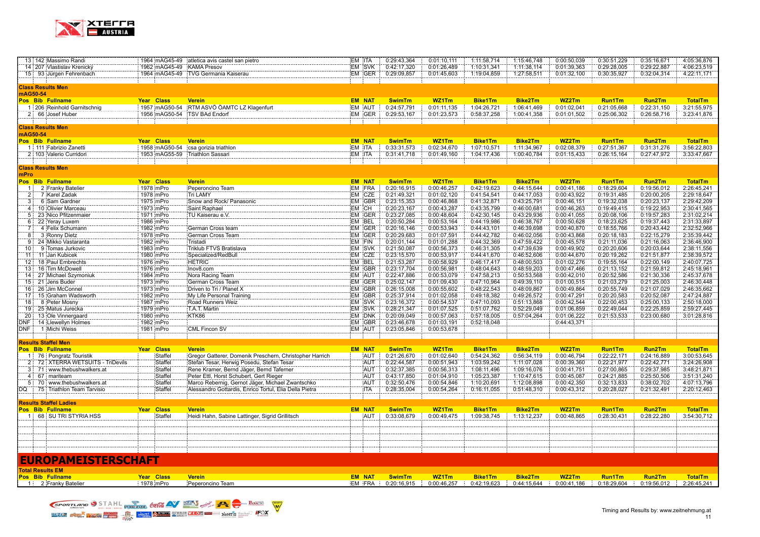| Pos | Bib | Fullname | Year | Class | Verein | EM | NAT | SwimTm | WZ1Tm | Bike1Tm | Bike2Tm | WZ2Tm | Run1Tm | Run2Tm | TotalTm |
|---|---|---|---|---|---|---|---|---|---|---|---|---|---|---|---|
| 13 | 142 | Massimo Randi | 1964 | mAG45-49 | atletica avis castel san pietro | EM | ITA | 0:29:43,364 | 0:01:10,111 | 1:11:58,714 | 1:15:46,748 | 0:00:50,039 | 0:30:51,229 | 0:35:16,671 | 4:05:36,876 |
| 14 | 207 | Vlastislav Krenický | 1962 | mAG45-49 | KAMA Presov | EM | SVK | 0:42:17,320 | 0:01:26,489 | 1:10:31,341 | 1:11:38,114 | 0:01:39,363 | 0:29:28,005 | 0:29:22,887 | 4:06:23,519 |
| 15 | 93 | Jürgen Fehrenbach | 1964 | mAG45-49 | TVG Germania Kaiserau | EM | GER | 0:29:09,857 | 0:01:45,603 | 1:19:04,859 | 1:27:58,511 | 0:01:32,100 | 0:30:35,927 | 0:32:04,314 | 4:22:11,171 |

**Class Results Men**

**mAG50-54**

| Pos | Bib | Fullname | Year | Class | Verein | EM | NAT | SwimTm | WZ1Tm | Bike1Tm | Bike2Tm | WZ2Tm | Run1Tm | Run2Tm | TotalTm |
|---|---|---|---|---|---|---|---|---|---|---|---|---|---|---|---|
| 1 | 206 | Reinhold Garnitschnig | 1957 | mAG50-54 | RTM ASVÖ ÖAMTC LZ Klagenfurt | EM | AUT | 0:24:57,791 | 0:01:11,135 | 1:04:26,721 | 1:06:41,469 | 0:01:02,041 | 0:21:05,668 | 0:22:31,150 | 3:21:55,975 |
| 2 | 66 | Josef Huber | 1956 | mAG50-54 | TSV BAd Endorf | EM | GER | 0:29:53,167 | 0:01:23,573 | 0:58:37,258 | 1:00:41,358 | 0:01:01,502 | 0:25:06,302 | 0:26:58,716 | 3:23:41,876 |

**Class Results Men**

**mAG50-54**

| Pos | Bib | Fullname | Year | Class | Verein | EM | NAT | SwimTm | WZ1Tm | Bike1Tm | Bike2Tm | WZ2Tm | Run1Tm | Run2Tm | TotalTm |
|---|---|---|---|---|---|---|---|---|---|---|---|---|---|---|---|
| 1 | 111 | Fabrizio Zanetti | 1958 | mAG50-54 | csa gorizia triathlon | EM | ITA | 0:33:31,573 | 0:02:34,670 | 1:07:10,571 | 1:11:34,967 | 0:02:08,379 | 0:27:51,367 | 0:31:31,276 | 3:56:22,803 |
| 2 | 103 | Valerio Curridori | 1953 | mAG55-59 | Triathlon Sassari | EM | ITA | 0:31:41,718 | 0:01:49,160 | 1:04:17,436 | 1:00:40,784 | 0:01:15,433 | 0:26:15,164 | 0:27:47,972 | 3:33:47,667 |

**Class Results Men**

**mPro**

| Pos | Bib | Fullname | Year | Class | Verein | EM | NAT | SwimTm | WZ1Tm | Bike1Tm | Bike2Tm | WZ2Tm | Run1Tm | Run2Tm | TotalTm |
|---|---|---|---|---|---|---|---|---|---|---|---|---|---|---|---|
| 1 | 2 | Franky Batelier | 1978 | mPro | Peperoncino Team | EM | FRA | 0:20:16,915 | 0:00:46,257 | 0:42:19,623 | 0:44:15,644 | 0:00:41,186 | 0:18:29,604 | 0:19:56,012 | 2:26:45,241 |
| 2 | 7 | Karel Zadak | 1978 | mPro | Tri LAMY | EM | CZE | 0:21:49,321 | 0:01:02,120 | 0:41:54,541 | 0:44:17,053 | 0:00:43,922 | 0:19:31,485 | 0:20:00,205 | 2:29:18,647 |
| 3 | 6 | Sam Gardner | 1975 | mPro | Snow and Rock/ Panasonic | EM | GBR | 0:23:15,353 | 0:00:46,868 | 0:41:32,871 | 0:43:25,791 | 0:00:46,151 | 0:19:32,038 | 0:20:23,137 | 2:29:42,209 |
| 4 | 10 | Olivier Marceau | 1973 | mPro | Saint Raphael | EM | CH | 0:20:23,167 | 0:00:43,287 | 0:43:35,799 | 0:46:00,681 | 0:00:46,263 | 0:19:49,415 | 0:19:22,953 | 2:30:41,565 |
| 5 | 23 | Nico Pfitzenmaier | 1971 | mPro | TU Kaiserau e.V. | EM | GER | 0:23:27,085 | 0:00:48,604 | 0:42:30,145 | 0:43:29,936 | 0:00:41,055 | 0:20:08,106 | 0:19:57,283 | 2:31:02,214 |
| 6 | 22 | Yeray Luxem | 1986 | mPro | | EM | BEL | 0:20:50,284 | 0:00:53,164 | 0:44:19,986 | 0:46:38,767 | 0:00:50,628 | 0:18:23,625 | 0:19:37,443 | 2:31:33,897 |
| 7 | 4 | Felix Schumann | 1982 | mPro | German Cross team | EM | GER | 0:20:16,146 | 0:00:53,943 | 0:44:43,101 | 0:46:39,698 | 0:00:40,870 | 0:18:55,766 | 0:20:43,442 | 2:32:52,966 |
| 8 | 3 | Ronny Dietz | 1978 | mPro | German Cross Team | EM | GER | 0:20:29,683 | 0:01:07,591 | 0:44:42,782 | 0:46:02,056 | 0:00:43,868 | 0:20:18,183 | 0:22:15,279 | 2:35:39,442 |
| 9 | 24 | Mikko Vastaranta | 1982 | mPro | Tristadi | EM | FIN | 0:20:01,144 | 0:01:01,288 | 0:44:32,369 | 0:47:59,422 | 0:00:45,578 | 0:21:11,036 | 0:21:16,063 | 2:36:46,900 |
| 10 | 9 | Tomas Jurkovic | 1983 | mPro | Triklub FTVS Bratislava | EM | SVK | 0:21:50,087 | 0:00:56,373 | 0:46:31,305 | 0:47:39,639 | 0:00:49,902 | 0:20:20,606 | 0:20:03,644 | 2:38:11,556 |
| 11 | 11 | Jan Kubicek | 1980 | mPro | Specialized/RedBull | EM | CZE | 0:23:15,570 | 0:00:53,917 | 0:44:41,870 | 0:46:52,606 | 0:00:44,670 | 0:20:19,262 | 0:21:51,877 | 2:38:39,572 |
| 12 | 18 | Paul Embrechts | 1976 | mPro | HETRIC | EM | BEL | 0:21:53,287 | 0:00:58,929 | 0:46:17,417 | 0:48:00,503 | 0:01:02,276 | 0:19:55,164 | 0:22:00,149 | 2:40:07,725 |
| 13 | 16 | Tim McDowell | 1976 | mPro | Inov8.com | EM | GBR | 0:23:17,704 | 0:00:56,981 | 0:48:04,643 | 0:48:59,203 | 0:00:47,466 | 0:21:13,152 | 0:21:59,812 | 2:45:18,961 |
| 14 | 27 | Michael Szymoniuk | 1984 | mPro | Nora Racing Team | EM | AUT | 0:22:47,886 | 0:00:53,079 | 0:47:58,213 | 0:50:53,568 | 0:00:42,010 | 0:20:52,586 | 0:21:30,336 | 2:45:37,678 |
| 15 | 21 | Jens Buder | 1973 | mPro | German Cross Team | EM | GER | 0:25:02,147 | 0:01:09,430 | 0:47:10,964 | 0:49:39,110 | 0:01:00,515 | 0:21:03,279 | 0:21:25,003 | 2:46:30,448 |
| 16 | 26 | Jim McConnel | 1973 | mPro | Driven to Tri / Planet X | EM | GBR | 0:26:15,008 | 0:00:55,602 | 0:48:22,543 | 0:48:09,867 | 0:00:49,864 | 0:20:55,749 | 0:21:07,029 | 2:46:35,662 |
| 17 | 15 | Graham Wadsworth | 1982 | mPro | My Life Personal Training | EM | GBR | 0:25:37,914 | 0:01:02,058 | 0:49:18,382 | 0:49:26,572 | 0:00:47,291 | 0:20:20,583 | 0:20:52,087 | 2:47:24,887 |
| 18 | 8 | Peter Mosny | 1987 | mPro | Road Runners Weiz | EM | SVK | 0:23:16,372 | 0:00:54,537 | 0:47:10,093 | 0:51:13,868 | 0:00:42,544 | 0:22:00,453 | 0:25:00,133 | 2:50:18,000 |
| 19 | 25 | Matus Jurecka | 1979 | mPro | T.A.T. Martin | EM | SVK | 0:28:21,347 | 0:01:07,525 | 0:51:07,762 | 0:52:29,049 | 0:01:06,859 | 0:22:49,044 | 0:22:25,859 | 2:59:27,445 |
| 20 | 13 | Ole Vinnergaard | 1980 | mPro | KTK86 | EM | DNK | 0:20:09,049 | 0:00:57,063 | 0:57:18,005 | 0:57:04,264 | 0:01:06,222 | 0:21:53,533 | 0:23:00,680 | 3:01:28,816 |
| DNF | 14 | Llewellyn Holmes | 1982 | mPro | | EM | GBR | 0:23:46,678 | 0:01:03,191 | 0:52:18,048 | | 0:44:43,371 | | | |
| DNF | 1 | Michi Weiss | 1981 | mPro | CML Fincon SV | EM | AUT | 0:23:05,846 | 0:00:53,678 | | | | | | |

**Results Staffel Men**

| Pos | Bib | Fullname | Year | Class | Verein | EM | NAT | SwimTm | WZ1Tm | Bike1Tm | Bike2Tm | WZ2Tm | Run1Tm | Run2Tm | TotalTm |
|---|---|---|---|---|---|---|---|---|---|---|---|---|---|---|---|
| 1 | 76 | Pongratz Touristik | | Staffel | Gregor Gatterer, Domenik Preschern, Christopher Harrich | | AUT | 0:21:26,670 | 0:01:02,640 | 0:54:24,362 | 0:56:34,119 | 0:00:46,794 | 0:22:22,171 | 0:24:16,889 | 3:00:53,645 |
| 2 | 72 | XTERRA WETSUITS - TriDevils | | Staffel | Stefan Tesar, Herwig Posedu, Stefan Tesar | | AUT | 0:22:44,587 | 0:00:51,943 | 1:03:59,242 | 1:11:07,028 | 0:00:39,360 | 0:22:21,977 | 0:22:42,771 | 3:24:26,908 |
| 3 | 71 | www.thebushwalkers.at | | Staffel | Rene Kramer, Bernd Jäger, Bernd Taferner | | AUT | 0:32:37,385 | 0:00:56,313 | 1:08:11,496 | 1:09:16,076 | 0:00:41,751 | 0:27:00,865 | 0:29:37,985 | 3:48:21,871 |
| 4 | 67 | mariteam | | Staffel | Peter Ettl, Horst Schubert, Gert Rieger | | AUT | 0:43:17,850 | 0:01:04,910 | 1:05:23,387 | 1:10:47,615 | 0:00:45,087 | 0:24:21,885 | 0:25:50,506 | 3:51:31,240 |
| 5 | 70 | www.thebushwalkers.at | | Staffel | Marco Rebernig, Gernot Jäger, Michael Zwantschko | | AUT | 0:32:50,476 | 0:00:54,846 | 1:10:20,691 | 1:12:08,898 | 0:00:42,350 | 0:32:13,833 | 0:38:02,702 | 4:07:13,796 |
| DQ | 75 | Triathlon Team Tarvisio | | Staffel | Alessandro Gottardis, Enrico Torful, Elia Della Pietra | | ITA | 0:28:35,004 | 0:00:54,264 | 0:16:11,055 | 0:51:48,310 | 0:00:43,312 | 0:20:28,027 | 0:21:32,491 | 2:20:12,463 |

**Results Staffel Ladies**

| Pos | Bib | Fullname | Year | Class | Verein | EM | NAT | SwimTm | WZ1Tm | Bike1Tm | Bike2Tm | WZ2Tm | Run1Tm | Run2Tm | TotalTm |
|---|---|---|---|---|---|---|---|---|---|---|---|---|---|---|---|
| 1 | 68 | SU TRI STYRIA HSS | | Staffel | Heidi Hahn, Sabine Lattinger, Sigrid Grillitsch | | AUT | 0:33:08,679 | 0:00:49,475 | 1:09:38,745 | 1:13:12,237 | 0:00:48,865 | 0:28:30,431 | 0:28:22,280 | 3:54:30,712 |

# EUROPAMEISTERSCHAFT

**Total Results EM**

| Pos | Bib | Fullname | Year | Class | Verein | EM | NAT | SwimTm | WZ1Tm | Bike1Tm | Bike2Tm | WZ2Tm | Run1Tm | Run2Tm | TotalTm |
|---|---|---|---|---|---|---|---|---|---|---|---|---|---|---|---|
| 1 | 2 | Franky Batelier | 1978 | mPro | Peperoncino Team | EM | FRA | 0:20:16,915 | 0:00:46,257 | 0:42:19,623 | 0:44:15,644 | 0:00:41,186 | 0:18:29,604 | 0:19:56,012 | 2:26:45,241 |

Timing and Results by: www.zeitnehmung.at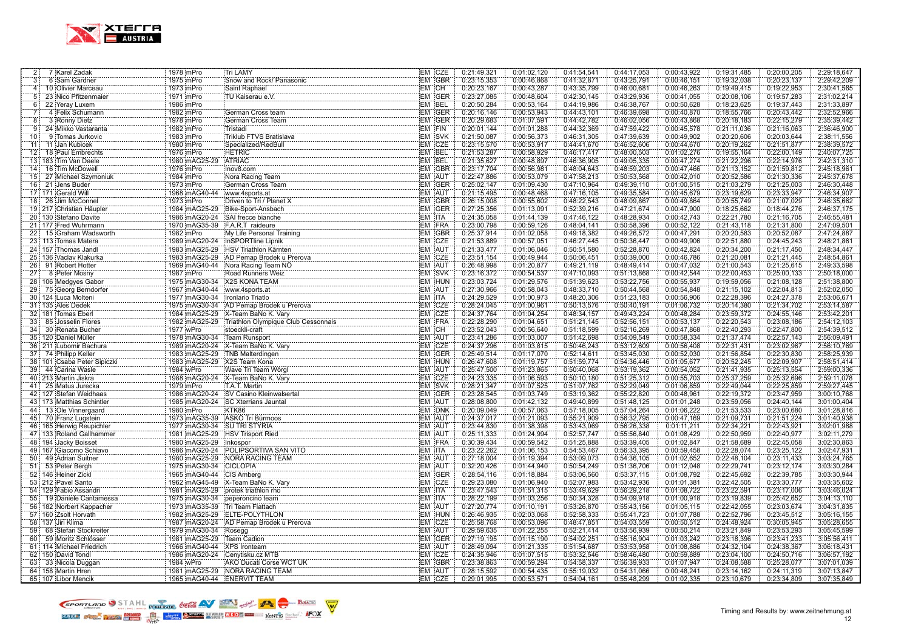| | | | | | | | | | | | | | | |
|---|---|---|---|---|---|---|---|---|---|---|---|---|---|---|
| 2 | 7 | Karel Zadak | 1978 | mPro | Tri LAMY | EM | CZE | 0:21:49,321 | 0:01:02,120 | 0:41:54,541 | 0:44:17,053 | 0:00:43,922 | 0:19:31,485 | 0:20:00,205 | 2:29:18,647 |
| 3 | 6 | Sam Gardner | 1975 | mPro | Snow and Rock/ Panasonic | EM | GBR | 0:23:15,353 | 0:00:46,868 | 0:41:32,871 | 0:43:25,791 | 0:00:46,151 | 0:19:32,038 | 0:20:23,137 | 2:29:42,209 |
| 4 | 10 | Olivier Marceau | 1973 | mPro | Saint Raphael | EM | CH | 0:20:23,167 | 0:00:43,287 | 0:43:35,799 | 0:46:00,681 | 0:00:46,263 | 0:19:49,415 | 0:19:22,953 | 2:30:41,565 |
| 5 | 23 | Nico Pfitzenmaier | 1971 | mPro | TU Kaiserau e.V. | EM | GER | 0:23:27,085 | 0:00:48,604 | 0:42:30,145 | 0:43:29,936 | 0:00:41,055 | 0:20:08,106 | 0:19:57,283 | 2:31:02,214 |
| 6 | 22 | Yeray Luxem | 1986 | mPro | | EM | BEL | 0:20:50,284 | 0:00:53,164 | 0:44:19,986 | 0:46:38,767 | 0:00:50,628 | 0:18:23,625 | 0:19:37,443 | 2:31:33,897 |
| 7 | 4 | Felix Schumann | 1982 | mPro | German Cross team | EM | GER | 0:20:16,146 | 0:00:53,943 | 0:44:43,101 | 0:46:39,698 | 0:00:40,870 | 0:18:55,766 | 0:20:43,442 | 2:32:52,966 |
| 8 | 3 | Ronny Dietz | 1978 | mPro | German Cross Team | EM | GER | 0:20:29,683 | 0:01:07,591 | 0:44:42,782 | 0:46:02,056 | 0:00:43,868 | 0:20:18,183 | 0:22:15,279 | 2:35:39,442 |
| 9 | 24 | Mikko Vastaranta | 1982 | mPro | Tristadi | EM | FIN | 0:20:01,144 | 0:01:01,288 | 0:44:32,369 | 0:47:59,422 | 0:00:45,578 | 0:21:11,036 | 0:21:16,063 | 2:36:46,900 |
| 10 | 9 | Tomas Jurkovic | 1983 | mPro | Triklub FTVS Bratislava | EM | SVK | 0:21:50,087 | 0:00:56,373 | 0:46:31,305 | 0:47:39,639 | 0:00:49,902 | 0:20:20,606 | 0:20:03,644 | 2:38:11,556 |
| 11 | 11 | Jan Kubicek | 1980 | mPro | Specialized/RedBull | EM | CZE | 0:23:15,570 | 0:00:53,917 | 0:44:41,670 | 0:46:52,606 | 0:00:44,670 | 0:20:19,262 | 0:21:51,877 | 2:38:39,572 |
| 12 | 18 | Paul Embrechts | 1976 | mPro | HETRIC | EM | BEL | 0:21:53,287 | 0:00:58,929 | 0:46:17,417 | 0:48:00,503 | 0:01:02,276 | 0:19:55,164 | 0:22:00,149 | 2:40:07,725 |
| 13 | 183 | Tim Van Daele | 1980 | mAG25-29 | ATRIAC | EM | BEL | 0:21:35,627 | 0:00:48,897 | 0:46:36,905 | 0:49:05,335 | 0:00:47,274 | 0:21:22,296 | 0:22:14,976 | 2:42:31,310 |
| 14 | 16 | Tim McDowell | 1976 | mPro | Inov8.com | EM | GBR | 0:23:17,704 | 0:00:56,981 | 0:48:04,643 | 0:48:59,203 | 0:00:47,466 | 0:21:13,152 | 0:21:59,812 | 2:45:18,961 |
| 15 | 27 | Michael Szymoniuk | 1984 | mPro | Nora Racing Team | EM | AUT | 0:22:47,886 | 0:00:53,079 | 0:47:58,213 | 0:50:53,568 | 0:00:42,010 | 0:20:52,586 | 0:21:30,336 | 2:45:37,678 |
| 16 | 21 | Jens Buder | 1973 | mPro | German Cross Team | EM | GER | 0:25:02,147 | 0:01:09,430 | 0:47:10,964 | 0:49:39,110 | 0:01:00,515 | 0:21:03,279 | 0:21:25,003 | 2:46:30,448 |
| 17 | 171 | Gerald Will | 1968 | mAG40-44 | www.4sports.at | EM | AUT | 0:21:15,495 | 0:00:48,468 | 0:47:16,105 | 0:49:35,584 | 0:00:45,679 | 0:23:19,629 | 0:23:33,947 | 2:46:34,907 |
| 18 | 26 | Jim McConnel | 1973 | mPro | Driven to Tri / Planet X | EM | GBR | 0:26:15,008 | 0:00:55,602 | 0:48:22,543 | 0:48:09,867 | 0:00:49,864 | 0:20:55,749 | 0:21:07,029 | 2:46:35,662 |
| 19 | 217 | Christian Häupler | 1984 | mAG25-29 | Bike-Sport-Ansbach | EM | GER | 0:27:25,356 | 0:01:13,091 | 0:52:39,216 | 0:47:21,674 | 0:00:47,900 | 0:18:25,662 | 0:18:44,276 | 2:46:37,175 |
| 20 | 130 | Stefano Davite | 1986 | mAG20-24 | SAI frecce bianche | EM | ITA | 0:24:35,058 | 0:01:44,139 | 0:47:46,122 | 0:48:28,934 | 0:00:42,743 | 0:22:21,780 | 0:21:16,705 | 2:46:55,481 |
| 21 | 177 | Fred Wuhrmann | 1970 | mAG35-39 | F.A.R.T raideure | EM | FRA | 0:23:00,798 | 0:00:59,126 | 0:48:04,141 | 0:50:58,396 | 0:00:52,122 | 0:21:43,118 | 0:21:31,800 | 2:47:09,501 |
| 22 | 15 | Graham Wadsworth | 1982 | mPro | My Life Personal Training | EM | GBR | 0:25:37,914 | 0:01:02,058 | 0:49:18,382 | 0:49:26,572 | 0:00:47,291 | 0:20:20,583 | 0:20:52,087 | 2:47:24,887 |
| 23 | 113 | Tomas Matera | 1989 | mAG20-24 | InSPORTline Lipnik | EM | CZE | 0:21:53,889 | 0:00:57,051 | 0:46:27,445 | 0:50:36,447 | 0:00:49,906 | 0:22:51,880 | 0:24:45,243 | 2:48:21,861 |
| 24 | 157 | Thomas Jandl | 1983 | mAG25-29 | HSV Triathlon Kärnten | EM | AUT | 0:21:33,477 | 0:01:06,046 | 0:50:51,580 | 0:52:28,870 | 0:00:42,824 | 0:20:34,200 | 0:21:17,450 | 2:48:34,447 |
| 25 | 136 | Vaclav Klakurka | 1983 | mAG25-29 | AD Pemap Brodek u Prerova | EM | CZE | 0:23:51,154 | 0:00:49,944 | 0:50:06,451 | 0:50:39,000 | 0:00:46,786 | 0:21:20,081 | 0:21:21,445 | 2:48:54,861 |
| 26 | 91 | Robert Hotter | 1969 | mAG40-44 | Nora Racing Team NÖ | EM | AUT | 0:26:48,998 | 0:01:20,877 | 0:49:21,119 | 0:48:49,414 | 0:00:47,032 | 0:21:00,543 | 0:21:25,615 | 2:49:33,598 |
| 27 | 8 | Peter Mosny | 1987 | mPro | Road Runners Weiz | EM | SVK | 0:23:16,372 | 0:00:54,537 | 0:47:10,093 | 0:51:13,868 | 0:00:42,544 | 0:22:00,453 | 0:25:00,133 | 2:50:18,000 |
| 28 | 106 | Medgyes Gabor | 1975 | mAG30-34 | X2S KONA TEAM | EM | HUN | 0:23:03,724 | 0:01:29,576 | 0:51:39,623 | 0:53:22,756 | 0:00:55,937 | 0:19:59,056 | 0:21:08,128 | 2:51:38,800 |
| 29 | 75 | Georg Berndorfer | 1967 | mAG40-44 | www.4sports.at | EM | AUT | 0:27:30,966 | 0:00:58,043 | 0:48:33,710 | 0:50:44,568 | 0:00:54,848 | 0:21:15,102 | 0:22:04,813 | 2:52:02,050 |
| 30 | 124 | Luca Molteni | 1977 | mAG30-34 | Ironlario Triatlo | EM | ITA | 0:24:29,529 | 0:01:00,973 | 0:48:20,306 | 0:51:23,183 | 0:00:56,906 | 0:22:28,396 | 0:24:27,378 | 2:53:06,671 |
| 31 | 135 | Ales Dedek | 1975 | mAG30-34 | AD Pemap Brodek u Prerova | EM | CZE | 0:28:24,045 | 0:01:00,961 | 0:50:13,576 | 0:50:40,191 | 0:01:06,732 | 0:20:14,380 | 0:21:34,702 | 2:53:14,587 |
| 32 | 181 | Tomas Eberl | 1984 | mAG25-29 | X-Team BaNo K. Vary | EM | CZE | 0:24:37,764 | 0:01:04,254 | 0:48:34,157 | 0:49:43,224 | 0:00:48,284 | 0:23:59,372 | 0:24:55,146 | 2:53:42,201 |
| 33 | 85 | Josselin Flores | 1982 | mAG25-29 | Triathlon Olympique Club Cessonnais | EM | FRA | 0:22:28,290 | 0:01:04,651 | 0:51:21,145 | 0:52:56,151 | 0:00:53,137 | 0:22:20,543 | 0:23:08,186 | 2:54:12,103 |
| 34 | 30 | Renata Bucher | 1977 | wPro | stoeckli-craft | EM | CH | 0:23:52,043 | 0:00:56,640 | 0:51:18,599 | 0:52:16,269 | 0:00:47,868 | 0:22:40,293 | 0:22:47,800 | 2:54:39,512 |
| 35 | 120 | Daniel Müller | 1978 | mAG30-34 | Team Runsport | EM | AUT | 0:23:41,286 | 0:01:03,007 | 0:51:42,698 | 0:54:09,549 | 0:00:58,334 | 0:21:37,474 | 0:22:57,143 | 2:56:09,491 |
| 36 | 211 | Lubomir Bachura | 1989 | mAG20-24 | X-Team BaNo K. Vary | EM | CZE | 0:24:37,296 | 0:01:03,815 | 0:50:46,243 | 0:53:12,609 | 0:00:56,408 | 0:22:31,431 | 0:23:02,967 | 2:56:10,769 |
| 37 | 74 | Philipp Keller | 1983 | mAG25-29 | TNB Malterdingen | EM | GER | 0:25:49,514 | 0:01:17,070 | 0:52:14,611 | 0:53:45,030 | 0:00:52,030 | 0:21:56,854 | 0:22:30,830 | 2:58:25,939 |
| 38 | 101 | Csaba Peter Sipiczki | 1983 | mAG25-29 | X2S Team Kona | EM | HUN | 0:26:47,608 | 0:01:19,757 | 0:51:59,774 | 0:54:36,446 | 0:01:05,677 | 0:20:52,245 | 0:22:09,907 | 2:58:51,414 |
| 39 | 44 | Carina Wasle | 1984 | wPro | Wave Tri Team Wörgl | EM | AUT | 0:25:47,500 | 0:01:23,865 | 0:50:40,068 | 0:53:19,362 | 0:00:54,052 | 0:21:41,935 | 0:25:13,554 | 2:59:00,336 |
| 40 | 213 | Martin Jiskra | 1988 | mAG20-24 | X-Team BaNo K. Vary | EM | CZE | 0:24:23,335 | 0:01:06,593 | 0:50:10,180 | 0:51:25,312 | 0:00:55,703 | 0:25:37,259 | 0:25:32,696 | 2:59:11,078 |
| 41 | 25 | Matus Jurecka | 1979 | mPro | T.A.T. Martin | EM | SVK | 0:28:21,347 | 0:01:07,525 | 0:51:07,762 | 0:52:29,049 | 0:01:06,859 | 0:22:49,044 | 0:22:25,859 | 2:59:27,445 |
| 42 | 127 | Stefan Weidhaas | 1986 | mAG20-24 | SV Casino Kleinwalsertal | EM | GER | 0:23:28,545 | 0:01:03,749 | 0:53:19,362 | 0:55:22,820 | 0:00:48,961 | 0:22:19,372 | 0:23:47,959 | 3:00:10,768 |
| 43 | 173 | Matthias Schintler | 1985 | mAG20-24 | SC Xterrians Jauntal | EM | AUT | 0:28:08,800 | 0:01:42,132 | 0:49:40,899 | 0:51:48,125 | 0:01:01,248 | 0:23:59,056 | 0:24:40,144 | 3:01:00,404 |
| 44 | 13 | Ole Vinnergaard | 1980 | mPro | KTK86 | EM | DNK | 0:20:09,049 | 0:00:57,063 | 0:57:18,005 | 0:57:04,264 | 0:01:06,222 | 0:21:53,533 | 0:23:00,680 | 3:01:28,816 |
| 45 | 70 | Franz Lugstein | 1973 | mAG35-39 | ASKÖ Tri Bürmoos | EM | AUT | 0:24:37,017 | 0:01:21,093 | 0:55:21,909 | 0:56:32,795 | 0:00:47,169 | 0:21:09,731 | 0:21:51,224 | 3:01:40,938 |
| 46 | 165 | Herwig Reupichler | 1977 | mAG30-34 | SU TRI STYRIA | EM | AUT | 0:23:44,830 | 0:01:38,398 | 0:53:43,069 | 0:56:26,338 | 0:01:11,211 | 0:22:34,221 | 0:22:43,921 | 3:02:01,988 |
| 47 | 133 | Roland Gallhammer | 1981 | mAG25-29 | HSV Trisport Ried | EM | AUT | 0:25:11,333 | 0:01:24,994 | 0:52:57,747 | 0:55:56,840 | 0:01:08,429 | 0:22:50,959 | 0:22:40,977 | 3:02:11,279 |
| 48 | 194 | Jacky Boisset | 1980 | mAG25-29 | Inkospor | EM | FRA | 0:30:39,434 | 0:00:59,542 | 0:51:25,888 | 0:53:39,405 | 0:01:02,847 | 0:21:58,689 | 0:22:45,058 | 3:02:30,863 |
| 49 | 167 | Giacomo Schiavo | 1986 | mAG20-24 | POLIPSORTIVA SAN VITO | EM | ITA | 0:23:22,262 | 0:01:06,153 | 0:54:53,467 | 0:56:33,395 | 0:00:59,458 | 0:22:28,074 | 0:23:25,122 | 3:02:47,931 |
| 50 | 49 | Adrian Suitner | 1980 | mAG25-29 | NORA RACING TEAM | EM | AUT | 0:27:18,004 | 0:01:19,394 | 0:53:09,073 | 0:54:36,105 | 0:01:02,652 | 0:22:48,104 | 0:23:11,433 | 3:03:24,765 |
| 51 | 53 | Peter Bergh | 1975 | mAG30-34 | CICLOPIA | EM | AUT | 0:32:20,426 | 0:01:44,940 | 0:50:54,249 | 0:51:36,706 | 0:01:12,048 | 0:22:29,741 | 0:23:12,174 | 3:03:30,284 |
| 52 | 146 | Heiner Zickl | 1965 | mAG40-44 | CIS Amberg | EM | GER | 0:28:54,116 | 0:01:18,884 | 0:53:06,560 | 0:53:37,115 | 0:01:08,792 | 0:22:45,692 | 0:22:39,785 | 3:03:30,944 |
| 53 | 212 | Pavel Santo | 1962 | mAG45-49 | X-Team BaNo K. Vary | EM | CZE | 0:29:23,080 | 0:01:06,940 | 0:52:07,983 | 0:53:42,936 | 0:01:01,381 | 0:22:42,505 | 0:23:30,777 | 3:03:35,602 |
| 54 | 129 | Fabio Assandri | 1981 | mAG25-29 | protek triathlon rho | EM | ITA | 0:23:47,543 | 0:01:51,315 | 0:53:49,629 | 0:56:29,218 | 0:01:08,722 | 0:23:22,591 | 0:23:17,006 | 3:03:46,024 |
| 55 | 19 | Daniele Cantamessa | 1975 | mAG30-34 | peperoncino team | EM | ITA | 0:28:22,199 | 0:01:03,256 | 0:50:34,328 | 0:54:09,918 | 0:01:00,918 | 0:23:19,839 | 0:25:42,652 | 3:04:13,110 |
| 56 | 182 | Norbert Kappacher | 1973 | mAG35-39 | Tri Team Flattach | EM | AUT | 0:27:20,774 | 0:01:10,191 | 0:53:26,870 | 0:55:43,156 | 0:01:05,115 | 0:22:42,055 | 0:23:03,674 | 3:04:31,835 |
| 57 | 160 | Zsolt Horvath | 1982 | mAG25-29 | ELTE-POLYTHLON | EM | HUN | 0:26:46,935 | 0:02:03,068 | 0:52:58,333 | 0:55:41,723 | 0:01:07,788 | 0:22:52,796 | 0:23:45,512 | 3:05:16,155 |
| 58 | 137 | Jiri Klima | 1987 | mAG20-24 | AD Pemap Brodek u Prerova | EM | CZE | 0:25:58,768 | 0:00:53,096 | 0:48:47,851 | 0:54:03,559 | 0:00:50,512 | 0:24:48,924 | 0:30:05,945 | 3:05:28,655 |
| 59 | 68 | Stefan Stockreiter | 1979 | mAG30-34 | Rosegg | EM | AUT | 0:29:59,635 | 0:01:22,255 | 0:52:21,414 | 0:53:56,939 | 0:00:50,214 | 0:23:21,849 | 0:23:53,293 | 3:05:45,599 |
| 60 | 59 | Moritz Schlösser | 1981 | mAG25-29 | Team Cadion | EM | GER | 0:27:19,195 | 0:01:15,190 | 0:54:02,251 | 0:55:16,904 | 0:01:03,242 | 0:23:18,396 | 0:23:41,233 | 3:05:56,411 |
| 61 | 114 | Michael Friedrich | 1966 | mAG40-44 | XPS Ironteam | EM | AUT | 0:28:49,094 | 0:01:21,335 | 0:51:54,687 | 0:53:53,958 | 0:01:08,886 | 0:24:32,104 | 0:24:38,367 | 3:06:18,431 |
| 62 | 150 | David Tondl | 1986 | mAG20-24 | Cenytisku.cz MTB | EM | CZE | 0:24:35,946 | 0:01:07,515 | 0:53:32,546 | 0:58:46,480 | 0:00:59,889 | 0:23:04,100 | 0:24:50,716 | 3:06:57,192 |
| 63 | 33 | Nicola Duggan | 1984 | wPro | AKO Ducati Corse WCT UK | EM | GBR | 0:23:38,863 | 0:00:59,294 | 0:54:58,337 | 0:56:39,933 | 0:01:07,947 | 0:24:08,588 | 0:25:28,077 | 3:07:01,039 |
| 64 | 158 | Martin Hren | 1981 | mAG25-29 | NORA RACING TEAM | EM | AUT | 0:28:15,592 | 0:00:54,435 | 0:55:19,032 | 0:54:31,066 | 0:00:48,241 | 0:23:14,162 | 0:24:11,319 | 3:07:13,847 |
| 65 | 107 | Libor Mencik | 1965 | mAG40-44 | ENERVIT TEAM | EM | CZE | 0:29:01,995 | 0:00:53,571 | 0:54:04,161 | 0:55:48,299 | 0:01:02,335 | 0:23:10,679 | 0:23:34,809 | 3:07:35,849 |

Timing and Results by: www.zeitnehmung.at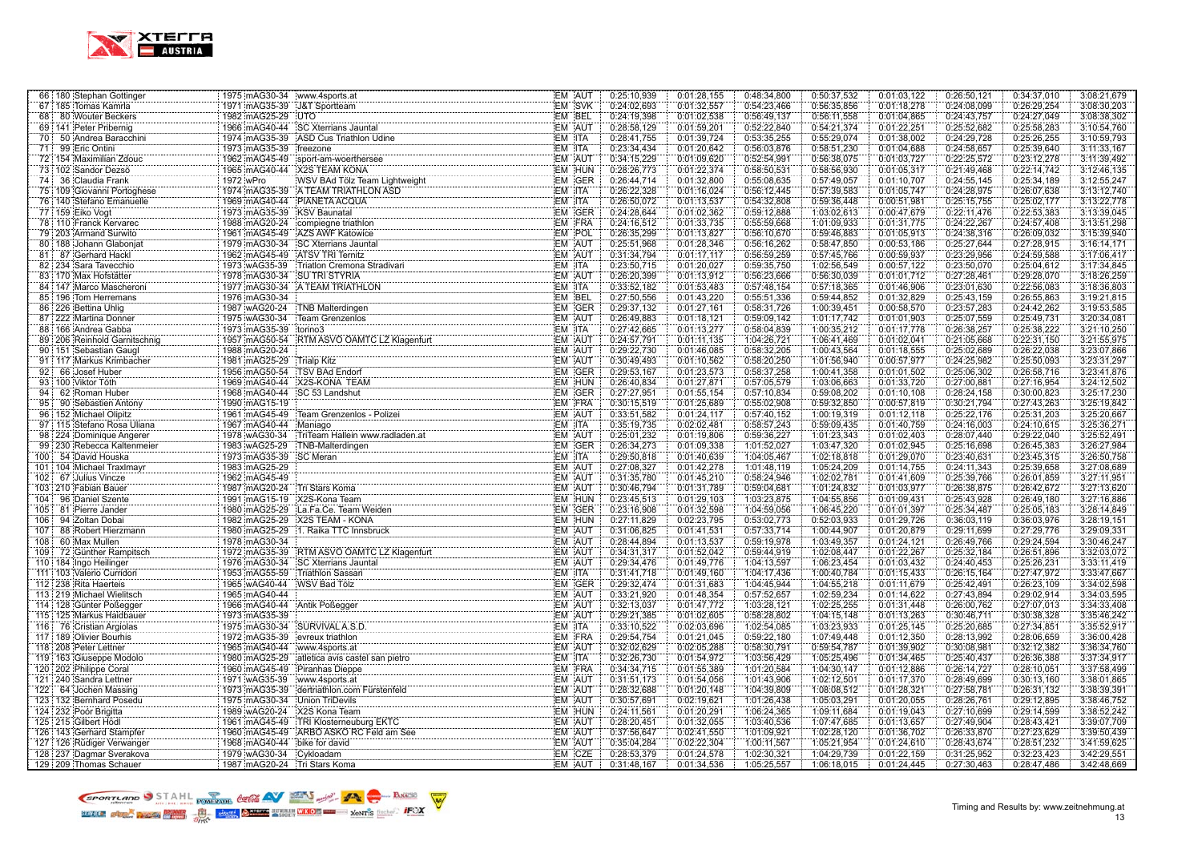| | | | | | | | | | | | | | | | |
|---|---|---|---|---|---|---|---|---|---|---|---|---|---|---|---|
| 66 | 180 | Stephan Gottinger | 1975 | mAG30-34 | www.4sports.at | EM | AUT | 0:25:10,939 | 0:01:28,155 | 0:48:34,800 | 0:50:37,532 | 0:01:03,122 | 0:26:50,121 | 0:34:37,010 | 3:08:21,679 |
| 67 | 185 | Tomas Kamrla | 1971 | mAG35-39 | J&T Sportteam | EM | SVK | 0:24:02,693 | 0:01:32,557 | 0:54:23,466 | 0:56:35,856 | 0:01:18,278 | 0:24:08,099 | 0:26:29,254 | 3:08:30,203 |
| 68 | 80 | Wouter Beckers | 1982 | mAG25-29 | UTO | EM | BEL | 0:24:19,398 | 0:01:02,538 | 0:56:49,137 | 0:56:11,558 | 0:01:04,865 | 0:24:43,757 | 0:24:27,049 | 3:08:38,302 |
| 69 | 141 | Peter Pribernig | 1966 | mAG40-44 | SC Xterrians Jauntal | EM | AUT | 0:28:58,129 | 0:01:59,201 | 0:52:22,840 | 0:54:21,374 | 0:01:22,251 | 0:25:52,682 | 0:25:58,283 | 3:10:54,760 |
| 70 | 50 | Andrea Baracchini | 1974 | mAG35-39 | ASD Cus Triathlon Udine | EM | ITA | 0:28:41,755 | 0:01:39,724 | 0:53:35,255 | 0:55:29,074 | 0:01:38,002 | 0:24:29,728 | 0:25:26,255 | 3:10:59,793 |
| 71 | 99 | Eric Ontini | 1973 | mAG35-39 | freezone | EM | ITA | 0:23:34,434 | 0:01:20,642 | 0:56:03,876 | 0:58:51,230 | 0:01:04,688 | 0:24:58,657 | 0:25:39,640 | 3:11:33,167 |
| 72 | 154 | Maximilian Zdouc | 1962 | mAG45-49 | sport-am-woerthersee | EM | AUT | 0:34:15,229 | 0:01:09,620 | 0:52:54,991 | 0:56:38,075 | 0:01:03,727 | 0:22:25,572 | 0:23:12,278 | 3:11:39,492 |
| 73 | 102 | Sandor Dezsö | 1965 | mAG40-44 | X2S TEAM KONA | EM | HUN | 0:28:26,773 | 0:01:22,374 | 0:58:50,531 | 0:58:56,930 | 0:01:05,317 | 0:21:49,468 | 0:22:14,742 | 3:12:46,135 |
| 74 | 36 | Claudia Frank | 1972 | wPro | WSV Bad Tölz Team Lightweight | EM | GER | 0:26:44,714 | 0:01:32,800 | 0:55:08,635 | 0:57:49,057 | 0:01:10,707 | 0:24:55,145 | 0:25:34,189 | 3:12:55,247 |
| 75 | 109 | Giovanni Portoghese | 1974 | mAG35-39 | A TEAM TRIATHLON ASD | EM | ITA | 0:26:22,328 | 0:01:16,024 | 0:56:12,445 | 0:57:39,583 | 0:01:05,747 | 0:24:28,975 | 0:26:07,638 | 3:13:12,740 |
| 76 | 140 | Stefano Emanuelle | 1969 | mAG40-44 | PIANETA ACQUA | EM | ITA | 0:26:50,072 | 0:01:13,537 | 0:54:32,808 | 0:59:36,448 | 0:00:51,981 | 0:25:15,755 | 0:25:02,177 | 3:13:22,778 |
| 77 | 159 | Eiko Vogt | 1973 | mAG35-39 | KSV Baunatal | EM | GER | 0:24:28,644 | 0:01:02,362 | 0:59:12,888 | 1:03:02,613 | 0:00:47,679 | 0:22:11,476 | 0:22:53,383 | 3:13:39,045 |
| 78 | 110 | Franck Kervarec | 1988 | mAG20-24 | compiegne triathlon | EM | FRA | 0:24:16,512 | 0:01:33,735 | 0:55:59,668 | 1:01:09,933 | 0:01:31,775 | 0:24:22,267 | 0:24:57,408 | 3:13:51,298 |
| 79 | 203 | Armand Surwito | 1961 | mAG45-49 | AZS AWF Katowice | EM | POL | 0:26:35,299 | 0:01:13,827 | 0:56:10,670 | 0:59:46,883 | 0:01:05,913 | 0:24:38,316 | 0:26:09,032 | 3:15:39,940 |
| 80 | 188 | Johann Glabonjat | 1979 | mAG30-34 | SC Xterrians Jauntal | EM | AUT | 0:25:51,968 | 0:01:28,346 | 0:56:16,262 | 0:58:47,850 | 0:00:53,186 | 0:25:27,644 | 0:27:28,915 | 3:16:14,171 |
| 81 | 87 | Gerhard Hackl | 1962 | mAG45-49 | ATSV TRI Ternitz | EM | AUT | 0:31:34,794 | 0:01:17,117 | 0:56:59,259 | 0:57:45,766 | 0:00:59,937 | 0:23:29,956 | 0:24:59,588 | 3:17:06,417 |
| 82 | 234 | Sara Tavecchio | 1973 | wAG35-39 | Triatlon Cremona Stradivari | EM | ITA | 0:23:50,715 | 0:01:20,027 | 0:59:35,750 | 1:02:56,549 | 0:00:57,122 | 0:23:50,070 | 0:25:04,612 | 3:17:34,845 |
| 83 | 170 | Max Hofstätter | 1978 | mAG30-34 | SU TRI STYRIA | EM | AUT | 0:26:20,399 | 0:01:13,912 | 0:56:23,666 | 0:56:30,039 | 0:01:01,712 | 0:27:28,461 | 0:29:28,070 | 3:18:26,259 |
| 84 | 147 | Marco Mascheroni | 1977 | mAG30-34 | A TEAM TRIATHLON | EM | ITA | 0:33:52,182 | 0:01:53,483 | 0:57:48,154 | 0:57:18,365 | 0:01:46,906 | 0:23:01,630 | 0:22:56,083 | 3:18:36,803 |
| 85 | 196 | Tom Herremans | 1976 | mAG30-34 | | EM | BEL | 0:27:50,556 | 0:01:43,220 | 0:55:51,336 | 0:59:44,852 | 0:01:32,829 | 0:25:43,159 | 0:26:55,863 | 3:19:21,815 |
| 86 | 226 | Bettina Uhlig | 1987 | wAG20-24 | TNB Malterdingen | EM | GER | 0:29:37,132 | 0:01:27,161 | 0:58:31,726 | 1:00:39,451 | 0:00:58,570 | 0:23:57,283 | 0:24:42,262 | 3:19:53,585 |
| 87 | 222 | Martina Donner | 1975 | wAG30-34 | Team Grenzenlos | EM | AUT | 0:26:49,883 | 0:01:18,121 | 0:59:09,142 | 1:01:17,742 | 0:01:01,903 | 0:25:07,559 | 0:25:49,731 | 3:20:34,081 |
| 88 | 166 | Andrea Gabba | 1973 | mAG35-39 | torino3 | EM | ITA | 0:27:42,665 | 0:01:13,277 | 0:58:04,839 | 1:00:35,212 | 0:01:17,778 | 0:26:38,257 | 0:25:38,222 | 3:21:10,250 |
| 89 | 206 | Reinhold Garnitschnig | 1957 | mAG50-54 | RTM ASVÖ ÖAMTC LZ Klagenfurt | EM | AUT | 0:24:57,791 | 0:01:11,135 | 1:04:26,721 | 1:06:41,469 | 0:01:02,041 | 0:21:05,668 | 0:22:31,150 | 3:21:55,975 |
| 90 | 151 | Sebastian Gaugl | 1988 | mAG20-24 | | EM | AUT | 0:29:22,730 | 0:01:46,085 | 0:58:32,205 | 1:00:43,564 | 0:01:18,555 | 0:25:02,689 | 0:26:22,038 | 3:23:07,866 |
| 91 | 117 | Markus Krimbacher | 1981 | mAG25-29 | Trialp Kitz | EM | AUT | 0:30:49,493 | 0:01:10,562 | 0:58:20,250 | 1:01:56,940 | 0:00:57,977 | 0:24:25,982 | 0:25:50,093 | 3:23:31,297 |
| 92 | 66 | Josef Huber | 1956 | mAG50-54 | TSV BAd Endorf | EM | GER | 0:29:53,167 | 0:01:23,573 | 0:58:37,258 | 1:00:41,358 | 0:01:01,502 | 0:25:06,302 | 0:26:58,716 | 3:23:41,876 |
| 93 | 100 | Viktor Tóth | 1969 | mAG40-44 | X2S-KONA TEAM | EM | HUN | 0:26:40,834 | 0:01:27,871 | 0:57:05,579 | 1:03:06,663 | 0:01:33,720 | 0:27:00,881 | 0:27:16,954 | 3:24:12,502 |
| 94 | 62 | Roman Huber | 1968 | mAG40-44 | SC 53 Landshut | EM | GER | 0:27:27,951 | 0:01:55,154 | 0:57:10,834 | 0:59:08,202 | 0:01:10,108 | 0:28:24,158 | 0:30:00,823 | 3:25:17,230 |
| 95 | 90 | Sebastien Antony | 1990 | mAG15-19 | | EM | FRA | 0:30:15,519 | 0:01:25,889 | 0:55:02,908 | 0:59:32,850 | 0:00:37,819 | 0:30:21,794 | 0:27:43,263 | 3:25:19,842 |
| 96 | 152 | Michael Olipitz | 1961 | mAG45-49 | Team Grenzenlos - Polizei | EM | AUT | 0:33:51,582 | 0:01:24,117 | 0:57:40,152 | 1:00:19,319 | 0:01:12,118 | 0:25:22,176 | 0:25:31,203 | 3:25:20,667 |
| 97 | 115 | Stefano Rosa Uliana | 1967 | mAG40-44 | Maniago | EM | ITA | 0:35:19,735 | 0:02:02,481 | 0:58:57,243 | 0:59:09,435 | 0:01:40,759 | 0:24:16,003 | 0:24:10,615 | 3:25:36,271 |
| 98 | 224 | Dominique Angerer | 1978 | wAG30-34 | TriTeam Hallein www.radladen.at | EM | AUT | 0:25:01,232 | 0:01:19,806 | 0:59:36,227 | 1:01:23,343 | 0:01:02,403 | 0:28:07,440 | 0:29:22,040 | 3:25:52,491 |
| 99 | 230 | Rebecca Kaltenmeier | 1983 | wAG25-29 | TNB-Malterdingen | EM | GER | 0:26:34,273 | 0:01:09,338 | 1:01:52,027 | 1:03:47,320 | 0:01:02,945 | 0:25:16,698 | 0:26:45,383 | 3:26:27,984 |
| 100 | 54 | David Houska | 1973 | mAG35-39 | SC Meran | EM | ITA | 0:29:50,818 | 0:01:40,639 | 1:04:05,467 | 1:02:18,818 | 0:01:29,070 | 0:23:40,631 | 0:23:45,315 | 3:26:50,758 |
| 101 | 104 | Michael Traxlmayr | 1983 | mAG25-29 | | EM | AUT | 0:27:08,327 | 0:01:42,278 | 1:01:48,119 | 1:05:24,209 | 0:01:14,755 | 0:24:11,343 | 0:25:39,658 | 3:27:08,689 |
| 102 | 67 | Julius Vincze | 1962 | mAG45-49 | | EM | AUT | 0:31:35,780 | 0:01:45,210 | 0:58:24,946 | 1:02:02,781 | 0:01:41,609 | 0:25:39,766 | 0:26:01,859 | 3:27:11,951 |
| 103 | 210 | Fabian Bauer | 1987 | mAG20-24 | Tri Stars Koma | EM | AUT | 0:30:46,794 | 0:01:31,789 | 0:59:04,681 | 1:01:24,832 | 0:01:03,977 | 0:26:38,875 | 0:26:42,672 | 3:27:13,620 |
| 104 | 96 | Daniel Szente | 1991 | mAG15-19 | X2S-Kona Team | EM | HUN | 0:23:45,513 | 0:01:29,103 | 1:03:23,875 | 1:04:55,856 | 0:01:09,431 | 0:25:43,928 | 0:26:49,180 | 3:27:16,886 |
| 105 | 81 | Pierre Jander | 1980 | mAG25-29 | La.Fa.Ce. Team Weiden | EM | GER | 0:23:16,908 | 0:01:32,598 | 1:04:59,056 | 1:06:45,220 | 0:01:01,397 | 0:25:34,487 | 0:25:05,183 | 3:28:14,849 |
| 106 | 94 | Zoltan Dobai | 1982 | mAG25-29 | X2S TEAM - KONA | EM | HUN | 0:27:11,829 | 0:02:23,795 | 0:53:02,773 | 0:52:03,933 | 0:01:29,726 | 0:36:03,119 | 0:36:03,976 | 3:28:19,151 |
| 107 | 88 | Robert Hierzmann | 1980 | mAG25-29 | 1. Raika TTC Innsbruck | EM | AUT | 0:31:06,825 | 0:01:41,531 | 0:57:33,714 | 1:00:44,907 | 0:01:20,879 | 0:29:11,699 | 0:27:29,776 | 3:29:09,331 |
| 108 | 60 | Max Mullen | 1978 | mAG30-34 | | EM | AUT | 0:28:44,894 | 0:01:13,537 | 0:59:19,978 | 1:03:49,357 | 0:01:24,121 | 0:26:49,766 | 0:29:24,594 | 3:30:46,247 |
| 109 | 72 | Günther Rampitsch | 1972 | mAG35-39 | RTM ASVÖ ÖAMTC LZ Klagenfurt | EM | AUT | 0:34:31,317 | 0:01:52,042 | 0:59:44,919 | 1:02:08,447 | 0:01:22,267 | 0:25:32,184 | 0:26:51,896 | 3:32:03,072 |
| 110 | 184 | Ingo Heilinger | 1976 | mAG30-34 | SC Xterrians Jauntal | EM | AUT | 0:29:34,476 | 0:01:49,776 | 1:04:13,597 | 1:06:23,454 | 0:01:03,432 | 0:24:40,453 | 0:25:26,231 | 3:33:11,419 |
| 111 | 103 | Valerio Curridori | 1953 | mAG55-59 | Triathlon Sassari | EM | ITA | 0:31:41,718 | 0:01:49,160 | 1:04:17,436 | 1:00:40,784 | 0:01:15,433 | 0:26:15,164 | 0:27:47,972 | 3:33:47,667 |
| 112 | 238 | Rita Haerteis | 1965 | wAG40-44 | WSV Bad Tölz | EM | GER | 0:29:32,474 | 0:01:31,683 | 1:04:45,944 | 1:04:55,218 | 0:01:11,679 | 0:25:42,491 | 0:26:23,109 | 3:34:02,598 |
| 113 | 219 | Michael Wielitsch | 1965 | mAG40-44 | | EM | AUT | 0:33:21,920 | 0:01:48,354 | 0:57:52,657 | 1:02:59,234 | 0:01:14,622 | 0:27:43,894 | 0:29:02,914 | 3:34:03,595 |
| 114 | 128 | Günter Poßegger | 1966 | mAG40-44 | Antik Poßegger | EM | AUT | 0:32:13,037 | 0:01:47,772 | 1:03:28,121 | 1:02:25,255 | 0:01:31,448 | 0:26:00,762 | 0:27:07,013 | 3:34:33,408 |
| 115 | 125 | Markus Haidbauer | 1973 | mAG35-39 | | EM | AUT | 0:29:21,385 | 0:01:02,605 | 0:58:28,802 | 1:04:15,148 | 0:01:13,263 | 0:30:46,711 | 0:30:38,328 | 3:35:46,242 |
| 116 | 76 | Cristian Argiolas | 1975 | mAG30-34 | SURVIVAL A.S.D. | EM | ITA | 0:33:10,522 | 0:02:03,696 | 1:02:54,085 | 1:03:23,933 | 0:01:25,145 | 0:25:20,685 | 0:27:34,851 | 3:35:52,917 |
| 117 | 189 | Olivier Bourhis | 1972 | mAG35-39 | evreux triathlon | EM | FRA | 0:29:54,754 | 0:01:21,045 | 0:59:22,180 | 1:07:49,448 | 0:01:12,350 | 0:28:13,992 | 0:28:06,659 | 3:36:00,428 |
| 118 | 208 | Peter Lettner | 1965 | mAG40-44 | www.4sports.at | EM | AUT | 0:32:02,629 | 0:02:05,288 | 0:58:30,791 | 0:59:54,787 | 0:01:39,902 | 0:30:08,981 | 0:32:12,382 | 3:36:34,760 |
| 119 | 163 | Giuseppe Modolo | 1980 | mAG25-29 | atletica avis castel san pietro | EM | ITA | 0:32:26,730 | 0:01:54,972 | 1:03:56,429 | 1:05:25,496 | 0:01:34,465 | 0:25:40,437 | 0:26:36,388 | 3:37:34,917 |
| 120 | 202 | Philippe Coral | 1960 | mAG45-49 | Piranhas Dieppe | EM | FRA | 0:34:34,715 | 0:01:55,389 | 1:01:20,584 | 1:04:30,147 | 0:01:12,886 | 0:26:14,727 | 0:28:10,051 | 3:37:58,499 |
| 121 | 240 | Sandra Lettner | 1971 | wAG35-39 | www.4sports.at | EM | AUT | 0:31:51,173 | 0:01:54,056 | 1:01:43,906 | 1:02:12,501 | 0:01:17,370 | 0:28:49,699 | 0:30:13,160 | 3:38:01,865 |
| 122 | 64 | Jochen Massing | 1973 | mAG35-39 | dertriathlon.com Fürstenfeld | EM | AUT | 0:28:32,688 | 0:01:20,148 | 1:04:39,809 | 1:08:08,512 | 0:01:28,321 | 0:27:58,781 | 0:26:31,132 | 3:38:39,391 |
| 123 | 132 | Bernhard Posedu | 1975 | mAG30-34 | Union TriDevils | EM | AUT | 0:30:57,691 | 0:02:19,621 | 1:01:26,438 | 1:05:03,291 | 0:01:20,055 | 0:28:26,761 | 0:29:12,895 | 3:38:46,752 |
| 124 | 232 | Poór Brigitta | 1989 | wAG20-24 | X2S Kona Team | EM | HUN | 0:24:11,561 | 0:01:20,291 | 1:06:24,365 | 1:09:11,684 | 0:01:19,043 | 0:27:10,699 | 0:29:14,599 | 3:38:52,242 |
| 125 | 215 | Gilbert Hödl | 1961 | mAG45-49 | TRI Klosterneuburg EKTC | EM | AUT | 0:28:20,451 | 0:01:32,055 | 1:03:40,536 | 1:07:47,685 | 0:01:13,657 | 0:27:49,904 | 0:28:43,421 | 3:39:07,709 |
| 126 | 143 | Gerhard Stampfer | 1960 | mAG45-49 | ARBÖ ASKÖ RC Feld am See | EM | AUT | 0:37:56,647 | 0:02:41,550 | 1:01:09,921 | 1:02:28,120 | 0:01:36,702 | 0:26:33,870 | 0:27:23,629 | 3:39:50,439 |
| 127 | 126 | Rüdiger Verwanger | 1968 | mAG40-44 | bike for david | EM | AUT | 0:35:04,284 | 0:02:22,304 | 1:00:11,567 | 1:05:21,954 | 0:01:24,610 | 0:28:43,674 | 0:28:51,232 | 3:41:59,625 |
| 128 | 237 | Dagmar Sverakova | 1979 | wAG30-34 | Cykloadam | EM | CZE | 0:28:53,379 | 0:01:24,578 | 1:02:30,321 | 1:04:29,739 | 0:01:22,159 | 0:31:25,952 | 0:32:23,423 | 3:42:29,551 |
| 129 | 209 | Thomas Schauer | 1987 | mAG20-24 | Tri Stars Koma | EM | AUT | 0:31:48,167 | 0:01:34,536 | 1:05:25,557 | 1:06:18,015 | 0:01:24,445 | 0:27:30,463 | 0:28:47,486 | 3:42:48,669 |

Timing and Results by: www.zeitnehmung.at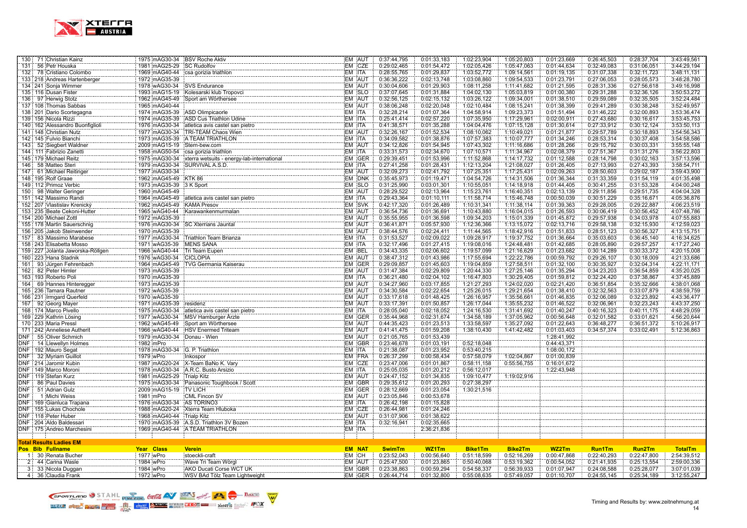| Pos | Bib | Fullname | Year | Class | Verein | EM | NAT | SwimTm | WZ1Tm | Bike1Tm | Bike2Tm | WZ2Tm | Run1Tm | Run2Tm | TotalTm |
|---|---|---|---|---|---|---|---|---|---|---|---|---|---|---|---|
| 130 | 71 | Christian Kainz | 1975 | mAG30-34 | BSV Roche Aktiv | EM | AUT | 0:37:44,795 | 0:01:33,183 | 1:02:23,904 | 1:05:20,803 | 0:01:23,669 | 0:26:45,503 | 0:28:37,704 | 3:43:49,561 |
| 131 | 56 | Petr Houska | 1981 | mAG25-29 | SC Rudolfov | EM | CZE | 0:29:02,465 | 0:01:54,472 | 1:02:05,426 | 1:05:47,063 | 0:01:44,634 | 0:32:49,083 | 0:31:06,051 | 3:44:29,194 |
| 132 | 78 | Cristiano Colombo | 1969 | mAG40-44 | csa gorizia triathlon | EM | ITA | 0:28:55,765 | 0:01:29,837 | 1:03:52,772 | 1:09:14,561 | 0:01:19,135 | 0:31:07,338 | 0:32:11,723 | 3:48:11,131 |
| 133 | 218 | Andreas Hartenberger | 1972 | mAG35-39 | | EM | AUT | 0:36:36,222 | 0:02:13,748 | 1:03:08,860 | 1:09:54,533 | 0:01:23,791 | 0:27:06,053 | 0:28:05,573 | 3:48:28,780 |
| 134 | 241 | Sonja Wimmer | 1978 | wAG30-34 | SVS Endurance | EM | AUT | 0:30:04,606 | 0:01:29,903 | 1:08:11,258 | 1:11:41,682 | 0:01:21,595 | 0:28:31,336 | 0:27:56,618 | 3:49:16,998 |
| 135 | 116 | Dusan Fister | 1993 | mAG15-19 | Kolesarski klub Tropovci | EM | SLO | 0:37:07,645 | 0:01:31,884 | 1:04:02,130 | 1:05:03,819 | 0:01:00,380 | 0:29:31,288 | 0:32:36,126 | 3:50:53,272 |
| 136 | 97 | Herwig Stotz | 1962 | mAG45-49 | Sport am Wörthersee | EM | AUT | 0:32:56,125 | 0:02:15,132 | 1:03:26,122 | 1:09:34,001 | 0:01:38,510 | 0:29:59,089 | 0:32:35,505 | 3:52:24,484 |
| 137 | 108 | Thomas Sabbas | 1965 | mAG40-44 | | EM | AUT | 0:38:06,248 | 0:02:20,048 | 1:02:10,484 | 1:08:15,241 | 0:01:38,399 | 0:29:41,289 | 0:30:38,248 | 3:52:49,957 |
| 138 | 201 | Dario Scortegagna | 1974 | mAG35-39 | ASD Olimpicaorle | EM | ITA | 0:32:28,214 | 0:01:07,364 | 1:04:58,914 | 1:09:23,373 | 0:01:51,494 | 0:31:46,222 | 0:32:00,893 | 3:53:36,474 |
| 139 | 156 | Nicola Rizzi | 1974 | mAG35-39 | ASD Cus Triathlon Udine | EM | ITA | 0:25:41,414 | 0:02:57,220 | 1:07:35,950 | 1:17:29,961 | 0:02:00,911 | 0:27:43,680 | 0:30:16,617 | 3:53:45,753 |
| 140 | 162 | Alessandro Buonfiglioli | 1976 | mAG30-34 | atletica avis castel san pietro | EM | ITA | 0:41:38,571 | 0:01:35,288 | 1:04:04,476 | 1:07:15,128 | 0:01:30,614 | 0:27:33,912 | 0:30:12,124 | 3:53:50,113 |
| 141 | 148 | Christian Nutz | 1977 | mAG30-34 | TRI-TEAM Chaos Wien | EM | AUT | 0:32:26,167 | 0:01:52,534 | 1:08:10,062 | 1:10:49,021 | 0:01:21,877 | 0:29:57,789 | 0:30:18,893 | 3:54:56,343 |
| 142 | 145 | Fulvio Bianchi | 1973 | mAG35-39 | A TEAM TRIATHLON | EM | ITA | 0:34:09,582 | 0:01:38,876 | 1:07:57,383 | 1:10:07,777 | 0:01:34,246 | 0:28:53,314 | 0:30:37,408 | 3:54:58,586 |
| 143 | 52 | Siegbert Waldner | 2009 | mAG15-19 | Stern-bew.com | EM | AUT | 0:34:12,826 | 0:01:54,945 | 1:07:43,302 | 1:11:16,686 | 0:01:28,266 | 0:29:15,792 | 0:30:03,331 | 3:55:55,148 |
| 144 | 111 | Fabrizio Zanetti | 1958 | mAG50-54 | csa gorizia triathlon | EM | ITA | 0:33:31,573 | 0:02:34,670 | 1:07:10,571 | 1:11:34,967 | 0:02:08,379 | 0:27:51,367 | 0:31:31,276 | 3:56:22,803 |
| 145 | 179 | Michael Reitz | 1975 | mAG30-34 | xterra wetsuits - energy-lab-international | EM | GER | 0:29:39,451 | 0:01:53,996 | 1:11:52,868 | 1:14:17,732 | 0:01:12,588 | 0:28:14,798 | 0:30:02,163 | 3:57:13,596 |
| 146 | 58 | Matteo Steri | 1979 | mAG30-34 | SURVIVAL A.S.D. | EM | ITA | 0:27:41,258 | 0:01:28,431 | 1:12:13,204 | 1:21:08,027 | 0:01:26,405 | 0:27:13,993 | 0:27:43,393 | 3:58:54,711 |
| 147 | 61 | Michael Reitinger | 1977 | mAG30-34 | | EM | AUT | 0:32:09,273 | 0:02:41,792 | 1:07:25,351 | 1:17:25,431 | 0:02:09,263 | 0:28:50,603 | 0:29:02,187 | 3:59:43,900 |
| 148 | 195 | Rolf Graae | 1962 | mAG45-49 | KTK 86 | EM | DNK | 0:35:45,973 | 0:01:19,471 | 1:04:54,726 | 1:14:31,506 | 0:01:36,344 | 0:31:33,359 | 0:31:54,119 | 4:01:35,498 |
| 149 | 112 | Primoz Verbic | 1973 | mAG35-39 | 3 K Sport | EM | SLO | 0:31:25,990 | 0:03:01,301 | 1:10:55,051 | 1:14:18,918 | 0:01:44,405 | 0:30:41,255 | 0:31:53,328 | 4:04:00,248 |
| 150 | 98 | Walter Geringer | 1960 | mAG45-49 | | EM | AUT | 0:28:29,522 | 0:02:13,964 | 1:15:23,761 | 1:16:40,351 | 0:02:13,139 | 0:29:11,856 | 0:29:51,735 | 4:04:04,328 |
| 151 | 142 | Massimo Randi | 1964 | mAG45-49 | atletica avis castel san pietro | EM | ITA | 0:29:43,364 | 0:01:10,111 | 1:11:58,714 | 1:15:46,748 | 0:00:50,039 | 0:30:51,229 | 0:35:16,671 | 4:05:36,876 |
| 152 | 207 | Vlastislav Krenický | 1962 | mAG45-49 | KAMA Presov | EM | SVK | 0:42:17,320 | 0:01:26,489 | 1:10:31,341 | 1:11:38,114 | 0:01:39,363 | 0:29:28,005 | 0:29:22,887 | 4:06:23,519 |
| 153 | 235 | Beate Cekoni-Hutter | 1965 | wAG40-44 | Karawankenmurmalan | EM | AUT | 0:36:54,736 | 0:01:36,691 | 1:10:43,880 | 1:16:04,015 | 0:01:26,593 | 0:30:06,419 | 0:30:56,452 | 4:07:48,786 |
| 154 | 200 | Michael Zottl | 1972 | mAG35-39 | | EM | AUT | 0:35:55,955 | 0:01:36,598 | 1:09:34,203 | 1:15:01,339 | 0:01:45,872 | 0:29:57,938 | 0:34:03,978 | 4:07:55,883 |
| 155 | 178 | Martin Sauerschnig | 1976 | mAG30-34 | SC Xterrians Jauntal | EM | AUT | 0:36:41,871 | 0:05:57,930 | 1:12:36,366 | 1:13:15,072 | 0:02:13,716 | 0:29:58,138 | 0:32:15,930 | 4:12:59,023 |
| 156 | 205 | Jakob Steinwender | 1970 | mAG35-39 | | EM | AUT | 0:38:44,576 | 0:02:24,411 | 1:11:44,565 | 1:18:42,916 | 0:01:51,833 | 0:28:51,123 | 0:30:56,327 | 4:13:15,751 |
| 157 | 83 | Massimo Marabese | 1977 | mAG30-34 | Triathlon Team Brianza | EM | ITA | 0:31:53,527 | 0:02:09,022 | 1:09:28,917 | 1:19:37,752 | 0:01:36,664 | 0:35:03,603 | 0:36:45,140 | 4:16:34,625 |
| 158 | 243 | Elisabetta Mosso | 1971 | wAG35-39 | MENS SANA | EM | ITA | 0:32:17,496 | 0:01:27,415 | 1:19:08,016 | 1:24:48,481 | 0:01:42,685 | 0:28:05,890 | 0:29:57,257 | 4:17:27,240 |
| 159 | 227 | Jolanta Jaworska-Röllgen | 1966 | wAG40-44 | Tri Team Eupen | EM | BEL | 0:34:43,336 | 0:02:06,602 | 1:19:57,099 | 1:21:16,629 | 0:01:23,682 | 0:30:14,289 | 0:30:33,372 | 4:20:15,008 |
| 160 | 223 | Hana Stadnik | 1976 | wAG30-34 | CICLOPIA | EM | AUT | 0:38:47,312 | 0:01:43,986 | 1:17:55,694 | 1:22:22,786 | 0:00:59,792 | 0:29:26,107 | 0:30:18,009 | 4:21:33,686 |
| 161 | 93 | Jürgen Fehrenbach | 1964 | mAG45-49 | TVG Germania Kaiserau | EM | GER | 0:29:09,857 | 0:01:45,603 | 1:19:04,859 | 1:27:58,511 | 0:01:32,100 | 0:30:35,927 | 0:32:04,314 | 4:22:11,171 |
| 162 | 82 | Peter Himler | 1973 | mAG35-39 | | EM | AUT | 0:31:47,384 | 0:02:29,809 | 1:20:44,330 | 1:27:25,146 | 0:01:35,294 | 0:34:23,203 | 0:36:54,859 | 4:35:20,025 |
| 163 | 193 | Roberto Poli | 1970 | mAG35-39 | | EM | ITA | 0:36:21,480 | 0:02:04,102 | 1:16:47,803 | 1:30:29,405 | 0:01:59,812 | 0:32:24,420 | 0:37:38,867 | 4:37:45,889 |
| 164 | 69 | Hannes Hinteregger | 1973 | mAG35-39 | | EM | AUT | 0:34:27,960 | 0:03:17,855 | 1:21:27,293 | 1:24:02,020 | 0:02:21,420 | 0:36:51,854 | 0:35:32,666 | 4:38:01,068 |
| 165 | 236 | Tamara Rautner | 1972 | wAG35-39 | | EM | AUT | 0:34:30,584 | 0:02:22,654 | 1:25:26,015 | 1:29:21,654 | 0:01:38,410 | 0:32:32,563 | 0:33:07,879 | 4:38:59,759 |
| 166 | 231 | Irmgard Querfeld | 1970 | wAG35-39 | | EM | AUT | 0:33:17,618 | 0:01:48,425 | 1:26:16,957 | 1:35:56,661 | 0:01:46,835 | 0:32:06,089 | 0:32:23,892 | 4:43:36,477 |
| 167 | 92 | Georg Mayer | 1971 | mAG35-39 | residenz | EM | AUT | 0:33:17,391 | 0:01:50,857 | 1:26:17,044 | 1:35:55,232 | 0:01:46,522 | 0:32:06,961 | 0:32:23,243 | 4:43:37,250 |
| 168 | 174 | Marco Pivello | 1975 | mAG30-34 | atletica avis castel san pietro | EM | ITA | 0:28:05,040 | 0:02:18,052 | 1:24:16,530 | 1:31:41,692 | 0:01:40,247 | 0:40:16,323 | 0:40:11,175 | 4:48:29,059 |
| 169 | 229 | Kathrin Lösing | 1977 | wAG30-34 | MSV Hamburger Ärzte | EM | GER | 0:35:44,968 | 0:02:31,674 | 1:34:58,189 | 1:37:05,962 | 0:00:56,648 | 0:32:01,582 | 0:33:01,621 | 4:56:20,644 |
| 170 | 233 | Maria Pressl | 1962 | wAG45-49 | Sport am Wörthersee | EM | AUT | 0:44:35,423 | 0:01:23,513 | 1:33:58,597 | 1:35:27,092 | 0:01:22,643 | 0:36:48,277 | 0:36:51,372 | 5:10:26,917 |
| 171 | 242 | Anneliese Autherit | 1966 | wAG40-44 | HSV Enermed Triteam | EM | AUT | 0:41:41,475 | 0:01:59,208 | 1:38:10,430 | 1:41:42,482 | 0:01:03,403 | 0:34:57,374 | 0:33:02,491 | 5:12:36,863 |
| DNF | 55 | Oliver Schmich | 1979 | mAG30-34 | Donau - Wien | EM | AUT | 0:21:05,765 | 0:01:53,439 | | | 1:28:41,992 | | | |
| DNF | 14 | Llewellyn Holmes | 1982 | mPro | | EM | GBR | 0:23:46,678 | 0:01:03,191 | 0:52:18,048 | | 0:44:43,371 | | | |
| DNF | 192 | Mauro Segat | 1978 | mAG30-34 | G. P. Triathlon | EM | ITA | 0:21:38,087 | 0:01:23,952 | 0:53:40,215 | | 1:08:00,172 | | | |
| DNF | 32 | Myriam Guillot | 1979 | wPro | Inkospor | EM | FRA | 0:26:37,299 | 0:00:58,434 | 0:57:58,079 | 1:02:04,867 | 0:01:00,839 | | | |
| DNF | 214 | Jaromír Kubin | 1987 | mAG20-24 | X-Team BaNo K. Vary | EM | CZE | 0:23:47,006 | 0:01:01,867 | 0:58:11,158 | 0:55:56,755 | 0:16:01,672 | | | |
| DNF | 149 | Marco Moroni | 1978 | mAG30-34 | A.R.C. Busto Arsizio | EM | ITA | 0:25:05,035 | 0:01:20,212 | 0:56:12,017 | | 1:22:43,948 | | | |
| DNF | 119 | Stefan Kurz | 1981 | mAG25-29 | Trialp Kitz | EM | AUT | 0:24:47,152 | 0:01:34,835 | 1:09:10,477 | 1:19:02,916 | | | | |
| DNF | 86 | Paul Davies | 1975 | mAG30-34 | Panasonic Toughbook / Scott | EM | GBR | 0:29:35,612 | 0:01:20,293 | 0:27:38,297 | | | | | |
| DNF | 51 | Adrian Gulz | 2009 | mAG15-19 | TV LICH | EM | GER | 0:28:12,669 | 0:01:23,054 | 1:30:21,516 | | | | | |
| DNF | 1 | Michi Weiss | 1981 | mPro | CML Fincon SV | EM | AUT | 0:23:05,846 | 0:00:53,678 | | | | | | |
| DNF | 169 | Gianluca Trapana | 1976 | mAG30-34 | AS TORINO3 | EM | ITA | 0:26:42,198 | 0:01:15,828 | | | | | | |
| DNF | 155 | Lukas Chochole | 1988 | mAG20-24 | Xterra Team Hluboka | EM | CZE | 0:26:44,981 | 0:01:24,246 | | | | | | |
| DNF | 118 | Peter Huber | 1968 | mAG40-44 | Trialp Kitz | EM | AUT | 0:31:07,906 | 0:01:38,622 | | | | | | |
| DNF | 204 | Aldo Baldessari | 1970 | mAG35-39 | A.S.D. Triathlon 3V Bozen | EM | ITA | 0:32:16,941 | 0:02:35,665 | | | | | | |
| DNF | 175 | Andreo Marchesini | 1969 | mAG40-44 | A TEAM TRIATHLON | EM | ITA | | 2:36:21,836 | | | | | | |

**Total Results Ladies EM**

| Pos | Bib | Fullname | Year | Class | Verein | EM | NAT | SwimTm | WZ1Tm | Bike1Tm | Bike2Tm | WZ2Tm | Run1Tm | Run2Tm | TotalTm |
|---|---|---|---|---|---|---|---|---|---|---|---|---|---|---|---|
| 1 | 30 | Renata Bucher | 1977 | wPro | stoeckli-craft | EM | CH | 0:23:52,043 | 0:00:56,640 | 0:51:18,599 | 0:52:16,269 | 0:00:47,868 | 0:22:40,293 | 0:22:47,800 | 2:54:39,512 |
| 2 | 44 | Carina Wasle | 1984 | wPro | Wave Tri Team Wörgl | EM | AUT | 0:25:47,500 | 0:01:23,865 | 0:50:40,068 | 0:53:19,362 | 0:00:54,052 | 0:21:41,935 | 0:25:13,554 | 2:59:00,336 |
| 3 | 33 | Nicola Duggan | 1984 | wPro | AKO Ducati Corse WCT UK | EM | GBR | 0:23:38,863 | 0:00:59,294 | 0:54:58,337 | 0:56:39,933 | 0:01:07,947 | 0:24:08,588 | 0:25:28,077 | 3:07:01,039 |
| 4 | 36 | Claudia Frank | 1972 | wPro | WSV BAd Tölz Team Lightweight | EM | GER | 0:26:44,714 | 0:01:32,800 | 0:55:08,635 | 0:57:49,057 | 0:01:10,707 | 0:24:55,145 | 0:25:34,189 | 3:12:55,247 |

Timing and Results by: www.zeitnehmung.at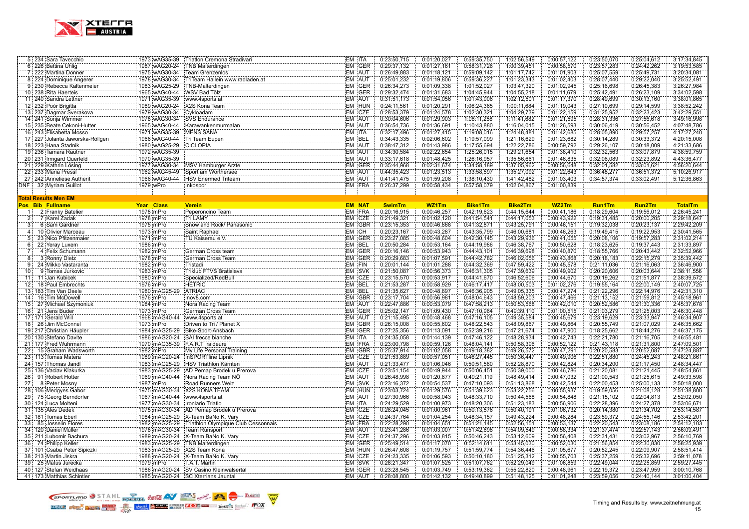| | | | | | | | | | | | | | | |
|---|---|---|---|---|---|---|---|---|---|---|---|---|---|---|
| 5 | 234 | Sara Tavecchio | 1973 | wAG35-39 | Triatlon Cremona Stradivari | EM | ITA | 0:23:50,715 | 0:01:20,027 | 0:59:35,750 | 1:02:56,549 | 0:00:57,122 | 0:23:50,070 | 0:25:04,612 | 3:17:34,845 |
| 6 | 226 | Bettina Uhlig | 1987 | wAG20-24 | TNB Malterdingen | EM | GER | 0:29:37,132 | 0:01:27,161 | 0:58:31,726 | 1:00:39,451 | 0:00:58,570 | 0:23:57,283 | 0:24:42,262 | 3:19:53,585 |
| 7 | 222 | Martina Donner | 1975 | wAG30-34 | Team Grenzenlos | EM | AUT | 0:26:49,883 | 0:01:18,121 | 0:59:09,142 | 1:01:17,742 | 0:01:01,903 | 0:25:07,559 | 0:25:49,731 | 3:20:34,081 |
| 8 | 224 | Dominique Angerer | 1978 | wAG30-34 | TriTeam Hallein www.radladen.at | EM | AUT | 0:25:01,232 | 0:01:19,806 | 0:59:36,227 | 1:01:23,343 | 0:01:02,403 | 0:28:07,440 | 0:29:22,040 | 3:25:52,491 |
| 9 | 230 | Rebecca Kaltenmeier | 1983 | wAG25-29 | TNB-Malterdingen | EM | GER | 0:26:34,273 | 0:01:09,338 | 1:01:52,027 | 1:03:47,320 | 0:01:02,945 | 0:25:16,698 | 0:26:45,383 | 3:26:27,984 |
| 10 | 238 | Rita Haerteis | 1965 | wAG40-44 | WSV Bad Tölz | EM | GER | 0:29:32,474 | 0:01:31,683 | 1:04:45,944 | 1:04:55,218 | 0:01:11,679 | 0:25:42,491 | 0:26:23,109 | 3:34:02,598 |
| 11 | 240 | Sandra Lettner | 1971 | wAG35-39 | www.4sports.at | EM | AUT | 0:31:51,173 | 0:01:54,056 | 1:01:43,906 | 1:02:12,501 | 0:01:17,370 | 0:28:49,699 | 0:30:13,160 | 3:38:01,865 |
| 12 | 232 | Poór Brigitta | 1989 | wAG20-24 | X2S Kona Team | EM | HUN | 0:24:11,561 | 0:01:20,291 | 1:06:24,365 | 1:09:11,684 | 0:01:19,043 | 0:27:10,699 | 0:29:14,599 | 3:38:52,242 |
| 13 | 237 | Dagmar Sverakova | 1979 | wAG30-34 | Cykloadam | EM | CZE | 0:28:53,379 | 0:01:24,578 | 1:02:30,321 | 1:04:29,739 | 0:01:22,159 | 0:31:25,952 | 0:32:23,423 | 3:42:29,551 |
| 14 | 241 | Sonja Wimmer | 1978 | wAG30-34 | SVS Endurance | EM | AUT | 0:30:04,606 | 0:01:29,903 | 1:08:11,258 | 1:11:41,682 | 0:01:21,595 | 0:28:31,336 | 0:27:56,618 | 3:49:16,998 |
| 15 | 235 | Beate Cekoni-Hutter | 1965 | wAG40-44 | Karawankenmurmalan | EM | AUT | 0:36:54,736 | 0:01:36,691 | 1:10:43,880 | 1:16:04,015 | 0:01:26,593 | 0:30:06,419 | 0:30:56,452 | 4:07:48,786 |
| 16 | 243 | Elisabetta Mosso | 1971 | wAG35-39 | MENS SANA | EM | ITA | 0:32:17,496 | 0:01:27,415 | 1:19:08,016 | 1:24:48,481 | 0:01:42,685 | 0:28:05,890 | 0:29:57,257 | 4:17:27,240 |
| 17 | 227 | Jolanta Jaworska-Röllgen | 1966 | wAG40-44 | Tri Team Eupen | EM | BEL | 0:34:43,335 | 0:02:06,602 | 1:19:57,099 | 1:21:16,629 | 0:01:23,682 | 0:30:14,289 | 0:30:33,372 | 4:20:15,008 |
| 18 | 223 | Hana Stadnik | 1980 | wAG25-29 | CICLOPIA | EM | AUT | 0:38:47,312 | 0:01:43,986 | 1:17:55,694 | 1:22:22,786 | 0:00:59,792 | 0:29:26,107 | 0:30:18,009 | 4:21:33,686 |
| 19 | 236 | Tamara Rautner | 1972 | wAG35-39 | | EM | AUT | 0:34:30,584 | 0:02:22,654 | 1:25:26,015 | 1:29:21,654 | 0:01:38,410 | 0:32:32,563 | 0:33:07,879 | 4:38:59,759 |
| 20 | 231 | Irmgard Querfeld | 1970 | wAG35-39 | | EM | AUT | 0:33:17,618 | 0:01:48,425 | 1:26:16,957 | 1:35:56,661 | 0:01:46,835 | 0:32:06,089 | 0:32:23,892 | 4:43:36,477 |
| 21 | 229 | Kathrin Lösing | 1977 | wAG30-34 | MSV Hamburger Ärzte | EM | GER | 0:35:44,968 | 0:02:31,674 | 1:34:58,189 | 1:37:05,962 | 0:00:56,648 | 0:32:01,582 | 0:33:01,621 | 4:56:20,644 |
| 22 | 233 | Maria Pressl | 1962 | wAG45-49 | Sport am Wörthersee | EM | AUT | 0:44:35,423 | 0:01:23,513 | 1:33:58,597 | 1:35:27,092 | 0:01:22,643 | 0:36:48,277 | 0:36:51,372 | 5:10:26,917 |
| 27 | 242 | Anneliese Autherit | 1966 | wAG40-44 | HSV Enermed Triteam | EM | AUT | 0:41:41,475 | 0:01:59,208 | 1:38:10,430 | 1:41:42,482 | 0:01:03,403 | 0:34:57,374 | 0:33:02,491 | 5:12:36,863 |
| DNF | 32 | Myriam Guillot | 1979 | wPro | Inkospor | EM | FRA | 0:26:37,299 | 0:00:58,434 | 0:57:58,079 | 1:02:04,867 | 0:01:00,839 | | | |

**Total Results Men EM**

| Pos | Bib | Fullname | Year | Class | Verein | EM | NAT | SwimTm | WZ1Tm | Bike1Tm | Bike2Tm | WZ2Tm | Run1Tm | Run2Tm | TotalTm |
|---|---|---|---|---|---|---|---|---|---|---|---|---|---|---|---|
| 1 | 2 | Franky Batelier | 1978 | mPro | Peperoncino Team | EM | FRA | 0:20:16,915 | 0:00:46,257 | 0:42:19,623 | 0:44:15,644 | 0:00:41,186 | 0:18:29,604 | 0:19:56,012 | 2:26:45,241 |
| 2 | 7 | Karel Zadak | 1978 | mPro | Tri LAMY | EM | CZE | 0:21:49,321 | 0:01:02,120 | 0:41:54,541 | 0:44:17,053 | 0:00:43,922 | 0:19:31,485 | 0:20:00,205 | 2:29:18,647 |
| 3 | 6 | Sam Gardner | 1975 | mPro | Snow and Rock/ Panasonic | EM | GBR | 0:23:15,353 | 0:00:46,868 | 0:41:32,871 | 0:43:25,791 | 0:00:46,151 | 0:19:32,038 | 0:20:23,137 | 2:29:42,209 |
| 4 | 10 | Olivier Marceau | 1973 | mPro | Saint Raphael | EM | CH | 0:20:23,167 | 0:00:43,287 | 0:43:35,799 | 0:46:00,681 | 0:00:46,263 | 0:19:49,415 | 0:19:22,953 | 2:30:41,565 |
| 5 | 23 | Nico Pfitzenmaier | 1971 | mPro | TU Kaiserau e.V. | EM | GER | 0:23:27,085 | 0:00:48,604 | 0:42:30,145 | 0:43:29,936 | 0:00:41,055 | 0:20:08,106 | 0:19:57,283 | 2:31:02,214 |
| 6 | 22 | Yeray Luxem | 1986 | mPro | | EM | BEL | 0:20:50,284 | 0:00:53,164 | 0:44:19,986 | 0:46:38,767 | 0:00:50,628 | 0:18:23,625 | 0:19:37,443 | 2:31:33,897 |
| 7 | 4 | Felix Schumann | 1986 | mPro | German Cross team | EM | GER | 0:20:16,146 | 0:00:53,943 | 0:44:43,101 | 0:46:39,698 | 0:00:40,870 | 0:18:55,766 | 0:20:43,442 | 2:32:52,966 |
| 8 | 3 | Ronny Dietz | 1978 | mPro | German Cross Team | EM | GER | 0:20:29,683 | 0:01:07,591 | 0:44:42,782 | 0:46:02,056 | 0:00:43,868 | 0:20:18,183 | 0:22:15,279 | 2:35:39,442 |
| 9 | 24 | Mikko Vastaranta | 1982 | mPro | Tristadi | EM | FIN | 0:20:01,144 | 0:01:01,288 | 0:44:32,369 | 0:47:59,422 | 0:00:45,578 | 0:21:11,036 | 0:21:16,063 | 2:36:46,900 |
| 10 | 9 | Tomas Jurkovic | 1983 | mPro | Triklub FTVS Bratislava | EM | SVK | 0:21:50,087 | 0:00:56,373 | 0:46:31,305 | 0:47:39,639 | 0:00:49,902 | 0:20:20,606 | 0:20:03,644 | 2:38:11,556 |
| 11 | 11 | Jan Kubicek | 1980 | mPro | Specialized/RedBull | EM | CZE | 0:23:15,570 | 0:00:53,917 | 0:44:41,670 | 0:46:52,606 | 0:00:44,670 | 0:20:19,262 | 0:21:51,877 | 2:38:39,572 |
| 12 | 18 | Paul Embrechts | 1976 | mPro | HETRIC | EM | BEL | 0:21:53,287 | 0:00:58,929 | 0:46:17,417 | 0:48:00,503 | 0:01:02,276 | 0:19:55,164 | 0:22:00,149 | 2:40:07,725 |
| 13 | 183 | Tim Van Daele | 1980 | mAG25-29 | ATRIAC | EM | BEL | 0:21:35,627 | 0:00:48,897 | 0:46:36,905 | 0:49:05,335 | 0:00:47,274 | 0:21:22,296 | 0:22:14,976 | 2:42:31,310 |
| 14 | 16 | Tim McDowell | 1976 | mPro | Inov8.com | EM | GBR | 0:23:17,704 | 0:00:56,981 | 0:48:04,643 | 0:48:59,203 | 0:00:47,466 | 0:21:13,152 | 0:21:59,812 | 2:45:18,961 |
| 15 | 27 | Michael Szymoniuk | 1984 | mPro | Nora Racing Team | EM | AUT | 0:22:47,886 | 0:00:53,079 | 0:47:58,213 | 0:50:53,568 | 0:00:42,010 | 0:20:52,586 | 0:21:30,336 | 2:45:37,678 |
| 16 | 21 | Jens Buder | 1973 | mPro | German Cross Team | EM | GER | 0:25:02,147 | 0:01:09,430 | 0:47:10,964 | 0:49:39,110 | 0:01:00,515 | 0:21:03,279 | 0:21:25,003 | 2:46:30,448 |
| 17 | 171 | Gerald Will | 1968 | mAG40-44 | www.4sports.at | EM | AUT | 0:21:15,495 | 0:00:48,468 | 0:47:16,105 | 0:49:35,584 | 0:00:45,679 | 0:23:19,629 | 0:23:33,947 | 2:46:34,907 |
| 18 | 26 | Jim McConnel | 1973 | mPro | Driven to Tri / Planet X | EM | GBR | 0:26:15,008 | 0:00:55,602 | 0:48:22,543 | 0:48:09,867 | 0:00:49,864 | 0:20:55,749 | 0:21:07,029 | 2:46:35,662 |
| 19 | 217 | Christian Häupler | 1984 | mAG25-29 | Bike-Sport-Ansbach | EM | GER | 0:27:25,356 | 0:01:13,091 | 0:52:39,216 | 0:47:21,674 | 0:00:47,900 | 0:18:25,662 | 0:18:44,276 | 2:46:37,175 |
| 20 | 130 | Stefano Davite | 1986 | mAG20-24 | SAI frecce bianche | EM | ITA | 0:24:35,058 | 0:01:44,139 | 0:47:46,122 | 0:48:28,934 | 0:00:42,743 | 0:22:21,780 | 0:21:16,705 | 2:46:55,481 |
| 21 | 177 | Fred Wuhrmann | 1970 | mAG35-39 | F.A.R.T raideure | EM | FRA | 0:23:00,798 | 0:00:59,126 | 0:48:04,141 | 0:50:58,396 | 0:00:52,122 | 0:21:43,118 | 0:21:31,800 | 2:47:09,501 |
| 22 | 15 | Graham Wadsworth | 1982 | mPro | My Life Personal Training | EM | GBR | 0:25:37,914 | 0:01:02,058 | 0:49:18,382 | 0:49:26,572 | 0:00:47,291 | 0:20:20,583 | 0:20:52,087 | 2:47:24,887 |
| 23 | 113 | Tomas Matera | 1989 | mAG20-24 | InSPORTline Lipnik | EM | CZE | 0:21:53,889 | 0:00:57,051 | 0:46:27,445 | 0:50:36,447 | 0:00:49,906 | 0:22:51,880 | 0:24:45,243 | 2:48:21,861 |
| 24 | 157 | Thomas Jandl | 1983 | mAG25-29 | HSV Triathlon Kärnten | EM | AUT | 0:21:33,477 | 0:01:06,046 | 0:50:51,580 | 0:52:28,870 | 0:00:42,824 | 0:20:34,200 | 0:21:17,450 | 2:48:34,447 |
| 25 | 136 | Vaclav Klakurka | 1983 | mAG25-29 | AD Pemap Brodek u Prerova | EM | CZE | 0:23:51,154 | 0:00:49,944 | 0:50:06,451 | 0:50:39,000 | 0:00:46,786 | 0:21:20,081 | 0:21:21,445 | 2:48:54,861 |
| 26 | 91 | Robert Hotter | 1969 | mAG40-44 | Nora Racing Team NÖ | EM | AUT | 0:26:48,998 | 0:01:20,877 | 0:49:21,119 | 0:48:49,414 | 0:00:47,032 | 0:21:00,543 | 0:21:25,615 | 2:49:33,598 |
| 27 | 8 | Peter Mosny | 1987 | mPro | Road Runners Weiz | EM | SVK | 0:23:16,372 | 0:00:54,537 | 0:47:10,093 | 0:51:13,868 | 0:00:42,544 | 0:22:00,453 | 0:25:00,133 | 2:50:18,000 |
| 28 | 106 | Medgyes Gabor | 1975 | mAG30-34 | X2S KONA TEAM | EM | HUN | 0:23:03,724 | 0:01:29,576 | 0:51:39,623 | 0:53:22,756 | 0:00:55,937 | 0:19:59,056 | 0:21:08,128 | 2:51:38,800 |
| 29 | 75 | Georg Berndorfer | 1967 | mAG40-44 | www.4sports.at | EM | AUT | 0:27:30,966 | 0:00:58,043 | 0:48:33,710 | 0:50:44,568 | 0:00:54,848 | 0:21:15,102 | 0:22:04,813 | 2:52:02,050 |
| 30 | 124 | Luca Molteni | 1977 | mAG30-34 | Ironlario Triatlo | EM | ITA | 0:24:29,529 | 0:01:00,973 | 0:48:20,306 | 0:51:23,183 | 0:00:56,906 | 0:22:28,396 | 0:24:27,378 | 2:53:06,671 |
| 31 | 135 | Ales Dedek | 1975 | mAG30-34 | AD Pemap Brodek u Prerova | EM | CZE | 0:28:24,045 | 0:01:00,961 | 0:50:13,576 | 0:50:40,191 | 0:01:06,732 | 0:20:14,380 | 0:21:34,702 | 2:53:14,587 |
| 32 | 181 | Tomas Eberl | 1984 | mAG25-29 | X-Team BaNo K. Vary | EM | CZE | 0:24:37,764 | 0:01:04,254 | 0:48:34,157 | 0:49:43,224 | 0:00:48,284 | 0:23:59,372 | 0:24:55,146 | 2:53:42,201 |
| 33 | 85 | Josselin Flores | 1982 | mAG25-29 | Triathlon Olympique Club Cessonnais | EM | FRA | 0:22:28,290 | 0:01:04,651 | 0:51:21,145 | 0:52:56,151 | 0:00:53,137 | 0:22:20,543 | 0:23:08,186 | 2:54:12,103 |
| 34 | 120 | Daniel Müller | 1978 | mAG30-34 | Team Runsport | EM | AUT | 0:23:41,286 | 0:01:03,007 | 0:51:42,698 | 0:54:09,549 | 0:00:58,334 | 0:21:37,474 | 0:22:57,143 | 2:56:09,491 |
| 35 | 211 | Lubomir Bachura | 1989 | mAG20-24 | X-Team BaNo K. Vary | EM | CZE | 0:24:37,296 | 0:01:03,815 | 0:50:46,243 | 0:53:12,609 | 0:00:56,408 | 0:22:31,431 | 0:23:02,967 | 2:56:10,769 |
| 36 | 74 | Philipp Keller | 1983 | mAG25-29 | TNB Malterdingen | EM | GER | 0:25:49,514 | 0:01:17,070 | 0:52:14,611 | 0:53:45,030 | 0:00:52,030 | 0:21:56,854 | 0:22:30,830 | 2:58:25,939 |
| 37 | 101 | Csaba Peter Sipiczki | 1983 | mAG25-29 | X2S Team Kona | EM | HUN | 0:26:47,608 | 0:01:19,757 | 0:51:59,774 | 0:54:36,446 | 0:01:05,677 | 0:20:52,245 | 0:22:09,907 | 2:58:51,414 |
| 38 | 213 | Martin Jiskra | 1988 | mAG20-24 | X-Team BaNo K. Vary | EM | CZE | 0:24:23,335 | 0:01:06,593 | 0:50:10,180 | 0:51:25,312 | 0:00:55,703 | 0:25:37,259 | 0:25:32,696 | 2:59:11,078 |
| 39 | 25 | Matus Jurecka | 1979 | mPro | T.A.T. Martin | EM | SVK | 0:28:21,347 | 0:01:07,525 | 0:51:07,762 | 0:52:29,049 | 0:01:06,859 | 0:22:49,044 | 0:22:25,859 | 2:59:27,445 |
| 40 | 127 | Stefan Weidhaas | 1986 | mAG20-24 | SV Casino Kleinwalsertal | EM | GER | 0:23:28,545 | 0:01:03,749 | 0:53:19,362 | 0:55:22,820 | 0:00:48,961 | 0:22:19,372 | 0:23:47,959 | 3:00:10,768 |
| 41 | 173 | Matthias Schintler | 1985 | mAG20-24 | SC Xterrians Jauntal | EM | AUT | 0:28:08,800 | 0:01:42,132 | 0:49:40,899 | 0:51:48,125 | 0:01:01,248 | 0:23:59,056 | 0:24:40,144 | 3:01:00,404 |

Timing and Results by: www.zeitnehmung.at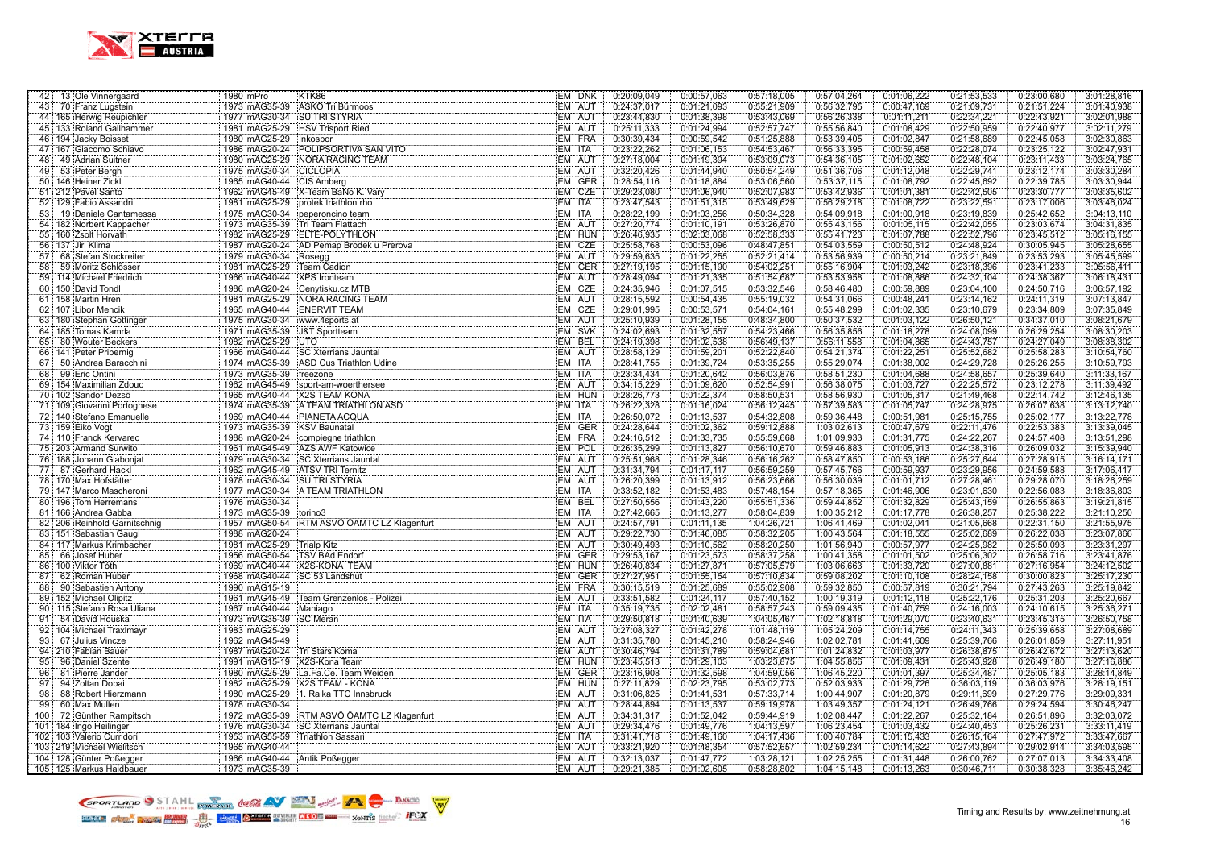| | | | | | | | | | | | | | | | |
|---|---|---|---|---|---|---|---|---|---|---|---|---|---|---|---|
| 42 | 13 | Ole Vinnergaard | 1980 | mPro | KTK86 | EM | DNK | 0:20:09,049 | 0:00:57,063 | 0:57:18,005 | 0:57:04,264 | 0:01:06,222 | 0:21:53,533 | 0:23:00,680 | 3:01:28,816 |
| 43 | 70 | Franz Lugstein | 1973 | mAG35-39 | ASKÖ Tri Bürmoos | EM | AUT | 0:24:37,017 | 0:01:21,093 | 0:55:21,909 | 0:56:32,795 | 0:00:47,169 | 0:21:09,731 | 0:21:51,224 | 3:01:40,938 |
| 44 | 165 | Herwig Reupichler | 1977 | mAG30-34 | SU TRI STYRIA | EM | AUT | 0:23:44,830 | 0:01:38,398 | 0:53:43,069 | 0:56:26,338 | 0:01:11,211 | 0:22:34,221 | 0:22:43,921 | 3:02:01,988 |
| 45 | 133 | Roland Gallhammer | 1981 | mAG25-29 | HSV Trisport Ried | EM | AUT | 0:25:11,333 | 0:01:24,994 | 0:52:57,747 | 0:55:56,840 | 0:01:08,429 | 0:22:50,959 | 0:22:40,977 | 3:02:11,279 |
| 46 | 194 | Jacky Boisset | 1980 | mAG25-29 | Inkospor | EM | FRA | 0:30:39,434 | 0:00:59,542 | 0:51:25,888 | 0:53:39,405 | 0:01:02,847 | 0:21:58,689 | 0:22:45,058 | 3:02:30,863 |
| 47 | 167 | Giacomo Schiavo | 1986 | mAG20-24 | POLISPORTIVA SAN VITO | EM | ITA | 0:23:22,262 | 0:01:06,153 | 0:54:53,467 | 0:56:33,395 | 0:00:59,458 | 0:22:28,074 | 0:23:25,122 | 3:02:47,931 |
| 48 | 49 | Adrian Süttner | 1980 | mAG25-29 | NORA RACING TEAM | EM | AUT | 0:27:18,004 | 0:01:19,394 | 0:53:09,073 | 0:54:36,105 | 0:01:02,652 | 0:22:48,104 | 0:23:11,433 | 3:03:24,765 |
| 49 | 53 | Peter Bergh | 1975 | mAG30-34 | CICLOPIA | EM | AUT | 0:32:20,426 | 0:01:44,940 | 0:50:54,249 | 0:51:36,706 | 0:01:12,048 | 0:22:29,741 | 0:23:12,174 | 3:03:30,284 |
| 50 | 146 | Heiner Zickl | 1965 | mAG40-44 | CIS Amberg | EM | GER | 0:28:54,116 | 0:01:18,884 | 0:53:06,560 | 0:53:37,115 | 0:01:08,792 | 0:22:45,692 | 0:22:39,785 | 3:03:30,944 |
| 51 | 212 | Pavel Santo | 1962 | mAG45-49 | X-Team BaNo K. Vary | EM | CZE | 0:29:23,080 | 0:01:06,940 | 0:52:07,983 | 0:53:42,936 | 0:01:01,381 | 0:22:42,505 | 0:23:30,777 | 3:03:35,602 |
| 52 | 129 | Fabio Assandri | 1981 | mAG25-29 | protek triathlon rho | EM | ITA | 0:23:47,543 | 0:01:51,315 | 0:53:49,629 | 0:56:29,218 | 0:01:08,722 | 0:23:22,591 | 0:23:17,006 | 3:03:46,024 |
| 53 | 19 | Daniele Cantamessa | 1975 | mAG30-34 | peperoncino team | EM | ITA | 0:28:22,199 | 0:01:03,256 | 0:50:34,328 | 0:54:09,918 | 0:01:00,918 | 0:23:19,839 | 0:25:42,652 | 3:04:13,110 |
| 54 | 182 | Norbert Kappacher | 1973 | mAG35-39 | Tri Team Flattach | EM | AUT | 0:27:20,774 | 0:01:10,191 | 0:53:26,870 | 0:55:43,156 | 0:01:05,115 | 0:22:42,055 | 0:23:03,674 | 3:04:31,835 |
| 55 | 160 | Zsolt Horvath | 1982 | mAG25-29 | ELTE-POLYTHLON | EM | HUN | 0:26:46,935 | 0:02:03,068 | 0:52:58,333 | 0:55:41,723 | 0:01:07,788 | 0:22:52,796 | 0:23:45,512 | 3:05:16,155 |
| 56 | 137 | Jiri Klima | 1987 | mAG20-24 | AD Pemap Brodek u Prerova | EM | CZE | 0:25:58,768 | 0:00:53,096 | 0:48:47,851 | 0:54:03,559 | 0:00:50,512 | 0:24:48,924 | 0:30:05,945 | 3:05:28,655 |
| 57 | 68 | Stefan Stockreiter | 1979 | mAG30-34 | Rosegg | EM | AUT | 0:29:59,635 | 0:01:22,255 | 0:52:21,414 | 0:53:56,939 | 0:00:50,214 | 0:23:21,849 | 0:23:53,293 | 3:05:45,599 |
| 58 | 59 | Moritz Schlösser | 1981 | mAG25-29 | Team Cadion | EM | GER | 0:27:19,195 | 0:01:15,190 | 0:54:02,251 | 0:55:16,904 | 0:01:03,242 | 0:23:18,396 | 0:23:41,233 | 3:05:56,411 |
| 59 | 114 | Michael Friedrich | 1966 | mAG40-44 | XPS Ironteam | EM | AUT | 0:28:49,094 | 0:01:21,335 | 0:51:54,687 | 0:53:53,958 | 0:01:08,886 | 0:24:32,104 | 0:24:38,367 | 3:06:18,431 |
| 60 | 150 | David Tondl | 1986 | mAG20-24 | Cenytisku.cz MTB | EM | CZE | 0:24:35,946 | 0:01:07,515 | 0:53:32,546 | 0:58:46,480 | 0:00:59,889 | 0:23:04,100 | 0:24:50,716 | 3:06:57,192 |
| 61 | 158 | Martin Hren | 1981 | mAG25-29 | NORA RACING TEAM | EM | AUT | 0:28:15,592 | 0:00:54,435 | 0:55:19,032 | 0:54:31,066 | 0:00:48,241 | 0:23:14,162 | 0:24:11,319 | 3:07:13,847 |
| 62 | 107 | Libor Mencik | 1965 | mAG40-44 | ENERVIT TEAM | EM | CZE | 0:29:01,995 | 0:00:53,571 | 0:54:04,161 | 0:55:48,299 | 0:01:02,335 | 0:23:10,679 | 0:23:34,809 | 3:07:35,849 |
| 63 | 180 | Stephan Gottinger | 1975 | mAG30-34 | www.4sports.at | EM | AUT | 0:25:10,939 | 0:01:28,155 | 0:48:34,800 | 0:50:37,532 | 0:01:03,122 | 0:26:50,121 | 0:34:37,010 | 3:08:21,679 |
| 64 | 185 | Tomas Kamrla | 1971 | mAG35-39 | J&T Sportteam | EM | SVK | 0:24:02,693 | 0:01:32,557 | 0:54:23,466 | 0:56:35,856 | 0:01:18,278 | 0:24:08,099 | 0:26:29,254 | 3:08:30,203 |
| 65 | 80 | Wouter Beckers | 1982 | mAG25-29 | UTO | EM | BEL | 0:29:14,398 | 0:01:02,538 | 0:56:49,137 | 0:56:11,558 | 0:01:04,865 | 0:24:43,757 | 0:24:27,049 | 3:08:38,302 |
| 66 | 141 | Peter Pribernig | 1966 | mAG40-44 | SC Xterrians Jauntal | EM | AUT | 0:28:58,129 | 0:01:59,201 | 0:52:22,840 | 0:54:21,374 | 0:01:22,251 | 0:25:52,682 | 0:25:58,283 | 3:10:54,760 |
| 67 | 50 | Andrea Baracchini | 1974 | mAG35-39 | ASD Cus Triathlon Udine | EM | ITA | 0:28:41,755 | 0:01:39,724 | 0:53:35,255 | 0:55:29,074 | 0:01:38,002 | 0:24:29,728 | 0:25:26,255 | 3:10:59,793 |
| 68 | 99 | Eric Ontini | 1973 | mAG35-39 | freezone | EM | ITA | 0:23:34,434 | 0:01:20,642 | 0:56:03,876 | 0:58:51,230 | 0:01:04,688 | 0:24:58,657 | 0:25:39,640 | 3:11:33,167 |
| 69 | 154 | Maximilian Zdouc | 1962 | mAG45-49 | sport-am-woerthersee | EM | AUT | 0:34:15,229 | 0:01:09,620 | 0:52:54,991 | 0:56:38,075 | 0:01:03,727 | 0:22:25,572 | 0:23:12,278 | 3:11:39,492 |
| 70 | 102 | Sandor Dezsö | 1965 | mAG40-44 | X2S TEAM KONA | EM | HUN | 0:28:26,773 | 0:01:22,374 | 0:58:50,531 | 0:58:56,930 | 0:01:05,317 | 0:21:49,468 | 0:22:14,742 | 3:12:46,135 |
| 71 | 109 | Giovanni Portoghese | 1974 | mAG35-39 | A TEAM TRIATHLON ASD | EM | ITA | 0:26:22,328 | 0:01:16,024 | 0:58:12,445 | 0:57:39,583 | 0:01:05,747 | 0:24:28,975 | 0:26:07,638 | 3:13:12,740 |
| 72 | 140 | Stefano Emanuelle | 1969 | mAG40-44 | PIANETA ACQUA | EM | ITA | 0:26:50,072 | 0:01:13,537 | 0:54:32,808 | 0:59:36,448 | 0:00:51,981 | 0:25:15,755 | 0:25:02,177 | 3:13:22,778 |
| 73 | 159 | Eiko Vogt | 1973 | mAG35-39 | KSV Baunatal | EM | GER | 0:24:28,644 | 0:01:02,362 | 0:59:12,888 | 1:03:02,613 | 0:00:47,679 | 0:22:11,476 | 0:22:53,383 | 3:13:39,045 |
| 74 | 110 | Franck Kervarec | 1988 | mAG20-24 | compiegne triathlon | EM | FRA | 0:24:16,512 | 0:01:33,735 | 0:55:59,668 | 1:01:09,933 | 0:01:31,775 | 0:24:22,267 | 0:24:57,408 | 3:13:51,298 |
| 75 | 203 | Armand Surwito | 1961 | mAG45-49 | AZS AWF Katowice | EM | POL | 0:26:35,299 | 0:01:13,827 | 0:56:10,670 | 0:59:46,883 | 0:01:05,913 | 0:24:38,316 | 0:26:09,032 | 3:15:39,940 |
| 76 | 188 | Johann Glabonjat | 1979 | mAG30-34 | SC Xterrians Jauntal | EM | AUT | 0:25:51,968 | 0:01:28,346 | 0:56:16,262 | 0:58:47,850 | 0:00:53,186 | 0:25:27,644 | 0:27:28,915 | 3:16:14,171 |
| 77 | 87 | Gerhard Hackl | 1962 | mAG45-49 | ATSV TRI Ternitz | EM | AUT | 0:31:34,794 | 0:01:17,117 | 0:56:59,259 | 0:57:45,766 | 0:00:59,937 | 0:23:29,956 | 0:24:59,588 | 3:17:06,417 |
| 78 | 170 | Max Hofstätter | 1978 | mAG30-34 | SU TRI STYRIA | EM | AUT | 0:26:20,399 | 0:01:13,912 | 0:56:23,666 | 0:56:30,039 | 0:01:01,712 | 0:27:28,461 | 0:29:28,070 | 3:18:26,259 |
| 79 | 147 | Marco Mascheroni | 1977 | mAG30-34 | A TEAM TRIATHLON | EM | ITA | 0:33:52,182 | 0:01:53,483 | 0:57:48,154 | 0:57:18,365 | 0:01:46,906 | 0:23:01,630 | 0:22:56,083 | 3:18:36,803 |
| 80 | 196 | Tom Herremans | 1976 | mAG30-34 | | EM | BEL | 0:27:50,556 | 0:01:43,220 | 0:55:51,336 | 0:59:44,852 | 0:01:32,829 | 0:25:43,159 | 0:26:55,863 | 3:19:21,815 |
| 81 | 166 | Andrea Gabba | 1973 | mAG35-39 | torino3 | EM | ITA | 0:27:42,665 | 0:01:13,277 | 0:58:04,839 | 1:00:35,212 | 0:01:17,778 | 0:26:38,257 | 0:25:38,222 | 3:21:10,250 |
| 82 | 206 | Reinhold Garnitschnig | 1957 | mAG50-54 | RTM ASVÖ ÖAMTC LZ Klagenfurt | EM | AUT | 0:24:57,791 | 0:01:11,135 | 1:04:26,721 | 1:06:41,469 | 0:01:02,041 | 0:21:05,668 | 0:22:31,150 | 3:21:55,975 |
| 83 | 151 | Sebastian Gaugl | 1988 | mAG20-24 | | EM | AUT | 0:29:22,730 | 0:01:46,085 | 0:58:32,205 | 1:00:43,564 | 0:01:18,555 | 0:25:02,689 | 0:26:22,038 | 3:23:07,866 |
| 84 | 117 | Markus Krimbacher | 1981 | mAG25-29 | Trialp Kitz | EM | AUT | 0:30:49,493 | 0:01:10,562 | 0:58:20,250 | 1:01:56,940 | 0:00:57,977 | 0:24:25,982 | 0:25:50,093 | 3:23:31,297 |
| 85 | 66 | Josef Huber | 1956 | mAG50-54 | TSV BAd Endorf | EM | GER | 0:29:53,167 | 0:01:23,573 | 0:58:37,258 | 1:00:41,358 | 0:01:01,502 | 0:25:06,302 | 0:26:58,716 | 3:23:41,876 |
| 86 | 100 | Viktor Tóth | 1969 | mAG40-44 | X2S-KONA TEAM | EM | HUN | 0:26:40,834 | 0:01:27,871 | 0:57:05,579 | 1:03:06,663 | 0:01:33,720 | 0:27:00,881 | 0:27:16,954 | 3:24:12,502 |
| 87 | 62 | Roman Huber | 1968 | mAG40-44 | SC 53 Landshut | EM | GER | 0:27:27,951 | 0:01:55,154 | 0:57:10,834 | 0:59:08,202 | 0:01:10,108 | 0:28:24,158 | 0:30:00,823 | 3:25:17,230 |
| 88 | 90 | Sebastien Antony | 1990 | mAG15-19 | | EM | FRA | 0:30:15,519 | 0:01:25,689 | 0:55:02,908 | 0:59:32,850 | 0:00:57,819 | 0:30:21,794 | 0:27:43,263 | 3:25:19,842 |
| 89 | 152 | Michael Olipitz | 1961 | mAG45-49 | Team Grenzenlos - Polizei | EM | AUT | 0:33:51,582 | 0:01:24,117 | 0:57:40,152 | 1:00:19,319 | 0:01:12,118 | 0:25:22,176 | 0:25:31,203 | 3:25:20,667 |
| 90 | 115 | Stefano Rosa Uliana | 1967 | mAG40-44 | Maniago | EM | ITA | 0:35:19,735 | 0:02:02,481 | 0:58:57,243 | 0:59:09,435 | 0:01:40,759 | 0:24:16,003 | 0:24:10,615 | 3:25:36,271 |
| 91 | 54 | David Houska | 1973 | mAG35-39 | SC Meran | EM | ITA | 0:29:50,818 | 0:01:40,639 | 1:04:05,467 | 1:02:18,818 | 0:01:29,070 | 0:23:40,631 | 0:23:45,315 | 3:26:50,758 |
| 92 | 104 | Michael Traxlmayr | 1983 | mAG25-29 | | EM | AUT | 0:27:08,327 | 0:01:42,278 | 1:01:48,119 | 1:05:24,209 | 0:01:14,755 | 0:24:11,343 | 0:25:39,658 | 3:27:08,689 |
| 93 | 67 | Julius Vincze | 1962 | mAG45-49 | | EM | AUT | 0:31:35,780 | 0:01:45,210 | 0:58:24,946 | 1:02:02,781 | 0:01:41,609 | 0:25:39,766 | 0:26:01,859 | 3:27:11,951 |
| 94 | 210 | Fabian Bauer | 1987 | mAG20-24 | Tri Stars Koma | EM | AUT | 0:30:46,794 | 0:01:31,789 | 0:59:04,681 | 1:01:24,832 | 0:01:03,977 | 0:26:38,875 | 0:26:42,672 | 3:27:13,620 |
| 95 | 96 | Daniel Szente | 1991 | mAG15-19 | X2S-Kona Team | EM | HUN | 0:23:45,513 | 0:01:29,103 | 1:03:23,875 | 1:04:55,856 | 0:01:09,431 | 0:25:43,928 | 0:26:49,180 | 3:27:16,886 |
| 96 | 81 | Pierre Jander | 1980 | mAG25-29 | La.Fa.Ce. Team Weiden | EM | GER | 0:23:16,908 | 0:01:32,598 | 1:04:59,056 | 1:06:45,220 | 0:01:01,397 | 0:25:34,487 | 0:25:05,183 | 3:28:14,849 |
| 97 | 94 | Zoltan Dobai | 1982 | mAG25-29 | X2S TEAM - KONA | EM | HUN | 0:27:11,829 | 0:02:23,795 | 0:53:02,773 | 0:52:03,933 | 0:01:29,726 | 0:36:03,119 | 0:36:03,976 | 3:28:19,151 |
| 98 | 88 | Robert Hierzmann | 1980 | mAG25-29 | 1. Raika TTC Innsbruck | EM | AUT | 0:31:06,825 | 0:01:41,531 | 0:57:33,714 | 1:00:44,907 | 0:01:20,879 | 0:29:11,699 | 0:27:29,776 | 3:29:09,331 |
| 99 | 60 | Max Mullen | 1978 | mAG30-34 | | EM | AUT | 0:28:44,894 | 0:01:13,537 | 0:59:19,978 | 1:03:49,357 | 0:01:24,121 | 0:26:49,766 | 0:29:24,594 | 3:30:46,247 |
| 100 | 72 | Günther Rampitsch | 1972 | mAG35-39 | RTM ASVÖ ÖAMTC LZ Klagenfurt | EM | AUT | 0:34:31,317 | 0:01:52,042 | 0:59:44,919 | 1:02:08,447 | 0:01:22,267 | 0:25:32,184 | 0:26:51,896 | 3:32:03,072 |
| 101 | 184 | Ingo Heilinger | 1976 | mAG30-34 | SC Xterrians Jauntal | EM | AUT | 0:29:34,476 | 0:01:49,776 | 1:04:13,597 | 1:06:23,454 | 0:01:03,432 | 0:24:40,453 | 0:25:26,231 | 3:33:11,419 |
| 102 | 103 | Valerio Curridori | 1953 | mAG55-59 | Triathlon Sassari | EM | ITA | 0:31:41,718 | 0:01:49,160 | 1:04:17,436 | 1:00:40,784 | 0:01:15,433 | 0:26:15,164 | 0:27:47,972 | 3:33:47,667 |
| 103 | 219 | Michael Wielitsch | 1965 | mAG40-44 | | EM | AUT | 0:33:21,920 | 0:01:48,354 | 0:57:52,657 | 1:02:59,234 | 0:01:14,622 | 0:27:43,894 | 0:29:02,914 | 3:34:03,595 |
| 104 | 128 | Günter Poßegger | 1966 | mAG40-44 | Antik Poßegger | EM | AUT | 0:32:13,037 | 0:01:47,772 | 1:03:28,121 | 1:02:25,255 | 0:01:31,448 | 0:26:00,762 | 0:27:07,013 | 3:34:33,408 |
| 105 | 125 | Markus Haidbauer | 1973 | mAG35-39 | | EM | AUT | 0:29:21,385 | 0:01:02,605 | 0:58:28,802 | 1:04:15,148 | 0:01:13,263 | 0:30:46,711 | 0:30:38,328 | 3:35:46,242 |

Timing and Results by: www.zeitnehmung.at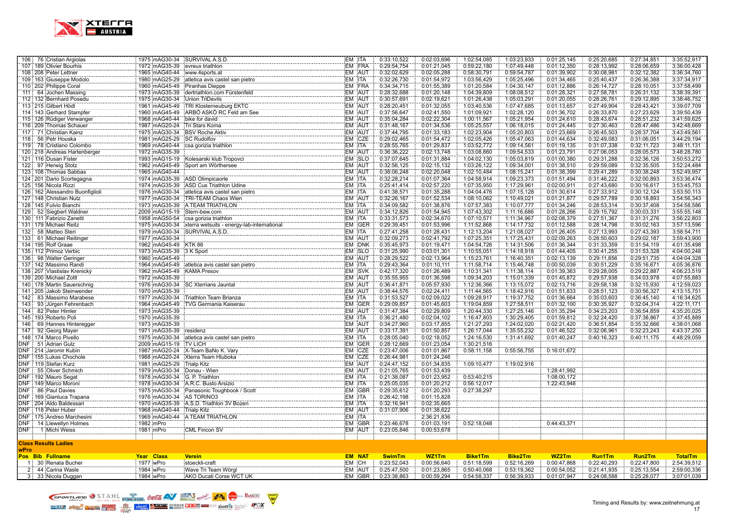| Pos | Bib | Fullname | Year | Class | Verein | EM | NAT | SwimTm | WZ1Tm | Bike1Tm | Bike2Tm | WZ2Tm | Run1Tm | Run2Tm | TotalTm |
|---|---|---|---|---|---|---|---|---|---|---|---|---|---|---|---|
| 106 | 76 | Cristian Argiolas | 1975 | mAG30-34 | SURVIVAL A.S.D. | EM | ITA | 0:33:10,522 | 0:02:03,696 | 1:02:54,085 | 1:03:23,933 | 0:01:25,145 | 0:25:20,685 | 0:27:34,851 | 3:35:52,917 |
| 107 | 189 | Olivier Bourhis | 1972 | mAG35-39 | evreux triathlon | EM | FRA | 0:29:54,754 | 0:01:21,045 | 0:59:22,180 | 1:07:49,448 | 0:01:12,350 | 0:28:13,992 | 0:28:06,659 | 3:36:00,428 |
| 108 | 208 | Peter Lettner | 1965 | mAG40-44 | www.4sports.at | EM | AUT | 0:32:02,629 | 0:02:05,288 | 0:58:30,791 | 0:59:54,787 | 0:01:39,902 | 0:30:08,981 | 0:32:12,382 | 3:36:34,760 |
| 109 | 163 | Giuseppe Modolo | 1980 | mAG25-29 | atletica avis castel san pietro | EM | ITA | 0:32:26,730 | 0:01:54,972 | 1:03:56,429 | 1:05:25,496 | 0:01:34,465 | 0:25:40,437 | 0:26:36,388 | 3:37:34,917 |
| 110 | 202 | Philippe Coral | 1960 | mAG45-49 | Piranhas Dieppe | EM | FRA | 0:34:34,715 | 0:01:55,389 | 1:01:20,584 | 1:04:30,147 | 0:01:12,886 | 0:26:14,727 | 0:28:10,051 | 3:37:58,499 |
| 111 | 64 | Jochen Massing | 1973 | mAG35-39 | dertriathlon.com Fürstenfeld | EM | AUT | 0:28:32,688 | 0:01:20,148 | 1:04:39,809 | 1:08:08,512 | 0:01:28,321 | 0:27:58,781 | 0:26:31,132 | 3:38:39,391 |
| 112 | 132 | Bernhard Posedu | 1975 | mAG30-34 | Union TriDevils | EM | AUT | 0:30:57,691 | 0:02:19,621 | 1:01:26,438 | 1:05:03,291 | 0:01:20,055 | 0:28:26,761 | 0:29:12,895 | 3:38:46,752 |
| 113 | 215 | Gilbert Hödl | 1961 | mAG45-49 | TRI Klosterneuburg EKTC | EM | AUT | 0:28:20,451 | 0:01:32,055 | 1:03:40,536 | 1:07:47,685 | 0:01:13,657 | 0:27:49,904 | 0:28:43,421 | 3:39:07,709 |
| 114 | 143 | Gerhard Stampfer | 1960 | mAG45-49 | ARBÖ ASKÖ RC Feld am See | EM | AUT | 0:37:56,647 | 0:02:41,550 | 1:01:09,921 | 1:02:28,120 | 0:01:36,702 | 0:26:33,870 | 0:27:23,629 | 3:39:50,439 |
| 115 | 126 | Rüdiger Verwanger | 1968 | mAG40-44 | bike for david | EM | AUT | 0:35:04,284 | 0:02:22,304 | 1:00:11,567 | 1:05:21,954 | 0:01:24,610 | 0:28:43,674 | 0:28:51,232 | 3:41:59,625 |
| 116 | 209 | Thomas Schauer | 1987 | mAG20-24 | Tri Stars Korna | EM | AUT | 0:31:48,167 | 0:01:34,536 | 1:05:25,557 | 1:06:18,015 | 0:01:24,445 | 0:27:30,463 | 0:28:47,486 | 3:42:48,669 |
| 117 | 71 | Christian Kainz | 1975 | mAG30-34 | BSV Roche Aktiv | EM | AUT | 0:37:44,795 | 0:01:33,183 | 1:02:23,904 | 1:05:20,803 | 0:01:23,669 | 0:26:45,503 | 0:28:37,704 | 3:43:49,561 |
| 118 | 56 | Petr Houska | 1981 | mAG25-29 | SC Rudolfov | EM | CZE | 0:29:02,465 | 0:01:54,472 | 1:02:05,426 | 1:05:47,063 | 0:01:44,634 | 0:32:49,083 | 0:31:06,051 | 3:44:29,194 |
| 119 | 78 | Cristiano Colombo | 1969 | mAG40-44 | csa gorizia triathlon | EM | ITA | 0:28:55,765 | 0:01:29,837 | 1:03:52,772 | 1:09:14,561 | 0:01:19,135 | 0:31:07,338 | 0:32:11,723 | 3:48:11,131 |
| 120 | 218 | Andreas Hartenberger | 1972 | mAG35-39 |  | EM | AUT | 0:36:36,222 | 0:02:13,748 | 1:03:08,860 | 1:09:54,533 | 0:01:23,791 | 0:27:06,053 | 0:28:05,573 | 3:48:28,780 |
| 121 | 116 | Dusan Fister | 1993 | mAG15-19 | Kolesarski klub Tropovci | EM | SLO | 0:37:07,645 | 0:01:31,884 | 1:04:02,130 | 1:05:03,819 | 0:01:00,380 | 0:29:31,288 | 0:32:36,126 | 3:50:53,272 |
| 122 | 97 | Herwig Stotz | 1962 | mAG45-49 | Sport am Wörthersee | EM | AUT | 0:32:56,125 | 0:02:15,132 | 1:03:26,122 | 1:09:34,001 | 0:01:38,510 | 0:29:59,089 | 0:32:35,505 | 3:52:24,484 |
| 123 | 108 | Thomas Sabbas | 1965 | mAG40-44 |  | EM | AUT | 0:38:06,248 | 0:02:20,048 | 1:02:10,484 | 1:08:15,241 | 0:01:38,399 | 0:29:41,289 | 0:30:38,248 | 3:52:49,957 |
| 124 | 201 | Dario Scortegagna | 1974 | mAG35-39 | ASD Olimpicaorle | EM | ITA | 0:32:28,214 | 0:01:07,364 | 1:04:58,914 | 1:09:23,373 | 0:01:51,494 | 0:31:46,222 | 0:32:00,893 | 3:53:36,474 |
| 125 | 156 | Nicola Rizzi | 1974 | mAG35-39 | ASD Cus Triathlon Udine | EM | ITA | 0:25:41,414 | 0:02:57,220 | 1:07:35,950 | 1:17:29,961 | 0:02:00,911 | 0:27:43,680 | 0:30:16,617 | 3:53:45,753 |
| 126 | 162 | Alessandro Buonfiglioli | 1976 | mAG30-34 | atletica avis castel san pietro | EM | ITA | 0:41:38,571 | 0:01:35,288 | 1:04:04,476 | 1:07:15,128 | 0:01:30,614 | 0:27:33,912 | 0:30:12,124 | 3:53:50,113 |
| 127 | 148 | Christian Nutz | 1977 | mAG30-34 | TRI-TEAM Chaos Wien | EM | AUT | 0:32:26,167 | 0:01:52,534 | 1:08:10,062 | 1:10:49,021 | 0:01:21,877 | 0:29:57,789 | 0:30:18,893 | 3:54:56,343 |
| 128 | 145 | Fulvio Bianchi | 1973 | mAG35-39 | A TEAM TRIATHLON | EM | ITA | 0:34:09,582 | 0:01:38,876 | 1:07:57,383 | 1:10:07,777 | 0:01:34,246 | 0:28:53,314 | 0:30:37,408 | 3:54:58,586 |
| 129 | 52 | Siegbert Waldner | 2009 | mAG15-19 | Stern-bew.com | EM | AUT | 0:34:12,826 | 0:01:54,945 | 1:07:43,302 | 1:11:16,686 | 0:01:28,266 | 0:29:15,792 | 0:30:03,331 | 3:55:55,148 |
| 130 | 111 | Fabrizio Zanetti | 1958 | mAG50-54 | csa gorizia triathlon | EM | ITA | 0:33:31,573 | 0:02:34,670 | 1:07:10,571 | 1:11:34,967 | 0:02:08,379 | 0:27:51,367 | 0:31:31,276 | 3:56:22,803 |
| 131 | 179 | Michael Reitz | 1975 | mAG30-34 | xterra wetsuits - energy-lab-international | EM | GER | 0:29:39,451 | 0:01:53,996 | 1:11:52,868 | 1:14:17,732 | 0:01:12,588 | 0:28:14,798 | 0:30:02,163 | 3:57:13,596 |
| 132 | 58 | Matteo Steri | 1979 | mAG30-34 | SURVIVAL A.S.D. | EM | ITA | 0:27:41,258 | 0:01:28,431 | 1:12:13,204 | 1:21:08,027 | 0:01:26,405 | 0:27:13,993 | 0:27:43,393 | 3:58:54,711 |
| 133 | 61 | Michael Reitinger | 1977 | mAG30-34 |  | EM | AUT | 0:32:09,273 | 0:02:41,792 | 1:07:25,351 | 1:17:25,431 | 0:02:09,263 | 0:28:50,603 | 0:29:02,187 | 3:59:43,900 |
| 134 | 195 | Rolf Graae | 1962 | mAG45-49 | KTK 86 | EM | DNK | 0:35:45,973 | 0:01:19,471 | 1:04:54,726 | 1:14:31,506 | 0:01:36,344 | 0:31:33,359 | 0:31:54,119 | 4:01:35,498 |
| 135 | 112 | Primoz Verbic | 1973 | mAG35-39 | 3 K Sport | EM | SLO | 0:31:25,990 | 0:03:01,301 | 1:10:55,051 | 1:14:18,918 | 0:01:44,405 | 0:30:41,255 | 0:31:53,328 | 4:04:00,248 |
| 136 | 98 | Walter Geringer | 1960 | mAG45-49 |  | EM | AUT | 0:28:29,522 | 0:02:13,964 | 1:15:23,761 | 1:16:40,351 | 0:02:13,139 | 0:29:11,856 | 0:29:51,735 | 4:04:04,328 |
| 137 | 142 | Massimo Randi | 1964 | mAG45-49 | atletica avis castel san pietro | EM | ITA | 0:29:43,364 | 0:01:10,111 | 1:11:58,714 | 1:15:46,748 | 0:00:50,039 | 0:30:51,229 | 0:35:16,671 | 4:05:36,876 |
| 138 | 207 | Vlastislav Krenický | 1962 | mAG45-49 | KAMA Presov | EM | SVK | 0:42:17,320 | 0:01:26,489 | 1:10:31,341 | 1:11:38,114 | 0:01:39,363 | 0:29:28,005 | 0:29:22,887 | 4:06:23,519 |
| 139 | 200 | Michael Zottl | 1972 | mAG35-39 |  | EM | AUT | 0:35:55,955 | 0:01:36,598 | 1:09:34,203 | 1:15:01,339 | 0:01:45,872 | 0:29:57,938 | 0:34:03,978 | 4:07:55,883 |
| 140 | 178 | Martin Sauerschnig | 1976 | mAG30-34 | SC Xterrians Jauntal | EM | AUT | 0:36:41,871 | 0:05:57,930 | 1:12:36,366 | 1:13:15,072 | 0:02:13,716 | 0:29:58,138 | 0:32:15,930 | 4:12:59,023 |
| 141 | 205 | Jakob Steinwender | 1970 | mAG35-39 |  | EM | AUT | 0:38:44,576 | 0:02:24,411 | 1:11:44,565 | 1:18:42,916 | 0:01:51,833 | 0:28:51,123 | 0:30:56,327 | 4:13:15,751 |
| 142 | 83 | Massimo Marabese | 1977 | mAG30-34 | Triathlon Team Brianza | EM | ITA | 0:31:53,527 | 0:02:09,022 | 1:09:28,917 | 1:19:37,752 | 0:01:36,664 | 0:35:03,603 | 0:36:45,140 | 4:16:34,625 |
| 143 | 93 | Jürgen Fehrenbach | 1964 | mAG45-49 | TVG Germania Kaiserau | EM | GER | 0:29:09,857 | 0:01:45,603 | 1:19:04,859 | 1:27:58,511 | 0:01:32,100 | 0:30:35,927 | 0:32:04,314 | 4:22:11,171 |
| 144 | 82 | Peter Himler | 1973 | mAG35-39 |  | EM | AUT | 0:31:47,384 | 0:02:29,809 | 1:20:44,330 | 1:27:25,146 | 0:01:35,294 | 0:34:23,203 | 0:36:54,859 | 4:35:20,025 |
| 145 | 193 | Roberto Poli | 1970 | mAG35-39 |  | EM | ITA | 0:36:21,480 | 0:02:04,102 | 1:16:47,803 | 1:30:29,405 | 0:01:59,812 | 0:32:24,420 | 0:37:38,867 | 4:37:45,889 |
| 146 | 69 | Hannes Hinteregger | 1973 | mAG35-39 |  | EM | AUT | 0:34:27,960 | 0:03:17,855 | 1:21:27,293 | 1:24:02,020 | 0:02:21,420 | 0:36:51,854 | 0:35:32,666 | 4:38:01,068 |
| 147 | 92 | Georg Mayer | 1971 | mAG35-39 | residenz | EM | AUT | 0:33:17,391 | 0:01:50,857 | 1:26:17,044 | 1:35:55,232 | 0:01:46,522 | 0:32:06,961 | 0:32:23,243 | 4:43:37,250 |
| 148 | 174 | Marco Pivello | 1975 | mAG30-34 | atletica avis castel san pietro | EM | ITA | 0:28:05,040 | 0:02:18,052 | 1:24:16,530 | 1:31:41,692 | 0:01:40,247 | 0:40:16,323 | 0:40:11,175 | 4:48:29,059 |
| DNF | 51 | Adrian Gulz | 2009 | mAG15-19 | TV LICH | EM | GER | 0:28:12,669 | 0:01:23,054 | 1:30:21,516 |  |  |  |  |  |
| DNF | 214 | Jaromír Kubín | 1987 | mAG20-24 | X-Team BaNo K. Vary | EM | CZE | 0:23:47,006 | 0:01:01,867 | 0:58:11,158 | 0:55:56,755 | 0:16:01,672 |  |  |  |
| DNF | 155 | Lukas Chochole | 1988 | mAG20-24 | Xterra Team Hluboka | EM | CZE | 0:26:44,981 | 0:01:24,246 |  |  |  |  |  |  |
| DNF | 119 | Stefan Kurz | 1981 | mAG25-29 | Trialp Kitz | EM | AUT | 0:24:47,152 | 0:01:34,835 | 1:09:10,477 | 1:19:02,916 |  |  |  |  |
| DNF | 55 | Oliver Schmich | 1979 | mAG30-34 | Donau - Wien | EM | AUT | 0:21:05,765 | 0:01:53,439 |  |  | 1:28:41,992 |  |  |  |
| DNF | 192 | Mauro Segat | 1978 | mAG30-34 | G. P. Triathlon | EM | ITA | 0:21:38,087 | 0:01:23,952 | 0:53:40,215 |  | 1:08:00,172 |  |  |  |
| DNF | 148 | Marco Moroni | 1978 | mAG30-34 | A.R.C. Busto Arsizio | EM | ITA | 0:25:05,035 | 0:01:20,212 | 0:56:12,017 |  | 1:22:43,948 |  |  |  |
| DNF | 86 | Paul Davies | 1975 | mAG30-34 | Panasonic Toughbook / Scott | EM | GBR | 0:29:35,612 | 0:01:20,293 | 0:27:38,297 |  |  |  |  |  |
| DNF | 169 | Gianluca Trapana | 1976 | mAG30-34 | AS TORINO3 | EM | ITA | 0:26:42,198 | 0:01:15,828 |  |  |  |  |  |  |
| DNF | 204 | Aldo Baldessari | 1970 | mAG35-39 | A.S.D. Triathlon 3V Bozen | EM | ITA | 0:32:16,941 | 0:02:35,665 |  |  |  |  |  |  |
| DNF | 118 | Peter Huber | 1968 | mAG40-44 | Trialp Kitz | EM | AUT | 0:31:07,906 | 0:01:38,622 |  |  |  |  |  |  |
| DNF | 175 | Andreo Marchesini | 1969 | mAG40-44 | A TEAM TRIATHLON | EM | ITA |  | 2:36:21,836 |  |  |  |  |  |  |
| DNF | 14 | Llewellyn Holmes | 1982 | mPro |  | EM | GBR | 0:23:46,678 | 0:01:03,191 | 0:52:18,048 |  | 0:44:43,371 |  |  |  |
| DNF | 1 | Michi Weiss | 1981 | mPro | CML Fincon SV | EM | AUT | 0:23:05,846 | 0:00:53,678 |  |  |  |  |  |  |

## Class Results Ladies

**wPro**

| Pos | Bib | Fullname | Year | Class | Verein | EM | NAT | SwimTm | WZ1Tm | Bike1Tm | Bike2Tm | WZ2Tm | Run1Tm | Run2Tm | TotalTm |
|---|---|---|---|---|---|---|---|---|---|---|---|---|---|---|---|
| 1 | 30 | Renata Bucher | 1977 | wPro | stoeckli-craft | EM | CH | 0:23:52,043 | 0:00:56,640 | 0:51:18,599 | 0:52:16,269 | 0:00:47,868 | 0:22:40,293 | 0:22:47,800 | 2:54:39,512 |
| 2 | 44 | Carina Wasle | 1984 | wPro | Wave Tri Team Wörgl | EM | AUT | 0:25:47,500 | 0:01:23,865 | 0:50:40,068 | 0:53:19,362 | 0:00:54,052 | 0:21:41,935 | 0:25:13,554 | 2:59:00,336 |
| 3 | 33 | Nicola Duggan | 1984 | wPro | AKO Ducati Corse WCT UK | EM | GBR | 0:23:38,863 | 0:00:59,294 | 0:54:58,337 | 0:56:39,933 | 0:01:07,947 | 0:24:08,588 | 0:25:28,077 | 3:07:01,039 |

Timing and Results by: www.zeitnehmung.at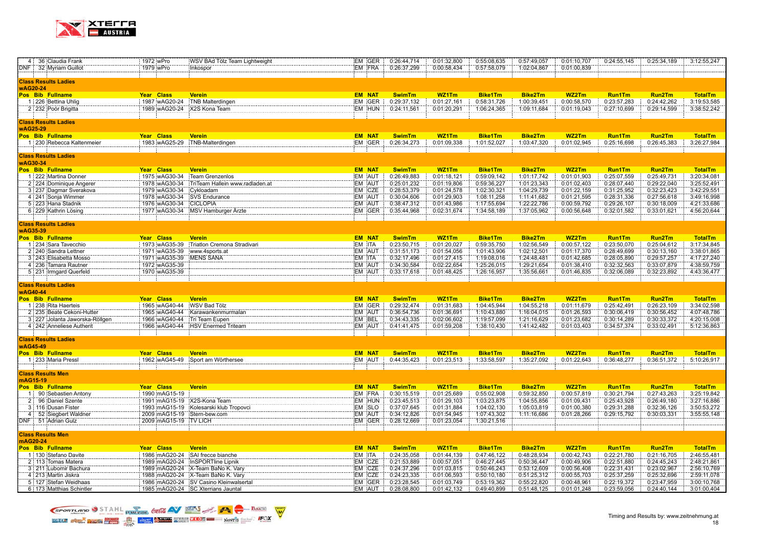| Pos | Bib | Fullname | Year | Class | Verein | EM | NAT | SwimTm | WZ1Tm | Bike1Tm | Bike2Tm | WZ2Tm | Run1Tm | Run2Tm | TotalTm |
|---|---|---|---|---|---|---|---|---|---|---|---|---|---|---|---|
| 4 | 36 | Claudia Frank | 1972 | wPro | WSV BAd Tölz Team Lightweight | EM | GER | 0:26:44,714 | 0:01:32,800 | 0:55:08,635 | 0:57:49,057 | 0:01:10,707 | 0:24:55,145 | 0:25:34,189 | 3:12:55,247 |
| DNF | 32 | Myriam Guillot | 1979 | wPro | Inkospor | EM | FRA | 0:26:37,299 | 0:00:58,434 | 0:57:58,079 | 1:02:04,867 | 0:01:00,839 | | | |

## Class Results Ladies

### wAG20-24

| Pos | Bib | Fullname | Year | Class | Verein | EM | NAT | SwimTm | WZ1Tm | Bike1Tm | Bike2Tm | WZ2Tm | Run1Tm | Run2Tm | TotalTm |
|---|---|---|---|---|---|---|---|---|---|---|---|---|---|---|---|
| 1 | 226 | Bettina Uhlig | 1987 | wAG20-24 | TNB Malterdingen | EM | GER | 0:29:37,132 | 0:01:27,161 | 0:58:31,726 | 1:00:39,451 | 0:00:58,570 | 0:23:57,283 | 0:24:42,262 | 3:19:53,585 |
| 2 | 232 | Poór Brigitta | 1989 | wAG20-24 | X2S Kona Team | EM | HUN | 0:24:11,561 | 0:01:20,291 | 1:06:24,365 | 1:09:11,684 | 0:01:19,043 | 0:27:10,699 | 0:29:14,599 | 3:38:52,242 |

## Class Results Ladies

### wAG25-29

| Pos | Bib | Fullname | Year | Class | Verein | EM | NAT | SwimTm | WZ1Tm | Bike1Tm | Bike2Tm | WZ2Tm | Run1Tm | Run2Tm | TotalTm |
|---|---|---|---|---|---|---|---|---|---|---|---|---|---|---|---|
| 1 | 230 | Rebecca Kaltenmeier | 1983 | wAG25-29 | TNB-Malterdingen | EM | GER | 0:26:34,273 | 0:01:09,338 | 1:01:52,027 | 1:03:47,320 | 0:01:02,945 | 0:25:16,698 | 0:26:45,383 | 3:26:27,984 |

## Class Results Ladies

### wAG30-34

| Pos | Bib | Fullname | Year | Class | Verein | EM | NAT | SwimTm | WZ1Tm | Bike1Tm | Bike2Tm | WZ2Tm | Run1Tm | Run2Tm | TotalTm |
|---|---|---|---|---|---|---|---|---|---|---|---|---|---|---|---|
| 1 | 222 | Martina Donner | 1975 | wAG30-34 | Team Grenzenlos | EM | AUT | 0:26:49,883 | 0:01:18,121 | 0:59:09,142 | 1:01:17,742 | 0:01:01,903 | 0:25:07,559 | 0:25:49,731 | 3:20:34,081 |
| 2 | 224 | Dominique Angerer | 1978 | wAG30-34 | TriTeam Hallein www.radladen.at | EM | AUT | 0:25:01,232 | 0:01:19,806 | 0:59:36,227 | 1:01:23,343 | 0:01:02,403 | 0:28:07,440 | 0:29:22,040 | 3:25:52,491 |
| 3 | 237 | Dagmar Sverakova | 1979 | wAG30-34 | Cykloadam | EM | CZE | 0:28:53,379 | 0:01:24,578 | 1:02:30,321 | 1:04:29,739 | 0:01:22,159 | 0:31:25,952 | 0:32:23,423 | 3:42:29,551 |
| 4 | 241 | Sonja Wimmer | 1978 | wAG30-34 | SVS Endurance | EM | AUT | 0:30:04,606 | 0:01:29,903 | 1:08:11,258 | 1:11:41,682 | 0:01:21,595 | 0:28:31,336 | 0:27:56,618 | 3:49:16,998 |
| 5 | 223 | Hana Stadnik | 1976 | wAG30-34 | CICLOPIA | EM | AUT | 0:38:47,312 | 0:01:43,986 | 1:17:55,694 | 1:22:22,786 | 0:00:59,792 | 0:29:26,107 | 0:30:18,009 | 4:21:33,686 |
| 6 | 229 | Kathrin Lösing | 1977 | wAG30-34 | MSV Hamburger Ärzte | EM | GER | 0:35:44,968 | 0:02:31,674 | 1:34:58,189 | 1:37:05,962 | 0:00:56,648 | 0:32:01,582 | 0:33:01,621 | 4:56:20,644 |

## Class Results Ladies

### wAG35-39

| Pos | Bib | Fullname | Year | Class | Verein | EM | NAT | SwimTm | WZ1Tm | Bike1Tm | Bike2Tm | WZ2Tm | Run1Tm | Run2Tm | TotalTm |
|---|---|---|---|---|---|---|---|---|---|---|---|---|---|---|---|
| 1 | 234 | Sara Tavecchio | 1973 | wAG35-39 | Triatlon Cremona Stradivari | EM | ITA | 0:23:50,715 | 0:01:20,027 | 0:59:35,750 | 1:02:56,549 | 0:00:57,122 | 0:23:50,070 | 0:25:04,612 | 3:17:34,845 |
| 2 | 240 | Sandra Lettner | 1971 | wAG35-39 | www.4sports.at | EM | AUT | 0:31:51,173 | 0:01:54,056 | 1:01:43,906 | 1:02:12,501 | 0:01:17,370 | 0:28:49,699 | 0:30:13,160 | 3:38:01,865 |
| 3 | 243 | Elisabetta Mosso | 1971 | wAG35-39 | MENS SANA | EM | ITA | 0:32:17,496 | 0:01:27,415 | 1:19:08,016 | 1:24:48,481 | 0:01:42,685 | 0:28:05,890 | 0:29:57,257 | 4:17:27,240 |
| 4 | 236 | Tamara Rautner | 1972 | wAG35-39 | | EM | AUT | 0:34:30,584 | 0:02:22,654 | 1:25:26,015 | 1:29:21,654 | 0:01:38,410 | 0:32:32,563 | 0:33:07,879 | 4:38:59,759 |
| 5 | 231 | Irmgard Querfeld | 1970 | wAG35-39 | | EM | AUT | 0:33:17,618 | 0:01:48,425 | 1:26:16,957 | 1:35:56,661 | 0:01:46,835 | 0:32:06,089 | 0:32:23,892 | 4:43:36,477 |

## Class Results Ladies

### wAG40-44

| Pos | Bib | Fullname | Year | Class | Verein | EM | NAT | SwimTm | WZ1Tm | Bike1Tm | Bike2Tm | WZ2Tm | Run1Tm | Run2Tm | TotalTm |
|---|---|---|---|---|---|---|---|---|---|---|---|---|---|---|---|
| 1 | 238 | Rita Haerteis | 1965 | wAG40-44 | WSV Bad Tölz | EM | GER | 0:29:32,474 | 0:01:31,683 | 1:04:45,944 | 1:04:55,218 | 0:01:11,679 | 0:25:42,491 | 0:26:23,109 | 3:34:02,598 |
| 2 | 235 | Beate Cekoni-Hutter | 1965 | wAG40-44 | Karawankenmurmalan | EM | AUT | 0:36:54,736 | 0:01:36,691 | 1:10:43,880 | 1:16:04,015 | 0:01:26,593 | 0:30:06,419 | 0:30:56,452 | 4:07:48,786 |
| 3 | 227 | Jolanta Jaworska-Röllgen | 1966 | wAG40-44 | Tri Team Eupen | EM | BEL | 0:34:43,335 | 0:02:06,602 | 1:19:57,099 | 1:21:16,629 | 0:01:23,682 | 0:30:14,289 | 0:30:33,372 | 4:20:15,008 |
| 4 | 242 | Anneliese Autherit | 1966 | wAG40-44 | HSV Enermed Triteam | EM | AUT | 0:41:41,475 | 0:01:59,208 | 1:38:10,430 | 1:41:42,482 | 0:01:03,403 | 0:34:57,374 | 0:33:02,491 | 5:12:36,863 |

## Class Results Ladies

### wAG45-49

| Pos | Bib | Fullname | Year | Class | Verein | EM | NAT | SwimTm | WZ1Tm | Bike1Tm | Bike2Tm | WZ2Tm | Run1Tm | Run2Tm | TotalTm |
|---|---|---|---|---|---|---|---|---|---|---|---|---|---|---|---|
| 1 | 233 | Maria Pressl | 1962 | wAG45-49 | Sport am Wörthersee | EM | AUT | 0:44:35,423 | 0:01:23,513 | 1:33:58,597 | 1:35:27,092 | 0:01:22,643 | 0:36:48,277 | 0:36:51,372 | 5:10:26,917 |

## Class Results Men

### mAG15-19

| Pos | Bib | Fullname | Year | Class | Verein | EM | NAT | SwimTm | WZ1Tm | Bike1Tm | Bike2Tm | WZ2Tm | Run1Tm | Run2Tm | TotalTm |
|---|---|---|---|---|---|---|---|---|---|---|---|---|---|---|---|
| 1 | 90 | Sebastien Antony | 1990 | mAG15-19 | | EM | FRA | 0:30:15,519 | 0:01:25,689 | 0:55:02,908 | 0:59:32,850 | 0:00:57,819 | 0:30:21,794 | 0:27:43,263 | 3:25:19,842 |
| 2 | 96 | Daniel Szente | 1991 | mAG15-19 | X2S-Kona Team | EM | HUN | 0:23:45,513 | 0:01:29,103 | 1:03:23,875 | 1:04:55,856 | 0:01:09,431 | 0:25:43,928 | 0:26:49,180 | 3:27:16,886 |
| 3 | 116 | Dusan Fister | 1993 | mAG15-19 | Kolesarski klub Tropovci | EM | SLO | 0:37:07,645 | 0:01:31,884 | 1:04:02,130 | 1:05:03,819 | 0:01:00,380 | 0:29:31,288 | 0:32:36,126 | 3:50:53,272 |
| 4 | 52 | Siegbert Waldner | 2009 | mAG15-19 | Stern-bew.com | EM | AUT | 0:34:12,826 | 0:01:54,945 | 1:07:43,302 | 1:11:16,686 | 0:01:28,266 | 0:29:15,792 | 0:30:03,331 | 3:55:55,148 |
| DNF | 51 | Adrian Gulz | 2009 | mAG15-19 | TV LICH | EM | GER | 0:28:12,669 | 0:01:23,054 | 1:30:21,516 | | | | | |

## Class Results Men

### mAG20-24

| Pos | Bib | Fullname | Year | Class | Verein | EM | NAT | SwimTm | WZ1Tm | Bike1Tm | Bike2Tm | WZ2Tm | Run1Tm | Run2Tm | TotalTm |
|---|---|---|---|---|---|---|---|---|---|---|---|---|---|---|---|
| 1 | 130 | Stefano Davite | 1986 | mAG20-24 | SAI frecce bianche | EM | ITA | 0:24:35,058 | 0:01:44,139 | 0:47:46,122 | 0:48:28,934 | 0:00:42,743 | 0:22:21,780 | 0:21:16,705 | 2:46:55,481 |
| 2 | 113 | Tomas Matera | 1989 | mAG20-24 | InSPORTline Lipnik | EM | CZE | 0:21:53,889 | 0:00:57,051 | 0:46:27,445 | 0:50:36,447 | 0:00:49,906 | 0:22:51,880 | 0:24:45,243 | 2:48:21,861 |
| 3 | 211 | Lubomir Bachura | 1989 | mAG20-24 | X-Team BaNo K. Vary | EM | CZE | 0:24:37,296 | 0:01:03,815 | 0:50:46,243 | 0:53:12,609 | 0:00:56,408 | 0:22:31,431 | 0:23:02,967 | 2:56:10,769 |
| 4 | 213 | Martin Jiskra | 1988 | mAG20-24 | X-Team BaNo K. Vary | EM | CZE | 0:24:23,335 | 0:01:06,593 | 0:50:10,180 | 0:51:25,312 | 0:00:55,703 | 0:25:37,259 | 0:25:32,696 | 2:59:11,078 |
| 5 | 127 | Stefan Weidhaas | 1986 | mAG20-24 | SV Casino Kleinwalsertal | EM | GER | 0:23:28,545 | 0:01:03,749 | 0:53:19,362 | 0:55:22,820 | 0:00:48,961 | 0:22:19,372 | 0:23:47,959 | 3:00:10,768 |
| 6 | 173 | Matthias Schintler | 1985 | mAG20-24 | SC Xterrians Jauntal | EM | AUT | 0:28:08,800 | 0:01:42,132 | 0:49:40,899 | 0:51:48,125 | 0:01:01,248 | 0:23:59,056 | 0:24:40,144 | 3:01:00,404 |

Timing and Results by: www.zeitnehmung.at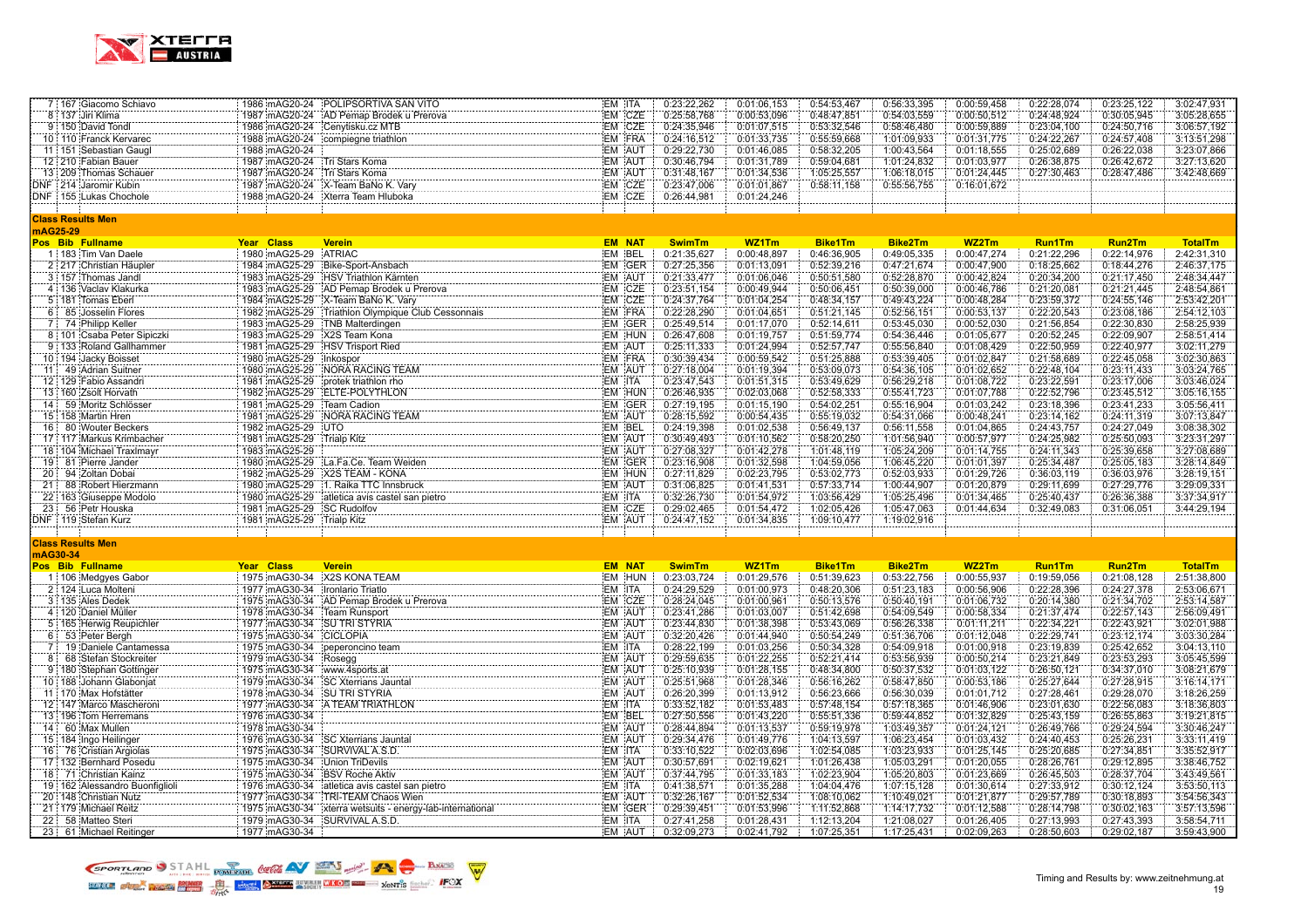| Pos | Bib | Fullname | Year | Class | Verein | EM | NAT | SwimTm | WZ1Tm | Bike1Tm | Bike2Tm | WZ2Tm | Run1Tm | Run2Tm | TotalTm |
|---|---|---|---|---|---|---|---|---|---|---|---|---|---|---|---|
| 7 | 167 | Giacomo Schiavo | 1986 | mAG20-24 | POLIPSORTIVA SAN VITO | EM | ITA | 0:23:22,262 | 0:01:06,153 | 0:54:53,467 | 0:56:33,395 | 0:00:59,458 | 0:22:28,074 | 0:23:25,122 | 3:02:47,931 |
| 8 | 137 | Jiri Klima | 1987 | mAG20-24 | AD Pemap Brodek u Prerova | EM | CZE | 0:25:58,768 | 0:00:53,096 | 0:48:47,851 | 0:54:03,559 | 0:00:50,512 | 0:24:48,924 | 0:30:05,945 | 3:05:28,655 |
| 9 | 150 | David Tondl | 1986 | mAG20-24 | Cenytisku.cz MTB | EM | CZE | 0:24:35,946 | 0:01:07,515 | 0:53:32,546 | 0:58:46,480 | 0:00:59,889 | 0:23:04,100 | 0:24:50,716 | 3:06:57,192 |
| 10 | 110 | Franck Kervarec | 1988 | mAG20-24 | compiegne triathlon | EM | FRA | 0:24:16,512 | 0:01:33,735 | 0:55:59,668 | 1:01:09,933 | 0:01:31,775 | 0:24:22,267 | 0:24:57,408 | 3:13:51,298 |
| 11 | 151 | Sebastian Gaugl | 1988 | mAG20-24 | | EM | AUT | 0:29:22,730 | 0:01:46,085 | 0:58:32,205 | 1:00:43,564 | 0:01:18,555 | 0:25:02,689 | 0:26:22,038 | 3:23:07,866 |
| 12 | 210 | Fabian Bauer | 1987 | mAG20-24 | Tri Stars Koma | EM | AUT | 0:30:46,794 | 0:01:31,789 | 0:59:04,681 | 1:01:24,832 | 0:01:03,977 | 0:26:38,875 | 0:26:42,672 | 3:27:13,620 |
| 13 | 209 | Thomas Schauer | 1987 | mAG20-24 | Tri Stars Koma | EM | AUT | 0:31:48,167 | 0:01:34,536 | 1:05:25,557 | 1:06:18,015 | 0:01:24,445 | 0:27:30,463 | 0:28:47,486 | 3:42:48,669 |
| DNF | 214 | Jaromir Kubin | 1987 | mAG20-24 | X-Team BaNo K. Vary | EM | CZE | 0:23:47,006 | 0:01:01,867 | 0:58:11,158 | 0:55:56,755 | 0:16:01,672 | | | |
| DNF | 155 | Lukas Chochole | 1988 | mAG20-24 | Xterra Team Hluboka | EM | CZE | 0:26:44,981 | 0:01:24,246 | | | | | | |

**Class Results Men**

**mAG25-29**

| Pos | Bib | Fullname | Year | Class | Verein | EM | NAT | SwimTm | WZ1Tm | Bike1Tm | Bike2Tm | WZ2Tm | Run1Tm | Run2Tm | TotalTm |
|---|---|---|---|---|---|---|---|---|---|---|---|---|---|---|---|
| 1 | 183 | Tim Van Daele | 1980 | mAG25-29 | ATRIAC | EM | BEL | 0:21:35,627 | 0:00:48,897 | 0:46:36,905 | 0:49:05,335 | 0:00:47,274 | 0:21:22,296 | 0:22:14,976 | 2:42:31,310 |
| 2 | 217 | Christian Häupler | 1984 | mAG25-29 | Bike-Sport-Ansbach | EM | GER | 0:27:25,356 | 0:01:13,091 | 0:52:39,216 | 0:47:21,674 | 0:00:47,900 | 0:18:25,662 | 0:18:44,276 | 2:46:37,175 |
| 3 | 157 | Thomas Jandl | 1983 | mAG25-29 | HSV Triathlon Kärnten | EM | AUT | 0:21:33,477 | 0:01:06,046 | 0:50:51,580 | 0:52:28,870 | 0:00:42,824 | 0:20:34,200 | 0:21:17,450 | 2:48:34,447 |
| 4 | 136 | Vaclav Klakurka | 1983 | mAG25-29 | AD Pemap Brodek u Prerova | EM | CZE | 0:23:51,154 | 0:00:49,944 | 0:50:06,451 | 0:50:39,000 | 0:00:46,786 | 0:21:20,081 | 0:21:21,445 | 2:48:54,861 |
| 5 | 181 | Tomas Eberl | 1984 | mAG25-29 | X-Team BaNo K. Vary | EM | CZE | 0:24:37,764 | 0:01:04,254 | 0:48:34,157 | 0:49:43,224 | 0:00:48,284 | 0:23:59,372 | 0:24:55,146 | 2:53:42,201 |
| 6 | 85 | Josselin Flores | 1982 | mAG25-29 | Triathlon Olympique Club Cessonnais | EM | FRA | 0:22:28,290 | 0:01:04,651 | 0:51:21,145 | 0:52:56,151 | 0:00:53,137 | 0:22:20,543 | 0:23:08,186 | 2:54:12,103 |
| 7 | 74 | Philipp Keller | 1983 | mAG25-29 | TNB Malterdingen | EM | GER | 0:25:49,514 | 0:01:17,070 | 0:52:14,611 | 0:53:45,030 | 0:00:52,030 | 0:21:56,854 | 0:22:30,830 | 2:58:25,939 |
| 8 | 101 | Csaba Peter Sipiczki | 1983 | mAG25-29 | X2S Team Kona | EM | HUN | 0:26:47,608 | 0:01:19,757 | 0:51:59,774 | 0:54:36,446 | 0:01:05,677 | 0:20:52,245 | 0:22:09,907 | 2:58:51,414 |
| 9 | 133 | Roland Gallhammer | 1981 | mAG25-29 | HSV Trisport Ried | EM | AUT | 0:25:11,333 | 0:01:24,994 | 0:52:57,747 | 0:55:56,840 | 0:01:08,429 | 0:22:50,959 | 0:22:40,977 | 3:02:11,279 |
| 10 | 194 | Jacky Boisset | 1980 | mAG25-29 | Inkospor | EM | FRA | 0:30:39,434 | 0:00:59,542 | 0:51:25,888 | 0:53:39,405 | 0:01:02,847 | 0:21:58,689 | 0:22:45,058 | 3:02:30,863 |
| 11 | 49 | Adrian Suitner | 1980 | mAG25-29 | NORA RACING TEAM | EM | AUT | 0:27:18,004 | 0:01:19,394 | 0:53:09,073 | 0:54:36,105 | 0:01:02,652 | 0:22:48,104 | 0:23:11,433 | 3:03:24,765 |
| 12 | 129 | Fabio Assandri | 1981 | mAG25-29 | protek triathlon rho | EM | ITA | 0:23:47,543 | 0:01:51,315 | 0:53:49,629 | 0:56:29,218 | 0:01:08,722 | 0:23:22,591 | 0:23:17,006 | 3:03:46,024 |
| 13 | 160 | Zsolt Horvath | 1982 | mAG25-29 | ELTE-POLYTHLON | EM | HUN | 0:26:46,935 | 0:02:03,068 | 0:52:58,333 | 0:55:41,723 | 0:01:07,788 | 0:22:52,796 | 0:23:45,512 | 3:05:16,155 |
| 14 | 59 | Moritz Schlösser | 1981 | mAG25-29 | Team Cadion | EM | GER | 0:27:19,195 | 0:01:15,190 | 0:54:02,251 | 0:55:16,904 | 0:01:03,242 | 0:23:18,396 | 0:23:41,233 | 3:05:56,411 |
| 15 | 158 | Martin Hren | 1981 | mAG25-29 | NORA RACING TEAM | EM | AUT | 0:28:15,592 | 0:00:54,435 | 0:55:19,032 | 0:54:31,066 | 0:00:48,241 | 0:23:14,162 | 0:24:11,319 | 3:07:13,847 |
| 16 | 80 | Wouter Beckers | 1982 | mAG25-29 | UTO | EM | BEL | 0:24:19,398 | 0:01:02,538 | 0:56:49,137 | 0:56:11,558 | 0:01:04,865 | 0:24:43,757 | 0:24:27,049 | 3:08:38,302 |
| 17 | 117 | Markus Krimbacher | 1981 | mAG25-29 | Trialp Kitz | EM | AUT | 0:30:49,493 | 0:01:10,562 | 0:58:20,250 | 1:01:56,940 | 0:00:57,977 | 0:24:25,982 | 0:25:50,093 | 3:23:31,297 |
| 18 | 104 | Michael Traxlmayr | 1983 | mAG25-29 | | EM | AUT | 0:27:08,327 | 0:01:42,278 | 1:01:48,119 | 1:05:24,209 | 0:01:14,755 | 0:24:11,343 | 0:25:39,658 | 3:27:08,689 |
| 19 | 81 | Pierre Jander | 1980 | mAG25-29 | La.Fa.Ce. Team Weiden | EM | GER | 0:23:16,908 | 0:01:32,598 | 1:04:59,056 | 1:06:45,220 | 0:01:01,397 | 0:25:34,487 | 0:25:05,183 | 3:28:14,849 |
| 20 | 94 | Zoltan Dobai | 1982 | mAG25-29 | X2S TEAM - KONA | EM | HUN | 0:27:11,829 | 0:02:23,795 | 0:53:02,773 | 0:52:03,933 | 0:01:29,726 | 0:36:03,119 | 0:36:03,976 | 3:28:19,151 |
| 21 | 88 | Robert Hierzmann | 1980 | mAG25-29 | 1. Raika TTC Innsbruck | EM | AUT | 0:31:06,825 | 0:01:41,531 | 0:57:33,714 | 1:00:44,907 | 0:01:20,879 | 0:29:11,699 | 0:27:29,776 | 3:29:09,331 |
| 22 | 163 | Giuseppe Modolo | 1980 | mAG25-29 | atletica avis castel san pietro | EM | ITA | 0:32:26,730 | 0:01:54,972 | 1:03:56,429 | 1:05:25,496 | 0:01:34,465 | 0:25:40,437 | 0:26:36,388 | 3:37:34,917 |
| 23 | 56 | Petr Houska | 1981 | mAG25-29 | SC Rudolfov | EM | CZE | 0:29:02,465 | 0:01:54,472 | 1:02:05,426 | 1:05:47,063 | 0:01:44,634 | 0:32:49,083 | 0:31:06,051 | 3:44:29,194 |
| DNF | 119 | Stefan Kurz | 1981 | mAG25-29 | Trialp Kitz | EM | AUT | 0:24:47,152 | 0:01:34,835 | 1:09:10,477 | 1:19:02,916 | | | | |

**Class Results Men**

**mAG30-34**

| Pos | Bib | Fullname | Year | Class | Verein | EM | NAT | SwimTm | WZ1Tm | Bike1Tm | Bike2Tm | WZ2Tm | Run1Tm | Run2Tm | TotalTm |
|---|---|---|---|---|---|---|---|---|---|---|---|---|---|---|---|
| 1 | 106 | Medgyes Gabor | 1975 | mAG30-34 | X2S KONA TEAM | EM | HUN | 0:23:03,724 | 0:01:29,576 | 0:51:39,623 | 0:53:22,756 | 0:00:55,937 | 0:19:59,056 | 0:21:08,128 | 2:51:38,800 |
| 2 | 124 | Luca Molteni | 1977 | mAG30-34 | Ironlario Triatlo | EM | ITA | 0:24:29,529 | 0:01:00,973 | 0:48:20,306 | 0:51:23,183 | 0:00:56,906 | 0:22:28,396 | 0:24:27,378 | 2:53:06,671 |
| 3 | 135 | Ales Dedek | 1975 | mAG30-34 | AD Pemap Brodek u Prerova | EM | CZE | 0:28:24,045 | 0:01:00,961 | 0:50:13,576 | 0:50:40,191 | 0:01:06,732 | 0:20:14,380 | 0:21:34,702 | 2:53:14,587 |
| 4 | 120 | Daniel Müller | 1978 | mAG30-34 | Team Runsport | EM | AUT | 0:23:41,286 | 0:01:03,007 | 0:51:42,698 | 0:54:09,549 | 0:00:58,334 | 0:21:37,474 | 0:22:57,143 | 2:56:09,491 |
| 5 | 165 | Herwig Reupichler | 1977 | mAG30-34 | SU TRI STYRIA | EM | AUT | 0:23:44,830 | 0:01:38,398 | 0:53:43,069 | 0:56:26,338 | 0:01:11,211 | 0:22:34,221 | 0:22:43,921 | 3:02:01,988 |
| 6 | 53 | Peter Bergh | 1975 | mAG30-34 | CICLOPIA | EM | AUT | 0:32:20,426 | 0:01:44,940 | 0:50:54,249 | 0:51:56,706 | 0:01:12,048 | 0:22:29,741 | 0:23:12,174 | 3:03:30,284 |
| 7 | 19 | Daniele Cantamessa | 1975 | mAG30-34 | peperoncino team | EM | ITA | 0:28:22,199 | 0:01:03,256 | 0:50:34,328 | 0:54:09,918 | 0:01:00,918 | 0:23:19,839 | 0:25:42,652 | 3:04:13,110 |
| 8 | 68 | Stefan Stockreiter | 1979 | mAG30-34 | Rosegg | EM | AUT | 0:29:59,635 | 0:01:22,255 | 0:52:21,414 | 0:53:56,939 | 0:00:50,214 | 0:23:21,849 | 0:23:53,293 | 3:05:45,599 |
| 9 | 180 | Stephan Gottinger | 1975 | mAG30-34 | www.4sports.at | EM | AUT | 0:25:10,939 | 0:01:28,155 | 0:48:34,800 | 0:50:37,532 | 0:01:03,122 | 0:26:50,121 | 0:34:37,010 | 3:08:21,679 |
| 10 | 188 | Johann Glabonjat | 1979 | mAG30-34 | SC Xterrians Jauntal | EM | AUT | 0:25:51,968 | 0:01:28,346 | 0:56:16,262 | 0:58:47,850 | 0:00:53,186 | 0:25:27,644 | 0:27:28,915 | 3:16:14,171 |
| 11 | 170 | Max Hofstätter | 1978 | mAG30-34 | SU TRI STYRIA | EM | AUT | 0:26:20,399 | 0:01:13,912 | 0:56:23,666 | 0:56:30,039 | 0:01:01,712 | 0:27:28,461 | 0:29:28,070 | 3:18:26,259 |
| 12 | 147 | Marco Mascheroni | 1977 | mAG30-34 | A TEAM TRIATHLON | EM | ITA | 0:33:52,182 | 0:01:53,483 | 0:57:48,154 | 0:57:18,365 | 0:01:46,906 | 0:23:01,630 | 0:22:56,083 | 3:18:36,803 |
| 13 | 196 | Tom Herremans | 1976 | mAG30-34 | | EM | BEL | 0:27:50,556 | 0:01:43,220 | 0:55:51,336 | 0:59:44,852 | 0:01:32,829 | 0:25:43,159 | 0:26:55,863 | 3:19:21,815 |
| 14 | 60 | Max Mullen | 1978 | mAG30-34 | | EM | AUT | 0:28:44,894 | 0:01:13,537 | 0:59:19,978 | 1:03:49,357 | 0:01:24,121 | 0:26:49,766 | 0:29:24,594 | 3:30:46,247 |
| 15 | 184 | Ingo Heilinger | 1976 | mAG30-34 | SC Xterrians Jauntal | EM | AUT | 0:29:34,476 | 0:01:49,776 | 1:04:13,597 | 1:06:23,454 | 0:01:03,432 | 0:24:40,453 | 0:25:26,231 | 3:33:11,419 |
| 16 | 76 | Cristian Argiolas | 1975 | mAG30-34 | SURVIVAL A.S.D. | EM | ITA | 0:33:10,522 | 0:02:03,696 | 1:02:54,085 | 1:03:23,933 | 0:01:25,145 | 0:25:20,685 | 0:27:34,851 | 3:35:52,917 |
| 17 | 132 | Bernhard Posedu | 1975 | mAG30-34 | Union TriDevils | EM | AUT | 0:30:57,691 | 0:02:19,621 | 1:01:26,438 | 1:05:03,291 | 0:01:20,055 | 0:28:26,761 | 0:29:12,895 | 3:38:46,752 |
| 18 | 71 | Christian Kainz | 1975 | mAG30-34 | BSV Roche Aktiv | EM | AUT | 0:37:44,795 | 0:01:33,183 | 1:02:23,904 | 1:05:20,803 | 0:01:23,669 | 0:26:45,503 | 0:28:37,704 | 3:43:49,561 |
| 19 | 162 | Alessandro Buonfiglioli | 1976 | mAG30-34 | atletica avis castel san pietro | EM | ITA | 0:41:38,571 | 0:01:35,288 | 1:04:04,476 | 1:07:15,128 | 0:01:30,614 | 0:27:33,912 | 0:30:12,124 | 3:53:50,113 |
| 20 | 148 | Christian Nutz | 1977 | mAG30-34 | TRI-TEAM Chaos Wien | EM | AUT | 0:32:26,167 | 0:01:52,534 | 1:08:10,062 | 1:10:49,021 | 0:01:21,877 | 0:29:57,789 | 0:30:18,893 | 3:54:56,343 |
| 21 | 179 | Michael Reitz | 1975 | mAG30-34 | xterra wetsuits - energy-lab-international | EM | GER | 0:29:39,451 | 0:01:53,996 | 1:11:52,868 | 1:14:17,732 | 0:01:12,588 | 0:28:14,798 | 0:30:02,163 | 3:57:13,596 |
| 22 | 58 | Matteo Steri | 1979 | mAG30-34 | SURVIVAL A.S.D. | EM | ITA | 0:27:41,258 | 0:01:28,431 | 1:12:13,204 | 1:21:08,027 | 0:01:26,405 | 0:27:13,993 | 0:27:43,393 | 3:58:54,711 |
| 23 | 61 | Michael Reitinger | 1977 | mAG30-34 | | EM | AUT | 0:32:09,273 | 0:02:41,792 | 1:07:25,351 | 1:17:25,431 | 0:02:09,263 | 0:28:50,603 | 0:29:02,187 | 3:59:43,900 |

Timing and Results by: www.zeitnehmung.at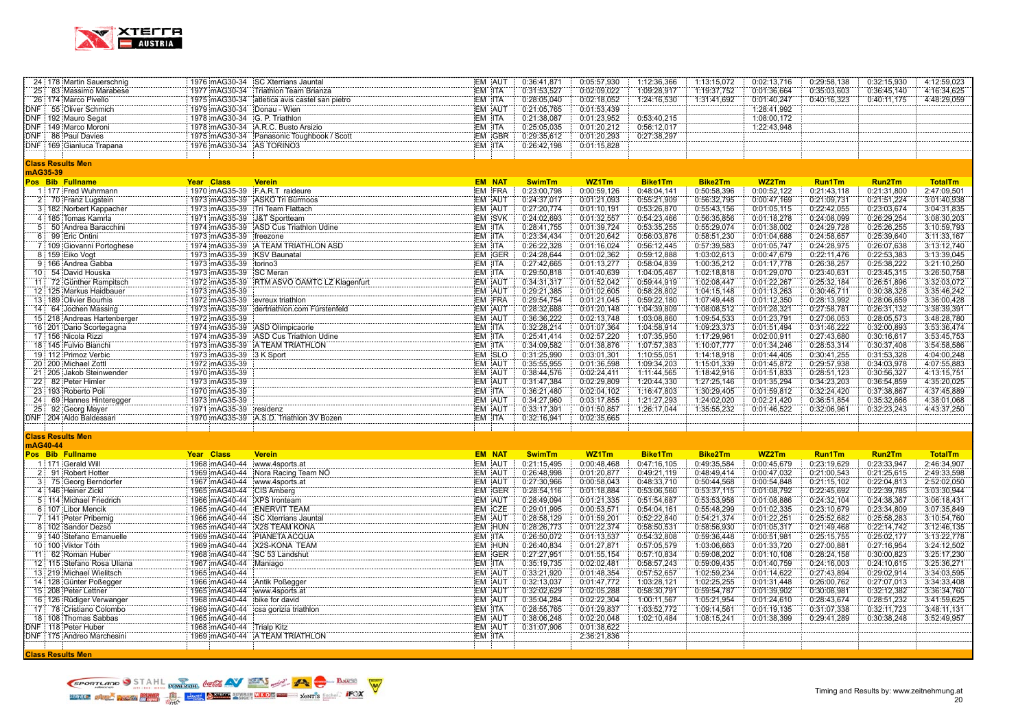| Pos | Bib | Fullname | Year | Class | Verein | EM | NAT | SwimTm | WZ1Tm | Bike1Tm | Bike2Tm | WZ2Tm | Run1Tm | Run2Tm | TotalTm |
|---|---|---|---|---|---|---|---|---|---|---|---|---|---|---|---|
| 24 | 178 | Martin Sauerschnig | 1976 | mAG30-34 | SC Xterrians Jauntal | EM | AUT | 0:36:41,871 | 0:05:57,930 | 1:12:36,366 | 1:13:15,072 | 0:02:13,716 | 0:29:58,138 | 0:32:15,930 | 4:12:59,023 |
| 25 | 83 | Massimo Marabese | 1977 | mAG30-34 | Triathlon Team Brianza | EM | ITA | 0:31:53,527 | 0:02:09,022 | 1:09:28,917 | 1:19:37,752 | 0:01:36,664 | 0:35:03,603 | 0:36:45,140 | 4:16:34,625 |
| 26 | 174 | Marco Pivello | 1975 | mAG30-34 | atletica avis castel san pietro | EM | ITA | 0:28:05,040 | 0:02:18,052 | 1:24:16,530 | 1:31:41,692 | 0:01:40,247 | 0:40:16,323 | 0:40:11,175 | 4:48:29,059 |
| DNF | 55 | Oliver Schmich | 1979 | mAG30-34 | Donau - Wien | EM | AUT | 0:21:05,765 | 0:01:53,439 | | | 1:28:41,992 | | | |
| DNF | 192 | Mauro Segat | 1978 | mAG30-34 | G. P. Triathlon | EM | ITA | 0:21:38,087 | 0:01:23,952 | 0:53:40,215 | | 1:08:00,172 | | | |
| DNF | 149 | Marco Moroni | 1978 | mAG30-34 | A.R.C. Busto Arsizio | EM | ITA | 0:25:05,035 | 0:01:20,212 | 0:56:12,017 | | 1:22:43,948 | | | |
| DNF | 86 | Paul Davies | 1975 | mAG30-34 | Panasonic Toughbook / Scott | EM | GBR | 0:29:35,612 | 0:01:20,293 | 0:27:38,297 | | | | | |
| DNF | 169 | Gianluca Trapana | 1976 | mAG30-34 | AS TORINO3 | EM | ITA | 0:26:42,198 | 0:01:15,828 | | | | | | |

## Class Results Men

### mAG35-39

| Pos | Bib | Fullname | Year | Class | Verein | EM | NAT | SwimTm | WZ1Tm | Bike1Tm | Bike2Tm | WZ2Tm | Run1Tm | Run2Tm | TotalTm |
|---|---|---|---|---|---|---|---|---|---|---|---|---|---|---|---|
| 1 | 177 | Fred Wuhrmann | 1970 | mAG35-39 | F.A.R.T raideure | EM | FRA | 0:23:00,798 | 0:00:59,126 | 0:48:04,141 | 0:50:58,396 | 0:00:52,122 | 0:21:43,118 | 0:21:31,800 | 2:47:09,501 |
| 2 | 70 | Franz Lugstein | 1973 | mAG35-39 | ASKÖ Tri Bürmoos | EM | AUT | 0:24:37,017 | 0:01:21,093 | 0:55:21,909 | 0:56:32,795 | 0:00:47,169 | 0:21:09,731 | 0:21:51,224 | 3:01:40,938 |
| 3 | 182 | Norbert Kappacher | 1973 | mAG35-39 | Tri Team Flattach | EM | AUT | 0:27:20,774 | 0:01:10,191 | 0:53:26,870 | 0:55:43,156 | 0:01:05,115 | 0:22:42,055 | 0:23:03,674 | 3:04:31,835 |
| 4 | 185 | Tomas Kamrla | 1971 | mAG35-39 | J&T Sportteam | EM | SVK | 0:24:02,693 | 0:01:32,557 | 0:54:23,466 | 0:56:35,856 | 0:01:18,278 | 0:24:08,099 | 0:26:29,254 | 3:08:30,203 |
| 5 | 50 | Andrea Baracchini | 1974 | mAG35-39 | ASD Cus Triathlon Udine | EM | ITA | 0:28:41,755 | 0:01:39,724 | 0:53:35,255 | 0:55:29,074 | 0:01:38,002 | 0:24:29,728 | 0:25:26,255 | 3:10:59,793 |
| 6 | 99 | Eric Ontini | 1973 | mAG35-39 | freezone | EM | ITA | 0:23:34,434 | 0:01:20,642 | 0:56:03,876 | 0:58:51,230 | 0:01:04,688 | 0:24:58,657 | 0:25:09,640 | 3:11:33,167 |
| 7 | 109 | Giovanni Portoghese | 1974 | mAG35-39 | A TEAM TRIATHLON ASD | EM | ITA | 0:26:22,328 | 0:01:16,024 | 0:56:12,445 | 0:57:39,583 | 0:01:05,747 | 0:24:28,975 | 0:26:07,638 | 3:13:12,740 |
| 8 | 159 | Eiko Vogt | 1973 | mAG35-39 | KSV Baunatal | EM | GER | 0:24:28,644 | 0:01:02,362 | 0:59:12,888 | 1:03:02,613 | 0:00:47,679 | 0:22:11,476 | 0:22:53,383 | 3:13:39,045 |
| 9 | 166 | Andrea Gabba | 1973 | mAG35-39 | torino3 | EM | ITA | 0:27:42,665 | 0:01:13,277 | 0:58:04,839 | 1:00:35,212 | 0:01:17,778 | 0:26:38,257 | 0:25:38,222 | 3:21:10,250 |
| 10 | 54 | David Houska | 1973 | mAG35-39 | SC Meran | EM | ITA | 0:29:50,818 | 0:01:40,639 | 1:04:05,467 | 1:02:18,818 | 0:01:29,070 | 0:23:40,631 | 0:23:45,315 | 3:26:50,758 |
| 11 | 72 | Günther Rampitsch | 1972 | mAG35-39 | RTM ASVÖ ÖAMTC LZ Klagenfurt | EM | AUT | 0:34:31,317 | 0:01:52,042 | 0:59:44,919 | 1:02:08,447 | 0:01:22,267 | 0:25:32,184 | 0:26:51,896 | 3:32:03,072 |
| 12 | 125 | Markus Haidbauer | 1973 | mAG35-39 | | EM | AUT | 0:29:21,385 | 0:01:02,605 | 0:58:28,802 | 1:04:15,148 | 0:01:13,263 | 0:30:46,711 | 0:30:38,328 | 3:35:46,242 |
| 13 | 189 | Olivier Bourhis | 1972 | mAG35-39 | evreux triathlon | EM | FRA | 0:29:54,754 | 0:01:21,045 | 0:59:22,180 | 1:07:49,448 | 0:01:12,350 | 0:28:13,992 | 0:28:06,659 | 3:36:00,428 |
| 14 | 64 | Jochen Massing | 1973 | mAG35-39 | dertriathlon.com Fürstenfeld | EM | AUT | 0:28:32,688 | 0:01:20,148 | 1:04:39,809 | 1:08:08,512 | 0:01:28,321 | 0:27:58,781 | 0:26:31,132 | 3:38:39,391 |
| 15 | 218 | Andreas Hartenberger | 1972 | mAG35-39 | | EM | AUT | 0:36:36,222 | 0:02:13,748 | 1:03:08,860 | 1:09:54,533 | 0:01:23,791 | 0:27:06,053 | 0:28:05,573 | 3:48:28,780 |
| 16 | 201 | Dario Scortegagna | 1974 | mAG35-39 | ASD Olimpicaorle | EM | ITA | 0:32:28,214 | 0:01:07,364 | 1:04:58,914 | 1:09:23,373 | 0:01:51,494 | 0:31:46,222 | 0:32:00,893 | 3:53:36,474 |
| 17 | 156 | Nicola Rizzi | 1974 | mAG35-39 | ASD Cus Triathlon Udine | EM | ITA | 0:25:41,414 | 0:02:57,220 | 1:07:35,950 | 1:17:29,961 | 0:02:00,911 | 0:27:43,680 | 0:30:16,617 | 3:53:45,753 |
| 18 | 145 | Fulvio Bianchi | 1973 | mAG35-39 | A TEAM TRIATHLON | EM | ITA | 0:34:09,582 | 0:01:38,876 | 1:07:57,383 | 1:10:07,777 | 0:01:34,246 | 0:28:53,314 | 0:30:37,408 | 3:54:58,586 |
| 19 | 112 | Primoz Verbic | 1973 | mAG35-39 | 3 K Sport | EM | SLO | 0:31:25,990 | 0:03:01,301 | 1:10:55,051 | 1:14:18,918 | 0:01:44,405 | 0:30:41,255 | 0:31:53,328 | 4:04:00,248 |
| 20 | 200 | Michael Zottl | 1972 | mAG35-39 | | EM | AUT | 0:35:55,955 | 0:01:36,598 | 1:09:34,203 | 1:15:01,339 | 0:01:45,872 | 0:29:57,938 | 0:34:03,978 | 4:07:55,883 |
| 21 | 205 | Jakob Steinwender | 1970 | mAG35-39 | | EM | AUT | 0:38:44,576 | 0:02:24,411 | 1:11:44,565 | 1:18:42,916 | 0:01:51,833 | 0:28:51,123 | 0:30:56,327 | 4:13:15,751 |
| 22 | 82 | Peter Himler | 1973 | mAG35-39 | | EM | AUT | 0:31:47,384 | 0:02:29,809 | 1:20:44,330 | 1:27:25,146 | 0:01:35,294 | 0:34:23,203 | 0:36:54,859 | 4:35:20,025 |
| 23 | 193 | Roberto Poli | 1970 | mAG35-39 | | EM | ITA | 0:36:21,480 | 0:02:04,102 | 1:16:47,803 | 1:30:29,405 | 0:01:59,812 | 0:32:24,420 | 0:37:38,867 | 4:37:45,889 |
| 24 | 69 | Hannes Hinteregger | 1973 | mAG35-39 | | EM | AUT | 0:34:27,960 | 0:03:17,855 | 1:21:27,293 | 1:24:02,020 | 0:02:21,420 | 0:36:51,854 | 0:35:32,666 | 4:38:01,068 |
| 25 | 92 | Georg Mayer | 1971 | mAG35-39 | residenz | EM | AUT | 0:33:17,391 | 0:01:50,857 | 1:26:17,044 | 1:35:55,232 | 0:01:46,522 | 0:32:06,961 | 0:32:23,243 | 4:43:37,250 |
| DNF | 204 | Aldo Baldessari | 1970 | mAG35-39 | A.S.D. Triathlon 3V Bozen | EM | ITA | 0:32:16,941 | 0:02:35,665 | | | | | | |

## Class Results Men

### mAG40-44

| Pos | Bib | Fullname | Year | Class | Verein | EM | NAT | SwimTm | WZ1Tm | Bike1Tm | Bike2Tm | WZ2Tm | Run1Tm | Run2Tm | TotalTm |
|---|---|---|---|---|---|---|---|---|---|---|---|---|---|---|---|
| 1 | 171 | Gerald Will | 1968 | mAG40-44 | www.4sports.at | EM | AUT | 0:21:15,495 | 0:00:48,468 | 0:47:16,105 | 0:49:35,584 | 0:00:45,679 | 0:23:19,629 | 0:23:33,947 | 2:46:34,907 |
| 2 | 91 | Robert Hotter | 1969 | mAG40-44 | Nora Racing Team NÖ | EM | AUT | 0:26:48,998 | 0:01:20,877 | 0:49:21,119 | 0:48:49,414 | 0:00:47,032 | 0:21:00,543 | 0:21:25,615 | 2:49:33,598 |
| 3 | 75 | Georg Berndorfer | 1967 | mAG40-44 | www.4sports.at | EM | AUT | 0:27:30,966 | 0:00:58,043 | 0:48:33,710 | 0:50:44,568 | 0:00:54,848 | 0:21:15,102 | 0:22:04,813 | 2:52:02,050 |
| 4 | 146 | Heiner Zickl | 1965 | mAG40-44 | CIS Amberg | EM | GER | 0:28:54,116 | 0:01:18,884 | 0:53:06,560 | 0:53:37,115 | 0:01:08,792 | 0:22:45,692 | 0:22:39,785 | 3:03:30,944 |
| 5 | 114 | Michael Friedrich | 1966 | mAG40-44 | XPS Ironteam | EM | AUT | 0:28:49,094 | 0:01:21,335 | 0:51:54,687 | 0:53:53,958 | 0:01:08,886 | 0:24:32,104 | 0:24:38,367 | 3:06:18,431 |
| 6 | 107 | Libor Mencik | 1965 | mAG40-44 | ENERVIT TEAM | EM | CZE | 0:29:01,995 | 0:00:53,571 | 0:54:04,161 | 0:55:48,299 | 0:01:02,335 | 0:23:10,679 | 0:23:34,809 | 3:07:35,849 |
| 7 | 141 | Peter Pribernig | 1966 | mAG40-44 | SC Xterrians Jauntal | EM | AUT | 0:28:58,129 | 0:01:59,201 | 0:52:22,840 | 0:54:21,374 | 0:01:22,251 | 0:25:52,682 | 0:25:58,283 | 3:10:54,760 |
| 8 | 102 | Sandor Dezsö | 1965 | mAG40-44 | X2S TEAM KONA | EM | HUN | 0:28:26,773 | 0:01:22,374 | 0:58:50,531 | 0:58:56,930 | 0:01:05,317 | 0:21:49,468 | 0:22:14,742 | 3:12:46,135 |
| 9 | 140 | Stefano Emanuelle | 1969 | mAG40-44 | PIANETA ACQUA | EM | ITA | 0:26:50,072 | 0:01:13,537 | 0:54:32,808 | 0:59:36,448 | 0:00:51,981 | 0:25:15,755 | 0:25:02,177 | 3:13:22,778 |
| 10 | 100 | Viktor Tóth | 1969 | mAG40-44 | X2S-KONA TEAM | EM | HUN | 0:26:40,834 | 0:01:27,871 | 0:57:05,579 | 1:03:06,663 | 0:01:33,720 | 0:27:00,801 | 0:27:16,954 | 3:24:12,502 |
| 11 | 62 | Roman Huber | 1968 | mAG40-44 | SC 53 Landshut | EM | GER | 0:27:27,951 | 0:01:55,154 | 0:57:10,834 | 0:59:08,202 | 0:01:10,108 | 0:28:24,158 | 0:30:00,823 | 3:25:17,230 |
| 12 | 115 | Stefano Rosa Uliana | 1967 | mAG40-44 | Maniago | EM | ITA | 0:35:19,735 | 0:02:02,481 | 0:58:57,243 | 0:59:09,435 | 0:01:40,759 | 0:24:16,003 | 0:24:10,615 | 3:25:36,271 |
| 13 | 219 | Michael Wielitsch | 1965 | mAG40-44 | | EM | AUT | 0:33:21,920 | 0:01:48,354 | 0:57:52,657 | 1:02:59,234 | 0:01:14,622 | 0:27:43,894 | 0:29:02,914 | 3:34:03,595 |
| 14 | 128 | Günter Poßegger | 1966 | mAG40-44 | Antik Poßegger | EM | AUT | 0:32:13,037 | 0:01:47,772 | 1:03:28,121 | 1:02:25,255 | 0:01:31,448 | 0:26:00,762 | 0:27:07,013 | 3:34:33,408 |
| 15 | 208 | Peter Lettner | 1965 | mAG40-44 | www.4sports.at | EM | AUT | 0:32:02,629 | 0:02:05,288 | 0:58:30,791 | 0:59:54,787 | 0:01:39,902 | 0:30:08,981 | 0:32:12,382 | 3:36:34,760 |
| 16 | 126 | Rüdiger Verwanger | 1968 | mAG40-44 | bike for david | EM | AUT | 0:35:04,284 | 0:02:22,304 | 1:00:11,567 | 1:05:21,954 | 0:01:24,610 | 0:28:43,674 | 0:28:51,232 | 3:41:59,625 |
| 17 | 78 | Cristiano Colombo | 1969 | mAG40-44 | csa gorizia triathlon | EM | ITA | 0:28:55,765 | 0:01:29,837 | 1:03:52,772 | 1:09:14,561 | 0:01:19,135 | 0:31:07,338 | 0:32:11,723 | 3:48:11,131 |
| 18 | 108 | Thomas Sabbas | 1965 | mAG40-44 | | EM | AUT | 0:38:06,248 | 0:02:20,048 | 1:02:10,484 | 1:08:15,241 | 0:01:38,399 | 0:29:41,289 | 0:30:38,248 | 3:52:49,957 |
| DNF | 118 | Peter Huber | 1968 | mAG40-44 | Trialp Kitz | EM | AUT | 0:31:07,906 | 0:01:38,622 | | | | | | |
| DNF | 175 | Andrea Marchesini | 1969 | mAG40-44 | A TEAM TRIATHLON | EM | ITA | | 2:36:21,836 | | | | | | |

## Class Results Men

Timing and Results by: www.zeitnehmung.at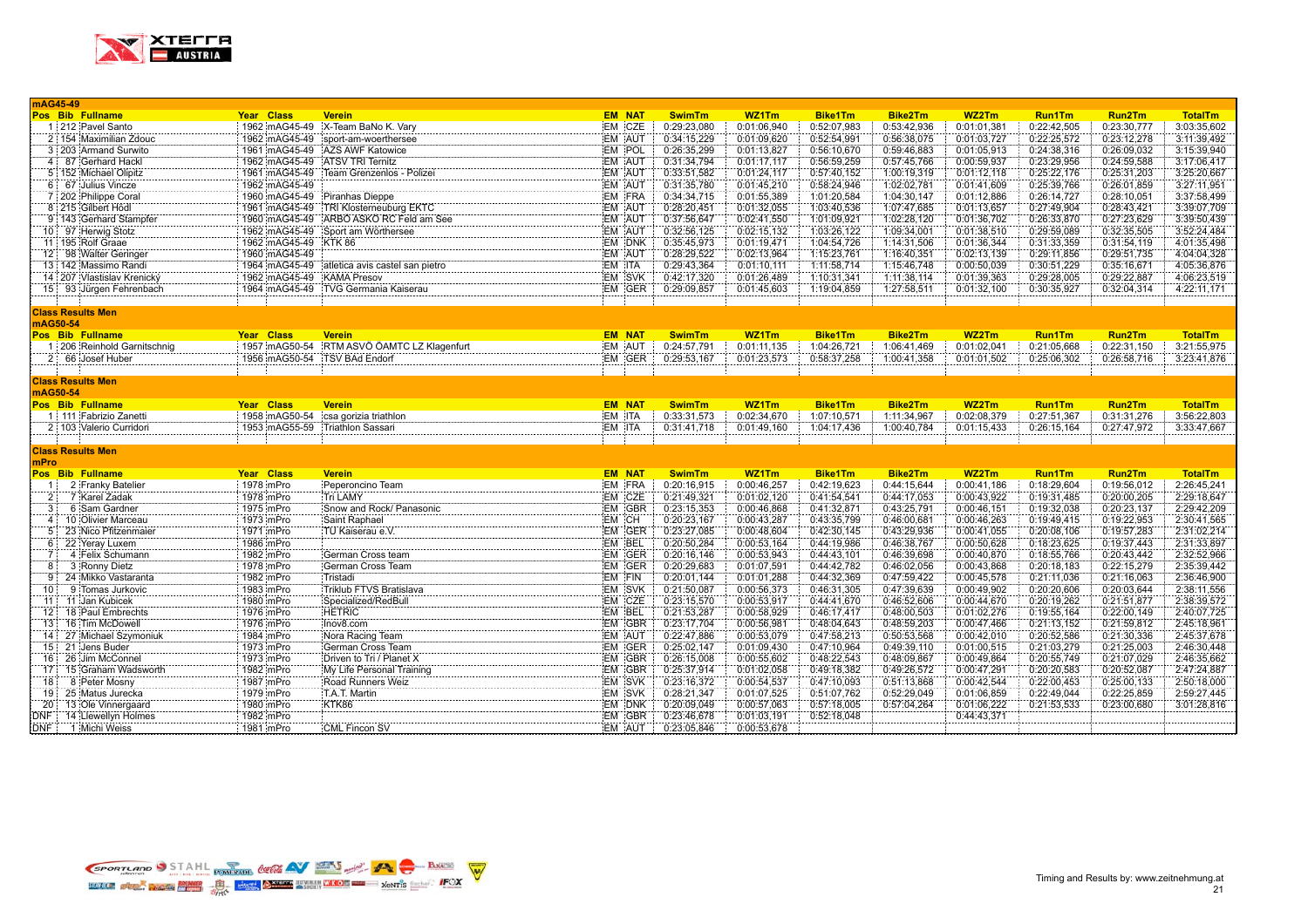## mAG45-49

| Pos | Bib | Fullname | Year | Class | Verein | EM | NAT | SwimTm | WZ1Tm | Bike1Tm | Bike2Tm | WZ2Tm | Run1Tm | Run2Tm | TotalTm |
|---|---|---|---|---|---|---|---|---|---|---|---|---|---|---|---|
| 1 | 212 | Pavel Santo | 1962 | mAG45-49 | X-Team BaNo K. Vary | EM | CZE | 0:29:23,080 | 0:01:06,940 | 0:52:07,983 | 0:53:42,936 | 0:01:01,381 | 0:22:42,505 | 0:23:30,777 | 3:03:35,602 |
| 2 | 154 | Maximilian Zdouc | 1962 | mAG45-49 | sport-am-woerthersee | EM | AUT | 0:34:15,229 | 0:01:09,620 | 0:52:54,991 | 0:56:38,075 | 0:01:03,727 | 0:22:25,572 | 0:23:12,278 | 3:11:39,492 |
| 3 | 203 | Armand Surwito | 1961 | mAG45-49 | AZS AWF Katowice | EM | POL | 0:26:35,299 | 0:01:13,827 | 0:56:10,670 | 0:59:46,883 | 0:01:05,913 | 0:24:38,316 | 0:26:09,032 | 3:15:39,940 |
| 4 | 87 | Gerhard Hackl | 1962 | mAG45-49 | ATSV TRI Ternitz | EM | AUT | 0:31:34,794 | 0:01:17,117 | 0:56:59,259 | 0:57:45,766 | 0:00:59,937 | 0:23:29,956 | 0:24:59,588 | 3:17:06,417 |
| 5 | 152 | Michael Olipitz | 1961 | mAG45-49 | Team Grenzenlos - Polizei | EM | AUT | 0:33:51,582 | 0:01:24,117 | 0:57:40,152 | 1:00:19,319 | 0:01:12,118 | 0:25:22,176 | 0:25:31,203 | 3:25:20,667 |
| 6 | 67 | Julius Vincze | 1962 | mAG45-49 | | EM | AUT | 0:31:35,780 | 0:01:45,210 | 0:58:24,946 | 1:02:02,781 | 0:01:41,609 | 0:25:39,766 | 0:26:01,859 | 3:27:11,951 |
| 7 | 202 | Philippe Coral | 1960 | mAG45-49 | Piranhas Dieppe | EM | FRA | 0:34:34,715 | 0:01:55,389 | 1:01:20,584 | 1:04:30,147 | 0:01:12,886 | 0:26:14,727 | 0:28:10,051 | 3:37:58,499 |
| 8 | 215 | Gilbert Hödl | 1961 | mAG45-49 | TRI Klosterneuburg EKTC | EM | AUT | 0:28:20,451 | 0:01:32,055 | 1:03:40,536 | 1:07:47,685 | 0:01:13,657 | 0:27:49,904 | 0:28:43,421 | 3:39:07,709 |
| 9 | 143 | Gerhard Stampfer | 1960 | mAG45-49 | ARBÖ ASKÖ RC Feld am See | EM | AUT | 0:37:56,647 | 0:02:41,550 | 1:01:09,921 | 1:02:26,120 | 0:01:36,702 | 0:26:33,870 | 0:27:23,629 | 3:39:50,439 |
| 10 | 97 | Herwig Stotz | 1962 | mAG45-49 | Sport am Wörthersee | EM | AUT | 0:32:56,125 | 0:02:15,132 | 1:03:26,122 | 1:09:34,001 | 0:01:38,510 | 0:29:59,089 | 0:32:35,505 | 3:52:24,484 |
| 11 | 195 | Rolf Graae | 1962 | mAG45-49 | KTK 86 | EM | DNK | 0:35:45,973 | 0:01:19,471 | 1:04:54,726 | 1:14:31,506 | 0:01:36,344 | 0:31:33,359 | 0:31:54,119 | 4:01:35,498 |
| 12 | 98 | Walter Geringer | 1960 | mAG45-49 | | EM | AUT | 0:28:29,522 | 0:02:13,964 | 1:15:23,761 | 1:16:40,351 | 0:02:13,139 | 0:29:11,856 | 0:29:51,735 | 4:04:04,328 |
| 13 | 142 | Massimo Randi | 1964 | mAG45-49 | atletica avis castel san pietro | EM | ITA | 0:29:43,364 | 0:01:10,111 | 1:11:58,714 | 1:15:46,748 | 0:00:50,039 | 0:30:51,229 | 0:35:16,671 | 4:05:36,876 |
| 14 | 207 | Vlastislav Krenický | 1962 | mAG45-49 | KAMA Presov | EM | SVK | 0:42:17,320 | 0:01:26,489 | 1:10:31,341 | 1:11:38,114 | 0:01:39,363 | 0:29:28,005 | 0:29:22,887 | 4:06:23,519 |
| 15 | 93 | Jürgen Fehrenbach | 1964 | mAG45-49 | TVG Germania Kaiserau | EM | GER | 0:29:09,857 | 0:01:45,603 | 1:19:04,859 | 1:27:58,511 | 0:01:32,100 | 0:30:35,927 | 0:32:04,314 | 4:22:11,171 |

## Class Results Men

### mAG50-54

| Pos | Bib | Fullname | Year | Class | Verein | EM | NAT | SwimTm | WZ1Tm | Bike1Tm | Bike2Tm | WZ2Tm | Run1Tm | Run2Tm | TotalTm |
|---|---|---|---|---|---|---|---|---|---|---|---|---|---|---|---|
| 1 | 206 | Reinhold Garnitschnig | 1957 | mAG50-54 | RTM ASVÖ ÖAMTC LZ Klagenfurt | EM | AUT | 0:24:57,791 | 0:01:11,135 | 1:04:26,721 | 1:06:41,469 | 0:01:02,041 | 0:21:05,668 | 0:22:31,150 | 3:21:55,975 |
| 2 | 66 | Josef Huber | 1956 | mAG50-54 | TSV BAd Endorf | EM | GER | 0:29:53,167 | 0:01:23,573 | 0:58:37,258 | 1:00:41,358 | 0:01:01,502 | 0:25:06,302 | 0:26:58,716 | 3:23:41,876 |

## Class Results Men

### mAG50-54

| Pos | Bib | Fullname | Year | Class | Verein | EM | NAT | SwimTm | WZ1Tm | Bike1Tm | Bike2Tm | WZ2Tm | Run1Tm | Run2Tm | TotalTm |
|---|---|---|---|---|---|---|---|---|---|---|---|---|---|---|---|
| 1 | 111 | Fabrizio Zanetti | 1958 | mAG50-54 | csa gorizia triathlon | EM | ITA | 0:33:31,573 | 0:02:34,670 | 1:07:10,571 | 1:11:34,967 | 0:02:08,379 | 0:27:51,367 | 0:31:31,276 | 3:56:22,803 |
| 2 | 103 | Valerio Curridori | 1953 | mAG55-59 | Triathlon Sassari | EM | ITA | 0:31:41,718 | 0:01:49,160 | 1:04:17,436 | 1:00:40,784 | 0:01:15,433 | 0:26:15,164 | 0:27:47,972 | 3:33:47,667 |

## Class Results Men

### mPro

| Pos | Bib | Fullname | Year | Class | Verein | EM | NAT | SwimTm | WZ1Tm | Bike1Tm | Bike2Tm | WZ2Tm | Run1Tm | Run2Tm | TotalTm |
|---|---|---|---|---|---|---|---|---|---|---|---|---|---|---|---|
| 1 | 2 | Franky Batelier | 1978 | mPro | Peperoncino Team | EM | FRA | 0:20:16,915 | 0:00:46,257 | 0:42:19,623 | 0:44:15,644 | 0:00:41,186 | 0:18:29,604 | 0:19:56,012 | 2:26:45,241 |
| 2 | 7 | Karel Zadak | 1978 | mPro | Tri LAMY | EM | CZE | 0:21:49,321 | 0:01:02,120 | 0:41:54,541 | 0:44:17,053 | 0:00:43,922 | 0:19:31,485 | 0:20:00,205 | 2:29:18,647 |
| 3 | 6 | Sam Gardner | 1975 | mPro | Snow and Rock/ Panasonic | EM | GBR | 0:23:15,353 | 0:00:46,868 | 0:41:32,871 | 0:43:25,791 | 0:00:46,151 | 0:19:32,038 | 0:20:23,137 | 2:29:42,209 |
| 4 | 10 | Olivier Marceau | 1973 | mPro | Saint Raphael | EM | CH | 0:20:23,167 | 0:00:43,287 | 0:43:35,799 | 0:46:00,681 | 0:00:46,263 | 0:19:49,415 | 0:19:22,953 | 2:30:41,565 |
| 5 | 23 | Nico Pfitzenmaier | 1971 | mPro | TU Kaiserau e.V. | EM | GER | 0:23:27,085 | 0:00:48,604 | 0:42:30,145 | 0:43:29,936 | 0:00:41,055 | 0:20:08,106 | 0:19:57,283 | 2:31:02,214 |
| 6 | 22 | Yeray Luxem | 1986 | mPro | | EM | BEL | 0:20:50,284 | 0:00:53,164 | 0:44:19,986 | 0:46:38,767 | 0:00:50,628 | 0:18:23,625 | 0:19:37,443 | 2:31:33,897 |
| 7 | 4 | Felix Schumann | 1982 | mPro | German Cross team | EM | GER | 0:20:16,146 | 0:00:53,943 | 0:44:43,101 | 0:46:39,698 | 0:00:40,870 | 0:18:55,766 | 0:20:43,442 | 2:32:52,966 |
| 8 | 3 | Ronny Dietz | 1978 | mPro | German Cross Team | EM | GER | 0:20:29,683 | 0:01:07,591 | 0:44:42,782 | 0:46:02,056 | 0:00:43,868 | 0:20:18,183 | 0:22:15,279 | 2:35:39,442 |
| 9 | 24 | Mikko Vastaranta | 1982 | mPro | Tristadi | EM | FIN | 0:20:01,144 | 0:01:01,288 | 0:44:32,369 | 0:47:59,422 | 0:00:45,578 | 0:21:11,036 | 0:21:16,063 | 2:36:46,900 |
| 10 | 9 | Tomas Jurkovic | 1983 | mPro | Triklub FTVS Bratislava | EM | SVK | 0:21:50,087 | 0:00:56,373 | 0:46:31,305 | 0:47:39,639 | 0:00:49,902 | 0:20:20,606 | 0:20:03,644 | 2:38:11,556 |
| 11 | 11 | Jan Kubicek | 1980 | mPro | Specialized/RedBull | EM | CZE | 0:23:15,570 | 0:00:53,917 | 0:44:41,670 | 0:46:52,606 | 0:00:44,670 | 0:20:19,262 | 0:21:51,877 | 2:38:39,572 |
| 12 | 18 | Paul Embrechts | 1976 | mPro | HETRIC | EM | BEL | 0:21:53,287 | 0:00:58,929 | 0:46:17,417 | 0:48:00,503 | 0:01:02,276 | 0:19:55,164 | 0:22:00,149 | 2:40:07,725 |
| 13 | 16 | Tim McDowell | 1976 | mPro | Inov8.com | EM | GBR | 0:23:17,704 | 0:00:56,981 | 0:48:04,643 | 0:48:59,203 | 0:00:47,466 | 0:21:13,152 | 0:21:59,812 | 2:45:18,961 |
| 14 | 27 | Michael Szymoniuk | 1984 | mPro | Nora Racing Team | EM | AUT | 0:22:47,886 | 0:00:53,079 | 0:47:58,213 | 0:50:53,568 | 0:00:42,010 | 0:20:52,586 | 0:21:30,336 | 2:45:37,678 |
| 15 | 21 | Jens Buder | 1973 | mPro | German Cross Team | EM | GER | 0:25:02,147 | 0:01:09,430 | 0:47:10,964 | 0:49:39,110 | 0:01:00,515 | 0:21:03,279 | 0:21:25,003 | 2:46:30,448 |
| 16 | 26 | Jim McConnel | 1973 | mPro | Driven to Tri / Planet X | EM | GBR | 0:26:15,008 | 0:00:55,602 | 0:48:22,543 | 0:48:09,867 | 0:00:49,864 | 0:20:55,749 | 0:21:07,029 | 2:46:35,662 |
| 17 | 15 | Graham Wadsworth | 1982 | mPro | My Life Personal Training | EM | GBR | 0:25:37,914 | 0:01:02,058 | 0:49:18,382 | 0:49:26,572 | 0:00:47,291 | 0:20:20,583 | 0:20:52,087 | 2:47:24,887 |
| 18 | 8 | Peter Mosny | 1987 | mPro | Road Runners Weiz | EM | SVK | 0:23:16,372 | 0:00:54,537 | 0:47:10,093 | 0:51:13,868 | 0:00:42,544 | 0:22:00,453 | 0:25:00,133 | 2:50:18,000 |
| 19 | 25 | Matus Jurecka | 1979 | mPro | T.A.T. Martin | EM | SVK | 0:28:21,347 | 0:01:07,525 | 0:51:07,762 | 0:52:29,049 | 0:01:06,859 | 0:22:49,044 | 0:22:25,859 | 2:59:27,445 |
| 20 | 13 | Ole Vinnergaard | 1980 | mPro | KTK86 | EM | DNK | 0:20:09,049 | 0:00:57,063 | 0:57:18,005 | 0:57:04,264 | 0:01:06,222 | 0:21:53,533 | 0:23:00,680 | 3:01:28,816 |
| DNF | 14 | Llewellyn Holmes | 1982 | mPro | | EM | GBR | 0:23:46,678 | 0:01:03,191 | 0:52:18,048 | | 0:44:43,371 | | | |
| DNF | 1 | Michi Weiss | 1981 | mPro | CML Fincon SV | EM | AUT | 0:23:05,846 | 0:00:53,678 | | | | | | |

Timing and Results by: www.zeitnehmung.at